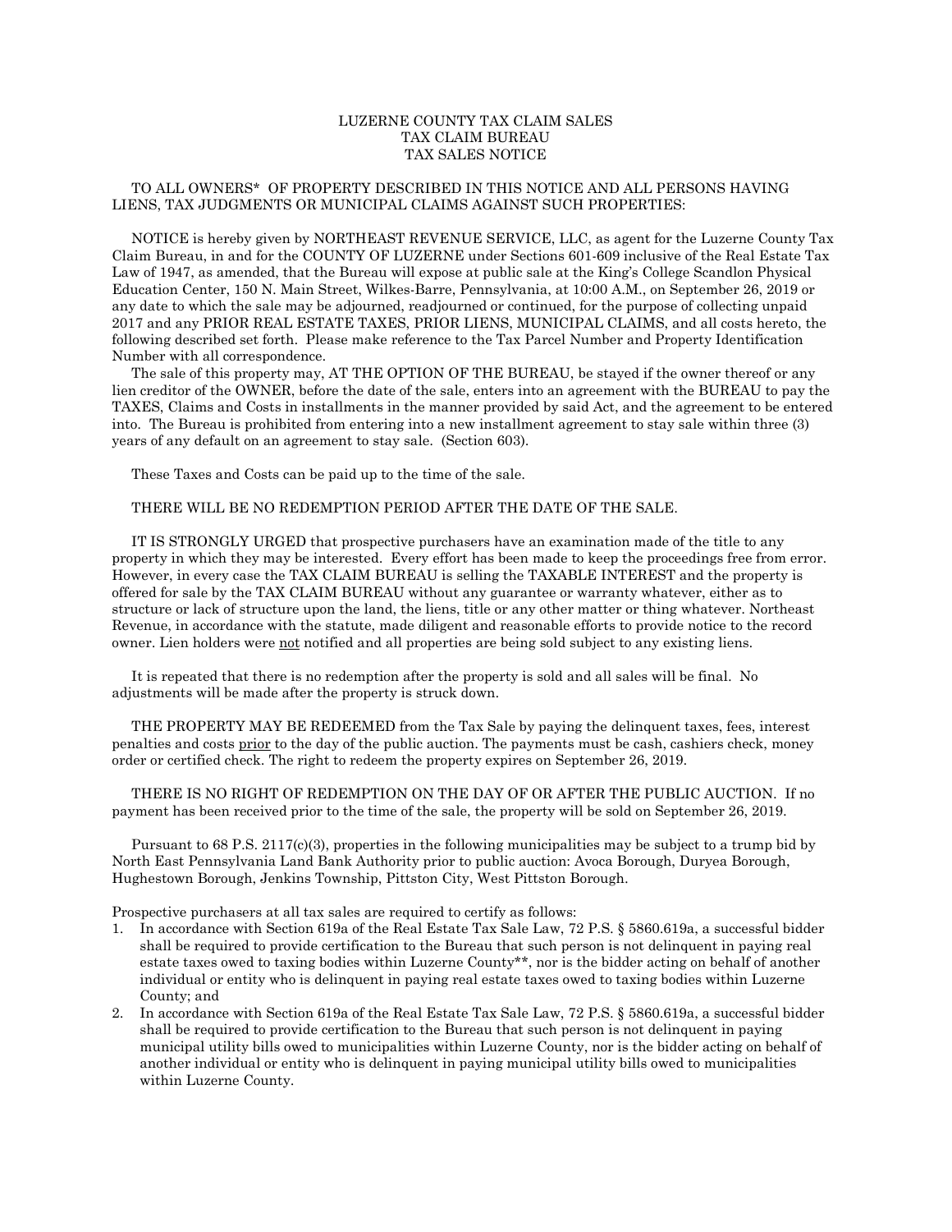# LUZERNE COUNTY TAX CLAIM SALES
## TAX CLAIM BUREAU
## TAX SALES NOTICE

TO ALL OWNERS* OF PROPERTY DESCRIBED IN THIS NOTICE AND ALL PERSONS HAVING LIENS, TAX JUDGMENTS OR MUNICIPAL CLAIMS AGAINST SUCH PROPERTIES:

NOTICE is hereby given by NORTHEAST REVENUE SERVICE, LLC, as agent for the Luzerne County Tax Claim Bureau, in and for the COUNTY OF LUZERNE under Sections 601-609 inclusive of the Real Estate Tax Law of 1947, as amended, that the Bureau will expose at public sale at the King's College Scandlon Physical Education Center, 150 N. Main Street, Wilkes-Barre, Pennsylvania, at 10:00 A.M., on September 26, 2019 or any date to which the sale may be adjourned, readjourned or continued, for the purpose of collecting unpaid 2017 and any PRIOR REAL ESTATE TAXES, PRIOR LIENS, MUNICIPAL CLAIMS, and all costs hereto, the following described set forth. Please make reference to the Tax Parcel Number and Property Identification Number with all correspondence.

The sale of this property may, AT THE OPTION OF THE BUREAU, be stayed if the owner thereof or any lien creditor of the OWNER, before the date of the sale, enters into an agreement with the BUREAU to pay the TAXES, Claims and Costs in installments in the manner provided by said Act, and the agreement to be entered into. The Bureau is prohibited from entering into a new installment agreement to stay sale within three (3) years of any default on an agreement to stay sale. (Section 603).

These Taxes and Costs can be paid up to the time of the sale.

THERE WILL BE NO REDEMPTION PERIOD AFTER THE DATE OF THE SALE.

IT IS STRONGLY URGED that prospective purchasers have an examination made of the title to any property in which they may be interested. Every effort has been made to keep the proceedings free from error. However, in every case the TAX CLAIM BUREAU is selling the TAXABLE INTEREST and the property is offered for sale by the TAX CLAIM BUREAU without any guarantee or warranty whatever, either as to structure or lack of structure upon the land, the liens, title or any other matter or thing whatever. Northeast Revenue, in accordance with the statute, made diligent and reasonable efforts to provide notice to the record owner. Lien holders were not notified and all properties are being sold subject to any existing liens.

It is repeated that there is no redemption after the property is sold and all sales will be final. No adjustments will be made after the property is struck down.

THE PROPERTY MAY BE REDEEMED from the Tax Sale by paying the delinquent taxes, fees, interest penalties and costs prior to the day of the public auction. The payments must be cash, cashiers check, money order or certified check. The right to redeem the property expires on September 26, 2019.

THERE IS NO RIGHT OF REDEMPTION ON THE DAY OF OR AFTER THE PUBLIC AUCTION. If no payment has been received prior to the time of the sale, the property will be sold on September 26, 2019.

Pursuant to 68 P.S. 2117(c)(3), properties in the following municipalities may be subject to a trump bid by North East Pennsylvania Land Bank Authority prior to public auction: Avoca Borough, Duryea Borough, Hughestown Borough, Jenkins Township, Pittston City, West Pittston Borough.

Prospective purchasers at all tax sales are required to certify as follows:

1. In accordance with Section 619a of the Real Estate Tax Sale Law, 72 P.S. § 5860.619a, a successful bidder shall be required to provide certification to the Bureau that such person is not delinquent in paying real estate taxes owed to taxing bodies within Luzerne County**, nor is the bidder acting on behalf of another individual or entity who is delinquent in paying real estate taxes owed to taxing bodies within Luzerne County; and
2. In accordance with Section 619a of the Real Estate Tax Sale Law, 72 P.S. § 5860.619a, a successful bidder shall be required to provide certification to the Bureau that such person is not delinquent in paying municipal utility bills owed to municipalities within Luzerne County, nor is the bidder acting on behalf of another individual or entity who is delinquent in paying municipal utility bills owed to municipalities within Luzerne County.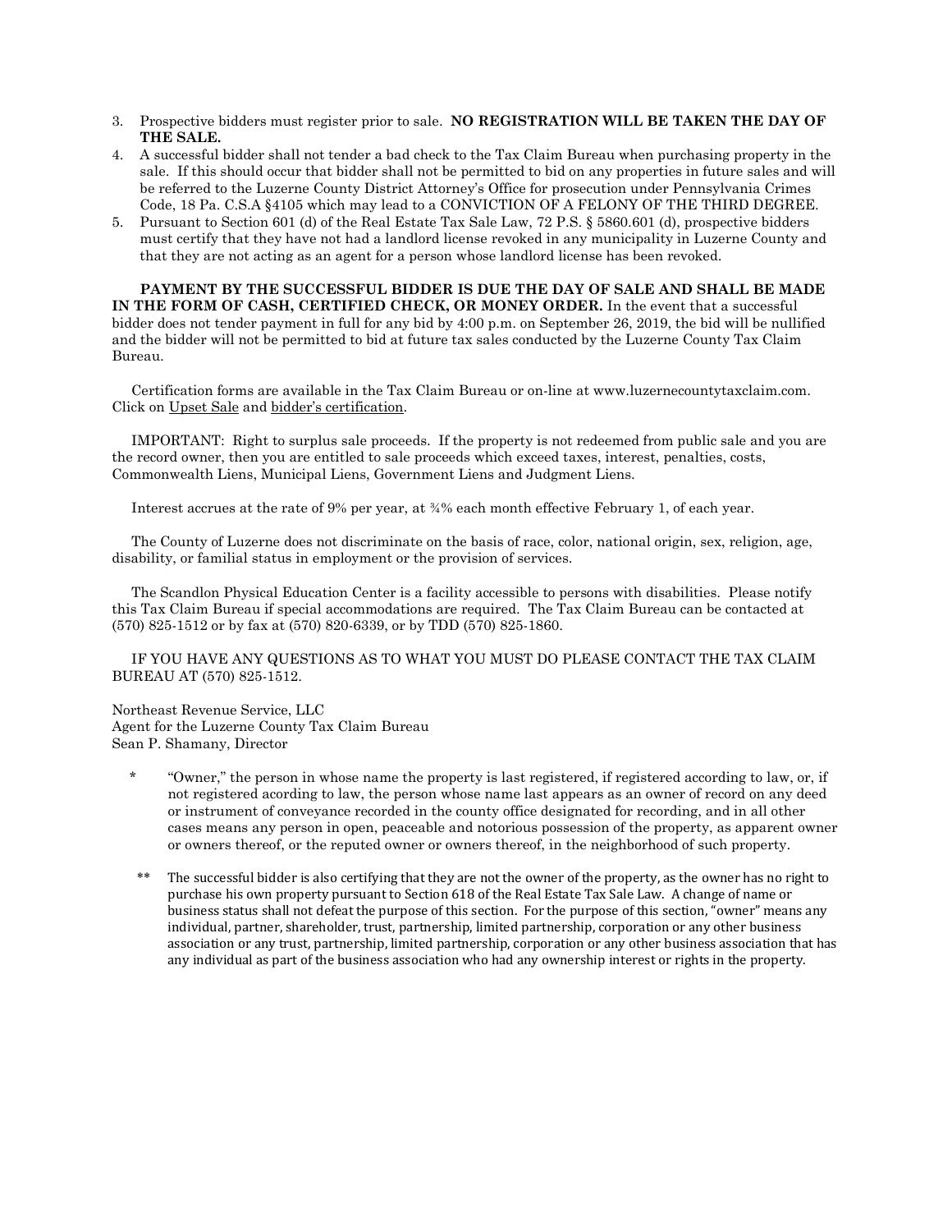3. Prospective bidders must register prior to sale. **NO REGISTRATION WILL BE TAKEN THE DAY OF THE SALE.**
4. A successful bidder shall not tender a bad check to the Tax Claim Bureau when purchasing property in the sale. If this should occur that bidder shall not be permitted to bid on any properties in future sales and will be referred to the Luzerne County District Attorney's Office for prosecution under Pennsylvania Crimes Code, 18 Pa. C.S.A §4105 which may lead to a CONVICTION OF A FELONY OF THE THIRD DEGREE.
5. Pursuant to Section 601 (d) of the Real Estate Tax Sale Law, 72 P.S. § 5860.601 (d), prospective bidders must certify that they have not had a landlord license revoked in any municipality in Luzerne County and that they are not acting as an agent for a person whose landlord license has been revoked.

**PAYMENT BY THE SUCCESSFUL BIDDER IS DUE THE DAY OF SALE AND SHALL BE MADE IN THE FORM OF CASH, CERTIFIED CHECK, OR MONEY ORDER.** In the event that a successful bidder does not tender payment in full for any bid by 4:00 p.m. on September 26, 2019, the bid will be nullified and the bidder will not be permitted to bid at future tax sales conducted by the Luzerne County Tax Claim Bureau.

Certification forms are available in the Tax Claim Bureau or on-line at www.luzernecountytaxclaim.com. Click on Upset Sale and bidder's certification.

IMPORTANT: Right to surplus sale proceeds. If the property is not redeemed from public sale and you are the record owner, then you are entitled to sale proceeds which exceed taxes, interest, penalties, costs, Commonwealth Liens, Municipal Liens, Government Liens and Judgment Liens.

Interest accrues at the rate of 9% per year, at ¾% each month effective February 1, of each year.

The County of Luzerne does not discriminate on the basis of race, color, national origin, sex, religion, age, disability, or familial status in employment or the provision of services.

The Scandlon Physical Education Center is a facility accessible to persons with disabilities. Please notify this Tax Claim Bureau if special accommodations are required. The Tax Claim Bureau can be contacted at (570) 825-1512 or by fax at (570) 820-6339, or by TDD (570) 825-1860.

IF YOU HAVE ANY QUESTIONS AS TO WHAT YOU MUST DO PLEASE CONTACT THE TAX CLAIM BUREAU AT (570) 825-1512.

Northeast Revenue Service, LLC
Agent for the Luzerne County Tax Claim Bureau
Sean P. Shamany, Director

\* "Owner," the person in whose name the property is last registered, if registered according to law, or, if not registered acording to law, the person whose name last appears as an owner of record on any deed or instrument of conveyance recorded in the county office designated for recording, and in all other cases means any person in open, peaceable and notorious possession of the property, as apparent owner or owners thereof, or the reputed owner or owners thereof, in the neighborhood of such property.

\*\* The successful bidder is also certifying that they are not the owner of the property, as the owner has no right to purchase his own property pursuant to Section 618 of the Real Estate Tax Sale Law. A change of name or business status shall not defeat the purpose of this section. For the purpose of this section, "owner" means any individual, partner, shareholder, trust, partnership, limited partnership, corporation or any other business association or any trust, partnership, limited partnership, corporation or any other business association that has any individual as part of the business association who had any ownership interest or rights in the property.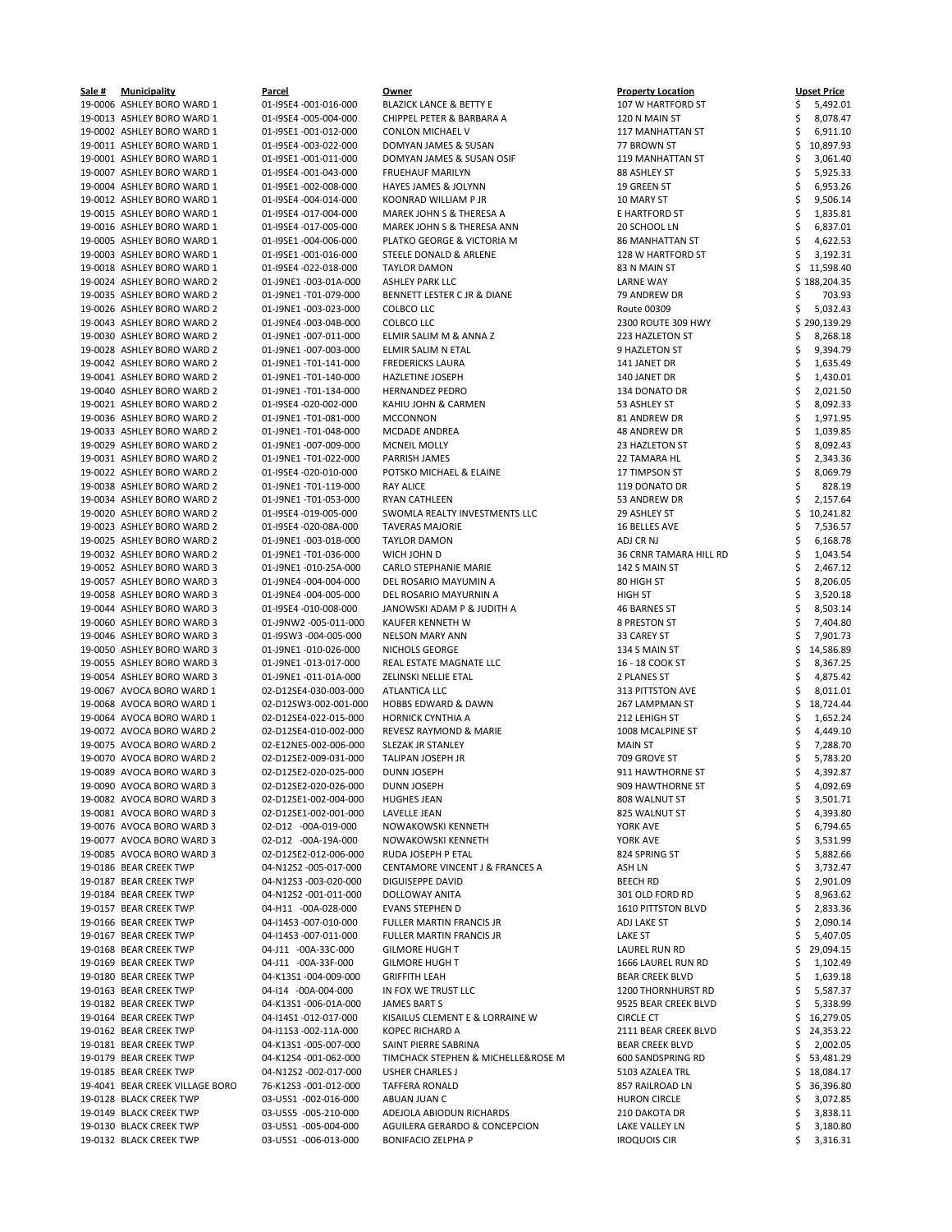| Sale # | Municipality | Parcel | Owner | Property Location | Upset Price |
|---|---|---|---|---|---|
| 19-0006 | ASHLEY BORO WARD 1 | 01-I9SE4 -001-016-000 | BLAZICK LANCE & BETTY E | 107 W HARTFORD ST | $ 5,492.01 |
| 19-0013 | ASHLEY BORO WARD 1 | 01-I9SE4 -005-004-000 | CHIPPEL PETER & BARBARA A | 120 N MAIN ST | $ 8,078.47 |
| 19-0002 | ASHLEY BORO WARD 1 | 01-I9SE1 -001-012-000 | CONLON MICHAEL V | 117 MANHATTAN ST | $ 6,911.10 |
| 19-0011 | ASHLEY BORO WARD 1 | 01-I9SE4 -003-022-000 | DOMYAN JAMES & SUSAN | 77 BROWN ST | $ 10,897.93 |
| 19-0001 | ASHLEY BORO WARD 1 | 01-I9SE1 -001-011-000 | DOMYAN JAMES & SUSAN OSIF | 119 MANHATTAN ST | $ 3,061.40 |
| 19-0007 | ASHLEY BORO WARD 1 | 01-I9SE4 -001-043-000 | FRUEHAUF MARILYN | 88 ASHLEY ST | $ 5,925.33 |
| 19-0004 | ASHLEY BORO WARD 1 | 01-I9SE1 -002-008-000 | HAYES JAMES & JOLYNN | 19 GREEN ST | $ 6,953.26 |
| 19-0012 | ASHLEY BORO WARD 1 | 01-I9SE4 -004-014-000 | KOONRAD WILLIAM P JR | 10 MARY ST | $ 9,506.14 |
| 19-0015 | ASHLEY BORO WARD 1 | 01-I9SE4 -017-004-000 | MAREK JOHN S & THERESA A | E HARTFORD ST | $ 1,835.81 |
| 19-0016 | ASHLEY BORO WARD 1 | 01-I9SE4 -017-005-000 | MAREK JOHN S & THERESA ANN | 20 SCHOOL LN | $ 6,837.01 |
| 19-0005 | ASHLEY BORO WARD 1 | 01-I9SE1 -004-006-000 | PLATKO GEORGE & VICTORIA M | 86 MANHATTAN ST | $ 4,622.53 |
| 19-0003 | ASHLEY BORO WARD 1 | 01-I9SE1 -001-016-000 | STEELE DONALD & ARLENE | 128 W HARTFORD ST | $ 3,192.31 |
| 19-0018 | ASHLEY BORO WARD 1 | 01-I9SE4 -022-018-000 | TAYLOR DAMON | 83 N MAIN ST | $ 11,598.40 |
| 19-0024 | ASHLEY BORO WARD 2 | 01-J9NE1 -003-01A-000 | ASHLEY PARK LLC | LARNE WAY | $ 188,204.35 |
| 19-0035 | ASHLEY BORO WARD 2 | 01-J9NE1 -T01-079-000 | BENNETT LESTER C JR & DIANE | 79 ANDREW DR | $ 703.93 |
| 19-0026 | ASHLEY BORO WARD 2 | 01-J9NE1 -003-023-000 | COLBCO LLC | Route 00309 | $ 5,032.43 |
| 19-0043 | ASHLEY BORO WARD 2 | 01-J9NE4 -003-04B-000 | COLBCO LLC | 2300 ROUTE 309 HWY | $ 290,139.29 |
| 19-0030 | ASHLEY BORO WARD 2 | 01-J9NE1 -007-011-000 | ELMIR SALIM M & ANNA Z | 223 HAZLETON ST | $ 8,268.18 |
| 19-0028 | ASHLEY BORO WARD 2 | 01-J9NE1 -007-003-000 | ELMIR SALIM N ETAL | 9 HAZLETON ST | $ 9,394.79 |
| 19-0042 | ASHLEY BORO WARD 2 | 01-J9NE1 -T01-141-000 | FREDERICKS LAURA | 141 JANET DR | $ 1,635.49 |
| 19-0041 | ASHLEY BORO WARD 2 | 01-J9NE1 -T01-140-000 | HAZLETINE JOSEPH | 140 JANET DR | $ 1,430.01 |
| 19-0040 | ASHLEY BORO WARD 2 | 01-J9NE1 -T01-134-000 | HERNANDEZ PEDRO | 134 DONATO DR | $ 2,021.50 |
| 19-0021 | ASHLEY BORO WARD 2 | 01-I9SE4 -020-002-000 | KAHIU JOHN & CARMEN | 53 ASHLEY ST | $ 8,092.33 |
| 19-0036 | ASHLEY BORO WARD 2 | 01-J9NE1 -T01-081-000 | MCCONNON | 81 ANDREW DR | $ 1,971.95 |
| 19-0033 | ASHLEY BORO WARD 2 | 01-J9NE1 -T01-048-000 | MCDADE ANDREA | 48 ANDREW DR | $ 1,039.85 |
| 19-0029 | ASHLEY BORO WARD 2 | 01-J9NE1 -007-009-000 | MCNEIL MOLLY | 23 HAZLETON ST | $ 8,092.43 |
| 19-0031 | ASHLEY BORO WARD 2 | 01-J9NE1 -T01-022-000 | PARRISH JAMES | 22 TAMARA HL | $ 2,343.36 |
| 19-0022 | ASHLEY BORO WARD 2 | 01-I9SE4 -020-010-000 | POTSKO MICHAEL & ELAINE | 17 TIMPSON ST | $ 8,069.79 |
| 19-0038 | ASHLEY BORO WARD 2 | 01-J9NE1 -T01-119-000 | RAY ALICE | 119 DONATO DR | $ 828.19 |
| 19-0034 | ASHLEY BORO WARD 2 | 01-J9NE1 -T01-053-000 | RYAN CATHLEEN | 53 ANDREW DR | $ 2,157.64 |
| 19-0020 | ASHLEY BORO WARD 2 | 01-I9SE4 -019-005-000 | SWOMLA REALTY INVESTMENTS LLC | 29 ASHLEY ST | $ 10,241.82 |
| 19-0023 | ASHLEY BORO WARD 2 | 01-I9SE4 -020-08A-000 | TAVERAS MAJORIE | 16 BELLES AVE | $ 7,536.57 |
| 19-0025 | ASHLEY BORO WARD 2 | 01-J9NE1 -003-01B-000 | TAYLOR DAMON | ADJ CR NJ | $ 6,168.78 |
| 19-0032 | ASHLEY BORO WARD 2 | 01-J9NE1 -T01-036-000 | WICH JOHN D | 36 CRNR TAMARA HILL RD | $ 1,043.54 |
| 19-0052 | ASHLEY BORO WARD 3 | 01-J9NE1 -010-25A-000 | CARLO STEPHANIE MARIE | 142 S MAIN ST | $ 2,467.12 |
| 19-0057 | ASHLEY BORO WARD 3 | 01-J9NE4 -004-004-000 | DEL ROSARIO MAYUMIN A | 80 HIGH ST | $ 8,206.05 |
| 19-0058 | ASHLEY BORO WARD 3 | 01-J9NE4 -004-005-000 | DEL ROSARIO MAYURNIN A | HIGH ST | $ 3,520.18 |
| 19-0044 | ASHLEY BORO WARD 3 | 01-I9SE4 -010-008-000 | JANOWSKI ADAM P & JUDITH A | 46 BARNES ST | $ 8,503.14 |
| 19-0060 | ASHLEY BORO WARD 3 | 01-J9NW2 -005-011-000 | KAUFER KENNETH W | 8 PRESTON ST | $ 7,404.80 |
| 19-0046 | ASHLEY BORO WARD 3 | 01-I9SW3 -004-005-000 | NELSON MARY ANN | 33 CAREY ST | $ 7,901.73 |
| 19-0050 | ASHLEY BORO WARD 3 | 01-J9NE1 -010-026-000 | NICHOLS GEORGE | 134 S MAIN ST | $ 14,586.89 |
| 19-0055 | ASHLEY BORO WARD 3 | 01-J9NE1 -013-017-000 | REAL ESTATE MAGNATE LLC | 16 - 18 COOK ST | $ 8,367.25 |
| 19-0054 | ASHLEY BORO WARD 3 | 01-J9NE1 -011-01A-000 | ZELINSKI NELLIE ETAL | 2 PLANES ST | $ 4,875.42 |
| 19-0067 | AVOCA BORO WARD 1 | 02-D12SE4-030-003-000 | ATLANTICA LLC | 313 PITTSTON AVE | $ 8,011.01 |
| 19-0068 | AVOCA BORO WARD 1 | 02-D12SW3-002-001-000 | HOBBS EDWARD & DAWN | 267 LAMPMAN ST | $ 18,724.44 |
| 19-0064 | AVOCA BORO WARD 1 | 02-D12SE4-022-015-000 | HORNICK CYNTHIA A | 212 LEHIGH ST | $ 1,652.24 |
| 19-0072 | AVOCA BORO WARD 2 | 02-D12SE4-010-002-000 | REVESZ RAYMOND & MARIE | 1008 MCALPINE ST | $ 4,449.10 |
| 19-0075 | AVOCA BORO WARD 2 | 02-E12NE5-002-006-000 | SLEZAK JR STANLEY | MAIN ST | $ 7,288.70 |
| 19-0070 | AVOCA BORO WARD 2 | 02-D12SE2-009-031-000 | TALIPAN JOSEPH JR | 709 GROVE ST | $ 5,783.20 |
| 19-0089 | AVOCA BORO WARD 3 | 02-D12SE2-020-025-000 | DUNN JOSEPH | 911 HAWTHORNE ST | $ 4,392.87 |
| 19-0090 | AVOCA BORO WARD 3 | 02-D12SE2-020-026-000 | DUNN JOSEPH | 909 HAWTHORNE ST | $ 4,092.69 |
| 19-0082 | AVOCA BORO WARD 3 | 02-D12SE1-002-004-000 | HUGHES JEAN | 808 WALNUT ST | $ 3,501.71 |
| 19-0081 | AVOCA BORO WARD 3 | 02-D12SE1-002-001-000 | LAVELLE JEAN | 825 WALNUT ST | $ 4,393.80 |
| 19-0076 | AVOCA BORO WARD 3 | 02-D12 -00A-019-000 | NOWAKOWSKI KENNETH | YORK AVE | $ 6,794.65 |
| 19-0077 | AVOCA BORO WARD 3 | 02-D12 -00A-19A-000 | NOWAKOWSKI KENNETH | YORK AVE | $ 3,531.99 |
| 19-0085 | AVOCA BORO WARD 3 | 02-D12SE2-012-006-000 | RUDA JOSEPH P ETAL | 824 SPRING ST | $ 5,882.66 |
| 19-0186 | BEAR CREEK TWP | 04-N12S2 -005-017-000 | CENTAMORE VINCENT J & FRANCES A | ASH LN | $ 3,732.47 |
| 19-0187 | BEAR CREEK TWP | 04-N12S3 -003-020-000 | DIGUISEPPE DAVID | BEECH RD | $ 2,901.09 |
| 19-0184 | BEAR CREEK TWP | 04-N12S2 -001-011-000 | DOLLOWAY ANITA | 301 OLD FORD RD | $ 8,963.62 |
| 19-0157 | BEAR CREEK TWP | 04-H11 -00A-028-000 | EVANS STEPHEN D | 1610 PITTSTON BLVD | $ 2,833.36 |
| 19-0166 | BEAR CREEK TWP | 04-I14S3 -007-010-000 | FULLER MARTIN FRANCIS JR | ADJ LAKE ST | $ 2,090.14 |
| 19-0167 | BEAR CREEK TWP | 04-I14S3 -007-011-000 | FULLER MARTIN FRANCIS JR | LAKE ST | $ 5,407.05 |
| 19-0168 | BEAR CREEK TWP | 04-J11 -00A-33C-000 | GILMORE HUGH T | LAUREL RUN RD | $ 29,094.15 |
| 19-0169 | BEAR CREEK TWP | 04-J11 -00A-33F-000 | GILMORE HUGH T | 1666 LAUREL RUN RD | $ 1,102.49 |
| 19-0180 | BEAR CREEK TWP | 04-K13S1 -004-009-000 | GRIFFITH LEAH | BEAR CREEK BLVD | $ 1,639.18 |
| 19-0163 | BEAR CREEK TWP | 04-I14 -00A-004-000 | IN FOX WE TRUST LLC | 1200 THORNHURST RD | $ 5,587.37 |
| 19-0182 | BEAR CREEK TWP | 04-K13S1 -006-01A-000 | JAMES BART S | 9525 BEAR CREEK BLVD | $ 5,338.99 |
| 19-0164 | BEAR CREEK TWP | 04-I14S1 -012-017-000 | KISAILUS CLEMENT E & LORRAINE W | CIRCLE CT | $ 16,279.05 |
| 19-0162 | BEAR CREEK TWP | 04-I11S3 -002-11A-000 | KOPEC RICHARD A | 2111 BEAR CREEK BLVD | $ 24,353.22 |
| 19-0181 | BEAR CREEK TWP | 04-K13S1 -005-007-000 | SAINT PIERRE SABRINA | BEAR CREEK BLVD | $ 2,002.05 |
| 19-0179 | BEAR CREEK TWP | 04-K12S4 -001-062-000 | TIMCHACK STEPHEN & MICHELLE&ROSE M | 600 SANDSPRING RD | $ 53,481.29 |
| 19-0185 | BEAR CREEK TWP | 04-N12S2 -002-017-000 | USHER CHARLES J | 5103 AZALEA TRL | $ 18,084.17 |
| 19-4041 | BEAR CREEK VILLAGE BORO | 76-K12S3 -001-012-000 | TAFFERA RONALD | 857 RAILROAD LN | $ 36,396.80 |
| 19-0128 | BLACK CREEK TWP | 03-U5S1 -002-016-000 | ABUAN JUAN C | HURON CIRCLE | $ 3,072.85 |
| 19-0149 | BLACK CREEK TWP | 03-U5S5 -005-210-000 | ADEJOLA ABIODUN RICHARDS | 210 DAKOTA DR | $ 3,838.11 |
| 19-0130 | BLACK CREEK TWP | 03-U5S1 -005-004-000 | AGUILERA GERARDO & CONCEPCION | LAKE VALLEY LN | $ 3,180.80 |
| 19-0132 | BLACK CREEK TWP | 03-U5S1 -006-013-000 | BONIFACIO ZELPHA P | IROQUOIS CIR | $ 3,316.31 |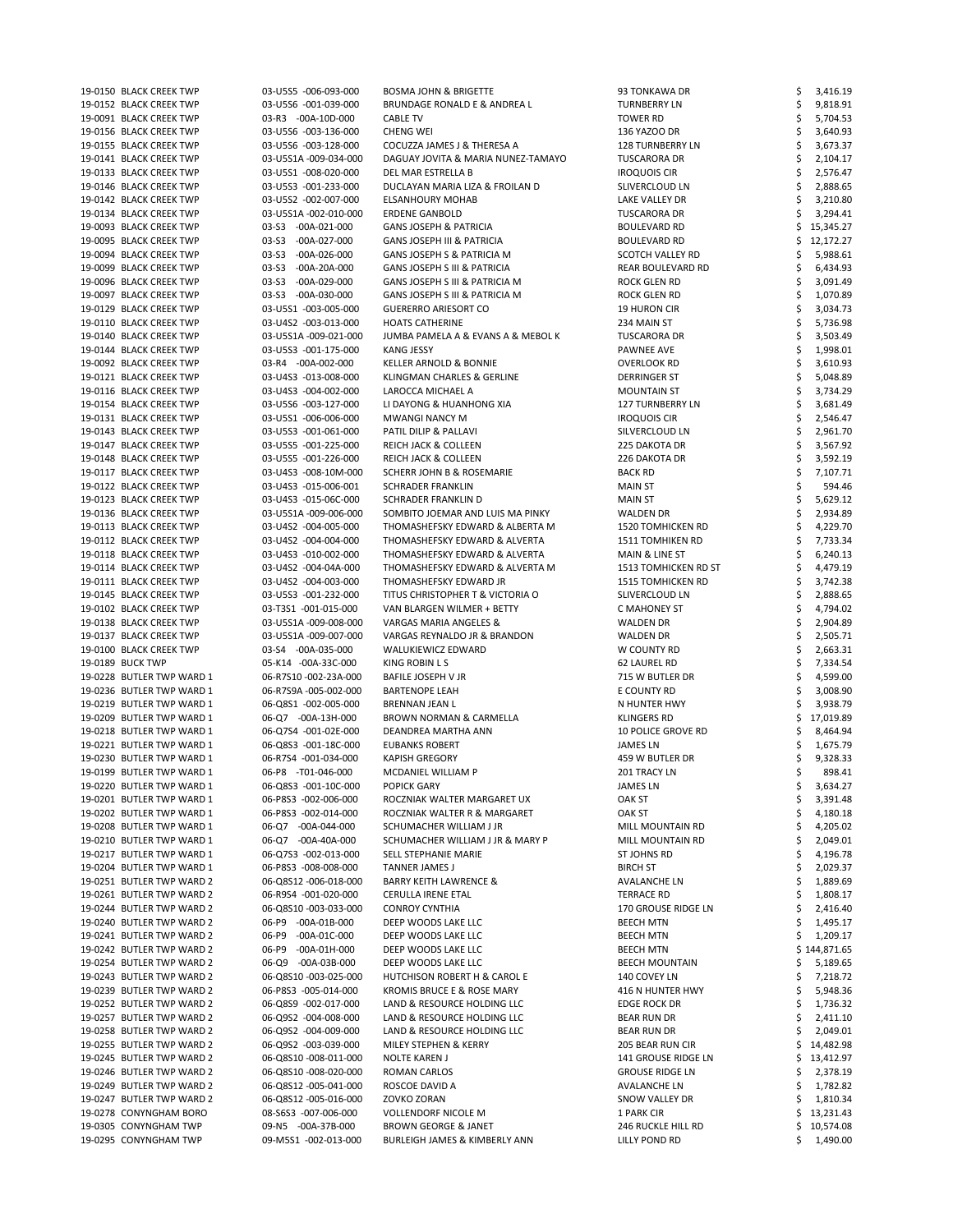| | | | | | |
|---|---|---|---|---|---|
| 19-0150 | BLACK CREEK TWP | 03-U5S5 -006-093-000 | BOSMA JOHN & BRIGETTE | 93 TONKAWA DR | $ 3,416.19 |
| 19-0152 | BLACK CREEK TWP | 03-U5S6 -001-039-000 | BRUNDAGE RONALD E & ANDREA L | TURNBERRY LN | $ 9,818.91 |
| 19-0091 | BLACK CREEK TWP | 03-R3 -00A-10D-000 | CABLE TV | TOWER RD | $ 5,704.53 |
| 19-0156 | BLACK CREEK TWP | 03-U5S6 -003-136-000 | CHENG WEI | 136 YAZOO DR | $ 3,640.93 |
| 19-0155 | BLACK CREEK TWP | 03-U5S6 -003-128-000 | COCUZZA JAMES J & THERESA A | 128 TURNBERRY LN | $ 3,673.37 |
| 19-0141 | BLACK CREEK TWP | 03-U5S1A -009-034-000 | DAGUAY JOVITA & MARIA NUNEZ-TAMAYO | TUSCARORA DR | $ 2,104.17 |
| 19-0133 | BLACK CREEK TWP | 03-U5S1 -008-020-000 | DEL MAR ESTRELLA B | IROQUOIS CIR | $ 2,576.47 |
| 19-0146 | BLACK CREEK TWP | 03-U5S3 -001-233-000 | DUCLAYAN MARIA LIZA & FROILAN D | SLIVERCLOUD LN | $ 2,888.65 |
| 19-0142 | BLACK CREEK TWP | 03-U5S2 -002-007-000 | ELSANHOURY MOHAB | LAKE VALLEY DR | $ 3,210.80 |
| 19-0134 | BLACK CREEK TWP | 03-U5S1A -002-010-000 | ERDENE GANBOLD | TUSCARORA DR | $ 3,294.41 |
| 19-0093 | BLACK CREEK TWP | 03-S3 -00A-021-000 | GANS JOSEPH & PATRICIA | BOULEVARD RD | $ 15,345.27 |
| 19-0095 | BLACK CREEK TWP | 03-S3 -00A-027-000 | GANS JOSEPH III & PATRICIA | BOULEVARD RD | $ 12,172.27 |
| 19-0094 | BLACK CREEK TWP | 03-S3 -00A-026-000 | GANS JOSEPH S & PATRICIA M | SCOTCH VALLEY RD | $ 5,988.61 |
| 19-0099 | BLACK CREEK TWP | 03-S3 -00A-20A-000 | GANS JOSEPH S III & PATRICIA | REAR BOULEVARD RD | $ 6,434.93 |
| 19-0096 | BLACK CREEK TWP | 03-S3 -00A-029-000 | GANS JOSEPH S III & PATRICIA M | ROCK GLEN RD | $ 3,091.49 |
| 19-0097 | BLACK CREEK TWP | 03-S3 -00A-030-000 | GANS JOSEPH S III & PATRICIA M | ROCK GLEN RD | $ 1,070.89 |
| 19-0129 | BLACK CREEK TWP | 03-U5S1 -003-005-000 | GUERERRO ARIESORT CO | 19 HURON CIR | $ 3,034.73 |
| 19-0110 | BLACK CREEK TWP | 03-U4S2 -003-013-000 | HOATS CATHERINE | 234 MAIN ST | $ 5,736.98 |
| 19-0140 | BLACK CREEK TWP | 03-U5S1A -009-021-000 | JUMBA PAMELA A & EVANS A & MEBOL K | TUSCARORA DR | $ 3,503.49 |
| 19-0144 | BLACK CREEK TWP | 03-U5S3 -001-175-000 | KANG JESSY | PAWNEE AVE | $ 1,998.01 |
| 19-0092 | BLACK CREEK TWP | 03-R4 -00A-002-000 | KELLER ARNOLD & BONNIE | OVERLOOK RD | $ 3,610.93 |
| 19-0121 | BLACK CREEK TWP | 03-U4S3 -013-008-000 | KLINGMAN CHARLES & GERLINE | DERRINGER ST | $ 5,048.89 |
| 19-0116 | BLACK CREEK TWP | 03-U4S3 -004-002-000 | LAROCCA MICHAEL A | MOUNTAIN ST | $ 3,734.29 |
| 19-0154 | BLACK CREEK TWP | 03-U5S6 -003-127-000 | LI DAYONG & HUANHONG XIA | 127 TURNBERRY LN | $ 3,681.49 |
| 19-0131 | BLACK CREEK TWP | 03-U5S1 -006-006-000 | MWANGI NANCY M | IROQUOIS CIR | $ 2,546.47 |
| 19-0143 | BLACK CREEK TWP | 03-U5S3 -001-061-000 | PATIL DILIP & PALLAVI | SILVERCLOUD LN | $ 2,961.70 |
| 19-0147 | BLACK CREEK TWP | 03-U5S5 -001-225-000 | REICH JACK & COLLEEN | 225 DAKOTA DR | $ 3,567.92 |
| 19-0148 | BLACK CREEK TWP | 03-U5S5 -001-226-000 | REICH JACK & COLLEEN | 226 DAKOTA DR | $ 3,592.19 |
| 19-0117 | BLACK CREEK TWP | 03-U4S3 -008-10M-000 | SCHERR JOHN B & ROSEMARIE | BACK RD | $ 7,107.71 |
| 19-0122 | BLACK CREEK TWP | 03-U4S3 -015-006-001 | SCHRADER FRANKLIN | MAIN ST | $ 594.46 |
| 19-0123 | BLACK CREEK TWP | 03-U4S3 -015-06C-000 | SCHRADER FRANKLIN D | MAIN ST | $ 5,629.12 |
| 19-0136 | BLACK CREEK TWP | 03-U5S1A -009-006-000 | SOMBITO JOEMAR AND LUIS MA PINKY | WALDEN DR | $ 2,934.89 |
| 19-0113 | BLACK CREEK TWP | 03-U4S2 -004-005-000 | THOMASHEFSKY EDWARD & ALBERTA M | 1520 TOMHICKEN RD | $ 4,229.70 |
| 19-0112 | BLACK CREEK TWP | 03-U4S2 -004-004-000 | THOMASHEFSKY EDWARD & ALVERTA | 1511 TOMHIKEN RD | $ 7,733.34 |
| 19-0118 | BLACK CREEK TWP | 03-U4S3 -010-002-000 | THOMASHEFSKY EDWARD & ALVERTA | MAIN & LINE ST | $ 6,240.13 |
| 19-0114 | BLACK CREEK TWP | 03-U4S2 -004-04A-000 | THOMASHEFSKY EDWARD & ALVERTA M | 1513 TOMHICKEN RD ST | $ 4,479.19 |
| 19-0111 | BLACK CREEK TWP | 03-U4S2 -004-003-000 | THOMASHEFSKY EDWARD JR | 1515 TOMHICKEN RD | $ 3,742.38 |
| 19-0145 | BLACK CREEK TWP | 03-U5S3 -001-232-000 | TITUS CHRISTOPHER T & VICTORIA O | SLIVERCLOUD LN | $ 2,888.65 |
| 19-0102 | BLACK CREEK TWP | 03-T3S1 -001-015-000 | VAN BLARGEN WILMER + BETTY | C MAHONEY ST | $ 4,794.02 |
| 19-0138 | BLACK CREEK TWP | 03-U5S1A -009-008-000 | VARGAS MARIA ANGELES & | WALDEN DR | $ 2,904.89 |
| 19-0137 | BLACK CREEK TWP | 03-U5S1A -009-007-000 | VARGAS REYNALDO JR & BRANDON | WALDEN DR | $ 2,505.71 |
| 19-0100 | BLACK CREEK TWP | 03-S4 -00A-035-000 | WALUKIEWICZ EDWARD | W COUNTY RD | $ 2,663.31 |
| 19-0189 | BUCK TWP | 05-K14 -00A-33C-000 | KING ROBIN L S | 62 LAUREL RD | $ 7,334.54 |
| 19-0228 | BUTLER TWP WARD 1 | 06-R7S10 -002-23A-000 | BAFILE JOSEPH V JR | 715 W BUTLER DR | $ 4,599.00 |
| 19-0236 | BUTLER TWP WARD 1 | 06-R7S9A -005-002-000 | BARTENOPE LEAH | E COUNTY RD | $ 3,008.90 |
| 19-0219 | BUTLER TWP WARD 1 | 06-Q8S1 -002-005-000 | BRENNAN JEAN L | N HUNTER HWY | $ 3,938.79 |
| 19-0209 | BUTLER TWP WARD 1 | 06-Q7 -00A-13H-000 | BROWN NORMAN & CARMELLA | KLINGERS RD | $ 17,019.89 |
| 19-0218 | BUTLER TWP WARD 1 | 06-Q7S4 -001-02E-000 | DEANDREA MARTHA ANN | 10 POLICE GROVE RD | $ 8,464.94 |
| 19-0221 | BUTLER TWP WARD 1 | 06-Q8S3 -001-18C-000 | EUBANKS ROBERT | JAMES LN | $ 1,675.79 |
| 19-0230 | BUTLER TWP WARD 1 | 06-R7S4 -001-034-000 | KAPISH GREGORY | 459 W BUTLER DR | $ 9,328.33 |
| 19-0199 | BUTLER TWP WARD 1 | 06-P8 -T01-046-000 | MCDANIEL WILLIAM P | 201 TRACY LN | $ 898.41 |
| 19-0220 | BUTLER TWP WARD 1 | 06-Q8S3 -001-10C-000 | POPICK GARY | JAMES LN | $ 3,634.27 |
| 19-0201 | BUTLER TWP WARD 1 | 06-P8S3 -002-006-000 | ROCZNIAK WALTER MARGARET UX | OAK ST | $ 3,391.48 |
| 19-0202 | BUTLER TWP WARD 1 | 06-P8S3 -002-014-000 | ROCZNIAK WALTER R & MARGARET | OAK ST | $ 4,180.18 |
| 19-0208 | BUTLER TWP WARD 1 | 06-Q7 -00A-044-000 | SCHUMACHER WILLIAM J JR | MILL MOUNTAIN RD | $ 4,205.02 |
| 19-0210 | BUTLER TWP WARD 1 | 06-Q7 -00A-40A-000 | SCHUMACHER WILLIAM J JR & MARY P | MILL MOUNTAIN RD | $ 2,049.01 |
| 19-0217 | BUTLER TWP WARD 1 | 06-Q7S3 -002-013-000 | SELL STEPHANIE MARIE | ST JOHNS RD | $ 4,196.78 |
| 19-0204 | BUTLER TWP WARD 1 | 06-P8S3 -008-008-000 | TANNER JAMES J | BIRCH ST | $ 2,029.37 |
| 19-0251 | BUTLER TWP WARD 2 | 06-Q8S12 -006-018-000 | BARRY KEITH LAWRENCE & | AVALANCHE LN | $ 1,889.69 |
| 19-0261 | BUTLER TWP WARD 2 | 06-R9S4 -001-020-000 | CERULLA IRENE ETAL | TERRACE RD | $ 1,808.17 |
| 19-0244 | BUTLER TWP WARD 2 | 06-Q8S10 -003-033-000 | CONROY CYNTHIA | 170 GROUSE RIDGE LN | $ 2,416.40 |
| 19-0240 | BUTLER TWP WARD 2 | 06-P9 -00A-01B-000 | DEEP WOODS LAKE LLC | BEECH MTN | $ 1,495.17 |
| 19-0241 | BUTLER TWP WARD 2 | 06-P9 -00A-01C-000 | DEEP WOODS LAKE LLC | BEECH MTN | $ 1,209.17 |
| 19-0242 | BUTLER TWP WARD 2 | 06-P9 -00A-01H-000 | DEEP WOODS LAKE LLC | BEECH MTN | $ 144,871.65 |
| 19-0254 | BUTLER TWP WARD 2 | 06-Q9 -00A-03B-000 | DEEP WOODS LAKE LLC | BEECH MOUNTAIN | $ 5,189.65 |
| 19-0243 | BUTLER TWP WARD 2 | 06-Q8S10 -003-025-000 | HUTCHISON ROBERT H & CAROL E | 140 COVEY LN | $ 7,218.72 |
| 19-0239 | BUTLER TWP WARD 2 | 06-P8S3 -005-014-000 | KROMIS BRUCE E & ROSE MARY | 416 N HUNTER HWY | $ 5,948.36 |
| 19-0252 | BUTLER TWP WARD 2 | 06-Q8S9 -002-017-000 | LAND & RESOURCE HOLDING LLC | EDGE ROCK DR | $ 1,736.32 |
| 19-0257 | BUTLER TWP WARD 2 | 06-Q9S2 -004-008-000 | LAND & RESOURCE HOLDING LLC | BEAR RUN DR | $ 2,411.10 |
| 19-0258 | BUTLER TWP WARD 2 | 06-Q9S2 -004-009-000 | LAND & RESOURCE HOLDING LLC | BEAR RUN DR | $ 2,049.01 |
| 19-0255 | BUTLER TWP WARD 2 | 06-Q9S2 -003-039-000 | MILEY STEPHEN & KERRY | 205 BEAR RUN CIR | $ 14,482.98 |
| 19-0245 | BUTLER TWP WARD 2 | 06-Q8S10 -008-011-000 | NOLTE KAREN J | 141 GROUSE RIDGE LN | $ 13,412.97 |
| 19-0246 | BUTLER TWP WARD 2 | 06-Q8S10 -008-020-000 | ROMAN CARLOS | GROUSE RIDGE LN | $ 2,378.19 |
| 19-0249 | BUTLER TWP WARD 2 | 06-Q8S12 -005-041-000 | ROSCOE DAVID A | AVALANCHE LN | $ 1,782.82 |
| 19-0247 | BUTLER TWP WARD 2 | 06-Q8S12 -005-016-000 | ZOVKO ZORAN | SNOW VALLEY DR | $ 1,810.34 |
| 19-0278 | CONYNGHAM BORO | 08-S6S3 -007-006-000 | VOLLENDORF NICOLE M | 1 PARK CIR | $ 13,231.43 |
| 19-0305 | CONYNGHAM TWP | 09-N5 -00A-37B-000 | BROWN GEORGE & JANET | 246 RUCKLE HILL RD | $ 10,574.08 |
| 19-0295 | CONYNGHAM TWP | 09-M5S1 -002-013-000 | BURLEIGH JAMES & KIMBERLY ANN | LILLY POND RD | $ 1,490.00 |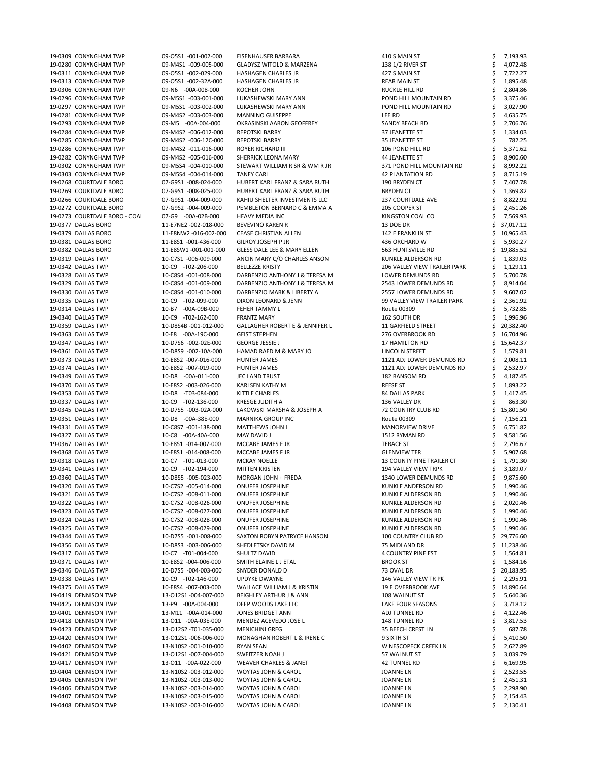| | | | | |
|---|---|---|---|---|
| 19-0309 CONYNGHAM TWP | 09-O5S1 -001-002-000 | EISENHAUSER BARBARA | 410 S MAIN ST | $ 7,193.93 |
| 19-0280 CONYNGHAM TWP | 09-M4S1 -009-005-000 | GLADYSZ WITOLD & MARZENA | 138 1/2 RIVER ST | $ 4,072.48 |
| 19-0311 CONYNGHAM TWP | 09-O5S1 -002-029-000 | HASHAGEN CHARLES JR | 427 S MAIN ST | $ 7,722.27 |
| 19-0313 CONYNGHAM TWP | 09-O5S1 -002-32A-000 | HASHAGEN CHARLES JR | REAR MAIN ST | $ 1,895.48 |
| 19-0306 CONYNGHAM TWP | 09-N6 -00A-008-000 | KOCHER JOHN | RUCKLE HILL RD | $ 2,804.86 |
| 19-0296 CONYNGHAM TWP | 09-M5S1 -003-001-000 | LUKASHEWSKI MARY ANN | POND HILL MOUNTAIN RD | $ 3,375.46 |
| 19-0297 CONYNGHAM TWP | 09-M5S1 -003-002-000 | LUKASHEWSKI MARY ANN | POND HILL MOUNTAIN RD | $ 3,027.90 |
| 19-0281 CONYNGHAM TWP | 09-M4S2 -003-003-000 | MANNINO GUISEPPE | LEE RD | $ 4,635.75 |
| 19-0293 CONYNGHAM TWP | 09-M5 -00A-004-000 | OKRASINSKI AARON GEOFFREY | SANDY BEACH RD | $ 2,706.76 |
| 19-0284 CONYNGHAM TWP | 09-M4S2 -006-012-000 | REPOTSKI BARRY | 37 JEANETTE ST | $ 1,334.03 |
| 19-0285 CONYNGHAM TWP | 09-M4S2 -006-12C-000 | REPOTSKI BARRY | 35 JEANETTE ST | $ 782.25 |
| 19-0286 CONYNGHAM TWP | 09-M4S2 -011-016-000 | ROYER RICHARD III | 106 POND HILL RD | $ 5,371.62 |
| 19-0282 CONYNGHAM TWP | 09-M4S2 -005-016-000 | SHERRICK LEONA MARY | 44 JEANETTE ST | $ 8,900.60 |
| 19-0302 CONYNGHAM TWP | 09-M5S4 -004-010-000 | STEWART WILLIAM R SR & WM R JR | 371 POND HILL MOUNTAIN RD | $ 8,992.22 |
| 19-0303 CONYNGHAM TWP | 09-M5S4 -004-014-000 | TANEY CARL | 42 PLANTATION RD | $ 8,715.19 |
| 19-0268 COURTDALE BORO | 07-G9S1 -008-024-000 | HUBERT KARL FRANZ & SARA RUTH | 190 BRYDEN CT | $ 7,407.78 |
| 19-0269 COURTDALE BORO | 07-G9S1 -008-025-000 | HUBERT KARL FRANZ & SARA RUTH | BRYDEN CT | $ 1,369.82 |
| 19-0266 COURTDALE BORO | 07-G9S1 -004-009-000 | KAHIU SHELTER INVESTMENTS LLC | 237 COURTDALE AVE | $ 8,822.92 |
| 19-0272 COURTDALE BORO | 07-G9S2 -004-009-000 | PEMBLETON BERNARD C & EMMA A | 205 COOPER ST | $ 2,451.26 |
| 19-0273 COURTDALE BORO - COAL | 07-G9 -00A-02B-000 | HEAVY MEDIA INC | KINGSTON COAL CO | $ 7,569.93 |
| 19-0377 DALLAS BORO | 11-E7NE2 -002-018-000 | BEVEVINO KAREN R | 13 DOE DR | $ 37,017.12 |
| 19-0379 DALLAS BORO | 11-E8NW2 -016-002-000 | CEASE CHRISTIAN ALLEN | 142 E FRANKLIN ST | $ 10,965.43 |
| 19-0381 DALLAS BORO | 11-E8S1 -001-436-000 | GILROY JOSEPH P JR | 436 ORCHARD W | $ 5,930.27 |
| 19-0382 DALLAS BORO | 11-E8SW1 -001-001-000 | GLESS DALE LEE & MARY ELLEN | 563 HUNTSVILLE RD | $ 19,885.52 |
| 19-0319 DALLAS TWP | 10-C7S1 -006-009-000 | ANCIN MARY C/O CHARLES ANSON | KUNKLE ALDERSON RD | $ 1,839.03 |
| 19-0342 DALLAS TWP | 10-C9 -T02-206-000 | BELLEZZE KRISTY | 206 VALLEY VIEW TRAILER PARK | $ 1,129.11 |
| 19-0328 DALLAS TWP | 10-C8S4 -001-008-000 | DARBENZIO ANTHONY J & TERESA M | LOWER DEMUNDS RD | $ 5,700.78 |
| 19-0329 DALLAS TWP | 10-C8S4 -001-009-000 | DARBENZIO ANTHONY J & TERESA M | 2543 LOWER DEMUNDS RD | $ 8,914.04 |
| 19-0330 DALLAS TWP | 10-C8S4 -001-010-000 | DARBENZIO MARK & LIBERTY A | 2557 LOWER DEMUNDS RD | $ 9,607.02 |
| 19-0335 DALLAS TWP | 10-C9 -T02-099-000 | DIXON LEONARD & JENN | 99 VALLEY VIEW TRAILER PARK | $ 2,361.92 |
| 19-0314 DALLAS TWP | 10-B7 -00A-09B-000 | FEHER TAMMY L | Route 00309 | $ 5,732.85 |
| 19-0340 DALLAS TWP | 10-C9 -T02-162-000 | FRANTZ MARY | 162 SOUTH DR | $ 1,996.96 |
| 19-0359 DALLAS TWP | 10-D8S4B -001-012-000 | GALLAGHER ROBERT E & JENNIFER L | 11 GARFIELD STREET | $ 20,382.40 |
| 19-0363 DALLAS TWP | 10-E8 -00A-19C-000 | GEIST STEPHEN | 276 OVERBROOK RD | $ 16,704.96 |
| 19-0347 DALLAS TWP | 10-D7S6 -002-02E-000 | GEORGE JESSIE J | 17 HAMILTON RD | $ 15,642.37 |
| 19-0361 DALLAS TWP | 10-D8S9 -002-10A-000 | HAMAD RAED M & MARY JO | LINCOLN STREET | $ 1,579.81 |
| 19-0373 DALLAS TWP | 10-E8S2 -007-016-000 | HUNTER JAMES | 1121 ADJ LOWER DEMUNDS RD | $ 2,008.11 |
| 19-0374 DALLAS TWP | 10-E8S2 -007-019-000 | HUNTER JAMES | 1121 ADJ LOWER DEMUNDS RD | $ 2,532.97 |
| 19-0349 DALLAS TWP | 10-D8 -00A-011-000 | JEC LAND TRUST | 182 RANSOM RD | $ 4,187.45 |
| 19-0370 DALLAS TWP | 10-E8S2 -003-026-000 | KARLSEN KATHY M | REESE ST | $ 1,893.22 |
| 19-0353 DALLAS TWP | 10-D8 -T03-084-000 | KITTLE CHARLES | 84 DALLAS PARK | $ 1,417.45 |
| 19-0337 DALLAS TWP | 10-C9 -T02-136-000 | KRESGE JUDITH A | 136 VALLEY DR | $ 863.30 |
| 19-0345 DALLAS TWP | 10-D7S5 -003-02A-000 | LAKOWSKI MARSHA & JOSEPH A | 72 COUNTRY CLUB RD | $ 15,801.50 |
| 19-0351 DALLAS TWP | 10-D8 -00A-38E-000 | MARNIKA GROUP INC | Route 00309 | $ 7,156.21 |
| 19-0331 DALLAS TWP | 10-C8S7 -001-138-000 | MATTHEWS JOHN L | MANORVIEW DRIVE | $ 6,751.82 |
| 19-0327 DALLAS TWP | 10-C8 -00A-40A-000 | MAY DAVID J | 1512 RYMAN RD | $ 9,581.56 |
| 19-0367 DALLAS TWP | 10-E8S1 -014-007-000 | MCCABE JAMES F JR | TERACE ST | $ 2,796.67 |
| 19-0368 DALLAS TWP | 10-E8S1 -014-008-000 | MCCABE JAMES F JR | GLENVIEW TER | $ 5,907.68 |
| 19-0318 DALLAS TWP | 10-C7 -T01-013-000 | MCKAY NOELLE | 13 COUNTY PINE TRAILER CT | $ 1,791.30 |
| 19-0341 DALLAS TWP | 10-C9 -T02-194-000 | MITTEN KRISTEN | 194 VALLEY VIEW TRPK | $ 3,189.07 |
| 19-0360 DALLAS TWP | 10-D8S5 -005-023-000 | MORGAN JOHN + FREDA | 1340 LOWER DEMUNDS RD | $ 9,875.60 |
| 19-0320 DALLAS TWP | 10-C7S2 -005-014-000 | ONUFER JOSEPHINE | KUNKLE ANDERSON RD | $ 1,990.46 |
| 19-0321 DALLAS TWP | 10-C7S2 -008-011-000 | ONUFER JOSEPHINE | KUNKLE ALDERSON RD | $ 1,990.46 |
| 19-0322 DALLAS TWP | 10-C7S2 -008-026-000 | ONUFER JOSEPHINE | KUNKLE ALDERSON RD | $ 2,020.46 |
| 19-0323 DALLAS TWP | 10-C7S2 -008-027-000 | ONUFER JOSEPHINE | KUNKLE ALDERSON RD | $ 1,990.46 |
| 19-0324 DALLAS TWP | 10-C7S2 -008-028-000 | ONUFER JOSEPHINE | KUNKLE ALDERSON RD | $ 1,990.46 |
| 19-0325 DALLAS TWP | 10-C7S2 -008-029-000 | ONUFER JOSEPHINE | KUNKLE ALDERSON RD | $ 1,990.46 |
| 19-0344 DALLAS TWP | 10-D7S5 -001-008-000 | SAXTON ROBYN PATRYCE HANSON | 100 COUNTRY CLUB RD | $ 29,776.60 |
| 19-0356 DALLAS TWP | 10-D8S3 -003-006-000 | SHEDLETSKY DAVID M | 75 MIDLAND DR | $ 11,238.46 |
| 19-0317 DALLAS TWP | 10-C7 -T01-004-000 | SHULTZ DAVID | 4 COUNTRY PINE EST | $ 1,564.81 |
| 19-0371 DALLAS TWP | 10-E8S2 -004-006-000 | SMITH ELAINE L J ETAL | BROOK ST | $ 1,584.16 |
| 19-0346 DALLAS TWP | 10-D7S5 -004-003-000 | SNYDER DONALD D | 73 OVAL DR | $ 20,183.95 |
| 19-0338 DALLAS TWP | 10-C9 -T02-146-000 | UPDYKE DWAYNE | 146 VALLEY VIEW TR PK | $ 2,295.91 |
| 19-0375 DALLAS TWP | 10-E8S4 -007-003-000 | WALLACE WILLIAM J & KRISTIN | 19 E OVERBROOK AVE | $ 14,890.64 |
| 19-0419 DENNISON TWP | 13-O12S1 -004-007-000 | BEIGHLEY ARTHUR J & ANN | 108 WALNUT ST | $ 5,640.36 |
| 19-0425 DENNISON TWP | 13-P9 -00A-004-000 | DEEP WOODS LAKE LLC | LAKE FOUR SEASONS | $ 3,718.12 |
| 19-0401 DENNISON TWP | 13-M11 -00A-014-000 | JONES BRIDGET ANN | ADJ TUNNEL RD | $ 4,122.46 |
| 19-0418 DENNISON TWP | 13-O11 -00A-03E-000 | MENDEZ ACEVEDO JOSE L | 148 TUNNEL RD | $ 3,817.53 |
| 19-0423 DENNISON TWP | 13-O12S2 -T01-035-000 | MENICHINI GREG | 35 BEECH CREST LN | $ 687.78 |
| 19-0420 DENNISON TWP | 13-O12S1 -006-006-000 | MONAGHAN ROBERT L & IRENE C | 9 SIXTH ST | $ 5,410.50 |
| 19-0402 DENNISON TWP | 13-N10S2 -001-010-000 | RYAN SEAN | W NESCOPECK CREEK LN | $ 2,627.89 |
| 19-0421 DENNISON TWP | 13-O12S1 -007-004-000 | SWEITZER NOAH J | 57 WALNUT ST | $ 3,039.79 |
| 19-0417 DENNISON TWP | 13-O11 -00A-022-000 | WEAVER CHARLES & JANET | 42 TUNNEL RD | $ 6,169.95 |
| 19-0404 DENNISON TWP | 13-N10S2 -003-012-000 | WOYTAS JOHN & CAROL | JOANNE LN | $ 2,523.55 |
| 19-0405 DENNISON TWP | 13-N10S2 -003-013-000 | WOYTAS JOHN & CAROL | JOANNE LN | $ 2,451.31 |
| 19-0406 DENNISON TWP | 13-N10S2 -003-014-000 | WOYTAS JOHN & CAROL | JOANNE LN | $ 2,298.90 |
| 19-0407 DENNISON TWP | 13-N10S2 -003-015-000 | WOYTAS JOHN & CAROL | JOANNE LN | $ 2,154.43 |
| 19-0408 DENNISON TWP | 13-N10S2 -003-016-000 | WOYTAS JOHN & CAROL | JOANNE LN | $ 2,130.41 |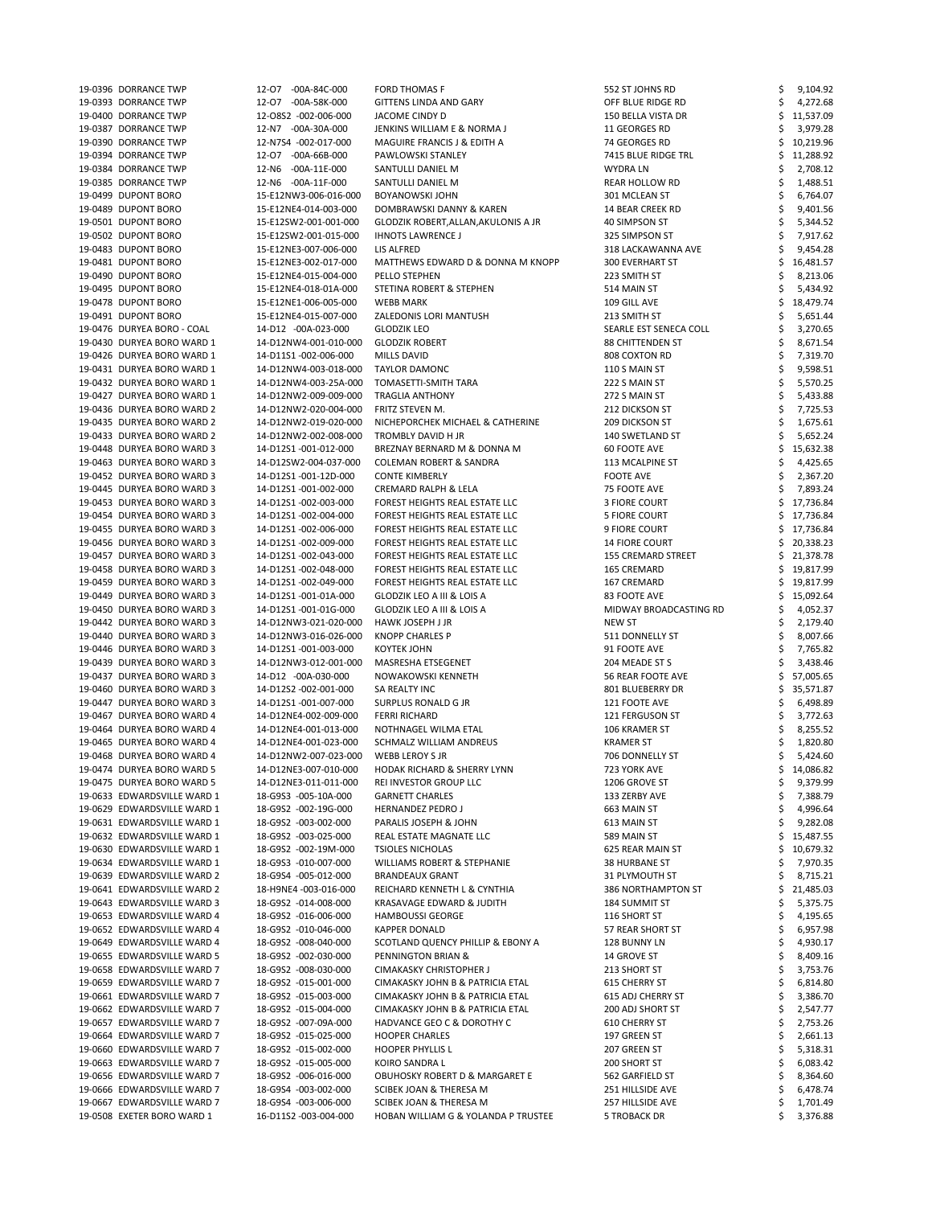| | | | | | |
|---|---|---|---|---|---|
| 19-0396 | DORRANCE TWP | 12-O7 -00A-84C-000 | FORD THOMAS F | 552 ST JOHNS RD | $ 9,104.92 |
| 19-0393 | DORRANCE TWP | 12-O7 -00A-58K-000 | GITTENS LINDA AND GARY | OFF BLUE RIDGE RD | $ 4,272.68 |
| 19-0400 | DORRANCE TWP | 12-O8S2 -002-006-000 | JACOME CINDY D | 150 BELLA VISTA DR | $ 11,537.09 |
| 19-0387 | DORRANCE TWP | 12-N7 -00A-30A-000 | JENKINS WILLIAM E & NORMA J | 11 GEORGES RD | $ 3,979.28 |
| 19-0390 | DORRANCE TWP | 12-N7S4 -002-017-000 | MAGUIRE FRANCIS J & EDITH A | 74 GEORGES RD | $ 10,219.96 |
| 19-0394 | DORRANCE TWP | 12-O7 -00A-66B-000 | PAWLOWSKI STANLEY | 7415 BLUE RIDGE TRL | $ 11,288.92 |
| 19-0384 | DORRANCE TWP | 12-N6 -00A-11E-000 | SANTULLI DANIEL M | WYDRA LN | $ 2,708.12 |
| 19-0385 | DORRANCE TWP | 12-N6 -00A-11F-000 | SANTULLI DANIEL M | REAR HOLLOW RD | $ 1,488.51 |
| 19-0499 | DUPONT BORO | 15-E12NW3-006-016-000 | BOYANOWSKI JOHN | 301 MCLEAN ST | $ 6,764.07 |
| 19-0489 | DUPONT BORO | 15-E12NE4-014-003-000 | DOMBRAWSKI DANNY & KAREN | 14 BEAR CREEK RD | $ 9,401.56 |
| 19-0501 | DUPONT BORO | 15-E12SW2-001-001-000 | GLODZIK ROBERT,ALLAN,AKULONIS A JR | 40 SIMPSON ST | $ 5,344.52 |
| 19-0502 | DUPONT BORO | 15-E12SW2-001-015-000 | IHNOTS LAWRENCE J | 325 SIMPSON ST | $ 7,917.62 |
| 19-0483 | DUPONT BORO | 15-E12NE3-007-006-000 | LIS ALFRED | 318 LACKAWANNA AVE | $ 9,454.28 |
| 19-0481 | DUPONT BORO | 15-E12NE3-002-017-000 | MATTHEWS EDWARD D & DONNA M KNOPP | 300 EVERHART ST | $ 16,481.57 |
| 19-0490 | DUPONT BORO | 15-E12NE4-015-004-000 | PELLO STEPHEN | 223 SMITH ST | $ 8,213.06 |
| 19-0495 | DUPONT BORO | 15-E12NE4-018-01A-000 | STETINA ROBERT & STEPHEN | 514 MAIN ST | $ 5,434.92 |
| 19-0478 | DUPONT BORO | 15-E12NE1-006-005-000 | WEBB MARK | 109 GILL AVE | $ 18,479.74 |
| 19-0491 | DUPONT BORO | 15-E12NE4-015-007-000 | ZALEDONIS LORI MANTUSH | 213 SMITH ST | $ 5,651.44 |
| 19-0476 | DURYEA BORO - COAL | 14-D12 -00A-023-000 | GLODZIK LEO | SEARLE EST SENECA COLL | $ 3,270.65 |
| 19-0430 | DURYEA BORO WARD 1 | 14-D12NW4-001-010-000 | GLODZIK ROBERT | 88 CHITTENDEN ST | $ 8,671.54 |
| 19-0426 | DURYEA BORO WARD 1 | 14-D11S1 -002-006-000 | MILLS DAVID | 808 COXTON RD | $ 7,319.70 |
| 19-0431 | DURYEA BORO WARD 1 | 14-D12NW4-003-018-000 | TAYLOR DAMONC | 110 S MAIN ST | $ 9,598.51 |
| 19-0432 | DURYEA BORO WARD 1 | 14-D12NW4-003-25A-000 | TOMASETTI-SMITH TARA | 222 S MAIN ST | $ 5,570.25 |
| 19-0427 | DURYEA BORO WARD 1 | 14-D12NW2-009-009-000 | TRAGLIA ANTHONY | 272 S MAIN ST | $ 5,433.88 |
| 19-0436 | DURYEA BORO WARD 2 | 14-D12NW2-020-004-000 | FRITZ STEVEN M. | 212 DICKSON ST | $ 7,725.53 |
| 19-0435 | DURYEA BORO WARD 2 | 14-D12NW2-019-020-000 | NICHEPORCHEK MICHAEL & CATHERINE | 209 DICKSON ST | $ 1,675.61 |
| 19-0433 | DURYEA BORO WARD 2 | 14-D12NW2-002-008-000 | TROMBLY DAVID H JR | 140 SWETLAND ST | $ 5,652.24 |
| 19-0448 | DURYEA BORO WARD 3 | 14-D12S1 -001-012-000 | BREZNAY BERNARD M & DONNA M | 60 FOOTE AVE | $ 15,632.38 |
| 19-0463 | DURYEA BORO WARD 3 | 14-D12SW2-004-037-000 | COLEMAN ROBERT & SANDRA | 113 MCALPINE ST | $ 4,425.65 |
| 19-0452 | DURYEA BORO WARD 3 | 14-D12S1 -001-12D-000 | CONTE KIMBERLY | FOOTE AVE | $ 2,367.20 |
| 19-0445 | DURYEA BORO WARD 3 | 14-D12S1 -001-002-000 | CREMARD RALPH & LELA | 75 FOOTE AVE | $ 7,893.24 |
| 19-0453 | DURYEA BORO WARD 3 | 14-D12S1 -002-003-000 | FOREST HEIGHTS REAL ESTATE LLC | 3 FIORE COURT | $ 17,736.84 |
| 19-0454 | DURYEA BORO WARD 3 | 14-D12S1 -002-004-000 | FOREST HEIGHTS REAL ESTATE LLC | 5 FIORE COURT | $ 17,736.84 |
| 19-0455 | DURYEA BORO WARD 3 | 14-D12S1 -002-006-000 | FOREST HEIGHTS REAL ESTATE LLC | 9 FIORE COURT | $ 17,736.84 |
| 19-0456 | DURYEA BORO WARD 3 | 14-D12S1 -002-009-000 | FOREST HEIGHTS REAL ESTATE LLC | 14 FIORE COURT | $ 20,338.23 |
| 19-0457 | DURYEA BORO WARD 3 | 14-D12S1 -002-043-000 | FOREST HEIGHTS REAL ESTATE LLC | 155 CREMARD STREET | $ 21,378.78 |
| 19-0458 | DURYEA BORO WARD 3 | 14-D12S1 -002-048-000 | FOREST HEIGHTS REAL ESTATE LLC | 165 CREMARD | $ 19,817.99 |
| 19-0459 | DURYEA BORO WARD 3 | 14-D12S1 -002-049-000 | FOREST HEIGHTS REAL ESTATE LLC | 167 CREMARD | $ 19,817.99 |
| 19-0449 | DURYEA BORO WARD 3 | 14-D12S1 -001-01A-000 | GLODZIK LEO A III & LOIS A | 83 FOOTE AVE | $ 15,092.64 |
| 19-0450 | DURYEA BORO WARD 3 | 14-D12S1 -001-01G-000 | GLODZIK LEO A III & LOIS A | MIDWAY BROADCASTING RD | $ 4,052.37 |
| 19-0442 | DURYEA BORO WARD 3 | 14-D12NW3-021-020-000 | HAWK JOSEPH J JR | NEW ST | $ 2,179.40 |
| 19-0440 | DURYEA BORO WARD 3 | 14-D12NW3-016-026-000 | KNOPP CHARLES P | 511 DONNELLY ST | $ 8,007.66 |
| 19-0446 | DURYEA BORO WARD 3 | 14-D12S1 -001-003-000 | KOYTEK JOHN | 91 FOOTE AVE | $ 7,765.82 |
| 19-0439 | DURYEA BORO WARD 3 | 14-D12NW3-012-001-000 | MASRESHA ETSEGENET | 204 MEADE ST S | $ 3,438.46 |
| 19-0437 | DURYEA BORO WARD 3 | 14-D12 -00A-030-000 | NOWAKOWSKI KENNETH | 56 REAR FOOTE AVE | $ 57,005.65 |
| 19-0460 | DURYEA BORO WARD 3 | 14-D12S2 -002-001-000 | SA REALTY INC | 801 BLUEBERRY DR | $ 35,571.87 |
| 19-0447 | DURYEA BORO WARD 3 | 14-D12S1 -001-007-000 | SURPLUS RONALD G JR | 121 FOOTE AVE | $ 6,498.89 |
| 19-0467 | DURYEA BORO WARD 4 | 14-D12NE4-002-009-000 | FERRI RICHARD | 121 FERGUSON ST | $ 3,772.63 |
| 19-0464 | DURYEA BORO WARD 4 | 14-D12NE4-001-013-000 | NOTHNAGEL WILMA ETAL | 106 KRAMER ST | $ 8,255.52 |
| 19-0465 | DURYEA BORO WARD 4 | 14-D12NE4-001-023-000 | SCHMALZ WILLIAM ANDREUS | KRAMER ST | $ 1,820.80 |
| 19-0468 | DURYEA BORO WARD 4 | 14-D12NW2-007-023-000 | WEBB LEROY S JR | 706 DONNELLY ST | $ 5,424.60 |
| 19-0474 | DURYEA BORO WARD 5 | 14-D12NE3-007-010-000 | HODAK RICHARD & SHERRY LYNN | 723 YORK AVE | $ 14,086.82 |
| 19-0475 | DURYEA BORO WARD 5 | 14-D12NE3-011-011-000 | REI INVESTOR GROUP LLC | 1206 GROVE ST | $ 9,379.99 |
| 19-0633 | EDWARDSVILLE WARD 1 | 18-G9S3 -005-10A-000 | GARNETT CHARLES | 133 ZERBY AVE | $ 7,388.79 |
| 19-0629 | EDWARDSVILLE WARD 1 | 18-G9S2 -002-19G-000 | HERNANDEZ PEDRO J | 663 MAIN ST | $ 4,996.64 |
| 19-0631 | EDWARDSVILLE WARD 1 | 18-G9S2 -003-002-000 | PARALIS JOSEPH & JOHN | 613 MAIN ST | $ 9,282.08 |
| 19-0632 | EDWARDSVILLE WARD 1 | 18-G9S2 -003-025-000 | REAL ESTATE MAGNATE LLC | 589 MAIN ST | $ 15,487.55 |
| 19-0630 | EDWARDSVILLE WARD 1 | 18-G9S2 -002-19M-000 | TSIOLES NICHOLAS | 625 REAR MAIN ST | $ 10,679.32 |
| 19-0634 | EDWARDSVILLE WARD 1 | 18-G9S3 -010-007-000 | WILLIAMS ROBERT & STEPHANIE | 38 HURBANE ST | $ 7,970.35 |
| 19-0639 | EDWARDSVILLE WARD 2 | 18-G9S4 -005-012-000 | BRANDEAUX GRANT | 31 PLYMOUTH ST | $ 8,715.21 |
| 19-0641 | EDWARDSVILLE WARD 2 | 18-H9NE4 -003-016-000 | REICHARD KENNETH L & CYNTHIA | 386 NORTHAMPTON ST | $ 21,485.03 |
| 19-0643 | EDWARDSVILLE WARD 3 | 18-G9S2 -014-008-000 | KRASAVAGE EDWARD & JUDITH | 184 SUMMIT ST | $ 5,375.75 |
| 19-0653 | EDWARDSVILLE WARD 4 | 18-G9S2 -016-006-000 | HAMBOUSSI GEORGE | 116 SHORT ST | $ 4,195.65 |
| 19-0652 | EDWARDSVILLE WARD 4 | 18-G9S2 -010-046-000 | KAPPER DONALD | 57 REAR SHORT ST | $ 6,957.98 |
| 19-0649 | EDWARDSVILLE WARD 4 | 18-G9S2 -008-040-000 | SCOTLAND QUENCY PHILLIP & EBONY A | 128 BUNNY LN | $ 4,930.17 |
| 19-0655 | EDWARDSVILLE WARD 5 | 18-G9S2 -002-030-000 | PENNINGTON BRIAN & | 14 GROVE ST | $ 8,409.16 |
| 19-0658 | EDWARDSVILLE WARD 7 | 18-G9S2 -008-030-000 | CIMAKASKY CHRISTOPHER J | 213 SHORT ST | $ 3,753.76 |
| 19-0659 | EDWARDSVILLE WARD 7 | 18-G9S2 -015-001-000 | CIMAKASKY JOHN B & PATRICIA ETAL | 615 CHERRY ST | $ 6,814.80 |
| 19-0661 | EDWARDSVILLE WARD 7 | 18-G9S2 -015-003-000 | CIMAKASKY JOHN B & PATRICIA ETAL | 615 ADJ CHERRY ST | $ 3,386.70 |
| 19-0662 | EDWARDSVILLE WARD 7 | 18-G9S2 -015-004-000 | CIMAKASKY JOHN B & PATRICIA ETAL | 200 ADJ SHORT ST | $ 2,547.77 |
| 19-0657 | EDWARDSVILLE WARD 7 | 18-G9S2 -007-09A-000 | HADVANCE GEO C & DOROTHY C | 610 CHERRY ST | $ 2,753.26 |
| 19-0664 | EDWARDSVILLE WARD 7 | 18-G9S2 -015-025-000 | HOOPER CHARLES | 197 GREEN ST | $ 2,661.13 |
| 19-0660 | EDWARDSVILLE WARD 7 | 18-G9S2 -015-002-000 | HOOPER PHYLLIS L | 207 GREEN ST | $ 5,318.31 |
| 19-0663 | EDWARDSVILLE WARD 7 | 18-G9S2 -015-005-000 | KOIRO SANDRA L | 200 SHORT ST | $ 6,083.42 |
| 19-0656 | EDWARDSVILLE WARD 7 | 18-G9S2 -006-016-000 | OBUHOSKY ROBERT D & MARGARET E | 562 GARFIELD ST | $ 8,364.60 |
| 19-0666 | EDWARDSVILLE WARD 7 | 18-G9S4 -003-002-000 | SCIBEK JOAN & THERESA M | 251 HILLSIDE AVE | $ 6,478.74 |
| 19-0667 | EDWARDSVILLE WARD 7 | 18-G9S4 -003-006-000 | SCIBEK JOAN & THERESA M | 257 HILLSIDE AVE | $ 1,701.49 |
| 19-0508 | EXETER BORO WARD 1 | 16-D11S2 -003-004-000 | HOBAN WILLIAM G & YOLANDA P TRUSTEE | 5 TROBACK DR | $ 3,376.88 |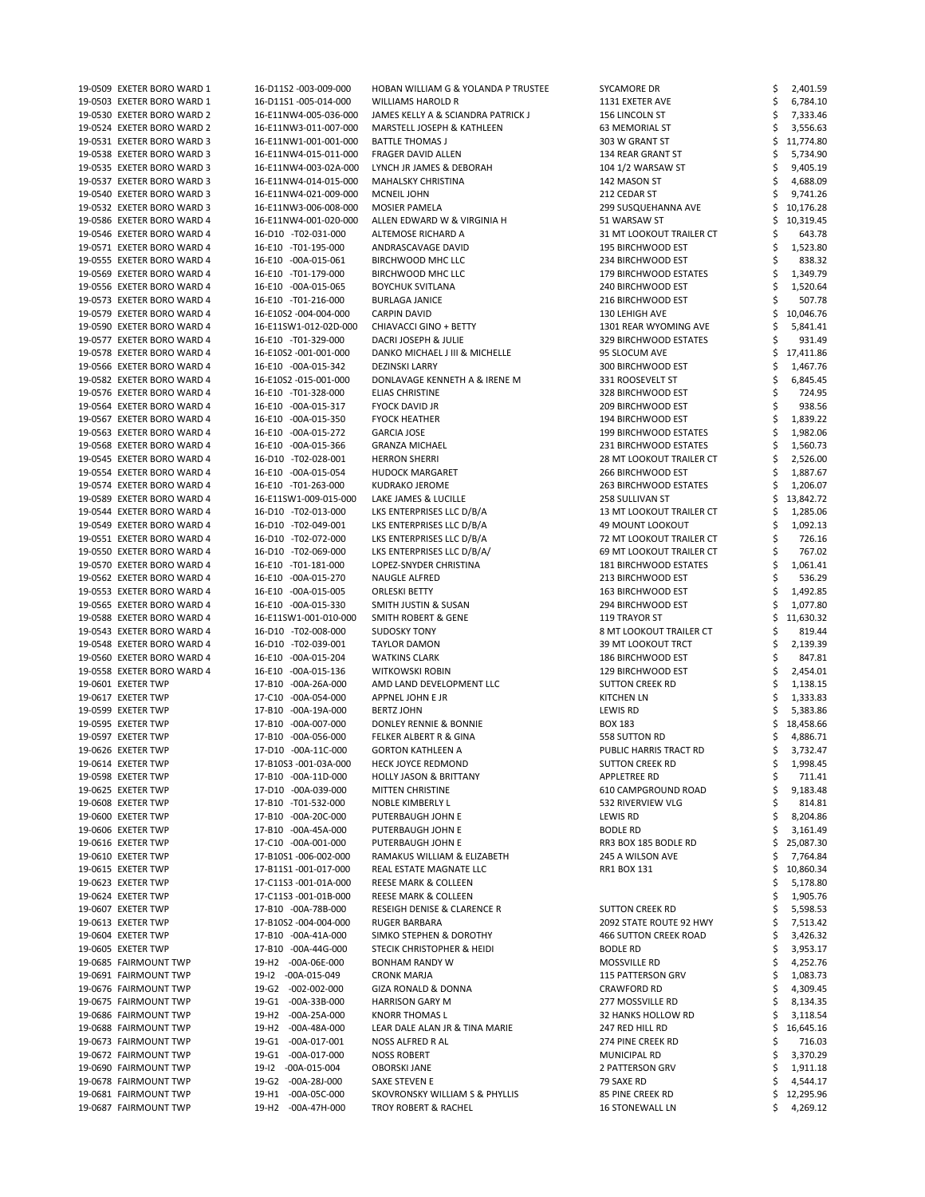| | | | | | |
|---|---|---|---|---|---|
| 19-0509 | EXETER BORO WARD 1 | 16-D11S2 -003-009-000 | HOBAN WILLIAM G & YOLANDA P TRUSTEE | SYCAMORE DR | $ 2,401.59 |
| 19-0503 | EXETER BORO WARD 1 | 16-D11S1 -005-014-000 | WILLIAMS HAROLD R | 1131 EXETER AVE | $ 6,784.10 |
| 19-0530 | EXETER BORO WARD 2 | 16-E11NW4-005-036-000 | JAMES KELLY A & SCIANDRA PATRICK J | 156 LINCOLN ST | $ 7,333.46 |
| 19-0524 | EXETER BORO WARD 2 | 16-E11NW3-011-007-000 | MARSTELL JOSEPH & KATHLEEN | 63 MEMORIAL ST | $ 3,556.63 |
| 19-0531 | EXETER BORO WARD 3 | 16-E11NW1-001-001-000 | BATTLE THOMAS J | 303 W GRANT ST | $ 11,774.80 |
| 19-0538 | EXETER BORO WARD 3 | 16-E11NW4-015-011-000 | FRAGER DAVID ALLEN | 134 REAR GRANT ST | $ 5,734.90 |
| 19-0535 | EXETER BORO WARD 3 | 16-E11NW4-003-02A-000 | LYNCH JR JAMES & DEBORAH | 104 1/2 WARSAW ST | $ 9,405.19 |
| 19-0537 | EXETER BORO WARD 3 | 16-E11NW4-014-015-000 | MAHALSKY CHRISTINA | 142 MASON ST | $ 4,688.09 |
| 19-0540 | EXETER BORO WARD 3 | 16-E11NW4-021-009-000 | MCNEIL JOHN | 212 CEDAR ST | $ 9,741.26 |
| 19-0532 | EXETER BORO WARD 3 | 16-E11NW3-006-008-000 | MOSIER PAMELA | 299 SUSQUEHANNA AVE | $ 10,176.28 |
| 19-0586 | EXETER BORO WARD 4 | 16-E11NW4-001-020-000 | ALLEN EDWARD W & VIRGINIA H | 51 WARSAW ST | $ 10,319.45 |
| 19-0546 | EXETER BORO WARD 4 | 16-D10 -T02-031-000 | ALTEMOSE RICHARD A | 31 MT LOOKOUT TRAILER CT | $ 643.78 |
| 19-0571 | EXETER BORO WARD 4 | 16-E10 -T01-195-000 | ANDRASCAVAGE DAVID | 195 BIRCHWOOD EST | $ 1,523.80 |
| 19-0555 | EXETER BORO WARD 4 | 16-E10 -00A-015-061 | BIRCHWOOD MHC LLC | 234 BIRCHWOOD EST | $ 838.32 |
| 19-0569 | EXETER BORO WARD 4 | 16-E10 -T01-179-000 | BIRCHWOOD MHC LLC | 179 BIRCHWOOD ESTATES | $ 1,349.79 |
| 19-0556 | EXETER BORO WARD 4 | 16-E10 -00A-015-065 | BOYCHUK SVITLANA | 240 BIRCHWOOD EST | $ 1,520.64 |
| 19-0573 | EXETER BORO WARD 4 | 16-E10 -T01-216-000 | BURLAGA JANICE | 216 BIRCHWOOD EST | $ 507.78 |
| 19-0579 | EXETER BORO WARD 4 | 16-E10S2 -004-004-000 | CARPIN DAVID | 130 LEHIGH AVE | $ 10,046.76 |
| 19-0590 | EXETER BORO WARD 4 | 16-E11SW1-012-02D-000 | CHIAVACCI GINO + BETTY | 1301 REAR WYOMING AVE | $ 5,841.41 |
| 19-0577 | EXETER BORO WARD 4 | 16-E10 -T01-329-000 | DACRI JOSEPH & JULIE | 329 BIRCHWOOD ESTATES | $ 931.49 |
| 19-0578 | EXETER BORO WARD 4 | 16-E10S2 -001-001-000 | DANKO MICHAEL J III & MICHELLE | 95 SLOCUM AVE | $ 17,411.86 |
| 19-0566 | EXETER BORO WARD 4 | 16-E10 -00A-015-342 | DEZINSKI LARRY | 300 BIRCHWOOD EST | $ 1,467.76 |
| 19-0582 | EXETER BORO WARD 4 | 16-E10S2 -015-001-000 | DONLAVAGE KENNETH A & IRENE M | 331 ROOSEVELT ST | $ 6,845.45 |
| 19-0576 | EXETER BORO WARD 4 | 16-E10 -T01-328-000 | ELIAS CHRISTINE | 328 BIRCHWOOD EST | $ 724.95 |
| 19-0564 | EXETER BORO WARD 4 | 16-E10 -00A-015-317 | FYOCK DAVID JR | 209 BIRCHWOOD EST | $ 938.56 |
| 19-0567 | EXETER BORO WARD 4 | 16-E10 -00A-015-350 | FYOCK HEATHER | 194 BIRCHWOOD EST | $ 1,839.22 |
| 19-0563 | EXETER BORO WARD 4 | 16-E10 -00A-015-272 | GARCIA JOSE | 199 BIRCHWOOD ESTATES | $ 1,982.06 |
| 19-0568 | EXETER BORO WARD 4 | 16-E10 -00A-015-366 | GRANZA MICHAEL | 231 BIRCHWOOD ESTATES | $ 1,560.73 |
| 19-0545 | EXETER BORO WARD 4 | 16-D10 -T02-028-001 | HERRON SHERRI | 28 MT LOOKOUT TRAILER CT | $ 2,526.00 |
| 19-0554 | EXETER BORO WARD 4 | 16-E10 -00A-015-054 | HUDOCK MARGARET | 266 BIRCHWOOD EST | $ 1,887.67 |
| 19-0574 | EXETER BORO WARD 4 | 16-E10 -T01-263-000 | KUDRAKO JEROME | 263 BIRCHWOOD ESTATES | $ 1,206.07 |
| 19-0589 | EXETER BORO WARD 4 | 16-E11SW1-009-015-000 | LAKE JAMES & LUCILLE | 258 SULLIVAN ST | $ 13,842.72 |
| 19-0544 | EXETER BORO WARD 4 | 16-D10 -T02-013-000 | LKS ENTERPRISES LLC D/B/A | 13 MT LOOKOUT TRAILER CT | $ 1,285.06 |
| 19-0549 | EXETER BORO WARD 4 | 16-D10 -T02-049-001 | LKS ENTERPRISES LLC D/B/A | 49 MOUNT LOOKOUT | $ 1,092.13 |
| 19-0551 | EXETER BORO WARD 4 | 16-D10 -T02-072-000 | LKS ENTERPRISES LLC D/B/A | 72 MT LOOKOUT TRAILER CT | $ 726.16 |
| 19-0550 | EXETER BORO WARD 4 | 16-D10 -T02-069-000 | LKS ENTERPRISES LLC D/B/A/ | 69 MT LOOKOUT TRAILER CT | $ 767.02 |
| 19-0570 | EXETER BORO WARD 4 | 16-E10 -T01-181-000 | LOPEZ-SNYDER CHRISTINA | 181 BIRCHWOOD ESTATES | $ 1,061.41 |
| 19-0562 | EXETER BORO WARD 4 | 16-E10 -00A-015-270 | NAUGLE ALFRED | 213 BIRCHWOOD EST | $ 536.29 |
| 19-0553 | EXETER BORO WARD 4 | 16-E10 -00A-015-005 | ORLESKI BETTY | 163 BIRCHWOOD EST | $ 1,492.85 |
| 19-0565 | EXETER BORO WARD 4 | 16-E10 -00A-015-330 | SMITH JUSTIN & SUSAN | 294 BIRCHWOOD EST | $ 1,077.80 |
| 19-0588 | EXETER BORO WARD 4 | 16-E11SW1-001-010-000 | SMITH ROBERT & GENE | 119 TRAYOR ST | $ 11,630.32 |
| 19-0543 | EXETER BORO WARD 4 | 16-D10 -T02-008-000 | SUDOSKY TONY | 8 MT LOOKOUT TRAILER CT | $ 819.44 |
| 19-0548 | EXETER BORO WARD 4 | 16-D10 -T02-039-001 | TAYLOR DAMON | 39 MT LOOKOUT TRCT | $ 2,139.39 |
| 19-0560 | EXETER BORO WARD 4 | 16-E10 -00A-015-204 | WATKINS CLARK | 186 BIRCHWOOD EST | $ 847.81 |
| 19-0558 | EXETER BORO WARD 4 | 16-E10 -00A-015-136 | WITKOWSKI ROBIN | 129 BIRCHWOOD EST | $ 2,454.01 |
| 19-0601 | EXETER TWP | 17-B10 -00A-26A-000 | AMD LAND DEVELOPMENT LLC | SUTTON CREEK RD | $ 1,138.15 |
| 19-0617 | EXETER TWP | 17-C10 -00A-054-000 | APPNEL JOHN E JR | KITCHEN LN | $ 1,333.83 |
| 19-0599 | EXETER TWP | 17-B10 -00A-19A-000 | BERTZ JOHN | LEWIS RD | $ 5,383.86 |
| 19-0595 | EXETER TWP | 17-B10 -00A-007-000 | DONLEY RENNIE & BONNIE | BOX 183 | $ 18,458.66 |
| 19-0597 | EXETER TWP | 17-B10 -00A-056-000 | FELKER ALBERT R & GINA | 558 SUTTON RD | $ 4,886.71 |
| 19-0626 | EXETER TWP | 17-D10 -00A-11C-000 | GORTON KATHLEEN A | PUBLIC HARRIS TRACT RD | $ 3,732.47 |
| 19-0614 | EXETER TWP | 17-B10S3 -001-03A-000 | HECK JOYCE REDMOND | SUTTON CREEK RD | $ 1,998.45 |
| 19-0598 | EXETER TWP | 17-B10 -00A-11D-000 | HOLLY JASON & BRITTANY | APPLETREE RD | $ 711.41 |
| 19-0625 | EXETER TWP | 17-D10 -00A-039-000 | MITTEN CHRISTINE | 610 CAMPGROUND ROAD | $ 9,183.48 |
| 19-0608 | EXETER TWP | 17-B10 -T01-532-000 | NOBLE KIMBERLY L | 532 RIVERVIEW VLG | $ 814.81 |
| 19-0600 | EXETER TWP | 17-B10 -00A-20C-000 | PUTERBAUGH JOHN E | LEWIS RD | $ 8,204.86 |
| 19-0606 | EXETER TWP | 17-B10 -00A-45A-000 | PUTERBAUGH JOHN E | BODLE RD | $ 3,161.49 |
| 19-0616 | EXETER TWP | 17-C10 -00A-001-000 | PUTERBAUGH JOHN E | RR3 BOX 185 BODLE RD | $ 25,087.30 |
| 19-0610 | EXETER TWP | 17-B10S1 -006-002-000 | RAMAKUS WILLIAM & ELIZABETH | 245 A WILSON AVE | $ 7,764.84 |
| 19-0615 | EXETER TWP | 17-B11S1 -001-017-000 | REAL ESTATE MAGNATE LLC | RR1 BOX 131 | $ 10,860.34 |
| 19-0623 | EXETER TWP | 17-C11S3 -001-01A-000 | REESE MARK & COLLEEN | | $ 5,178.80 |
| 19-0624 | EXETER TWP | 17-C11S3 -001-01B-000 | REESE MARK & COLLEEN | | $ 1,905.76 |
| 19-0607 | EXETER TWP | 17-B10 -00A-78B-000 | RESEIGH DENISE & CLARENCE R | SUTTON CREEK RD | $ 5,598.53 |
| 19-0613 | EXETER TWP | 17-B10S2 -004-004-000 | RUGER BARBARA | 2092 STATE ROUTE 92 HWY | $ 7,513.42 |
| 19-0604 | EXETER TWP | 17-B10 -00A-41A-000 | SIMKO STEPHEN & DOROTHY | 466 SUTTON CREEK ROAD | $ 3,426.32 |
| 19-0605 | EXETER TWP | 17-B10 -00A-44G-000 | STECIK CHRISTOPHER & HEIDI | BODLE RD | $ 3,953.17 |
| 19-0685 | FAIRMOUNT TWP | 19-H2 -00A-06E-000 | BONHAM RANDY W | MOSSVILLE RD | $ 4,252.76 |
| 19-0691 | FAIRMOUNT TWP | 19-I2 -00A-015-049 | CRONK MARJA | 115 PATTERSON GRV | $ 1,083.73 |
| 19-0676 | FAIRMOUNT TWP | 19-G2 -002-002-000 | GIZA RONALD & DONNA | CRAWFORD RD | $ 4,309.45 |
| 19-0675 | FAIRMOUNT TWP | 19-G1 -00A-33B-000 | HARRISON GARY M | 277 MOSSVILLE RD | $ 8,134.35 |
| 19-0686 | FAIRMOUNT TWP | 19-H2 -00A-25A-000 | KNORR THOMAS L | 32 HANKS HOLLOW RD | $ 3,118.54 |
| 19-0688 | FAIRMOUNT TWP | 19-H2 -00A-48A-000 | LEAR DALE ALAN JR & TINA MARIE | 247 RED HILL RD | $ 16,645.16 |
| 19-0673 | FAIRMOUNT TWP | 19-G1 -00A-017-001 | NOSS ALFRED R AL | 274 PINE CREEK RD | $ 716.03 |
| 19-0672 | FAIRMOUNT TWP | 19-G1 -00A-017-000 | NOSS ROBERT | MUNICIPAL RD | $ 3,370.29 |
| 19-0690 | FAIRMOUNT TWP | 19-I2 -00A-015-004 | OBORSKI JANE | 2 PATTERSON GRV | $ 1,911.18 |
| 19-0678 | FAIRMOUNT TWP | 19-G2 -00A-28J-000 | SAXE STEVEN E | 79 SAXE RD | $ 4,544.17 |
| 19-0681 | FAIRMOUNT TWP | 19-H1 -00A-05C-000 | SKOVRONSKY WILLIAM S & PHYLLIS | 85 PINE CREEK RD | $ 12,295.96 |
| 19-0687 | FAIRMOUNT TWP | 19-H2 -00A-47H-000 | TROY ROBERT & RACHEL | 16 STONEWALL LN | $ 4,269.12 |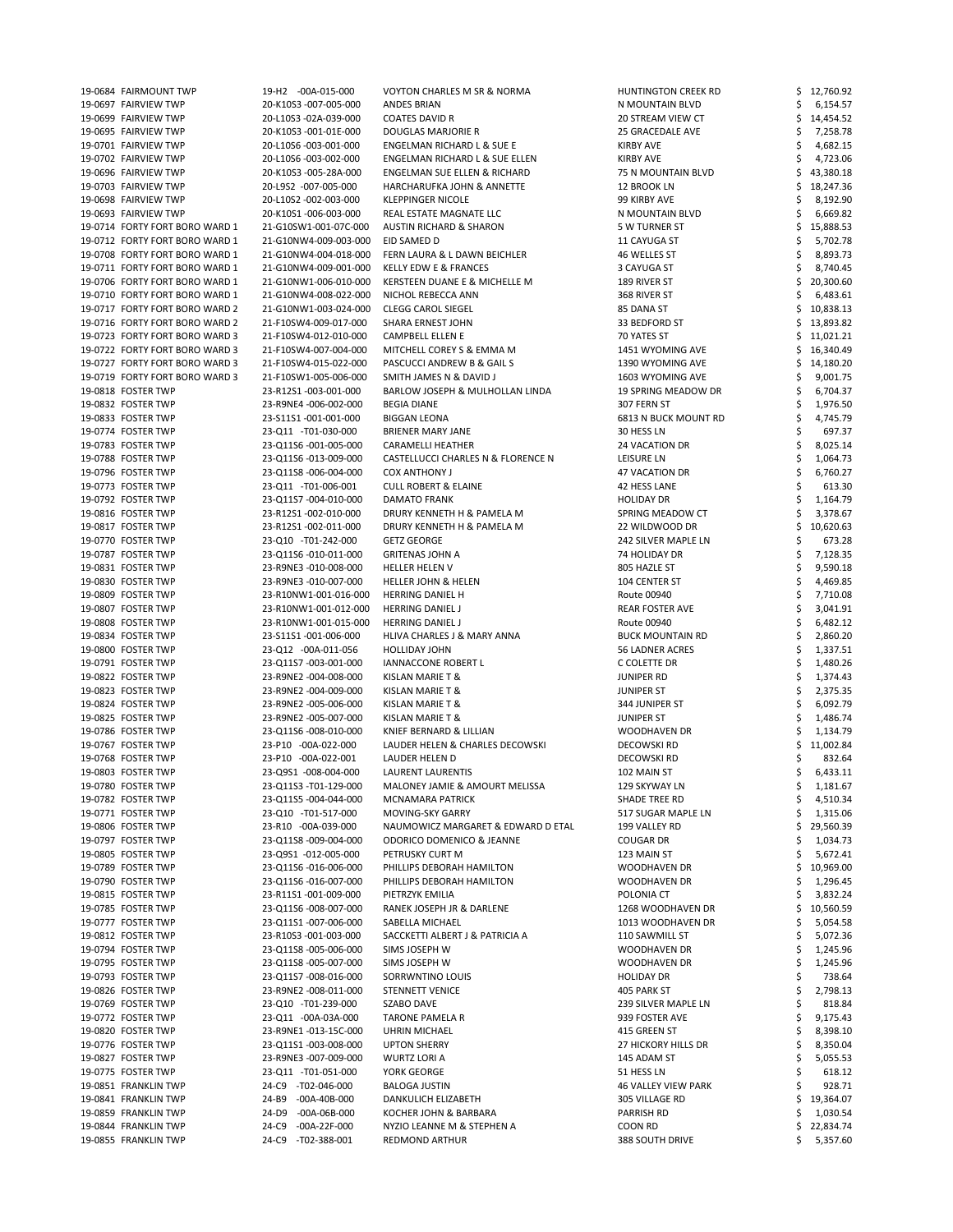| | | | | | |
|---|---|---|---|---|---|
| 19-0684 | FAIRMOUNT TWP | 19-H2 -00A-015-000 | VOYTON CHARLES M SR & NORMA | HUNTINGTON CREEK RD | $ 12,760.92 |
| 19-0697 | FAIRVIEW TWP | 20-K10S3 -007-005-000 | ANDES BRIAN | N MOUNTAIN BLVD | $ 6,154.57 |
| 19-0699 | FAIRVIEW TWP | 20-L10S3 -02A-039-000 | COATES DAVID R | 20 STREAM VIEW CT | $ 14,454.52 |
| 19-0695 | FAIRVIEW TWP | 20-K10S3 -001-01E-000 | DOUGLAS MARJORIE R | 25 GRACEDALE AVE | $ 7,258.78 |
| 19-0701 | FAIRVIEW TWP | 20-L10S6 -003-001-000 | ENGELMAN RICHARD L & SUE E | KIRBY AVE | $ 4,682.15 |
| 19-0702 | FAIRVIEW TWP | 20-L10S6 -003-002-000 | ENGELMAN RICHARD L & SUE ELLEN | KIRBY AVE | $ 4,723.06 |
| 19-0696 | FAIRVIEW TWP | 20-K10S3 -005-28A-000 | ENGELMAN SUE ELLEN & RICHARD | 75 N MOUNTAIN BLVD | $ 43,380.18 |
| 19-0703 | FAIRVIEW TWP | 20-L9S2 -007-005-000 | HARCHARUFKA JOHN & ANNETTE | 12 BROOK LN | $ 18,247.36 |
| 19-0698 | FAIRVIEW TWP | 20-L10S2 -002-003-000 | KLEPPINGER NICOLE | 99 KIRBY AVE | $ 8,192.90 |
| 19-0693 | FAIRVIEW TWP | 20-K10S1 -006-003-000 | REAL ESTATE MAGNATE LLC | N MOUNTAIN BLVD | $ 6,669.82 |
| 19-0714 | FORTY FORT BORO WARD 1 | 21-G10SW1-001-07C-000 | AUSTIN RICHARD & SHARON | 5 W TURNER ST | $ 15,888.53 |
| 19-0712 | FORTY FORT BORO WARD 1 | 21-G10NW4-009-003-000 | EID SAMED D | 11 CAYUGA ST | $ 5,702.78 |
| 19-0708 | FORTY FORT BORO WARD 1 | 21-G10NW4-004-018-000 | FERN LAURA & L DAWN BEICHLER | 46 WELLES ST | $ 8,893.73 |
| 19-0711 | FORTY FORT BORO WARD 1 | 21-G10NW4-009-001-000 | KELLY EDW E & FRANCES | 3 CAYUGA ST | $ 8,740.45 |
| 19-0706 | FORTY FORT BORO WARD 1 | 21-G10NW1-006-010-000 | KERSTEEN DUANE E & MICHELLE M | 189 RIVER ST | $ 20,300.60 |
| 19-0710 | FORTY FORT BORO WARD 1 | 21-G10NW4-008-022-000 | NICHOL REBECCA ANN | 368 RIVER ST | $ 6,483.61 |
| 19-0717 | FORTY FORT BORO WARD 2 | 21-G10NW1-003-024-000 | CLEGG CAROL SIEGEL | 85 DANA ST | $ 10,838.13 |
| 19-0716 | FORTY FORT BORO WARD 2 | 21-F10SW4-009-017-000 | SHARA ERNEST JOHN | 33 BEDFORD ST | $ 13,893.82 |
| 19-0723 | FORTY FORT BORO WARD 3 | 21-F10SW4-012-010-000 | CAMPBELL ELLEN E | 70 YATES ST | $ 11,021.21 |
| 19-0722 | FORTY FORT BORO WARD 3 | 21-F10SW4-007-004-000 | MITCHELL COREY S & EMMA M | 1451 WYOMING AVE | $ 16,340.49 |
| 19-0727 | FORTY FORT BORO WARD 3 | 21-F10SW4-015-022-000 | PASCUCCI ANDREW B & GAIL S | 1390 WYOMING AVE | $ 14,180.20 |
| 19-0719 | FORTY FORT BORO WARD 3 | 21-F10SW1-005-006-000 | SMITH JAMES N & DAVID J | 1603 WYOMING AVE | $ 9,001.75 |
| 19-0818 | FOSTER TWP | 23-R12S1 -003-001-000 | BARLOW JOSEPH & MULHOLLAN LINDA | 19 SPRING MEADOW DR | $ 6,704.37 |
| 19-0832 | FOSTER TWP | 23-R9NE4 -006-002-000 | BEGIA DIANE | 307 FERN ST | $ 1,976.50 |
| 19-0833 | FOSTER TWP | 23-S11S1 -001-001-000 | BIGGAN LEONA | 6813 N BUCK MOUNT RD | $ 4,745.79 |
| 19-0774 | FOSTER TWP | 23-Q11 -T01-030-000 | BRIENER MARY JANE | 30 HESS LN | $ 697.37 |
| 19-0783 | FOSTER TWP | 23-Q11S6 -001-005-000 | CARAMELLI HEATHER | 24 VACATION DR | $ 8,025.14 |
| 19-0788 | FOSTER TWP | 23-Q11S6 -013-009-000 | CASTELLUCCI CHARLES N & FLORENCE N | LEISURE LN | $ 1,064.73 |
| 19-0796 | FOSTER TWP | 23-Q11S8 -006-004-000 | COX ANTHONY J | 47 VACATION DR | $ 6,760.27 |
| 19-0773 | FOSTER TWP | 23-Q11 -T01-006-001 | CULL ROBERT & ELAINE | 42 HESS LANE | $ 613.30 |
| 19-0792 | FOSTER TWP | 23-Q11S7 -004-010-000 | DAMATO FRANK | HOLIDAY DR | $ 1,164.79 |
| 19-0816 | FOSTER TWP | 23-R12S1 -002-010-000 | DRURY KENNETH H & PAMELA M | SPRING MEADOW CT | $ 3,378.67 |
| 19-0817 | FOSTER TWP | 23-R12S1 -002-011-000 | DRURY KENNETH H & PAMELA M | 22 WILDWOOD DR | $ 10,620.63 |
| 19-0770 | FOSTER TWP | 23-Q10 -T01-242-000 | GETZ GEORGE | 242 SILVER MAPLE LN | $ 673.28 |
| 19-0787 | FOSTER TWP | 23-Q11S6 -010-011-000 | GRITENAS JOHN A | 74 HOLIDAY DR | $ 7,128.35 |
| 19-0831 | FOSTER TWP | 23-R9NE3 -010-008-000 | HELLER HELEN V | 805 HAZLE ST | $ 9,590.18 |
| 19-0830 | FOSTER TWP | 23-R9NE3 -010-007-000 | HELLER JOHN & HELEN | 104 CENTER ST | $ 4,469.85 |
| 19-0809 | FOSTER TWP | 23-R10NW1-001-016-000 | HERRING DANIEL H | Route 00940 | $ 7,710.08 |
| 19-0807 | FOSTER TWP | 23-R10NW1-001-012-000 | HERRING DANIEL J | REAR FOSTER AVE | $ 3,041.91 |
| 19-0808 | FOSTER TWP | 23-R10NW1-001-015-000 | HERRING DANIEL J | Route 00940 | $ 6,482.12 |
| 19-0834 | FOSTER TWP | 23-S11S1 -001-006-000 | HLIVA CHARLES J & MARY ANNA | BUCK MOUNTAIN RD | $ 2,860.20 |
| 19-0800 | FOSTER TWP | 23-Q12 -00A-011-056 | HOLLIDAY JOHN | 56 LADNER ACRES | $ 1,337.51 |
| 19-0791 | FOSTER TWP | 23-Q11S7 -003-001-000 | IANNACCONE ROBERT L | C COLETTE DR | $ 1,480.26 |
| 19-0822 | FOSTER TWP | 23-R9NE2 -004-008-000 | KISLAN MARIE T & | JUNIPER RD | $ 1,374.43 |
| 19-0823 | FOSTER TWP | 23-R9NE2 -004-009-000 | KISLAN MARIE T & | JUNIPER ST | $ 2,375.35 |
| 19-0824 | FOSTER TWP | 23-R9NE2 -005-006-000 | KISLAN MARIE T & | 344 JUNIPER ST | $ 6,092.79 |
| 19-0825 | FOSTER TWP | 23-R9NE2 -005-007-000 | KISLAN MARIE T & | JUNIPER ST | $ 1,486.74 |
| 19-0786 | FOSTER TWP | 23-Q11S6 -008-010-000 | KNIEF BERNARD & LILLIAN | WOODHAVEN DR | $ 1,134.79 |
| 19-0767 | FOSTER TWP | 23-P10 -00A-022-000 | LAUDER HELEN & CHARLES DECOWSKI | DECOWSKI RD | $ 11,002.84 |
| 19-0768 | FOSTER TWP | 23-P10 -00A-022-001 | LAUDER HELEN D | DECOWSKI RD | $ 832.64 |
| 19-0803 | FOSTER TWP | 23-Q9S1 -008-004-000 | LAURENT LAURENTIS | 102 MAIN ST | $ 6,433.11 |
| 19-0780 | FOSTER TWP | 23-Q11S3 -T01-129-000 | MALONEY JAMIE & AMOURT MELISSA | 129 SKYWAY LN | $ 1,181.67 |
| 19-0782 | FOSTER TWP | 23-Q11S5 -004-044-000 | MCNAMARA PATRICK | SHADE TREE RD | $ 4,510.34 |
| 19-0771 | FOSTER TWP | 23-Q10 -T01-517-000 | MOVING-SKY GARRY | 517 SUGAR MAPLE LN | $ 1,315.06 |
| 19-0806 | FOSTER TWP | 23-R10 -00A-039-000 | NAUMOWICZ MARGARET & EDWARD D ETAL | 199 VALLEY RD | $ 29,560.39 |
| 19-0797 | FOSTER TWP | 23-Q11S8 -009-004-000 | ODORICO DOMENICO & JEANNE | COUGAR DR | $ 1,034.73 |
| 19-0805 | FOSTER TWP | 23-Q9S1 -012-005-000 | PETRUSKY CURT M | 123 MAIN ST | $ 5,672.41 |
| 19-0789 | FOSTER TWP | 23-Q11S6 -016-006-000 | PHILLIPS DEBORAH HAMILTON | WOODHAVEN DR | $ 10,969.00 |
| 19-0790 | FOSTER TWP | 23-Q11S6 -016-007-000 | PHILLIPS DEBORAH HAMILTON | WOODHAVEN DR | $ 1,296.45 |
| 19-0815 | FOSTER TWP | 23-R11S1 -001-009-000 | PIETRZYK EMILIA | POLONIA CT | $ 3,832.24 |
| 19-0785 | FOSTER TWP | 23-Q11S6 -008-007-000 | RANEK JOSEPH JR & DARLENE | 1268 WOODHAVEN DR | $ 10,560.59 |
| 19-0777 | FOSTER TWP | 23-Q11S1 -007-006-000 | SABELLA MICHAEL | 1013 WOODHAVEN DR | $ 5,054.58 |
| 19-0812 | FOSTER TWP | 23-R10S3 -001-003-000 | SACCKETTI ALBERT J & PATRICIA A | 110 SAWMILL ST | $ 5,072.36 |
| 19-0794 | FOSTER TWP | 23-Q11S8 -005-006-000 | SIMS JOSEPH W | WOODHAVEN DR | $ 1,245.96 |
| 19-0795 | FOSTER TWP | 23-Q11S8 -005-007-000 | SIMS JOSEPH W | WOODHAVEN DR | $ 1,245.96 |
| 19-0793 | FOSTER TWP | 23-Q11S7 -008-016-000 | SORRWNTINO LOUIS | HOLIDAY DR | $ 738.64 |
| 19-0826 | FOSTER TWP | 23-R9NE2 -008-011-000 | STENNETT VENICE | 405 PARK ST | $ 2,798.13 |
| 19-0769 | FOSTER TWP | 23-Q10 -T01-239-000 | SZABO DAVE | 239 SILVER MAPLE LN | $ 818.84 |
| 19-0772 | FOSTER TWP | 23-Q11 -00A-03A-000 | TARONE PAMELA R | 939 FOSTER AVE | $ 9,175.43 |
| 19-0820 | FOSTER TWP | 23-R9NE1 -013-15C-000 | UHRIN MICHAEL | 415 GREEN ST | $ 8,398.10 |
| 19-0776 | FOSTER TWP | 23-Q11S1 -003-008-000 | UPTON SHERRY | 27 HICKORY HILLS DR | $ 8,350.04 |
| 19-0827 | FOSTER TWP | 23-R9NE3 -007-009-000 | WURTZ LORI A | 145 ADAM ST | $ 5,055.53 |
| 19-0775 | FOSTER TWP | 23-Q11 -T01-051-000 | YORK GEORGE | 51 HESS LN | $ 618.12 |
| 19-0851 | FRANKLIN TWP | 24-C9 -T02-046-000 | BALOGA JUSTIN | 46 VALLEY VIEW PARK | $ 928.71 |
| 19-0841 | FRANKLIN TWP | 24-B9 -00A-40B-000 | DANKULICH ELIZABETH | 305 VILLAGE RD | $ 19,364.07 |
| 19-0859 | FRANKLIN TWP | 24-D9 -00A-06B-000 | KOCHER JOHN & BARBARA | PARRISH RD | $ 1,030.54 |
| 19-0844 | FRANKLIN TWP | 24-C9 -00A-22F-000 | NYZIO LEANNE M & STEPHEN A | COON RD | $ 22,834.74 |
| 19-0855 | FRANKLIN TWP | 24-C9 -T02-388-001 | REDMOND ARTHUR | 388 SOUTH DRIVE | $ 5,357.60 |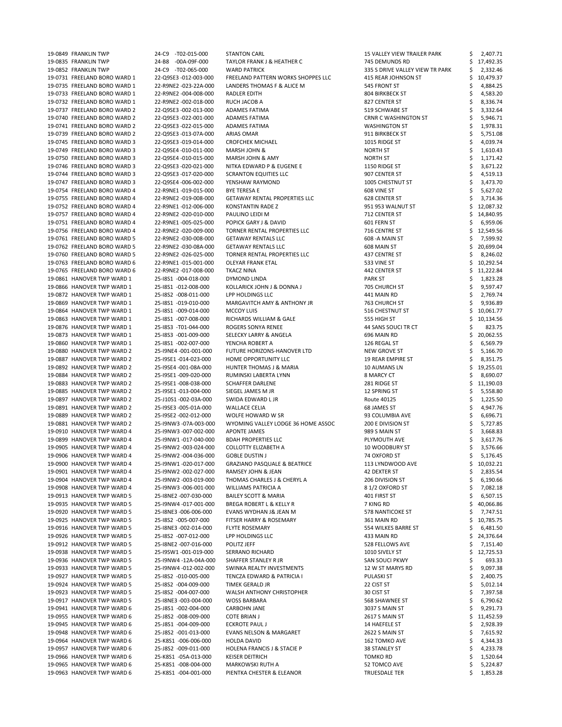| | | | | |
|---|---|---|---|---|
| 19-0849 FRANKLIN TWP | 24-C9 -T02-015-000 | STANTON CARL | 15 VALLEY VIEW TRAILER PARK | $ 2,407.71 |
| 19-0835 FRANKLIN TWP | 24-B8 -00A-09F-000 | TAYLOR FRANK J & HEATHER C | 745 DEMUNDS RD | $ 17,492.35 |
| 19-0852 FRANKLIN TWP | 24-C9 -T02-065-000 | WARD PATRICK | 335 S DRIVE VALLEY VIEW TR PARK | $ 2,332.46 |
| 19-0731 FREELAND BORO WARD 1 | 22-Q9SE3 -012-003-000 | FREELAND PATTERN WORKS SHOPPES LLC | 415 REAR JOHNSON ST | $ 10,479.37 |
| 19-0735 FREELAND BORO WARD 1 | 22-R9NE2 -023-22A-000 | LANDERS THOMAS F & ALICE M | 545 FRONT ST | $ 4,884.25 |
| 19-0733 FREELAND BORO WARD 1 | 22-R9NE2 -004-008-000 | RADLER EDITH | 804 BIRKBECK ST | $ 4,583.20 |
| 19-0732 FREELAND BORO WARD 1 | 22-R9NE2 -002-018-000 | RUCH JACOB A | 827 CENTER ST | $ 8,336.74 |
| 19-0737 FREELAND BORO WARD 2 | 22-Q9SE3 -002-013-000 | ADAMES FATIMA | 519 SCHWABE ST | $ 3,332.64 |
| 19-0740 FREELAND BORO WARD 2 | 22-Q9SE3 -022-001-000 | ADAMES FATIMA | CRNR C WASHINGTON ST | $ 5,946.71 |
| 19-0741 FREELAND BORO WARD 2 | 22-Q9SE3 -022-015-000 | ADAMES FATIMA | WASHINGTON ST | $ 1,978.31 |
| 19-0739 FREELAND BORO WARD 2 | 22-Q9SE3 -013-07A-000 | ARIAS OMAR | 911 BIRKBECK ST | $ 5,751.08 |
| 19-0745 FREELAND BORO WARD 3 | 22-Q9SE3 -019-014-000 | CROFCHEK MICHAEL | 1015 RIDGE ST | $ 4,039.74 |
| 19-0749 FREELAND BORO WARD 3 | 22-Q9SE4 -010-011-000 | MARSH JOHN & | NORTH ST | $ 1,610.43 |
| 19-0750 FREELAND BORO WARD 3 | 22-Q9SE4 -010-015-000 | MARSH JOHN & AMY | NORTH ST | $ 1,171.42 |
| 19-0746 FREELAND BORO WARD 3 | 22-Q9SE3 -020-021-000 | NITKA EDWARD P & EUGENE E | 1150 RIDGE ST | $ 3,671.22 |
| 19-0744 FREELAND BORO WARD 3 | 22-Q9SE3 -017-020-000 | SCRANTON EQUITIES LLC | 907 CENTER ST | $ 4,519.13 |
| 19-0747 FREELAND BORO WARD 3 | 22-Q9SE4 -006-002-000 | YENSHAW RAYMOND | 1005 CHESTNUT ST | $ 3,473.70 |
| 19-0754 FREELAND BORO WARD 4 | 22-R9NE1 -019-015-000 | BYE TERESA E | 608 VINE ST | $ 5,627.02 |
| 19-0755 FREELAND BORO WARD 4 | 22-R9NE2 -019-008-000 | GETAWAY RENTAL PROPERTIES LLC | 628 CENTER ST | $ 3,714.36 |
| 19-0752 FREELAND BORO WARD 4 | 22-R9NE1 -012-006-000 | KONSTANTIN RADE Z | 951 953 WALNUT ST | $ 12,087.32 |
| 19-0757 FREELAND BORO WARD 4 | 22-R9NE2 -020-010-000 | PAULINO LEIDI M | 712 CENTER ST | $ 14,840.95 |
| 19-0751 FREELAND BORO WARD 4 | 22-R9NE1 -005-025-000 | POPICK GARY J & DAVID | 601 FERN ST | $ 6,959.06 |
| 19-0756 FREELAND BORO WARD 4 | 22-R9NE2 -020-009-000 | TORNER RENTAL PROPERTIES LLC | 716 CENTRE ST | $ 12,549.56 |
| 19-0761 FREELAND BORO WARD 5 | 22-R9NE2 -030-008-000 | GETAWAY RENTALS LLC | 608 -A MAIN ST | $ 7,599.92 |
| 19-0762 FREELAND BORO WARD 5 | 22-R9NE2 -030-08A-000 | GETAWAY RENTALS LLC | 608 MAIN ST | $ 20,699.04 |
| 19-0760 FREELAND BORO WARD 5 | 22-R9NE2 -026-025-000 | TORNER RENTAL PROPERTIES LLC | 437 CENTRE ST | $ 8,246.02 |
| 19-0763 FREELAND BORO WARD 6 | 22-R9NE1 -015-001-000 | OLEYAR FRANK ETAL | 533 VINE ST | $ 10,292.54 |
| 19-0765 FREELAND BORO WARD 6 | 22-R9NE2 -017-008-000 | TKACZ NINA | 442 CENTER ST | $ 11,222.84 |
| 19-0861 HANOVER TWP WARD 1 | 25-I8S1 -004-018-000 | DYMOND LINDA | PARK ST | $ 1,823.28 |
| 19-0866 HANOVER TWP WARD 1 | 25-I8S1 -012-008-000 | KOLLARICK JOHN J & DONNA J | 705 CHURCH ST | $ 9,597.47 |
| 19-0872 HANOVER TWP WARD 1 | 25-I8S2 -008-011-000 | LPP HOLDINGS LLC | 441 MAIN RD | $ 2,769.74 |
| 19-0869 HANOVER TWP WARD 1 | 25-I8S1 -019-010-000 | MARGAVITCH AMY & ANTHONY JR | 763 CHURCH ST | $ 9,936.89 |
| 19-0864 HANOVER TWP WARD 1 | 25-I8S1 -009-014-000 | MCCOY LUIS | 516 CHESTNUT ST | $ 10,061.77 |
| 19-0863 HANOVER TWP WARD 1 | 25-I8S1 -007-008-000 | RICHARDS WILLIAM & GALE | 555 HIGH ST | $ 10,134.56 |
| 19-0876 HANOVER TWP WARD 1 | 25-I8S3 -T01-044-000 | ROGERS SONYA RENEE | 44 SANS SOUCI TR CT | $ 823.75 |
| 19-0873 HANOVER TWP WARD 1 | 25-I8S3 -001-009-000 | SELECKY LARRY & ANGELA | 696 MAIN RD | $ 20,062.55 |
| 19-0860 HANOVER TWP WARD 1 | 25-I8S1 -002-007-000 | YENCHA ROBERT A | 126 REGAL ST | $ 6,569.79 |
| 19-0880 HANOVER TWP WARD 2 | 25-I9NE4 -001-001-000 | FUTURE HORIZONS-HANOVER LTD | NEW GROVE ST | $ 5,166.70 |
| 19-0887 HANOVER TWP WARD 2 | 25-I9SE1 -014-023-000 | HOME OPPORTUNITY LLC | 19 REAR EMPIRE ST | $ 8,351.75 |
| 19-0892 HANOVER TWP WARD 2 | 25-I9SE4 -001-08A-000 | HUNTER THOMAS J & MARIA | 10 AUMANS LN | $ 19,255.01 |
| 19-0884 HANOVER TWP WARD 2 | 25-I9SE1 -009-020-000 | RUMINSKI LABERTA LYNN | 8 MARCY CT | $ 8,690.07 |
| 19-0883 HANOVER TWP WARD 2 | 25-I9SE1 -008-038-000 | SCHAFFER DARLENE | 281 RIDGE ST | $ 11,190.03 |
| 19-0885 HANOVER TWP WARD 2 | 25-I9SE1 -013-004-000 | SIEGEL JAMES M JR | 12 SPRING ST | $ 5,558.80 |
| 19-0897 HANOVER TWP WARD 2 | 25-J10S1 -002-03A-000 | SWIDA EDWARD L JR | Route 40125 | $ 1,225.50 |
| 19-0891 HANOVER TWP WARD 2 | 25-I9SE3 -005-01A-000 | WALLACE CELIA | 68 JAMES ST | $ 4,947.76 |
| 19-0889 HANOVER TWP WARD 2 | 25-I9SE2 -002-012-000 | WOLFE HOWARD W SR | 93 COLUMBIA AVE | $ 6,696.71 |
| 19-0881 HANOVER TWP WARD 2 | 25-I9NW3 -07A-003-000 | WYOMING VALLEY LODGE 36 HOME ASSOC | 200 E DIVISION ST | $ 5,727.85 |
| 19-0910 HANOVER TWP WARD 4 | 25-I9NW3 -007-002-000 | APONTE JAMES | 989 S MAIN ST | $ 3,668.83 |
| 19-0899 HANOVER TWP WARD 4 | 25-I9NW1 -017-040-000 | BDAH PROPERTIES LLC | PLYMOUTH AVE | $ 3,617.76 |
| 19-0905 HANOVER TWP WARD 4 | 25-I9NW2 -003-024-000 | COLLOTTY ELIZABETH A | 10 WOODBURY ST | $ 3,576.66 |
| 19-0906 HANOVER TWP WARD 4 | 25-I9NW2 -004-036-000 | GOBLE DUSTIN J | 74 OXFORD ST | $ 5,176.45 |
| 19-0900 HANOVER TWP WARD 4 | 25-I9NW1 -020-017-000 | GRAZIANO PASQUALE & BEATRICE | 113 LYNDWOOD AVE | $ 10,032.21 |
| 19-0901 HANOVER TWP WARD 4 | 25-I9NW2 -002-027-000 | RAMSEY JOHN & JEAN | 42 DEXTER ST | $ 2,835.54 |
| 19-0904 HANOVER TWP WARD 4 | 25-I9NW2 -003-019-000 | THOMAS CHARLES J & CHERYL A | 206 DIVISION ST | $ 6,190.66 |
| 19-0908 HANOVER TWP WARD 4 | 25-I9NW3 -006-001-000 | WILLIAMS PATRICIA A | 8 1/2 OXFORD ST | $ 7,082.18 |
| 19-0913 HANOVER TWP WARD 5 | 25-I8NE2 -007-030-000 | BAILEY SCOTT & MARIA | 401 FIRST ST | $ 6,507.15 |
| 19-0935 HANOVER TWP WARD 5 | 25-I9NW4 -017-001-000 | BREGA ROBERT L & KELLY R | 7 KING RD | $ 40,066.86 |
| 19-0920 HANOVER TWP WARD 5 | 25-I8NE3 -006-006-000 | EVANS WYDHAN J& JEAN M | 578 NANTICOKE ST | $ 7,747.51 |
| 19-0925 HANOVER TWP WARD 5 | 25-I8S2 -005-007-000 | FITSER HARRY & ROSEMARY | 361 MAIN RD | $ 10,785.75 |
| 19-0916 HANOVER TWP WARD 5 | 25-I8NE3 -002-014-000 | FLYTE ROSEMARY | 554 WILKES BARRE ST | $ 6,481.50 |
| 19-0926 HANOVER TWP WARD 5 | 25-I8S2 -007-012-000 | LPP HOLDINGS LLC | 433 MAIN RD | $ 24,376.64 |
| 19-0912 HANOVER TWP WARD 5 | 25-I8NE2 -007-016-000 | POLITZ JEFF | 528 FELLOWS AVE | $ 7,151.40 |
| 19-0938 HANOVER TWP WARD 5 | 25-I9SW1 -001-019-000 | SERRANO RICHARD | 1010 SIVELY ST | $ 12,725.53 |
| 19-0936 HANOVER TWP WARD 5 | 25-I9NW4 -12A-04A-000 | SHAFFER STANLEY R JR | SAN SOUCI PKWY | $ 693.33 |
| 19-0933 HANOVER TWP WARD 5 | 25-I9NW4 -012-002-000 | SWINKA REALTY INVESTMENTS | 12 W ST MARYS RD | $ 9,097.38 |
| 19-0927 HANOVER TWP WARD 5 | 25-I8S2 -010-005-000 | TENCZA EDWARD & PATRICIA I | PULASKI ST | $ 2,400.75 |
| 19-0924 HANOVER TWP WARD 5 | 25-I8S2 -004-009-000 | TIMEK GERALD JR | 22 CIST ST | $ 5,012.14 |
| 19-0923 HANOVER TWP WARD 5 | 25-I8S2 -004-007-000 | WALSH ANTHONY CHRISTOPHER | 30 CIST ST | $ 7,397.58 |
| 19-0917 HANOVER TWP WARD 5 | 25-I8NE3 -003-004-000 | WOSS BARBARA | 568 SHAWNEE ST | $ 6,790.62 |
| 19-0941 HANOVER TWP WARD 6 | 25-J8S1 -002-004-000 | CARBOHN JANE | 3037 S MAIN ST | $ 9,291.73 |
| 19-0955 HANOVER TWP WARD 6 | 25-J8S2 -008-009-000 | COTE BRIAN J | 2617 S MAIN ST | $ 11,452.59 |
| 19-0945 HANOVER TWP WARD 6 | 25-J8S1 -004-009-000 | ECKROTE PAUL J | 14 HAEFELE ST | $ 2,928.39 |
| 19-0948 HANOVER TWP WARD 6 | 25-J8S2 -001-013-000 | EVANS NELSON & MARGARET | 2622 S MAIN ST | $ 7,615.92 |
| 19-0964 HANOVER TWP WARD 6 | 25-K8S1 -006-006-000 | HOLDA DAVID | 162 TOMKO AVE | $ 4,344.33 |
| 19-0957 HANOVER TWP WARD 6 | 25-J8S2 -009-011-000 | HOLENA FRANCIS J & STACIE P | 38 STANLEY ST | $ 4,233.78 |
| 19-0966 HANOVER TWP WARD 6 | 25-K8S1 -05A-013-000 | KEISER DEITRICH | TOMKO RD | $ 1,520.64 |
| 19-0965 HANOVER TWP WARD 6 | 25-K8S1 -008-004-000 | MARKOWSKI RUTH A | 52 TOMCO AVE | $ 5,224.87 |
| 19-0963 HANOVER TWP WARD 6 | 25-K8S1 -004-001-000 | PIENTKA CHESTER & ELEANOR | TRUESDALE TER | $ 1,853.28 |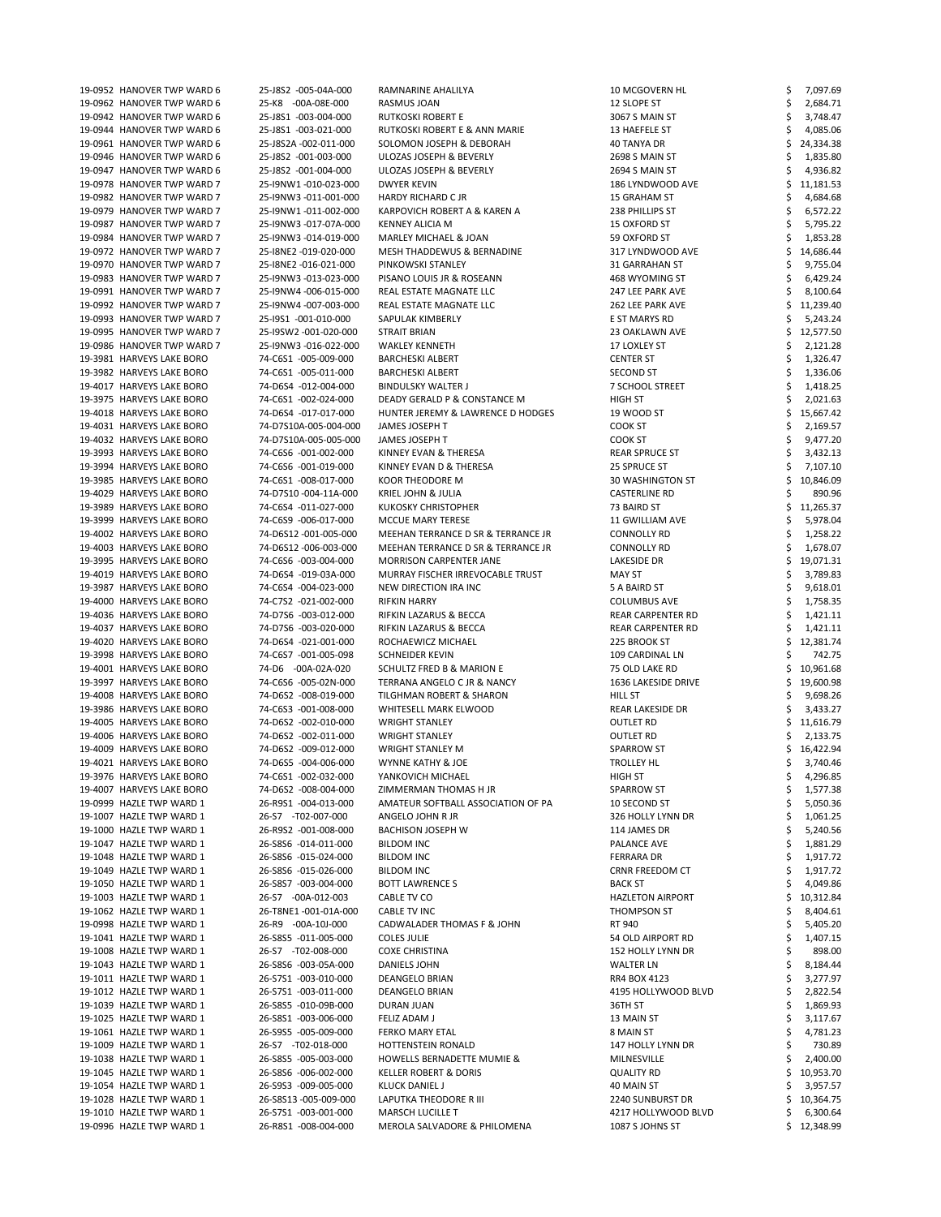| | | | | | |
|---|---|---|---|---|---|
| 19-0952 | HANOVER TWP WARD 6 | 25-J8S2 -005-04A-000 | RAMNARINE AHALILYA | 10 MCGOVERN HL | $ 7,097.69 |
| 19-0962 | HANOVER TWP WARD 6 | 25-K8 -00A-08E-000 | RASMUS JOAN | 12 SLOPE ST | $ 2,684.71 |
| 19-0942 | HANOVER TWP WARD 6 | 25-J8S1 -003-004-000 | RUTKOSKI ROBERT E | 3067 S MAIN ST | $ 3,748.47 |
| 19-0944 | HANOVER TWP WARD 6 | 25-J8S1 -003-021-000 | RUTKOSKI ROBERT E & ANN MARIE | 13 HAEFELE ST | $ 4,085.06 |
| 19-0961 | HANOVER TWP WARD 6 | 25-J8S2A -002-011-000 | SOLOMON JOSEPH & DEBORAH | 40 TANYA DR | $ 24,334.38 |
| 19-0946 | HANOVER TWP WARD 6 | 25-J8S2 -001-003-000 | ULOZAS JOSEPH & BEVERLY | 2698 S MAIN ST | $ 1,835.80 |
| 19-0947 | HANOVER TWP WARD 6 | 25-J8S2 -001-004-000 | ULOZAS JOSEPH & BEVERLY | 2694 S MAIN ST | $ 4,936.82 |
| 19-0978 | HANOVER TWP WARD 7 | 25-I9NW1 -010-023-000 | DWYER KEVIN | 186 LYNDWOOD AVE | $ 11,181.53 |
| 19-0982 | HANOVER TWP WARD 7 | 25-I9NW3 -011-001-000 | HARDY RICHARD C JR | 15 GRAHAM ST | $ 4,684.68 |
| 19-0979 | HANOVER TWP WARD 7 | 25-I9NW1 -011-002-000 | KARPOVICH ROBERT A & KAREN A | 238 PHILLIPS ST | $ 6,572.22 |
| 19-0987 | HANOVER TWP WARD 7 | 25-I9NW3 -017-07A-000 | KENNEY ALICIA M | 15 OXFORD ST | $ 5,795.22 |
| 19-0984 | HANOVER TWP WARD 7 | 25-I9NW3 -014-019-000 | MARLEY MICHAEL & JOAN | 59 OXFORD ST | $ 1,853.28 |
| 19-0972 | HANOVER TWP WARD 7 | 25-I8NE2 -019-020-000 | MESH THADDEWUS & BERNADINE | 317 LYNDWOOD AVE | $ 14,686.44 |
| 19-0970 | HANOVER TWP WARD 7 | 25-I8NE2 -016-021-000 | PINKOWSKI STANLEY | 31 GARRAHAN ST | $ 9,755.04 |
| 19-0983 | HANOVER TWP WARD 7 | 25-I9NW3 -013-023-000 | PISANO LOUIS JR & ROSEANN | 468 WYOMING ST | $ 6,429.24 |
| 19-0991 | HANOVER TWP WARD 7 | 25-I9NW4 -006-015-000 | REAL ESTATE MAGNATE LLC | 247 LEE PARK AVE | $ 8,100.64 |
| 19-0992 | HANOVER TWP WARD 7 | 25-I9NW4 -007-003-000 | REAL ESTATE MAGNATE LLC | 262 LEE PARK AVE | $ 11,239.40 |
| 19-0993 | HANOVER TWP WARD 7 | 25-I9S1 -001-010-000 | SAPULAK KIMBERLY | E ST MARYS RD | $ 5,243.24 |
| 19-0995 | HANOVER TWP WARD 7 | 25-I9SW2 -001-020-000 | STRAIT BRIAN | 23 OAKLAWN AVE | $ 12,577.50 |
| 19-0986 | HANOVER TWP WARD 7 | 25-I9NW3 -016-022-000 | WAKLEY KENNETH | 17 LOXLEY ST | $ 2,121.28 |
| 19-3981 | HARVEYS LAKE BORO | 74-C6S1 -005-009-000 | BARCHESKI ALBERT | CENTER ST | $ 1,326.47 |
| 19-3982 | HARVEYS LAKE BORO | 74-C6S1 -005-011-000 | BARCHESKI ALBERT | SECOND ST | $ 1,336.06 |
| 19-4017 | HARVEYS LAKE BORO | 74-D6S4 -012-004-000 | BINDULSKY WALTER J | 7 SCHOOL STREET | $ 1,418.25 |
| 19-3975 | HARVEYS LAKE BORO | 74-C6S1 -002-024-000 | DEADY GERALD P & CONSTANCE M | HIGH ST | $ 2,021.63 |
| 19-4018 | HARVEYS LAKE BORO | 74-D6S4 -017-017-000 | HUNTER JEREMY & LAWRENCE D HODGES | 19 WOOD ST | $ 15,667.42 |
| 19-4031 | HARVEYS LAKE BORO | 74-D7S10A-005-004-000 | JAMES JOSEPH T | COOK ST | $ 2,169.57 |
| 19-4032 | HARVEYS LAKE BORO | 74-D7S10A-005-005-000 | JAMES JOSEPH T | COOK ST | $ 9,477.20 |
| 19-3993 | HARVEYS LAKE BORO | 74-C6S6 -001-002-000 | KINNEY EVAN & THERESA | REAR SPRUCE ST | $ 3,432.13 |
| 19-3994 | HARVEYS LAKE BORO | 74-C6S6 -001-019-000 | KINNEY EVAN D & THERESA | 25 SPRUCE ST | $ 7,107.10 |
| 19-3985 | HARVEYS LAKE BORO | 74-C6S1 -008-017-000 | KOOR THEODORE M | 30 WASHINGTON ST | $ 10,846.09 |
| 19-4029 | HARVEYS LAKE BORO | 74-D7S10 -004-11A-000 | KRIEL JOHN & JULIA | CASTERLINE RD | $ 890.96 |
| 19-3989 | HARVEYS LAKE BORO | 74-C6S4 -011-027-000 | KUKOSKY CHRISTOPHER | 73 BAIRD ST | $ 11,265.37 |
| 19-3999 | HARVEYS LAKE BORO | 74-C6S9 -006-017-000 | MCCUE MARY TERESE | 11 GWILLIAM AVE | $ 5,978.04 |
| 19-4002 | HARVEYS LAKE BORO | 74-D6S12 -001-005-000 | MEEHAN TERRANCE D SR & TERRANCE JR | CONNOLLY RD | $ 1,258.22 |
| 19-4003 | HARVEYS LAKE BORO | 74-D6S12 -006-003-000 | MEEHAN TERRANCE D SR & TERRANCE JR | CONNOLLY RD | $ 1,678.07 |
| 19-3995 | HARVEYS LAKE BORO | 74-C6S6 -003-004-000 | MORRISON CARPENTER JANE | LAKESIDE DR | $ 19,071.31 |
| 19-4019 | HARVEYS LAKE BORO | 74-D6S4 -019-03A-000 | MURRAY FISCHER IRREVOCABLE TRUST | MAY ST | $ 3,789.83 |
| 19-3987 | HARVEYS LAKE BORO | 74-C6S4 -004-023-000 | NEW DIRECTION IRA INC | 5 A BAIRD ST | $ 9,618.01 |
| 19-4000 | HARVEYS LAKE BORO | 74-C7S2 -021-002-000 | RIFKIN HARRY | COLUMBUS AVE | $ 1,758.35 |
| 19-4036 | HARVEYS LAKE BORO | 74-D7S6 -003-012-000 | RIFKIN LAZARUS & BECCA | REAR CARPENTER RD | $ 1,421.11 |
| 19-4037 | HARVEYS LAKE BORO | 74-D7S6 -003-020-000 | RIFKIN LAZARUS & BECCA | REAR CARPENTER RD | $ 1,421.11 |
| 19-4020 | HARVEYS LAKE BORO | 74-D6S4 -021-001-000 | ROCHAEWICZ MICHAEL | 225 BROOK ST | $ 12,381.74 |
| 19-3998 | HARVEYS LAKE BORO | 74-C6S7 -001-005-098 | SCHNEIDER KEVIN | 109 CARDINAL LN | $ 742.75 |
| 19-4001 | HARVEYS LAKE BORO | 74-D6 -00A-02A-020 | SCHULTZ FRED B & MARION E | 75 OLD LAKE RD | $ 10,961.68 |
| 19-3997 | HARVEYS LAKE BORO | 74-C6S6 -005-02N-000 | TERRANA ANGELO C JR & NANCY | 1636 LAKESIDE DRIVE | $ 19,600.98 |
| 19-4008 | HARVEYS LAKE BORO | 74-D6S2 -008-019-000 | TILGHMAN ROBERT & SHARON | HILL ST | $ 9,698.26 |
| 19-3986 | HARVEYS LAKE BORO | 74-C6S3 -001-008-000 | WHITESELL MARK ELWOOD | REAR LAKESIDE DR | $ 3,433.27 |
| 19-4005 | HARVEYS LAKE BORO | 74-D6S2 -002-010-000 | WRIGHT STANLEY | OUTLET RD | $ 11,616.79 |
| 19-4006 | HARVEYS LAKE BORO | 74-D6S2 -002-011-000 | WRIGHT STANLEY | OUTLET RD | $ 2,133.75 |
| 19-4009 | HARVEYS LAKE BORO | 74-D6S2 -009-012-000 | WRIGHT STANLEY M | SPARROW ST | $ 16,422.94 |
| 19-4021 | HARVEYS LAKE BORO | 74-D6S5 -004-006-000 | WYNNE KATHY & JOE | TROLLEY HL | $ 3,740.46 |
| 19-3976 | HARVEYS LAKE BORO | 74-C6S1 -002-032-000 | YANKOVICH MICHAEL | HIGH ST | $ 4,296.85 |
| 19-4007 | HARVEYS LAKE BORO | 74-D6S2 -008-004-000 | ZIMMERMAN THOMAS H JR | SPARROW ST | $ 1,577.38 |
| 19-0999 | HAZLE TWP WARD 1 | 26-R9S1 -004-013-000 | AMATEUR SOFTBALL ASSOCIATION OF PA | 10 SECOND ST | $ 5,050.36 |
| 19-1007 | HAZLE TWP WARD 1 | 26-S7 -T02-007-000 | ANGELO JOHN R JR | 326 HOLLY LYNN DR | $ 1,061.25 |
| 19-1000 | HAZLE TWP WARD 1 | 26-R9S2 -001-008-000 | BACHISON JOSEPH W | 114 JAMES DR | $ 5,240.56 |
| 19-1047 | HAZLE TWP WARD 1 | 26-S8S6 -014-011-000 | BILDOM INC | PALANCE AVE | $ 1,881.29 |
| 19-1048 | HAZLE TWP WARD 1 | 26-S8S6 -015-024-000 | BILDOM INC | FERRARA DR | $ 1,917.72 |
| 19-1049 | HAZLE TWP WARD 1 | 26-S8S6 -015-026-000 | BILDOM INC | CRNR FREEDOM CT | $ 1,917.72 |
| 19-1050 | HAZLE TWP WARD 1 | 26-S8S7 -003-004-000 | BOTT LAWRENCE S | BACK ST | $ 4,049.86 |
| 19-1003 | HAZLE TWP WARD 1 | 26-S7 -00A-012-003 | CABLE TV CO | HAZLETON AIRPORT | $ 10,312.84 |
| 19-1062 | HAZLE TWP WARD 1 | 26-T8NE1 -001-01A-000 | CABLE TV INC | THOMPSON ST | $ 8,404.61 |
| 19-0998 | HAZLE TWP WARD 1 | 26-R9 -00A-10J-000 | CADWALADER THOMAS F & JOHN | RT 940 | $ 5,405.20 |
| 19-1041 | HAZLE TWP WARD 1 | 26-S8S5 -011-005-000 | COLES JULIE | 54 OLD AIRPORT RD | $ 1,407.15 |
| 19-1008 | HAZLE TWP WARD 1 | 26-S7 -T02-008-000 | COXE CHRISTINA | 152 HOLLY LYNN DR | $ 898.00 |
| 19-1043 | HAZLE TWP WARD 1 | 26-S8S6 -003-05A-000 | DANIELS JOHN | WALTER LN | $ 8,184.44 |
| 19-1011 | HAZLE TWP WARD 1 | 26-S7S1 -003-010-000 | DEANGELO BRIAN | RR4 BOX 4123 | $ 3,277.97 |
| 19-1012 | HAZLE TWP WARD 1 | 26-S7S1 -003-011-000 | DEANGELO BRIAN | 4195 HOLLYWOOD BLVD | $ 2,822.54 |
| 19-1039 | HAZLE TWP WARD 1 | 26-S8S5 -010-09B-000 | DURAN JUAN | 36TH ST | $ 1,869.93 |
| 19-1025 | HAZLE TWP WARD 1 | 26-S8S1 -003-006-000 | FELIZ ADAM J | 13 MAIN ST | $ 3,117.67 |
| 19-1061 | HAZLE TWP WARD 1 | 26-S9S5 -005-009-000 | FERKO MARY ETAL | 8 MAIN ST | $ 4,781.23 |
| 19-1009 | HAZLE TWP WARD 1 | 26-S7 -T02-018-000 | HOTTENSTEIN RONALD | 147 HOLLY LYNN DR | $ 730.89 |
| 19-1038 | HAZLE TWP WARD 1 | 26-S8S5 -005-003-000 | HOWELLS BERNADETTE MUMIE & | MILNESVILLE | $ 2,400.00 |
| 19-1045 | HAZLE TWP WARD 1 | 26-S8S6 -006-002-000 | KELLER ROBERT & DORIS | QUALITY RD | $ 10,953.70 |
| 19-1054 | HAZLE TWP WARD 1 | 26-S9S3 -009-005-000 | KLUCK DANIEL J | 40 MAIN ST | $ 3,957.57 |
| 19-1028 | HAZLE TWP WARD 1 | 26-S8S13 -005-009-000 | LAPUTKA THEODORE R III | 2240 SUNBURST DR | $ 10,364.75 |
| 19-1010 | HAZLE TWP WARD 1 | 26-S7S1 -003-001-000 | MARSCH LUCILLE T | 4217 HOLLYWOOD BLVD | $ 6,300.64 |
| 19-0996 | HAZLE TWP WARD 1 | 26-R8S1 -008-004-000 | MEROLA SALVADORE & PHILOMENA | 1087 S JOHNS ST | $ 12,348.99 |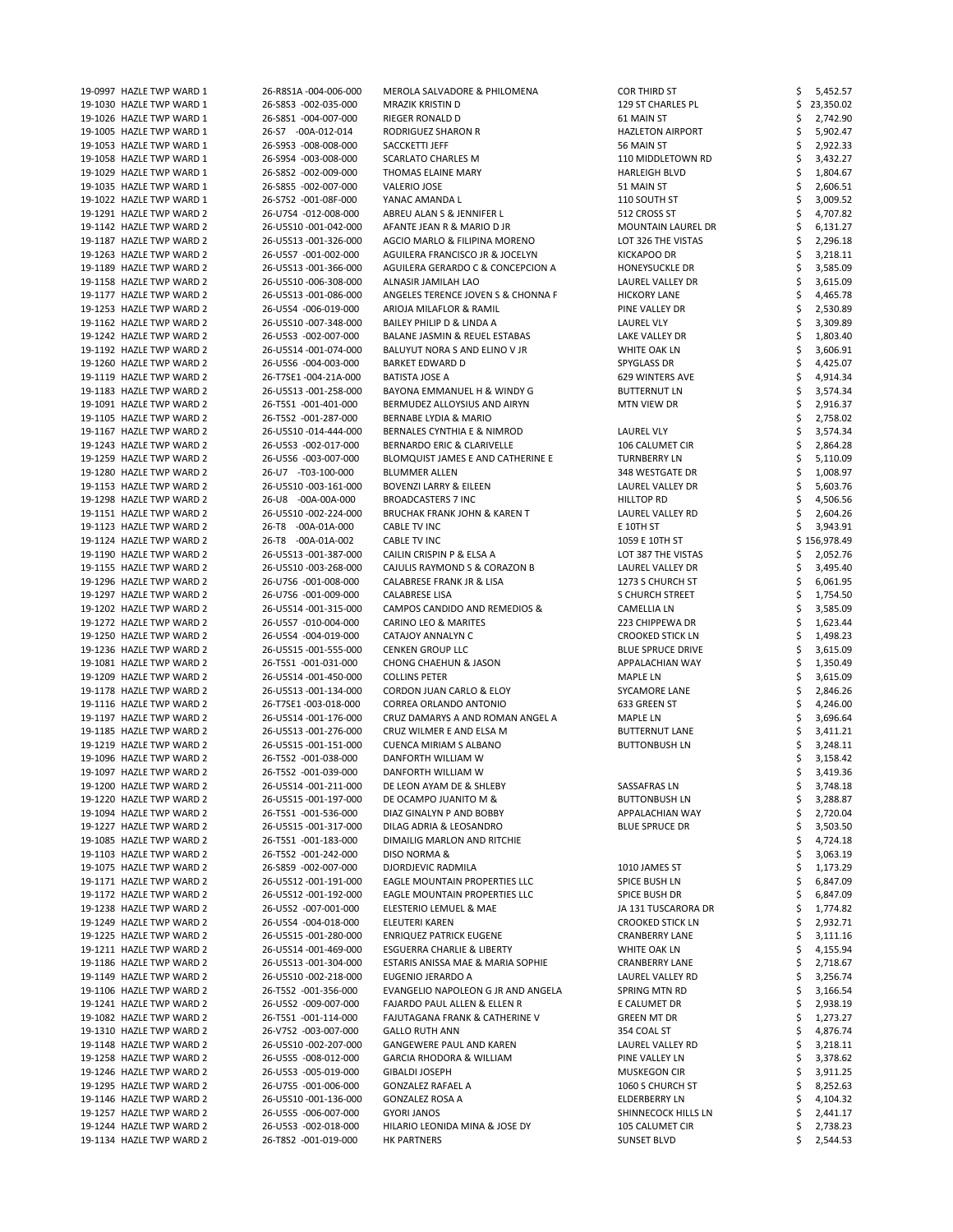| | | | | | |
|---|---|---|---|---|---|
| 19-0997 | HAZLE TWP WARD 1 | 26-R8S1A -004-006-000 | MEROLA SALVADORE & PHILOMENA | COR THIRD ST | $ 5,452.57 |
| 19-1030 | HAZLE TWP WARD 1 | 26-S8S3 -002-035-000 | MRAZIK KRISTIN D | 129 ST CHARLES PL | $ 23,350.02 |
| 19-1026 | HAZLE TWP WARD 1 | 26-S8S1 -004-007-000 | RIEGER RONALD D | 61 MAIN ST | $ 2,742.90 |
| 19-1005 | HAZLE TWP WARD 1 | 26-S7 -00A-012-014 | RODRIGUEZ SHARON R | HAZLETON AIRPORT | $ 5,902.47 |
| 19-1053 | HAZLE TWP WARD 1 | 26-S9S3 -008-008-000 | SACCKETTI JEFF | 56 MAIN ST | $ 2,922.33 |
| 19-1058 | HAZLE TWP WARD 1 | 26-S9S4 -003-008-000 | SCARLATO CHARLES M | 110 MIDDLETOWN RD | $ 3,432.27 |
| 19-1029 | HAZLE TWP WARD 1 | 26-S8S2 -002-009-000 | THOMAS ELAINE MARY | HARLEIGH BLVD | $ 1,804.67 |
| 19-1035 | HAZLE TWP WARD 1 | 26-S8S5 -002-007-000 | VALERIO JOSE | 51 MAIN ST | $ 2,606.51 |
| 19-1022 | HAZLE TWP WARD 1 | 26-S7S2 -001-08F-000 | YANAC AMANDA L | 110 SOUTH ST | $ 3,009.52 |
| 19-1291 | HAZLE TWP WARD 2 | 26-U7S4 -012-008-000 | ABREU ALAN S & JENNIFER L | 512 CROSS ST | $ 4,707.82 |
| 19-1142 | HAZLE TWP WARD 2 | 26-U5S10 -001-042-000 | AFANTE JEAN R & MARIO D JR | MOUNTAIN LAUREL DR | $ 6,131.27 |
| 19-1187 | HAZLE TWP WARD 2 | 26-U5S13 -001-326-000 | AGCIO MARLO & FILIPINA MORENO | LOT 326 THE VISTAS | $ 2,296.18 |
| 19-1263 | HAZLE TWP WARD 2 | 26-U5S7 -001-002-000 | AGUILERA FRANCISCO JR & JOCELYN | KICKAPOO DR | $ 3,218.11 |
| 19-1189 | HAZLE TWP WARD 2 | 26-U5S13 -001-366-000 | AGUILERA GERARDO C & CONCEPCION A | HONEYSUCKLE DR | $ 3,585.09 |
| 19-1158 | HAZLE TWP WARD 2 | 26-U5S10 -006-308-000 | ALNASIR JAMILAH LAO | LAUREL VALLEY DR | $ 3,615.09 |
| 19-1177 | HAZLE TWP WARD 2 | 26-U5S13 -001-086-000 | ANGELES TERENCE JOVEN S & CHONNA F | HICKORY LANE | $ 4,465.78 |
| 19-1253 | HAZLE TWP WARD 2 | 26-U5S4 -006-019-000 | ARIOJA MILAFLOR & RAMIL | PINE VALLEY DR | $ 2,530.89 |
| 19-1162 | HAZLE TWP WARD 2 | 26-U5S10 -007-348-000 | BAILEY PHILIP D & LINDA A | LAUREL VLY | $ 3,309.89 |
| 19-1242 | HAZLE TWP WARD 2 | 26-U5S3 -002-007-000 | BALANE JASMIN & REUEL ESTABAS | LAKE VALLEY DR | $ 1,803.40 |
| 19-1192 | HAZLE TWP WARD 2 | 26-U5S14 -001-074-000 | BALUYUT NORA S AND ELINO V JR | WHITE OAK LN | $ 3,606.91 |
| 19-1260 | HAZLE TWP WARD 2 | 26-U5S6 -004-003-000 | BARKET EDWARD D | SPYGLASS DR | $ 4,425.07 |
| 19-1119 | HAZLE TWP WARD 2 | 26-T7SE1 -004-21A-000 | BATISTA JOSE A | 629 WINTERS AVE | $ 4,914.34 |
| 19-1183 | HAZLE TWP WARD 2 | 26-U5S13 -001-258-000 | BAYONA EMMANUEL H & WINDY G | BUTTERNUT LN | $ 3,574.34 |
| 19-1091 | HAZLE TWP WARD 2 | 26-T5S1 -001-401-000 | BERMUDEZ ALLOYSIUS AND AIRYN | MTN VIEW DR | $ 2,916.37 |
| 19-1105 | HAZLE TWP WARD 2 | 26-T5S2 -001-287-000 | BERNABE LYDIA & MARIO | | $ 2,758.02 |
| 19-1167 | HAZLE TWP WARD 2 | 26-U5S10 -014-444-000 | BERNALES CYNTHIA E & NIMROD | LAUREL VLY | $ 3,574.34 |
| 19-1243 | HAZLE TWP WARD 2 | 26-U5S3 -002-017-000 | BERNARDO ERIC & CLARIVELLE | 106 CALUMET CIR | $ 2,864.28 |
| 19-1259 | HAZLE TWP WARD 2 | 26-U5S6 -003-007-000 | BLOMQUIST JAMES E AND CATHERINE E | TURNBERRY LN | $ 5,110.09 |
| 19-1280 | HAZLE TWP WARD 2 | 26-U7 -T03-100-000 | BLUMMER ALLEN | 348 WESTGATE DR | $ 1,008.97 |
| 19-1153 | HAZLE TWP WARD 2 | 26-U5S10 -003-161-000 | BOVENZI LARRY & EILEEN | LAUREL VALLEY DR | $ 5,603.76 |
| 19-1298 | HAZLE TWP WARD 2 | 26-U8 -00A-00A-000 | BROADCASTERS 7 INC | HILLTOP RD | $ 4,506.56 |
| 19-1151 | HAZLE TWP WARD 2 | 26-U5S10 -002-224-000 | BRUCHAK FRANK JOHN & KAREN T | LAUREL VALLEY RD | $ 2,604.26 |
| 19-1123 | HAZLE TWP WARD 2 | 26-T8 -00A-01A-000 | CABLE TV INC | E 10TH ST | $ 3,943.91 |
| 19-1124 | HAZLE TWP WARD 2 | 26-T8 -00A-01A-002 | CABLE TV INC | 1059 E 10TH ST | $ 156,978.49 |
| 19-1190 | HAZLE TWP WARD 2 | 26-U5S13 -001-387-000 | CAILIN CRISPIN P & ELSA A | LOT 387 THE VISTAS | $ 2,052.76 |
| 19-1155 | HAZLE TWP WARD 2 | 26-U5S10 -003-268-000 | CAJULIS RAYMOND S & CORAZON B | LAUREL VALLEY DR | $ 3,495.40 |
| 19-1296 | HAZLE TWP WARD 2 | 26-U7S6 -001-008-000 | CALABRESE FRANK JR & LISA | 1273 S CHURCH ST | $ 6,061.95 |
| 19-1297 | HAZLE TWP WARD 2 | 26-U7S6 -001-009-000 | CALABRESE LISA | S CHURCH STREET | $ 1,754.50 |
| 19-1202 | HAZLE TWP WARD 2 | 26-U5S14 -001-315-000 | CAMPOS CANDIDO AND REMEDIOS & | CAMELLIA LN | $ 3,585.09 |
| 19-1272 | HAZLE TWP WARD 2 | 26-U5S7 -010-004-000 | CARINO LEO & MARITES | 223 CHIPPEWA DR | $ 1,623.44 |
| 19-1250 | HAZLE TWP WARD 2 | 26-U5S4 -004-019-000 | CATAJOY ANNALYN C | CROOKED STICK LN | $ 1,498.23 |
| 19-1236 | HAZLE TWP WARD 2 | 26-U5S15 -001-555-000 | CENKEN GROUP LLC | BLUE SPRUCE DRIVE | $ 3,615.09 |
| 19-1081 | HAZLE TWP WARD 2 | 26-T5S1 -001-031-000 | CHONG CHAEHUN & JASON | APPALACHIAN WAY | $ 1,350.49 |
| 19-1209 | HAZLE TWP WARD 2 | 26-U5S14 -001-450-000 | COLLINS PETER | MAPLE LN | $ 3,615.09 |
| 19-1178 | HAZLE TWP WARD 2 | 26-U5S13 -001-134-000 | CORDON JUAN CARLO & ELOY | SYCAMORE LANE | $ 2,846.26 |
| 19-1116 | HAZLE TWP WARD 2 | 26-T7SE1 -003-018-000 | CORREA ORLANDO ANTONIO | 633 GREEN ST | $ 4,246.00 |
| 19-1197 | HAZLE TWP WARD 2 | 26-U5S14 -001-176-000 | CRUZ DAMARYS A AND ROMAN ANGEL A | MAPLE LN | $ 3,696.64 |
| 19-1185 | HAZLE TWP WARD 2 | 26-U5S13 -001-276-000 | CRUZ WILMER E AND ELSA M | BUTTERNUT LANE | $ 3,411.21 |
| 19-1219 | HAZLE TWP WARD 2 | 26-U5S15 -001-151-000 | CUENCA MIRIAM S ALBANO | BUTTONBUSH LN | $ 3,248.11 |
| 19-1096 | HAZLE TWP WARD 2 | 26-T5S2 -001-038-000 | DANFORTH WILLIAM W | | $ 3,158.42 |
| 19-1097 | HAZLE TWP WARD 2 | 26-T5S2 -001-039-000 | DANFORTH WILLIAM W | | $ 3,419.36 |
| 19-1200 | HAZLE TWP WARD 2 | 26-U5S14 -001-211-000 | DE LEON AYAM DE & SHLEBY | SASSAFRAS LN | $ 3,748.18 |
| 19-1220 | HAZLE TWP WARD 2 | 26-U5S15 -001-197-000 | DE OCAMPO JUANITO M & | BUTTONBUSH LN | $ 3,288.87 |
| 19-1094 | HAZLE TWP WARD 2 | 26-T5S1 -001-536-000 | DIAZ GINALYN P AND BOBBY | APPALACHIAN WAY | $ 2,720.04 |
| 19-1227 | HAZLE TWP WARD 2 | 26-U5S15 -001-317-000 | DILAG ADRIA & LEOSANDRO | BLUE SPRUCE DR | $ 3,503.50 |
| 19-1085 | HAZLE TWP WARD 2 | 26-T5S1 -001-183-000 | DIMAILIG MARLON AND RITCHIE | | $ 4,724.18 |
| 19-1103 | HAZLE TWP WARD 2 | 26-T5S2 -001-242-000 | DISO NORMA & | | $ 3,063.19 |
| 19-1075 | HAZLE TWP WARD 2 | 26-S8S9 -002-007-000 | DJORDJEVIC RADMILA | 1010 JAMES ST | $ 1,173.29 |
| 19-1171 | HAZLE TWP WARD 2 | 26-U5S12 -001-191-000 | EAGLE MOUNTAIN PROPERTIES LLC | SPICE BUSH LN | $ 6,847.09 |
| 19-1172 | HAZLE TWP WARD 2 | 26-U5S12 -001-192-000 | EAGLE MOUNTAIN PROPERTIES LLC | SPICE BUSH DR | $ 6,847.09 |
| 19-1238 | HAZLE TWP WARD 2 | 26-U5S2 -007-001-000 | ELESTERIO LEMUEL & MAE | JA 131 TUSCARORA DR | $ 1,774.82 |
| 19-1249 | HAZLE TWP WARD 2 | 26-U5S4 -004-018-000 | ELEUTERI KAREN | CROOKED STICK LN | $ 2,932.71 |
| 19-1225 | HAZLE TWP WARD 2 | 26-U5S15 -001-280-000 | ENRIQUEZ PATRICK EUGENE | CRANBERRY LANE | $ 3,111.16 |
| 19-1211 | HAZLE TWP WARD 2 | 26-U5S14 -001-469-000 | ESGUERRA CHARLIE & LIBERTY | WHITE OAK LN | $ 4,155.94 |
| 19-1186 | HAZLE TWP WARD 2 | 26-U5S13 -001-304-000 | ESTARIS ANISSA MAE & MARIA SOPHIE | CRANBERRY LANE | $ 2,718.67 |
| 19-1149 | HAZLE TWP WARD 2 | 26-U5S10 -002-218-000 | EUGENIO JERARDO A | LAUREL VALLEY RD | $ 3,256.74 |
| 19-1106 | HAZLE TWP WARD 2 | 26-T5S2 -001-356-000 | EVANGELIO NAPOLEON G JR AND ANGELA | SPRING MTN RD | $ 3,166.54 |
| 19-1241 | HAZLE TWP WARD 2 | 26-U5S2 -009-007-000 | FAJARDO PAUL ALLEN & ELLEN R | E CALUMET DR | $ 2,938.19 |
| 19-1082 | HAZLE TWP WARD 2 | 26-T5S1 -001-114-000 | FAJUTAGANA FRANK & CATHERINE V | GREEN MT DR | $ 1,273.27 |
| 19-1310 | HAZLE TWP WARD 2 | 26-V7S2 -003-007-000 | GALLO RUTH ANN | 354 COAL ST | $ 4,876.74 |
| 19-1148 | HAZLE TWP WARD 2 | 26-U5S10 -002-207-000 | GANGEWERE PAUL AND KAREN | LAUREL VALLEY RD | $ 3,218.11 |
| 19-1258 | HAZLE TWP WARD 2 | 26-U5S5 -008-012-000 | GARCIA RHODORA & WILLIAM | PINE VALLEY LN | $ 3,378.62 |
| 19-1246 | HAZLE TWP WARD 2 | 26-U5S3 -005-019-000 | GIBALDI JOSEPH | MUSKEGON CIR | $ 3,911.25 |
| 19-1295 | HAZLE TWP WARD 2 | 26-U7S5 -001-006-000 | GONZALEZ RAFAEL A | 1060 S CHURCH ST | $ 8,252.63 |
| 19-1146 | HAZLE TWP WARD 2 | 26-U5S10 -001-136-000 | GONZALEZ ROSA A | ELDERBERRY LN | $ 4,104.32 |
| 19-1257 | HAZLE TWP WARD 2 | 26-U5S5 -006-007-000 | GYORI JANOS | SHINNECOCK HILLS LN | $ 2,441.17 |
| 19-1244 | HAZLE TWP WARD 2 | 26-U5S3 -002-018-000 | HILARIO LEONIDA MINA & JOSE DY | 105 CALUMET CIR | $ 2,738.23 |
| 19-1134 | HAZLE TWP WARD 2 | 26-T8S2 -001-019-000 | HK PARTNERS | SUNSET BLVD | $ 2,544.53 |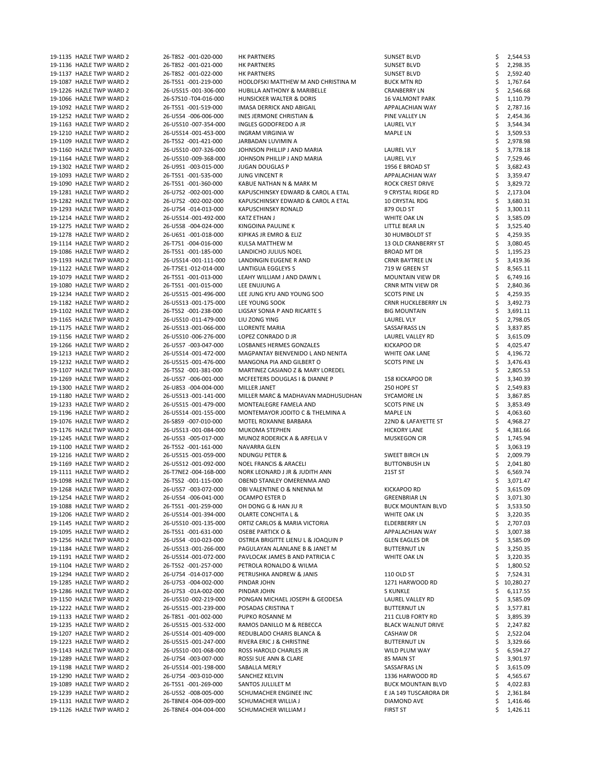| | | | | | |
|---|---|---|---|---|---|
| 19-1135 | HAZLE TWP WARD 2 | 26-T8S2 -001-020-000 | HK PARTNERS | SUNSET BLVD | $ 2,544.53 |
| 19-1136 | HAZLE TWP WARD 2 | 26-T8S2 -001-021-000 | HK PARTNERS | SUNSET BLVD | $ 2,298.35 |
| 19-1137 | HAZLE TWP WARD 2 | 26-T8S2 -001-022-000 | HK PARTNERS | SUNSET BLVD | $ 2,592.40 |
| 19-1087 | HAZLE TWP WARD 2 | 26-T5S1 -001-219-000 | HODLOFSKI MATTHEW M AND CHRISTINA M | BUCK MTN RD | $ 1,767.64 |
| 19-1226 | HAZLE TWP WARD 2 | 26-U5S15 -001-306-000 | HUBILLA ANTHONY & MARIBELLE | CRANBERRY LN | $ 2,546.68 |
| 19-1066 | HAZLE TWP WARD 2 | 26-S7S10 -T04-016-000 | HUNSICKER WALTER & DORIS | 16 VALMONT PARK | $ 1,110.79 |
| 19-1092 | HAZLE TWP WARD 2 | 26-T5S1 -001-519-000 | IMASA DERRICK AND ABIGAIL | APPALACHIAN WAY | $ 2,787.16 |
| 19-1252 | HAZLE TWP WARD 2 | 26-U5S4 -006-006-000 | INES JERMONE CHRISTIAN & | PINE VALLEY LN | $ 2,454.36 |
| 19-1163 | HAZLE TWP WARD 2 | 26-U5S10 -007-354-000 | INGLES GODOFREDO A JR | LAUREL VLY | $ 3,544.34 |
| 19-1210 | HAZLE TWP WARD 2 | 26-U5S14 -001-453-000 | INGRAM VIRGINIA W | MAPLE LN | $ 3,509.53 |
| 19-1109 | HAZLE TWP WARD 2 | 26-T5S2 -001-421-000 | JARBADAN LUVIMIN A | | $ 2,978.98 |
| 19-1160 | HAZLE TWP WARD 2 | 26-U5S10 -007-326-000 | JOHNSON PHILLIP J AND MARIA | LAUREL VLY | $ 3,778.18 |
| 19-1164 | HAZLE TWP WARD 2 | 26-U5S10 -009-368-000 | JOHNSON PHILLIP J AND MARIA | LAUREL VLY | $ 7,529.46 |
| 19-1302 | HAZLE TWP WARD 2 | 26-U9S1 -003-015-000 | JUGAN DOUGLAS P | 1956 E BROAD ST | $ 3,682.43 |
| 19-1093 | HAZLE TWP WARD 2 | 26-T5S1 -001-535-000 | JUNG VINCENT R | APPALACHIAN WAY | $ 3,359.47 |
| 19-1090 | HAZLE TWP WARD 2 | 26-T5S1 -001-360-000 | KABUE NATHAN N & MARK M | ROCK CREST DRIVE | $ 3,829.72 |
| 19-1281 | HAZLE TWP WARD 2 | 26-U7S2 -002-001-000 | KAPUSCHINSKY EDWARD & CAROL A ETAL | 9 CRYSTAL RIDGE RD | $ 2,173.04 |
| 19-1282 | HAZLE TWP WARD 2 | 26-U7S2 -002-002-000 | KAPUSCHINSKY EDWARD & CAROL A ETAL | 10 CRYSTAL RDG | $ 3,680.31 |
| 19-1293 | HAZLE TWP WARD 2 | 26-U7S4 -014-013-000 | KAPUSCHINSKY RONALD | 879 OLD ST | $ 3,300.11 |
| 19-1214 | HAZLE TWP WARD 2 | 26-U5S14 -001-492-000 | KATZ ETHAN J | WHITE OAK LN | $ 3,585.09 |
| 19-1275 | HAZLE TWP WARD 2 | 26-U5S8 -004-024-000 | KINGOINA PAULINE K | LITTLE BEAR LN | $ 3,525.40 |
| 19-1278 | HAZLE TWP WARD 2 | 26-U6S1 -001-018-000 | KIPIKAS JR EMRO & ELIZ | 30 HUMBOLDT ST | $ 4,259.35 |
| 19-1114 | HAZLE TWP WARD 2 | 26-T7S1 -004-016-000 | KULSA MATTHEW M | 13 OLD CRANBERRY ST | $ 3,080.45 |
| 19-1086 | HAZLE TWP WARD 2 | 26-T5S1 -001-185-000 | LANDICHO JULIUS NOEL | BROAD MT DR | $ 1,195.23 |
| 19-1193 | HAZLE TWP WARD 2 | 26-U5S14 -001-111-000 | LANDINGIN EUGENE R AND | CRNR BAYTREE LN | $ 3,419.36 |
| 19-1122 | HAZLE TWP WARD 2 | 26-T7SE1 -012-014-000 | LANTIGUA EGGLEYS S | 719 W GREEN ST | $ 8,565.11 |
| 19-1079 | HAZLE TWP WARD 2 | 26-T5S1 -001-013-000 | LEAHY WILLIAM J AND DAWN L | MOUNTAIN VIEW DR | $ 6,749.16 |
| 19-1080 | HAZLE TWP WARD 2 | 26-T5S1 -001-015-000 | LEE ENUJUNG A | CRNR MTN VIEW DR | $ 2,840.36 |
| 19-1234 | HAZLE TWP WARD 2 | 26-U5S15 -001-496-000 | LEE JUNG KYU AND YOUNG SOO | SCOTS PINE LN | $ 4,259.35 |
| 19-1182 | HAZLE TWP WARD 2 | 26-U5S13 -001-175-000 | LEE YOUNG SOOK | CRNR HUCKLEBERRY LN | $ 3,492.73 |
| 19-1102 | HAZLE TWP WARD 2 | 26-T5S2 -001-238-000 | LIGSAY SONIA P AND RICARTE S | BIG MOUNTAIN | $ 3,691.11 |
| 19-1165 | HAZLE TWP WARD 2 | 26-U5S10 -011-479-000 | LIU ZONG YING | LAUREL VLY | $ 2,798.05 |
| 19-1175 | HAZLE TWP WARD 2 | 26-U5S13 -001-066-000 | LLORENTE MARIA | SASSAFRASS LN | $ 3,837.85 |
| 19-1156 | HAZLE TWP WARD 2 | 26-U5S10 -006-276-000 | LOPEZ CONRADO D JR | LAUREL VALLEY RD | $ 3,615.09 |
| 19-1266 | HAZLE TWP WARD 2 | 26-U5S7 -003-047-000 | LOSBANES HERMES GONZALES | KICKAPOO DR | $ 4,025.47 |
| 19-1213 | HAZLE TWP WARD 2 | 26-U5S14 -001-472-000 | MAGPANTAY BIENVENIDO L AND NENITA | WHITE OAK LANE | $ 4,196.72 |
| 19-1232 | HAZLE TWP WARD 2 | 26-U5S15 -001-476-000 | MANGONA PIA AND GILBERT O | SCOTS PINE LN | $ 3,476.43 |
| 19-1107 | HAZLE TWP WARD 2 | 26-T5S2 -001-381-000 | MARTINEZ CASIANO Z & MARY LOREDEL | | $ 2,805.53 |
| 19-1269 | HAZLE TWP WARD 2 | 26-U5S7 -006-001-000 | MCFEETERS DOUGLAS I & DIANNE P | 158 KICKAPOO DR | $ 3,340.39 |
| 19-1300 | HAZLE TWP WARD 2 | 26-U8S3 -004-004-000 | MILLER JANET | 250 HOPE ST | $ 2,549.83 |
| 19-1180 | HAZLE TWP WARD 2 | 26-U5S13 -001-141-000 | MILLER MARC & MADHAVAN MADHUSUDHAN | SYCAMORE LN | $ 3,867.85 |
| 19-1233 | HAZLE TWP WARD 2 | 26-U5S15 -001-479-000 | MONTEALEGRE FAMELA AND | SCOTS PINE LN | $ 3,853.49 |
| 19-1196 | HAZLE TWP WARD 2 | 26-U5S14 -001-155-000 | MONTEMAYOR JODITO C & THELMINA A | MAPLE LN | $ 4,063.60 |
| 19-1076 | HAZLE TWP WARD 2 | 26-S8S9 -007-010-000 | MOTEL ROXANNE BARBARA | 22ND & LAFAYETTE ST | $ 4,968.27 |
| 19-1176 | HAZLE TWP WARD 2 | 26-U5S13 -001-084-000 | MUKOMA STEPHEN | HICKORY LANE | $ 4,381.66 |
| 19-1245 | HAZLE TWP WARD 2 | 26-U5S3 -005-017-000 | MUNOZ RODERICK A & ARFELIA V | MUSKEGON CIR | $ 1,745.94 |
| 19-1100 | HAZLE TWP WARD 2 | 26-T5S2 -001-161-000 | NAVARRA GLEN | | $ 3,063.19 |
| 19-1216 | HAZLE TWP WARD 2 | 26-U5S15 -001-059-000 | NDUNGU PETER & | SWEET BIRCH LN | $ 2,009.79 |
| 19-1169 | HAZLE TWP WARD 2 | 26-U5S12 -001-092-000 | NOEL FRANCIS & ARACELI | BUTTONBUSH LN | $ 2,041.80 |
| 19-1111 | HAZLE TWP WARD 2 | 26-T7NE2 -004-16B-000 | NORK LEONARD J JR & JUDITH ANN | 21ST ST | $ 6,569.74 |
| 19-1098 | HAZLE TWP WARD 2 | 26-T5S2 -001-115-000 | OBEND STANLEY OMERENMA AND | | $ 3,071.47 |
| 19-1268 | HAZLE TWP WARD 2 | 26-U5S7 -003-072-000 | OBI VALENTINE O & NNENNA M | KICKAPOO RD | $ 3,615.09 |
| 19-1254 | HAZLE TWP WARD 2 | 26-U5S4 -006-041-000 | OCAMPO ESTER D | GREENBRIAR LN | $ 3,071.30 |
| 19-1088 | HAZLE TWP WARD 2 | 26-T5S1 -001-259-000 | OH DONG G & HAN JU R | BUCK MOUNTAIN BLVD | $ 3,533.50 |
| 19-1206 | HAZLE TWP WARD 2 | 26-U5S14 -001-394-000 | OLARTE CONCHITA L & | WHITE OAK LN | $ 3,220.35 |
| 19-1145 | HAZLE TWP WARD 2 | 26-U5S10 -001-135-000 | ORTIZ CARLOS & MARIA VICTORIA | ELDERBERRY LN | $ 2,707.03 |
| 19-1095 | HAZLE TWP WARD 2 | 26-T5S1 -001-631-000 | OSEBE PARTICK O & | APPALACHIAN WAY | $ 3,007.38 |
| 19-1256 | HAZLE TWP WARD 2 | 26-U5S4 -010-023-000 | OSTREA BRIGITTE LIENU L & JOAQUIN P | GLEN EAGLES DR | $ 3,585.09 |
| 19-1184 | HAZLE TWP WARD 2 | 26-U5S13 -001-266-000 | PAGULAYAN ALANLANE B & JANET M | BUTTERNUT LN | $ 3,250.35 |
| 19-1191 | HAZLE TWP WARD 2 | 26-U5S14 -001-072-000 | PAVLOCAK JAMES B AND PATRICIA C | WHITE OAK LN | $ 3,220.35 |
| 19-1104 | HAZLE TWP WARD 2 | 26-T5S2 -001-257-000 | PETROLA RONALDO & WILMA | | $ 1,800.52 |
| 19-1294 | HAZLE TWP WARD 2 | 26-U7S4 -014-017-000 | PETRUSHKA ANDREW & JANIS | 110 OLD ST | $ 7,524.31 |
| 19-1285 | HAZLE TWP WARD 2 | 26-U7S3 -004-002-000 | PINDAR JOHN | 1271 HARWOOD RD | $ 10,280.27 |
| 19-1286 | HAZLE TWP WARD 2 | 26-U7S3 -01A-002-000 | PINDAR JOHN | S KUNKLE | $ 6,117.55 |
| 19-1150 | HAZLE TWP WARD 2 | 26-U5S10 -002-219-000 | PONGAN MICHAEL JOSEPH & GEODESA | LAUREL VALLEY RD | $ 3,585.09 |
| 19-1222 | HAZLE TWP WARD 2 | 26-U5S15 -001-239-000 | POSADAS CRISTINA T | BUTTERNUT LN | $ 3,577.81 |
| 19-1133 | HAZLE TWP WARD 2 | 26-T8S1 -001-002-000 | PUPKO ROSANNE M | 211 CLUB FORTY RD | $ 3,895.39 |
| 19-1235 | HAZLE TWP WARD 2 | 26-U5S15 -001-532-000 | RAMOS DANILLO M & REBECCA | BLACK WALNUT DRIVE | $ 2,247.82 |
| 19-1207 | HAZLE TWP WARD 2 | 26-U5S14 -001-409-000 | REDUBLADO CHARIS BLANCA & | CASHAW DR | $ 2,522.04 |
| 19-1223 | HAZLE TWP WARD 2 | 26-U5S15 -001-247-000 | RIVERA ERIC J & CHRISTINE | BUTTERNUT LN | $ 3,329.66 |
| 19-1143 | HAZLE TWP WARD 2 | 26-U5S10 -001-068-000 | ROSS HAROLD CHARLES JR | WILD PLUM WAY | $ 6,594.27 |
| 19-1289 | HAZLE TWP WARD 2 | 26-U7S4 -003-007-000 | ROSSI SUE ANN & CLARE | 85 MAIN ST | $ 3,901.97 |
| 19-1198 | HAZLE TWP WARD 2 | 26-U5S14 -001-198-000 | SABALLA MERLY | SASSAFRAS LN | $ 3,615.09 |
| 19-1290 | HAZLE TWP WARD 2 | 26-U7S4 -003-010-000 | SANCHEZ KELVIN | 1336 HARWOOD RD | $ 4,565.67 |
| 19-1089 | HAZLE TWP WARD 2 | 26-T5S1 -001-269-000 | SANTOS JULLILET M | BUCK MOUNTAIN BLVD | $ 4,022.83 |
| 19-1239 | HAZLE TWP WARD 2 | 26-U5S2 -008-005-000 | SCHUMACHER ENGINEE INC | E JA 149 TUSCARORA DR | $ 2,361.84 |
| 19-1131 | HAZLE TWP WARD 2 | 26-T8NE4 -004-009-000 | SCHUMACHER WILLIA J | DIAMOND AVE | $ 1,416.46 |
| 19-1126 | HAZLE TWP WARD 2 | 26-T8NE4 -004-004-000 | SCHUMACHER WILLIAM J | FIRST ST | $ 1,426.11 |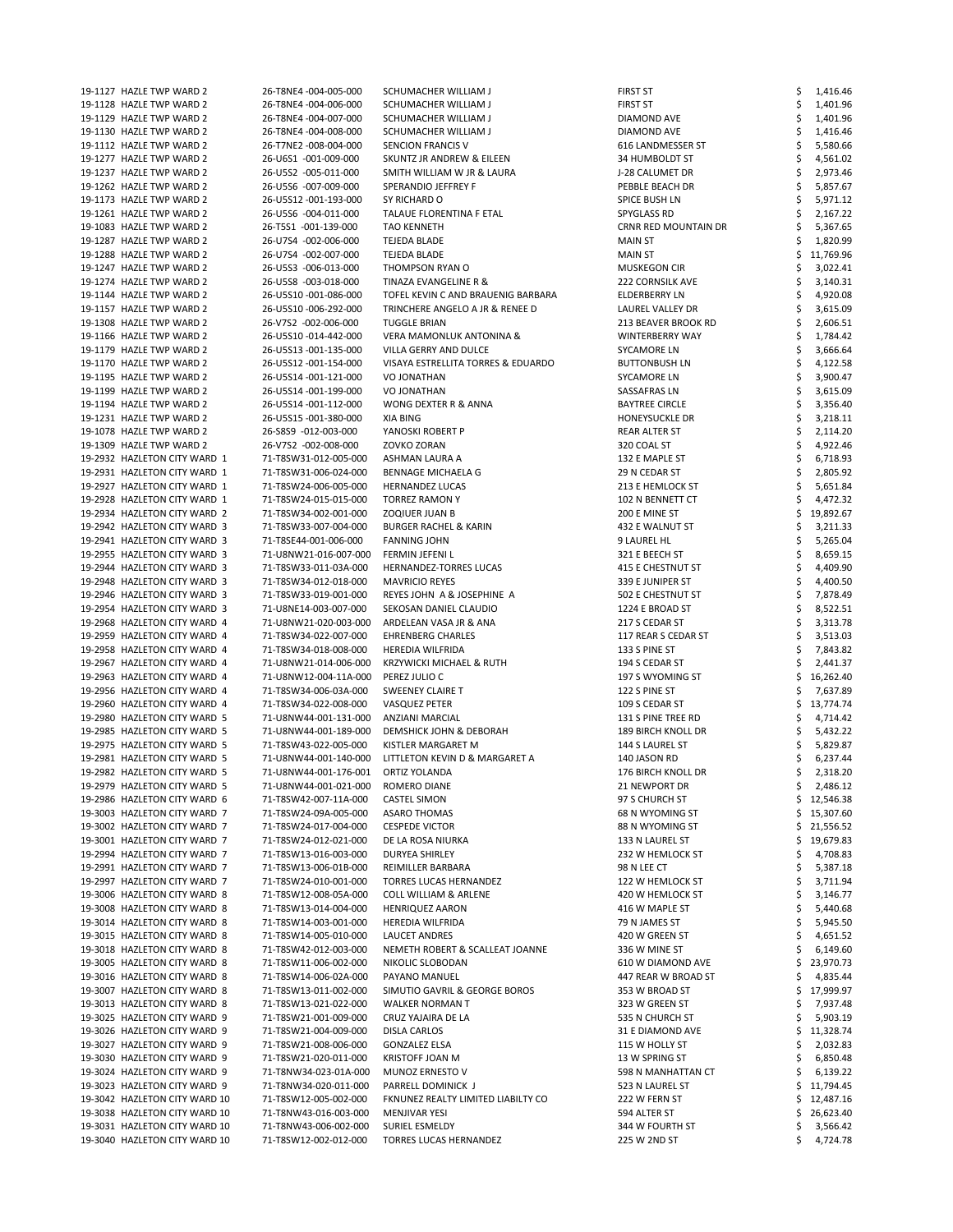| | | | | | |
|---|---|---|---|---|---|
| 19-1127 | HAZLE TWP WARD 2 | 26-T8NE4 -004-005-000 | SCHUMACHER WILLIAM J | FIRST ST | $ 1,416.46 |
| 19-1128 | HAZLE TWP WARD 2 | 26-T8NE4 -004-006-000 | SCHUMACHER WILLIAM J | FIRST ST | $ 1,401.96 |
| 19-1129 | HAZLE TWP WARD 2 | 26-T8NE4 -004-007-000 | SCHUMACHER WILLIAM J | DIAMOND AVE | $ 1,401.96 |
| 19-1130 | HAZLE TWP WARD 2 | 26-T8NE4 -004-008-000 | SCHUMACHER WILLIAM J | DIAMOND AVE | $ 1,416.46 |
| 19-1112 | HAZLE TWP WARD 2 | 26-T7NE2 -008-004-000 | SENCION FRANCIS V | 616 LANDMESSER ST | $ 5,580.66 |
| 19-1277 | HAZLE TWP WARD 2 | 26-U6S1 -001-009-000 | SKUNTZ JR ANDREW & EILEEN | 34 HUMBOLDT ST | $ 4,561.02 |
| 19-1237 | HAZLE TWP WARD 2 | 26-U5S2 -005-011-000 | SMITH WILLIAM W JR & LAURA | J-28 CALUMET DR | $ 2,973.46 |
| 19-1262 | HAZLE TWP WARD 2 | 26-U5S6 -007-009-000 | SPERANDIO JEFFREY F | PEBBLE BEACH DR | $ 5,857.67 |
| 19-1173 | HAZLE TWP WARD 2 | 26-U5S12 -001-193-000 | SY RICHARD O | SPICE BUSH LN | $ 5,971.12 |
| 19-1261 | HAZLE TWP WARD 2 | 26-U5S6 -004-011-000 | TALAUE FLORENTINA F ETAL | SPYGLASS RD | $ 2,167.22 |
| 19-1083 | HAZLE TWP WARD 2 | 26-T5S1 -001-139-000 | TAO KENNETH | CRNR RED MOUNTAIN DR | $ 5,367.65 |
| 19-1287 | HAZLE TWP WARD 2 | 26-U7S4 -002-006-000 | TEJEDA BLADE | MAIN ST | $ 1,820.99 |
| 19-1288 | HAZLE TWP WARD 2 | 26-U7S4 -002-007-000 | TEJEDA BLADE | MAIN ST | $ 11,769.96 |
| 19-1247 | HAZLE TWP WARD 2 | 26-U5S3 -006-013-000 | THOMPSON RYAN O | MUSKEGON CIR | $ 3,022.41 |
| 19-1274 | HAZLE TWP WARD 2 | 26-U5S8 -003-018-000 | TINAZA EVANGELINE R & | 222 CORNSILK AVE | $ 3,140.31 |
| 19-1144 | HAZLE TWP WARD 2 | 26-U5S10 -001-086-000 | TOFEL KEVIN C AND BRAUENIG BARBARA | ELDERBERRY LN | $ 4,920.08 |
| 19-1157 | HAZLE TWP WARD 2 | 26-U5S10 -006-292-000 | TRINCHERE ANGELO A JR & RENEE D | LAUREL VALLEY DR | $ 3,615.09 |
| 19-1308 | HAZLE TWP WARD 2 | 26-V7S2 -002-006-000 | TUGGLE BRIAN | 213 BEAVER BROOK RD | $ 2,606.51 |
| 19-1166 | HAZLE TWP WARD 2 | 26-U5S10 -014-442-000 | VERA MAMONLUK ANTONINA & | WINTERBERRY WAY | $ 1,784.42 |
| 19-1179 | HAZLE TWP WARD 2 | 26-U5S13 -001-135-000 | VILLA GERRY AND DULCE | SYCAMORE LN | $ 3,666.64 |
| 19-1170 | HAZLE TWP WARD 2 | 26-U5S12 -001-154-000 | VISAYA ESTRELLITA TORRES & EDUARDO | BUTTONBUSH LN | $ 4,122.58 |
| 19-1195 | HAZLE TWP WARD 2 | 26-U5S14 -001-121-000 | VO JONATHAN | SYCAMORE LN | $ 3,900.47 |
| 19-1199 | HAZLE TWP WARD 2 | 26-U5S14 -001-199-000 | VO JONATHAN | SASSAFRAS LN | $ 3,615.09 |
| 19-1194 | HAZLE TWP WARD 2 | 26-U5S14 -001-112-000 | WONG DEXTER R & ANNA | BAYTREE CIRCLE | $ 3,356.40 |
| 19-1231 | HAZLE TWP WARD 2 | 26-U5S15 -001-380-000 | XIA BING | HONEYSUCKLE DR | $ 3,218.11 |
| 19-1078 | HAZLE TWP WARD 2 | 26-S8S9 -012-003-000 | YANOSKI ROBERT P | REAR ALTER ST | $ 2,114.20 |
| 19-1309 | HAZLE TWP WARD 2 | 26-V7S2 -002-008-000 | ZOVKO ZORAN | 320 COAL ST | $ 4,922.46 |
| 19-2932 | HAZLETON CITY WARD 1 | 71-T8SW31-012-005-000 | ASHMAN LAURA A | 132 E MAPLE ST | $ 6,718.93 |
| 19-2931 | HAZLETON CITY WARD 1 | 71-T8SW31-006-024-000 | BENNAGE MICHAELA G | 29 N CEDAR ST | $ 2,805.92 |
| 19-2927 | HAZLETON CITY WARD 1 | 71-T8SW24-006-005-000 | HERNANDEZ LUCAS | 213 E HEMLOCK ST | $ 5,651.84 |
| 19-2928 | HAZLETON CITY WARD 1 | 71-T8SW24-015-015-000 | TORREZ RAMON Y | 102 N BENNETT CT | $ 4,472.32 |
| 19-2934 | HAZLETON CITY WARD 2 | 71-T8SW34-002-001-000 | ZOQUIER JUAN B | 200 E MINE ST | $ 19,892.67 |
| 19-2942 | HAZLETON CITY WARD 3 | 71-T8SW33-007-004-000 | BURGER RACHEL & KARIN | 432 E WALNUT ST | $ 3,211.33 |
| 19-2941 | HAZLETON CITY WARD 3 | 71-T8SE44-001-006-000 | FANNING JOHN | 9 LAUREL HL | $ 5,265.04 |
| 19-2955 | HAZLETON CITY WARD 3 | 71-U8NW21-016-007-000 | FERMIN JEFENI L | 321 E BEECH ST | $ 8,659.15 |
| 19-2944 | HAZLETON CITY WARD 3 | 71-T8SW33-011-03A-000 | HERNANDEZ-TORRES LUCAS | 415 E CHESTNUT ST | $ 4,409.90 |
| 19-2948 | HAZLETON CITY WARD 3 | 71-T8SW34-012-018-000 | MAVRICIO REYES | 339 E JUNIPER ST | $ 4,400.50 |
| 19-2946 | HAZLETON CITY WARD 3 | 71-T8SW33-019-001-000 | REYES JOHN A & JOSEPHINE A | 502 E CHESTNUT ST | $ 7,878.49 |
| 19-2954 | HAZLETON CITY WARD 3 | 71-U8NE14-003-007-000 | SEKOSAN DANIEL CLAUDIO | 1224 E BROAD ST | $ 8,522.51 |
| 19-2968 | HAZLETON CITY WARD 4 | 71-U8NW21-020-003-000 | ARDELEAN VASA JR & ANA | 217 S CEDAR ST | $ 3,313.78 |
| 19-2959 | HAZLETON CITY WARD 4 | 71-T8SW34-022-007-000 | EHRENBERG CHARLES | 117 REAR S CEDAR ST | $ 3,513.03 |
| 19-2958 | HAZLETON CITY WARD 4 | 71-T8SW34-018-008-000 | HEREDIA WILFRIDA | 133 S PINE ST | $ 7,843.82 |
| 19-2967 | HAZLETON CITY WARD 4 | 71-U8NW21-014-006-000 | KRZYWICKI MICHAEL & RUTH | 194 S CEDAR ST | $ 2,441.37 |
| 19-2963 | HAZLETON CITY WARD 4 | 71-U8NW12-004-11A-000 | PEREZ JULIO C | 197 S WYOMING ST | $ 16,262.40 |
| 19-2956 | HAZLETON CITY WARD 4 | 71-T8SW34-006-03A-000 | SWEENEY CLAIRE T | 122 S PINE ST | $ 7,637.89 |
| 19-2960 | HAZLETON CITY WARD 4 | 71-T8SW34-022-008-000 | VASQUEZ PETER | 109 S CEDAR ST | $ 13,774.74 |
| 19-2980 | HAZLETON CITY WARD 5 | 71-U8NW44-001-131-000 | ANZIANI MARCIAL | 131 S PINE TREE RD | $ 4,714.42 |
| 19-2985 | HAZLETON CITY WARD 5 | 71-U8NW44-001-189-000 | DEMSHICK JOHN & DEBORAH | 189 BIRCH KNOLL DR | $ 5,432.22 |
| 19-2975 | HAZLETON CITY WARD 5 | 71-T8SW43-022-005-000 | KISTLER MARGARET M | 144 S LAUREL ST | $ 5,829.87 |
| 19-2981 | HAZLETON CITY WARD 5 | 71-U8NW44-001-140-000 | LITTLETON KEVIN D & MARGARET A | 140 JASON RD | $ 6,237.44 |
| 19-2982 | HAZLETON CITY WARD 5 | 71-U8NW44-001-176-001 | ORTIZ YOLANDA | 176 BIRCH KNOLL DR | $ 2,318.20 |
| 19-2979 | HAZLETON CITY WARD 5 | 71-U8NW44-001-021-000 | ROMERO DIANE | 21 NEWPORT DR | $ 2,486.12 |
| 19-2986 | HAZLETON CITY WARD 6 | 71-T8SW42-007-11A-000 | CASTEL SIMON | 97 S CHURCH ST | $ 12,546.38 |
| 19-3003 | HAZLETON CITY WARD 7 | 71-T8SW24-09A-005-000 | ASARO THOMAS | 68 N WYOMING ST | $ 15,307.60 |
| 19-3002 | HAZLETON CITY WARD 7 | 71-T8SW24-017-004-000 | CESPEDE VICTOR | 88 N WYOMING ST | $ 21,556.52 |
| 19-3001 | HAZLETON CITY WARD 7 | 71-T8SW24-012-021-000 | DE LA ROSA NIURKA | 133 N LAUREL ST | $ 19,679.83 |
| 19-2994 | HAZLETON CITY WARD 7 | 71-T8SW13-016-003-000 | DURYEA SHIRLEY | 232 W HEMLOCK ST | $ 4,708.83 |
| 19-2991 | HAZLETON CITY WARD 7 | 71-T8SW13-006-01B-000 | REIMILLER BARBARA | 98 N LEE CT | $ 5,387.18 |
| 19-2997 | HAZLETON CITY WARD 7 | 71-T8SW24-010-001-000 | TORRES LUCAS HERNANDEZ | 122 W HEMLOCK ST | $ 3,711.94 |
| 19-3006 | HAZLETON CITY WARD 8 | 71-T8SW12-008-05A-000 | COLL WILLIAM & ARLENE | 420 W HEMLOCK ST | $ 3,146.77 |
| 19-3008 | HAZLETON CITY WARD 8 | 71-T8SW13-014-004-000 | HENRIQUEZ AARON | 416 W MAPLE ST | $ 5,440.68 |
| 19-3014 | HAZLETON CITY WARD 8 | 71-T8SW14-003-001-000 | HEREDIA WILFRIDA | 79 N JAMES ST | $ 5,945.50 |
| 19-3015 | HAZLETON CITY WARD 8 | 71-T8SW14-005-010-000 | LAUCET ANDRES | 420 W GREEN ST | $ 4,651.52 |
| 19-3018 | HAZLETON CITY WARD 8 | 71-T8SW42-012-003-000 | NEMETH ROBERT & SCALLEAT JOANNE | 336 W MINE ST | $ 6,149.60 |
| 19-3005 | HAZLETON CITY WARD 8 | 71-T8SW11-006-002-000 | NIKOLIC SLOBODAN | 610 W DIAMOND AVE | $ 23,970.73 |
| 19-3016 | HAZLETON CITY WARD 8 | 71-T8SW14-006-02A-000 | PAYANO MANUEL | 447 REAR W BROAD ST | $ 4,835.44 |
| 19-3007 | HAZLETON CITY WARD 8 | 71-T8SW13-011-002-000 | SIMUTIO GAVRIL & GEORGE BOROS | 353 W BROAD ST | $ 17,999.97 |
| 19-3013 | HAZLETON CITY WARD 8 | 71-T8SW13-021-022-000 | WALKER NORMAN T | 323 W GREEN ST | $ 7,937.48 |
| 19-3025 | HAZLETON CITY WARD 9 | 71-T8SW21-001-009-000 | CRUZ YAJAIRA DE LA | 535 N CHURCH ST | $ 5,903.19 |
| 19-3026 | HAZLETON CITY WARD 9 | 71-T8SW21-004-009-000 | DISLA CARLOS | 31 E DIAMOND AVE | $ 11,328.74 |
| 19-3027 | HAZLETON CITY WARD 9 | 71-T8SW21-008-006-000 | GONZALEZ ELSA | 115 W HOLLY ST | $ 2,032.83 |
| 19-3030 | HAZLETON CITY WARD 9 | 71-T8SW21-020-011-000 | KRISTOFF JOAN M | 13 W SPRING ST | $ 6,850.48 |
| 19-3024 | HAZLETON CITY WARD 9 | 71-T8NW34-023-01A-000 | MUNOZ ERNESTO V | 598 N MANHATTAN CT | $ 6,139.22 |
| 19-3023 | HAZLETON CITY WARD 9 | 71-T8NW34-020-011-000 | PARRELL DOMINICK J | 523 N LAUREL ST | $ 11,794.45 |
| 19-3042 | HAZLETON CITY WARD 10 | 71-T8SW12-005-002-000 | FKNUNEZ REALTY LIMITED LIABILTY CO | 222 W FERN ST | $ 12,487.16 |
| 19-3038 | HAZLETON CITY WARD 10 | 71-T8NW43-016-003-000 | MENJIVAR YESI | 594 ALTER ST | $ 26,623.40 |
| 19-3031 | HAZLETON CITY WARD 10 | 71-T8NW43-006-002-000 | SURIEL ESMELDY | 344 W FOURTH ST | $ 3,566.42 |
| 19-3040 | HAZLETON CITY WARD 10 | 71-T8SW12-002-012-000 | TORRES LUCAS HERNANDEZ | 225 W 2ND ST | $ 4,724.78 |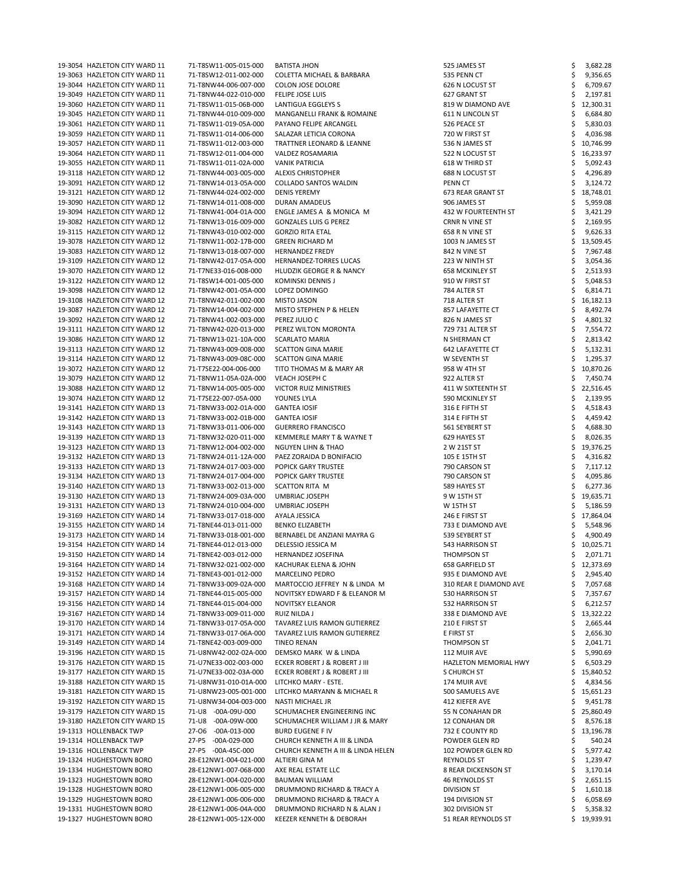| | | | | | |
|---|---|---|---|---|---|
| 19-3054 | HAZLETON CITY WARD 11 | 71-T8SW11-005-015-000 | BATISTA JHON | 525 JAMES ST | $ 3,682.28 |
| 19-3063 | HAZLETON CITY WARD 11 | 71-T8SW12-011-002-000 | COLETTA MICHAEL & BARBARA | 535 PENN CT | $ 9,356.65 |
| 19-3044 | HAZLETON CITY WARD 11 | 71-T8NW44-006-007-000 | COLON JOSE DOLORE | 626 N LOCUST ST | $ 6,709.67 |
| 19-3049 | HAZLETON CITY WARD 11 | 71-T8NW44-022-010-000 | FELIPE JOSE LUIS | 627 GRANT ST | $ 2,197.81 |
| 19-3060 | HAZLETON CITY WARD 11 | 71-T8SW11-015-06B-000 | LANTIGUA EGGLEYS S | 819 W DIAMOND AVE | $ 12,300.31 |
| 19-3045 | HAZLETON CITY WARD 11 | 71-T8NW44-010-009-000 | MANGANELLI FRANK & ROMAINE | 611 N LINCOLN ST | $ 6,684.80 |
| 19-3061 | HAZLETON CITY WARD 11 | 71-T8SW11-019-05A-000 | PAYANO FELIPE ARCANGEL | 526 PEACE ST | $ 5,830.03 |
| 19-3059 | HAZLETON CITY WARD 11 | 71-T8SW11-014-006-000 | SALAZAR LETICIA CORONA | 720 W FIRST ST | $ 4,036.98 |
| 19-3057 | HAZLETON CITY WARD 11 | 71-T8SW11-012-003-000 | TRATTNER LEONARD & LEANNE | 536 N JAMES ST | $ 10,746.99 |
| 19-3064 | HAZLETON CITY WARD 11 | 71-T8SW12-011-004-000 | VALDEZ ROSAMARIA | 522 N LOCUST ST | $ 16,233.97 |
| 19-3055 | HAZLETON CITY WARD 11 | 71-T8SW11-011-02A-000 | VANIK PATRICIA | 618 W THIRD ST | $ 5,092.43 |
| 19-3118 | HAZLETON CITY WARD 12 | 71-T8NW44-003-005-000 | ALEXIS CHRISTOPHER | 688 N LOCUST ST | $ 4,296.89 |
| 19-3091 | HAZLETON CITY WARD 12 | 71-T8NW14-013-05A-000 | COLLADO SANTOS WALDIN | PENN CT | $ 3,124.72 |
| 19-3121 | HAZLETON CITY WARD 12 | 71-T8NW44-024-002-000 | DENIS YEREMY | 673 REAR GRANT ST | $ 18,748.01 |
| 19-3090 | HAZLETON CITY WARD 12 | 71-T8NW14-011-008-000 | DURAN AMADEUS | 906 JAMES ST | $ 5,959.08 |
| 19-3094 | HAZLETON CITY WARD 12 | 71-T8NW41-004-01A-000 | ENGLE JAMES A & MONICA M | 432 W FOURTEENTH ST | $ 3,421.29 |
| 19-3082 | HAZLETON CITY WARD 12 | 71-T8NW13-016-009-000 | GONZALES LUIS G PEREZ | CRNR N VINE ST | $ 2,169.95 |
| 19-3115 | HAZLETON CITY WARD 12 | 71-T8NW43-010-002-000 | GORZIO RITA ETAL | 658 R N VINE ST | $ 9,626.33 |
| 19-3078 | HAZLETON CITY WARD 12 | 71-T8NW11-002-17B-000 | GREEN RICHARD M | 1003 N JAMES ST | $ 13,509.45 |
| 19-3083 | HAZLETON CITY WARD 12 | 71-T8NW13-018-007-000 | HERNANDEZ FREDY | 842 N VINE ST | $ 7,967.48 |
| 19-3109 | HAZLETON CITY WARD 12 | 71-T8NW42-017-05A-000 | HERNANDEZ-TORRES LUCAS | 223 W NINTH ST | $ 3,054.36 |
| 19-3070 | HAZLETON CITY WARD 12 | 71-T7NE33-016-008-000 | HLUDZIK GEORGE R & NANCY | 658 MCKINLEY ST | $ 2,513.93 |
| 19-3122 | HAZLETON CITY WARD 12 | 71-T8SW14-001-005-000 | KOMINSKI DENNIS J | 910 W FIRST ST | $ 5,048.53 |
| 19-3098 | HAZLETON CITY WARD 12 | 71-T8NW42-001-05A-000 | LOPEZ DOMINGO | 784 ALTER ST | $ 6,814.71 |
| 19-3108 | HAZLETON CITY WARD 12 | 71-T8NW42-011-002-000 | MISTO JASON | 718 ALTER ST | $ 16,182.13 |
| 19-3087 | HAZLETON CITY WARD 12 | 71-T8NW14-004-002-000 | MISTO STEPHEN P & HELEN | 857 LAFAYETTE CT | $ 8,492.74 |
| 19-3092 | HAZLETON CITY WARD 12 | 71-T8NW41-002-003-000 | PEREZ JULIO C | 826 N JAMES ST | $ 4,801.32 |
| 19-3111 | HAZLETON CITY WARD 12 | 71-T8NW42-020-013-000 | PEREZ WILTON MORONTA | 729 731 ALTER ST | $ 7,554.72 |
| 19-3086 | HAZLETON CITY WARD 12 | 71-T8NW13-021-10A-000 | SCARLATO MARIA | N SHERMAN CT | $ 2,813.42 |
| 19-3113 | HAZLETON CITY WARD 12 | 71-T8NW43-009-008-000 | SCATTON GINA MARIE | 642 LAFAYETTE CT | $ 5,132.31 |
| 19-3114 | HAZLETON CITY WARD 12 | 71-T8NW43-009-08C-000 | SCATTON GINA MARIE | W SEVENTH ST | $ 1,295.37 |
| 19-3072 | HAZLETON CITY WARD 12 | 71-T7SE22-004-006-000 | TITO THOMAS M & MARY AR | 958 W 4TH ST | $ 10,870.26 |
| 19-3079 | HAZLETON CITY WARD 12 | 71-T8NW11-05A-02A-000 | VEACH JOSEPH C | 922 ALTER ST | $ 7,450.74 |
| 19-3088 | HAZLETON CITY WARD 12 | 71-T8NW14-005-005-000 | VICTOR RUIZ MINISTRIES | 411 W SIXTEENTH ST | $ 22,516.45 |
| 19-3074 | HAZLETON CITY WARD 12 | 71-T7SE22-007-05A-000 | YOUNES LYLA | 590 MCKINLEY ST | $ 2,139.95 |
| 19-3141 | HAZLETON CITY WARD 13 | 71-T8NW33-002-01A-000 | GANTEA IOSIF | 316 E FIFTH ST | $ 4,518.43 |
| 19-3142 | HAZLETON CITY WARD 13 | 71-T8NW33-002-01B-000 | GANTEA IOSIF | 314 E FIFTH ST | $ 4,459.42 |
| 19-3143 | HAZLETON CITY WARD 13 | 71-T8NW33-011-006-000 | GUERRERO FRANCISCO | 561 SEYBERT ST | $ 4,688.30 |
| 19-3139 | HAZLETON CITY WARD 13 | 71-T8NW32-020-011-000 | KEMMERLE MARY T & WAYNE T | 629 HAYES ST | $ 8,026.35 |
| 19-3123 | HAZLETON CITY WARD 13 | 71-T8NW12-004-002-000 | NGUYEN LIHN & THAO | 2 W 21ST ST | $ 19,376.25 |
| 19-3132 | HAZLETON CITY WARD 13 | 71-T8NW24-011-12A-000 | PAEZ ZORAIDA D BONIFACIO | 105 E 15TH ST | $ 4,316.82 |
| 19-3133 | HAZLETON CITY WARD 13 | 71-T8NW24-017-003-000 | POPICK GARY TRUSTEE | 790 CARSON ST | $ 7,117.12 |
| 19-3134 | HAZLETON CITY WARD 13 | 71-T8NW24-017-004-000 | POPICK GARY TRUSTEE | 790 CARSON ST | $ 4,095.86 |
| 19-3140 | HAZLETON CITY WARD 13 | 71-T8NW33-002-013-000 | SCATTON RITA M | 589 HAYES ST | $ 6,277.36 |
| 19-3130 | HAZLETON CITY WARD 13 | 71-T8NW24-009-03A-000 | UMBRIAC JOSEPH | 9 W 15TH ST | $ 19,635.71 |
| 19-3131 | HAZLETON CITY WARD 13 | 71-T8NW24-010-004-000 | UMBRIAC JOSEPH | W 15TH ST | $ 5,186.59 |
| 19-3169 | HAZLETON CITY WARD 14 | 71-T8NW33-017-018-000 | AYALA JESSICA | 246 E FIRST ST | $ 17,864.04 |
| 19-3155 | HAZLETON CITY WARD 14 | 71-T8NE44-013-011-000 | BENKO ELIZABETH | 733 E DIAMOND AVE | $ 5,548.96 |
| 19-3173 | HAZLETON CITY WARD 14 | 71-T8NW33-018-001-000 | BERNABEL DE ANZIANI MAYRA G | 539 SEYBERT ST | $ 4,900.49 |
| 19-3154 | HAZLETON CITY WARD 14 | 71-T8NE44-012-013-000 | DELESSIO JESSICA M | 543 HARRISON ST | $ 10,025.71 |
| 19-3150 | HAZLETON CITY WARD 14 | 71-T8NE42-003-012-000 | HERNANDEZ JOSEFINA | THOMPSON ST | $ 2,071.71 |
| 19-3164 | HAZLETON CITY WARD 14 | 71-T8NW32-021-002-000 | KACHURAK ELENA & JOHN | 658 GARFIELD ST | $ 12,373.69 |
| 19-3152 | HAZLETON CITY WARD 14 | 71-T8NE43-001-012-000 | MARCELINO PEDRO | 935 E DIAMOND AVE | $ 2,945.40 |
| 19-3168 | HAZLETON CITY WARD 14 | 71-T8NW33-009-02A-000 | MARTOCCIO JEFFREY N & LINDA M | 310 REAR E DIAMOND AVE | $ 7,057.68 |
| 19-3157 | HAZLETON CITY WARD 14 | 71-T8NE44-015-005-000 | NOVITSKY EDWARD F & ELEANOR M | 530 HARRISON ST | $ 7,357.67 |
| 19-3156 | HAZLETON CITY WARD 14 | 71-T8NE44-015-004-000 | NOVITSKY ELEANOR | 532 HARRISON ST | $ 6,212.57 |
| 19-3167 | HAZLETON CITY WARD 14 | 71-T8NW33-009-011-000 | RUIZ NILDA J | 338 E DIAMOND AVE | $ 13,322.22 |
| 19-3170 | HAZLETON CITY WARD 14 | 71-T8NW33-017-05A-000 | TAVAREZ LUIS RAMON GUTIERREZ | 210 E FIRST ST | $ 2,665.44 |
| 19-3171 | HAZLETON CITY WARD 14 | 71-T8NW33-017-06A-000 | TAVAREZ LUIS RAMON GUTIERREZ | E FIRST ST | $ 2,656.30 |
| 19-3149 | HAZLETON CITY WARD 14 | 71-T8NE42-003-009-000 | TINEO RENAN | THOMPSON ST | $ 2,041.71 |
| 19-3196 | HAZLETON CITY WARD 15 | 71-U8NW42-002-02A-000 | DEMSKO MARK W & LINDA | 112 MUIR AVE | $ 5,990.69 |
| 19-3176 | HAZLETON CITY WARD 15 | 71-U7NE33-002-003-000 | ECKER ROBERT J & ROBERT J III | HAZLETON MEMORIAL HWY | $ 6,503.29 |
| 19-3177 | HAZLETON CITY WARD 15 | 71-U7NE33-002-03A-000 | ECKER ROBERT J & ROBERT J III | S CHURCH ST | $ 15,840.52 |
| 19-3188 | HAZLETON CITY WARD 15 | 71-U8NW31-010-01A-000 | LITCHKO MARY - ESTE. | 174 MUIR AVE | $ 4,834.56 |
| 19-3181 | HAZLETON CITY WARD 15 | 71-U8NW23-005-001-000 | LITCHKO MARYANN & MICHAEL R | 500 SAMUELS AVE | $ 15,651.23 |
| 19-3192 | HAZLETON CITY WARD 15 | 71-U8NW34-004-003-000 | NASTI MICHAEL JR | 412 KIEFER AVE | $ 9,451.78 |
| 19-3179 | HAZLETON CITY WARD 15 | 71-U8 -00A-09U-000 | SCHUMACHER ENGINEERING INC | 55 N CONAHAN DR | $ 25,860.49 |
| 19-3180 | HAZLETON CITY WARD 15 | 71-U8 -00A-09W-000 | SCHUMACHER WILLIAM J JR & MARY | 12 CONAHAN DR | $ 8,576.18 |
| 19-1313 | HOLLENBACK TWP | 27-O6 -00A-013-000 | BURD EUGENE F IV | 732 E COUNTY RD | $ 13,196.78 |
| 19-1314 | HOLLENBACK TWP | 27-P5 -00A-029-000 | CHURCH KENNETH A III & LINDA | POWDER GLEN RD | $ 540.24 |
| 19-1316 | HOLLENBACK TWP | 27-P5 -00A-45C-000 | CHURCH KENNETH A III & LINDA HELEN | 102 POWDER GLEN RD | $ 5,977.42 |
| 19-1324 | HUGHESTOWN BORO | 28-E12NW1-004-021-000 | ALTIERI GINA M | REYNOLDS ST | $ 1,239.47 |
| 19-1334 | HUGHESTOWN BORO | 28-E12NW1-007-068-000 | AXE REAL ESTATE LLC | 8 REAR DICKENSON ST | $ 3,170.14 |
| 19-1323 | HUGHESTOWN BORO | 28-E12NW1-004-020-000 | BAUMAN WILLIAM | 46 REYNOLDS ST | $ 2,651.15 |
| 19-1328 | HUGHESTOWN BORO | 28-E12NW1-006-005-000 | DRUMMOND RICHARD & TRACY A | DIVISION ST | $ 1,610.18 |
| 19-1329 | HUGHESTOWN BORO | 28-E12NW1-006-006-000 | DRUMMOND RICHARD & TRACY A | 194 DIVISION ST | $ 6,058.69 |
| 19-1331 | HUGHESTOWN BORO | 28-E12NW1-006-04A-000 | DRUMMOND RICHARD N & ALAN J | 302 DIVISION ST | $ 5,358.32 |
| 19-1327 | HUGHESTOWN BORO | 28-E12NW1-005-12X-000 | KEEZER KENNETH & DEBORAH | 51 REAR REYNOLDS ST | $ 19,939.91 |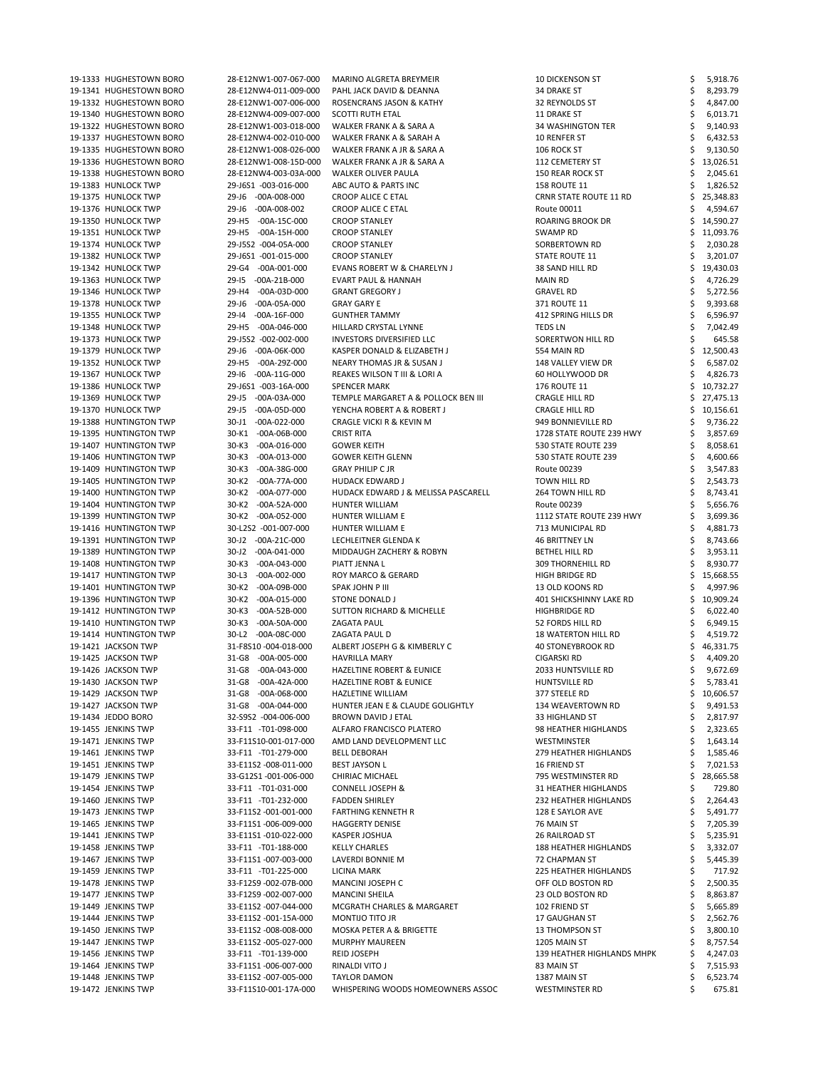| | | | | | |
|---|---|---|---|---|---|
| 19-1333 | HUGHESTOWN BORO | 28-E12NW1-007-067-000 | MARINO ALGRETA BREYMEIR | 10 DICKENSON ST | $ 5,918.76 |
| 19-1341 | HUGHESTOWN BORO | 28-E12NW4-011-009-000 | PAHL JACK DAVID & DEANNA | 34 DRAKE ST | $ 8,293.79 |
| 19-1332 | HUGHESTOWN BORO | 28-E12NW1-007-006-000 | ROSENCRANS JASON & KATHY | 32 REYNOLDS ST | $ 4,847.00 |
| 19-1340 | HUGHESTOWN BORO | 28-E12NW4-009-007-000 | SCOTTI RUTH ETAL | 11 DRAKE ST | $ 6,013.71 |
| 19-1322 | HUGHESTOWN BORO | 28-E12NW1-003-018-000 | WALKER FRANK A & SARA A | 34 WASHINGTON TER | $ 9,140.93 |
| 19-1337 | HUGHESTOWN BORO | 28-E12NW4-002-010-000 | WALKER FRANK A & SARAH A | 10 RENFER ST | $ 6,432.53 |
| 19-1335 | HUGHESTOWN BORO | 28-E12NW1-008-026-000 | WALKER FRANK A JR & SARA A | 106 ROCK ST | $ 9,130.50 |
| 19-1336 | HUGHESTOWN BORO | 28-E12NW1-008-15D-000 | WALKER FRANK A JR & SARA A | 112 CEMETERY ST | $ 13,026.51 |
| 19-1338 | HUGHESTOWN BORO | 28-E12NW4-003-03A-000 | WALKER OLIVER PAULA | 150 REAR ROCK ST | $ 2,045.61 |
| 19-1383 | HUNLOCK TWP | 29-J6S1 -003-016-000 | ABC AUTO & PARTS INC | 158 ROUTE 11 | $ 1,826.52 |
| 19-1375 | HUNLOCK TWP | 29-J6 -00A-008-000 | CROOP ALICE C ETAL | CRNR STATE ROUTE 11 RD | $ 25,348.83 |
| 19-1376 | HUNLOCK TWP | 29-J6 -00A-008-002 | CROOP ALICE C ETAL | Route 00011 | $ 4,594.67 |
| 19-1350 | HUNLOCK TWP | 29-H5 -00A-15C-000 | CROOP STANLEY | ROARING BROOK DR | $ 14,590.27 |
| 19-1351 | HUNLOCK TWP | 29-H5 -00A-15H-000 | CROOP STANLEY | SWAMP RD | $ 11,093.76 |
| 19-1374 | HUNLOCK TWP | 29-J5S2 -004-05A-000 | CROOP STANLEY | SORBERTOWN RD | $ 2,030.28 |
| 19-1382 | HUNLOCK TWP | 29-J6S1 -001-015-000 | CROOP STANLEY | STATE ROUTE 11 | $ 3,201.07 |
| 19-1342 | HUNLOCK TWP | 29-G4 -00A-001-000 | EVANS ROBERT W & CHARELYN J | 38 SAND HILL RD | $ 19,430.03 |
| 19-1363 | HUNLOCK TWP | 29-I5 -00A-21B-000 | EVART PAUL & HANNAH | MAIN RD | $ 4,726.29 |
| 19-1346 | HUNLOCK TWP | 29-H4 -00A-03D-000 | GRANT GREGORY J | GRAVEL RD | $ 5,272.56 |
| 19-1378 | HUNLOCK TWP | 29-J6 -00A-05A-000 | GRAY GARY E | 371 ROUTE 11 | $ 9,393.68 |
| 19-1355 | HUNLOCK TWP | 29-I4 -00A-16F-000 | GUNTHER TAMMY | 412 SPRING HILLS DR | $ 6,596.97 |
| 19-1348 | HUNLOCK TWP | 29-H5 -00A-046-000 | HILLARD CRYSTAL LYNNE | TEDS LN | $ 7,042.49 |
| 19-1373 | HUNLOCK TWP | 29-J5S2 -002-002-000 | INVESTORS DIVERSIFIED LLC | SORERTWON HILL RD | $ 645.58 |
| 19-1379 | HUNLOCK TWP | 29-J6 -00A-06K-000 | KASPER DONALD & ELIZABETH J | 554 MAIN RD | $ 12,500.43 |
| 19-1352 | HUNLOCK TWP | 29-H5 -00A-29Z-000 | NEARY THOMAS JR & SUSAN J | 148 VALLEY VIEW DR | $ 6,587.02 |
| 19-1367 | HUNLOCK TWP | 29-I6 -00A-11G-000 | REAKES WILSON T III & LORI A | 60 HOLLYWOOD DR | $ 4,826.73 |
| 19-1386 | HUNLOCK TWP | 29-J6S1 -003-16A-000 | SPENCER MARK | 176 ROUTE 11 | $ 10,732.27 |
| 19-1369 | HUNLOCK TWP | 29-J5 -00A-03A-000 | TEMPLE MARGARET A & POLLOCK BEN III | CRAGLE HILL RD | $ 27,475.13 |
| 19-1370 | HUNLOCK TWP | 29-J5 -00A-05D-000 | YENCHA ROBERT A & ROBERT J | CRAGLE HILL RD | $ 10,156.61 |
| 19-1388 | HUNTINGTON TWP | 30-J1 -00A-022-000 | CRAGLE VICKI R & KEVIN M | 949 BONNIEVILLE RD | $ 9,736.22 |
| 19-1395 | HUNTINGTON TWP | 30-K1 -00A-06B-000 | CRIST RITA | 1728 STATE ROUTE 239 HWY | $ 3,857.69 |
| 19-1407 | HUNTINGTON TWP | 30-K3 -00A-016-000 | GOWER KEITH | 530 STATE ROUTE 239 | $ 8,058.61 |
| 19-1406 | HUNTINGTON TWP | 30-K3 -00A-013-000 | GOWER KEITH GLENN | 530 STATE ROUTE 239 | $ 4,600.66 |
| 19-1409 | HUNTINGTON TWP | 30-K3 -00A-38G-000 | GRAY PHILIP C JR | Route 00239 | $ 3,547.83 |
| 19-1405 | HUNTINGTON TWP | 30-K2 -00A-77A-000 | HUDACK EDWARD J | TOWN HILL RD | $ 2,543.73 |
| 19-1400 | HUNTINGTON TWP | 30-K2 -00A-077-000 | HUDACK EDWARD J & MELISSA PASCARELL | 264 TOWN HILL RD | $ 8,743.41 |
| 19-1404 | HUNTINGTON TWP | 30-K2 -00A-52A-000 | HUNTER WILLIAM | Route 00239 | $ 5,656.76 |
| 19-1399 | HUNTINGTON TWP | 30-K2 -00A-052-000 | HUNTER WILLIAM E | 1112 STATE ROUTE 239 HWY | $ 3,699.36 |
| 19-1416 | HUNTINGTON TWP | 30-L2S2 -001-007-000 | HUNTER WILLIAM E | 713 MUNICIPAL RD | $ 4,881.73 |
| 19-1391 | HUNTINGTON TWP | 30-J2 -00A-21C-000 | LECHLEITNER GLENDA K | 46 BRITTNEY LN | $ 8,743.66 |
| 19-1389 | HUNTINGTON TWP | 30-J2 -00A-041-000 | MIDDAUGH ZACHERY & ROBYN | BETHEL HILL RD | $ 3,953.11 |
| 19-1408 | HUNTINGTON TWP | 30-K3 -00A-043-000 | PIATT JENNA L | 309 THORNEHILL RD | $ 8,930.77 |
| 19-1417 | HUNTINGTON TWP | 30-L3 -00A-002-000 | ROY MARCO & GERARD | HIGH BRIDGE RD | $ 15,668.55 |
| 19-1401 | HUNTINGTON TWP | 30-K2 -00A-09B-000 | SPAK JOHN P III | 13 OLD KOONS RD | $ 4,997.96 |
| 19-1396 | HUNTINGTON TWP | 30-K2 -00A-015-000 | STONE DONALD J | 401 SHICKSHINNY LAKE RD | $ 10,909.24 |
| 19-1412 | HUNTINGTON TWP | 30-K3 -00A-52B-000 | SUTTON RICHARD & MICHELLE | HIGHBRIDGE RD | $ 6,022.40 |
| 19-1410 | HUNTINGTON TWP | 30-K3 -00A-50A-000 | ZAGATA PAUL | 52 FORDS HILL RD | $ 6,949.15 |
| 19-1414 | HUNTINGTON TWP | 30-L2 -00A-08C-000 | ZAGATA PAUL D | 18 WATERTON HILL RD | $ 4,519.72 |
| 19-1421 | JACKSON TWP | 31-F8S10 -004-018-000 | ALBERT JOSEPH G & KIMBERLY C | 40 STONEYBROOK RD | $ 46,331.75 |
| 19-1425 | JACKSON TWP | 31-G8 -00A-005-000 | HAVRILLA MARY | CIGARSKI RD | $ 4,409.20 |
| 19-1426 | JACKSON TWP | 31-G8 -00A-043-000 | HAZELTINE ROBERT & EUNICE | 2033 HUNTSVILLE RD | $ 9,672.69 |
| 19-1430 | JACKSON TWP | 31-G8 -00A-42A-000 | HAZELTINE ROBT & EUNICE | HUNTSVILLE RD | $ 5,783.41 |
| 19-1429 | JACKSON TWP | 31-G8 -00A-068-000 | HAZLETINE WILLIAM | 377 STEELE RD | $ 10,606.57 |
| 19-1427 | JACKSON TWP | 31-G8 -00A-044-000 | HUNTER JEAN E & CLAUDE GOLIGHTLY | 134 WEAVERTOWN RD | $ 9,491.53 |
| 19-1434 | JEDDO BORO | 32-S9S2 -004-006-000 | BROWN DAVID J ETAL | 33 HIGHLAND ST | $ 2,817.97 |
| 19-1455 | JENKINS TWP | 33-F11 -T01-098-000 | ALFARO FRANCISCO PLATERO | 98 HEATHER HIGHLANDS | $ 2,323.65 |
| 19-1471 | JENKINS TWP | 33-F11S10-001-017-000 | AMD LAND DEVELOPMENT LLC | WESTMINSTER | $ 1,643.14 |
| 19-1461 | JENKINS TWP | 33-F11 -T01-279-000 | BELL DEBORAH | 279 HEATHER HIGHLANDS | $ 1,585.46 |
| 19-1451 | JENKINS TWP | 33-E11S2 -008-011-000 | BEST JAYSON L | 16 FRIEND ST | $ 7,021.53 |
| 19-1479 | JENKINS TWP | 33-G12S1 -001-006-000 | CHIRIAC MICHAEL | 795 WESTMINSTER RD | $ 28,665.58 |
| 19-1454 | JENKINS TWP | 33-F11 -T01-031-000 | CONNELL JOSEPH & | 31 HEATHER HIGHLANDS | $ 729.80 |
| 19-1460 | JENKINS TWP | 33-F11 -T01-232-000 | FADDEN SHIRLEY | 232 HEATHER HIGHLANDS | $ 2,264.43 |
| 19-1473 | JENKINS TWP | 33-F11S2 -001-001-000 | FARTHING KENNETH R | 128 E SAYLOR AVE | $ 5,491.77 |
| 19-1465 | JENKINS TWP | 33-F11S1 -006-009-000 | HAGGERTY DENISE | 76 MAIN ST | $ 7,205.39 |
| 19-1441 | JENKINS TWP | 33-E11S1 -010-022-000 | KASPER JOSHUA | 26 RAILROAD ST | $ 5,235.91 |
| 19-1458 | JENKINS TWP | 33-F11 -T01-188-000 | KELLY CHARLES | 188 HEATHER HIGHLANDS | $ 3,332.07 |
| 19-1467 | JENKINS TWP | 33-F11S1 -007-003-000 | LAVERDI BONNIE M | 72 CHAPMAN ST | $ 5,445.39 |
| 19-1459 | JENKINS TWP | 33-F11 -T01-225-000 | LICINA MARK | 225 HEATHER HIGHLANDS | $ 717.92 |
| 19-1478 | JENKINS TWP | 33-F12S9 -002-07B-000 | MANCINI JOSEPH C | OFF OLD BOSTON RD | $ 2,500.35 |
| 19-1477 | JENKINS TWP | 33-F12S9 -002-007-000 | MANCINI SHEILA | 23 OLD BOSTON RD | $ 8,863.87 |
| 19-1449 | JENKINS TWP | 33-E11S2 -007-044-000 | MCGRATH CHARLES & MARGARET | 102 FRIEND ST | $ 5,665.89 |
| 19-1444 | JENKINS TWP | 33-E11S2 -001-15A-000 | MONTIJO TITO JR | 17 GAUGHAN ST | $ 2,562.76 |
| 19-1450 | JENKINS TWP | 33-E11S2 -008-008-000 | MOSKA PETER A & BRIGETTE | 13 THOMPSON ST | $ 3,800.10 |
| 19-1447 | JENKINS TWP | 33-E11S2 -005-027-000 | MURPHY MAUREEN | 1205 MAIN ST | $ 8,757.54 |
| 19-1456 | JENKINS TWP | 33-F11 -T01-139-000 | REID JOSEPH | 139 HEATHER HIGHLANDS MHPK | $ 4,247.03 |
| 19-1464 | JENKINS TWP | 33-F11S1 -006-007-000 | RINALDI VITO J | 83 MAIN ST | $ 7,515.93 |
| 19-1448 | JENKINS TWP | 33-E11S2 -007-005-000 | TAYLOR DAMON | 1387 MAIN ST | $ 6,523.74 |
| 19-1472 | JENKINS TWP | 33-F11S10-001-17A-000 | WHISPERING WOODS HOMEOWNERS ASSOC | WESTMINSTER RD | $ 675.81 |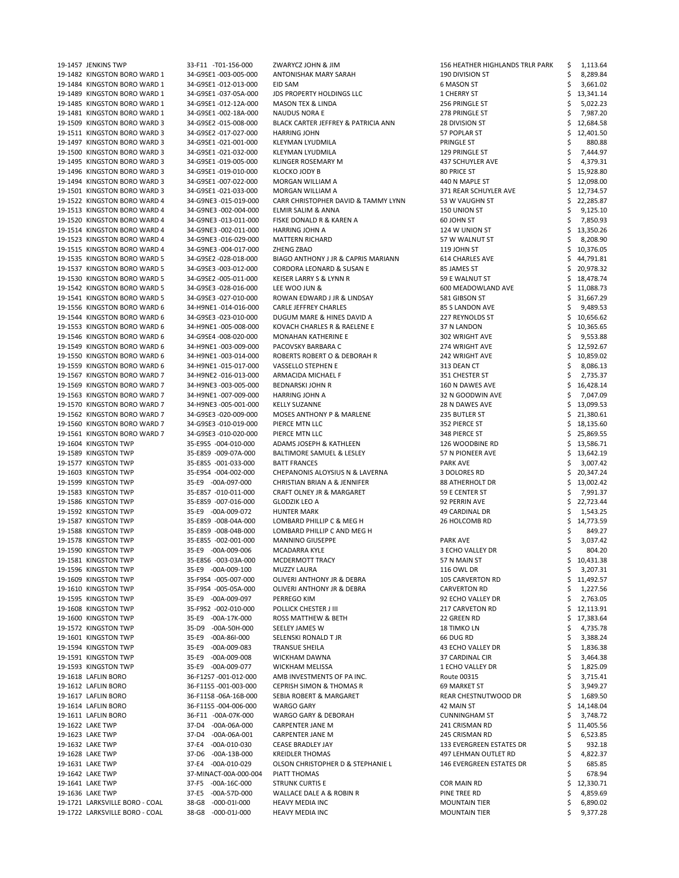| | | | | | |
|---|---|---|---|---|---|
| 19-1457 | JENKINS TWP | 33-F11 -T01-156-000 | ZWARYCZ JOHN & JIM | 156 HEATHER HIGHLANDS TRLR PARK | $ 1,113.64 |
| 19-1482 | KINGSTON BORO WARD 1 | 34-G9SE1 -003-005-000 | ANTONISHAK MARY SARAH | 190 DIVISION ST | $ 8,289.84 |
| 19-1484 | KINGSTON BORO WARD 1 | 34-G9SE1 -012-013-000 | EID SAM | 6 MASON ST | $ 3,661.02 |
| 19-1489 | KINGSTON BORO WARD 1 | 34-G9SE1 -037-05A-000 | JDS PROPERTY HOLDINGS LLC | 1 CHERRY ST | $ 13,341.14 |
| 19-1485 | KINGSTON BORO WARD 1 | 34-G9SE1 -012-12A-000 | MASON TEX & LINDA | 256 PRINGLE ST | $ 5,022.23 |
| 19-1481 | KINGSTON BORO WARD 1 | 34-G9SE1 -002-18A-000 | NAUDUS NORA E | 278 PRINGLE ST | $ 7,987.20 |
| 19-1509 | KINGSTON BORO WARD 3 | 34-G9SE2 -015-008-000 | BLACK CARTER JEFFREY & PATRICIA ANN | 28 DIVISION ST | $ 12,684.58 |
| 19-1511 | KINGSTON BORO WARD 3 | 34-G9SE2 -017-027-000 | HARRING JOHN | 57 POPLAR ST | $ 12,401.50 |
| 19-1497 | KINGSTON BORO WARD 3 | 34-G9SE1 -021-001-000 | KLEYMAN LYUDMILA | PRINGLE ST | $ 880.88 |
| 19-1500 | KINGSTON BORO WARD 3 | 34-G9SE1 -021-032-000 | KLEYMAN LYUDMILA | 129 PRINGLE ST | $ 7,444.97 |
| 19-1495 | KINGSTON BORO WARD 3 | 34-G9SE1 -019-005-000 | KLINGER ROSEMARY M | 437 SCHUYLER AVE | $ 4,379.31 |
| 19-1496 | KINGSTON BORO WARD 3 | 34-G9SE1 -019-010-000 | KLOCKO JODY B | 80 PRICE ST | $ 15,928.80 |
| 19-1494 | KINGSTON BORO WARD 3 | 34-G9SE1 -007-022-000 | MORGAN WILLIAM A | 440 N MAPLE ST | $ 12,098.00 |
| 19-1501 | KINGSTON BORO WARD 3 | 34-G9SE1 -021-033-000 | MORGAN WILLIAM A | 371 REAR SCHUYLER AVE | $ 12,734.57 |
| 19-1522 | KINGSTON BORO WARD 4 | 34-G9NE3 -015-019-000 | CARR CHRISTOPHER DAVID & TAMMY LYNN | 53 W VAUGHN ST | $ 22,285.87 |
| 19-1513 | KINGSTON BORO WARD 4 | 34-G9NE3 -002-004-000 | ELMIR SALIM & ANNA | 150 UNION ST | $ 9,125.10 |
| 19-1520 | KINGSTON BORO WARD 4 | 34-G9NE3 -013-011-000 | FISKE DONALD R & KAREN A | 60 JOHN ST | $ 7,850.93 |
| 19-1514 | KINGSTON BORO WARD 4 | 34-G9NE3 -002-011-000 | HARRING JOHN A | 124 W UNION ST | $ 13,350.26 |
| 19-1523 | KINGSTON BORO WARD 4 | 34-G9NE3 -016-029-000 | MATTERN RICHARD | 57 W WALNUT ST | $ 8,208.90 |
| 19-1515 | KINGSTON BORO WARD 4 | 34-G9NE3 -004-017-000 | ZHENG ZBAO | 119 JOHN ST | $ 10,376.05 |
| 19-1535 | KINGSTON BORO WARD 5 | 34-G9SE2 -028-018-000 | BIAGO ANTHONY J JR & CAPRIS MARIANN | 614 CHARLES AVE | $ 44,791.81 |
| 19-1537 | KINGSTON BORO WARD 5 | 34-G9SE3 -003-012-000 | CORDORA LEONARD & SUSAN E | 85 JAMES ST | $ 20,978.32 |
| 19-1530 | KINGSTON BORO WARD 5 | 34-G9SE2 -005-011-000 | KEISER LARRY S & LYNN R | 59 E WALNUT ST | $ 18,478.74 |
| 19-1542 | KINGSTON BORO WARD 5 | 34-G9SE3 -028-016-000 | LEE WOO JUN & | 600 MEADOWLAND AVE | $ 11,088.73 |
| 19-1541 | KINGSTON BORO WARD 5 | 34-G9SE3 -027-010-000 | ROWAN EDWARD J JR & LINDSAY | 581 GIBSON ST | $ 31,667.29 |
| 19-1556 | KINGSTON BORO WARD 6 | 34-H9NE1 -014-016-000 | CARLE JEFFREY CHARLES | 85 S LANDON AVE | $ 9,489.53 |
| 19-1544 | KINGSTON BORO WARD 6 | 34-G9SE3 -023-010-000 | DUGUM MARE & HINES DAVID A | 227 REYNOLDS ST | $ 10,656.62 |
| 19-1553 | KINGSTON BORO WARD 6 | 34-H9NE1 -005-008-000 | KOVACH CHARLES R & RAELENE E | 37 N LANDON | $ 10,365.65 |
| 19-1546 | KINGSTON BORO WARD 6 | 34-G9SE4 -008-020-000 | MONAHAN KATHERINE E | 302 WRIGHT AVE | $ 9,553.88 |
| 19-1549 | KINGSTON BORO WARD 6 | 34-H9NE1 -003-009-000 | PACOVSKY BARBARA C | 274 WRIGHT AVE | $ 12,592.67 |
| 19-1550 | KINGSTON BORO WARD 6 | 34-H9NE1 -003-014-000 | ROBERTS ROBERT O & DEBORAH R | 242 WRIGHT AVE | $ 10,859.02 |
| 19-1559 | KINGSTON BORO WARD 6 | 34-H9NE1 -015-017-000 | VASSELLO STEPHEN E | 313 DEAN CT | $ 8,086.13 |
| 19-1567 | KINGSTON BORO WARD 7 | 34-H9NE2 -016-013-000 | ARMACIDA MICHAEL F | 351 CHESTER ST | $ 2,735.37 |
| 19-1569 | KINGSTON BORO WARD 7 | 34-H9NE3 -003-005-000 | BEDNARSKI JOHN R | 160 N DAWES AVE | $ 16,428.14 |
| 19-1563 | KINGSTON BORO WARD 7 | 34-H9NE1 -007-009-000 | HARRING JOHN A | 32 N GOODWIN AVE | $ 7,047.09 |
| 19-1570 | KINGSTON BORO WARD 7 | 34-H9NE3 -005-001-000 | KELLY SUZANNE | 28 N DAWES AVE | $ 13,099.53 |
| 19-1562 | KINGSTON BORO WARD 7 | 34-G9SE3 -020-009-000 | MOSES ANTHONY P & MARLENE | 235 BUTLER ST | $ 21,380.61 |
| 19-1560 | KINGSTON BORO WARD 7 | 34-G9SE3 -010-019-000 | PIERCE MTN LLC | 352 PIERCE ST | $ 18,135.60 |
| 19-1561 | KINGSTON BORO WARD 7 | 34-G9SE3 -010-020-000 | PIERCE MTN LLC | 348 PIERCE ST | $ 25,869.55 |
| 19-1604 | KINGSTON TWP | 35-E9S5 -004-010-000 | ADAMS JOSEPH & KATHLEEN | 126 WOODBINE RD | $ 13,586.71 |
| 19-1589 | KINGSTON TWP | 35-E8S9 -009-07A-000 | BALTIMORE SAMUEL & LESLEY | 57 N PIONEER AVE | $ 13,642.19 |
| 19-1577 | KINGSTON TWP | 35-E8S5 -001-033-000 | BATT FRANCES | PARK AVE | $ 3,007.42 |
| 19-1603 | KINGSTON TWP | 35-E9S4 -004-002-000 | CHEPANONIS ALOYSIUS N & LAVERNA | 3 DOLORES RD | $ 20,347.24 |
| 19-1599 | KINGSTON TWP | 35-E9 -00A-097-000 | CHRISTIAN BRIAN A & JENNIFER | 88 ATHERHOLT DR | $ 13,002.42 |
| 19-1583 | KINGSTON TWP | 35-E8S7 -010-011-000 | CRAFT OLNEY JR & MARGARET | 59 E CENTER ST | $ 7,991.37 |
| 19-1586 | KINGSTON TWP | 35-E8S9 -007-016-000 | GLODZIK LEO A | 92 PERRIN AVE | $ 22,723.44 |
| 19-1592 | KINGSTON TWP | 35-E9 -00A-009-072 | HUNTER MARK | 49 CARDINAL DR | $ 1,543.25 |
| 19-1587 | KINGSTON TWP | 35-E8S9 -008-04A-000 | LOMBARD PHILLIP C & MEG H | 26 HOLCOMB RD | $ 14,773.59 |
| 19-1588 | KINGSTON TWP | 35-E8S9 -008-04B-000 | LOMBARD PHILLIP C AND MEG H | | $ 849.27 |
| 19-1578 | KINGSTON TWP | 35-E8S5 -002-001-000 | MANNINO GIUSEPPE | PARK AVE | $ 3,037.42 |
| 19-1590 | KINGSTON TWP | 35-E9 -00A-009-006 | MCADARRA KYLE | 3 ECHO VALLEY DR | $ 804.20 |
| 19-1581 | KINGSTON TWP | 35-E8S6 -003-03A-000 | MCDERMOTT TRACY | 57 N MAIN ST | $ 10,431.38 |
| 19-1596 | KINGSTON TWP | 35-E9 -00A-009-100 | MUZZY LAURA | 116 OWL DR | $ 3,207.31 |
| 19-1609 | KINGSTON TWP | 35-F9S4 -005-007-000 | OLIVERI ANTHONY JR & DEBRA | 105 CARVERTON RD | $ 11,492.57 |
| 19-1610 | KINGSTON TWP | 35-F9S4 -005-05A-000 | OLIVERI ANTHONY JR & DEBRA | CARVERTON RD | $ 1,227.56 |
| 19-1595 | KINGSTON TWP | 35-E9 -00A-009-097 | PERREGO KIM | 92 ECHO VALLEY DR | $ 2,763.05 |
| 19-1608 | KINGSTON TWP | 35-F9S2 -002-010-000 | POLLICK CHESTER J III | 217 CARVETON RD | $ 12,113.91 |
| 19-1600 | KINGSTON TWP | 35-E9 -00A-17K-000 | ROSS MATTHEW & BETH | 22 GREEN RD | $ 17,383.64 |
| 19-1572 | KINGSTON TWP | 35-D9 -00A-50H-000 | SEELEY JAMES W | 18 TIMKO LN | $ 4,735.78 |
| 19-1601 | KINGSTON TWP | 35-E9 -00A-86I-000 | SELENSKI RONALD T JR | 66 DUG RD | $ 3,388.24 |
| 19-1594 | KINGSTON TWP | 35-E9 -00A-009-083 | TRANSUE SHEILA | 43 ECHO VALLEY DR | $ 1,836.38 |
| 19-1591 | KINGSTON TWP | 35-E9 -00A-009-008 | WICKHAM DAWNA | 37 CARDINAL CIR | $ 3,464.38 |
| 19-1593 | KINGSTON TWP | 35-E9 -00A-009-077 | WICKHAM MELISSA | 1 ECHO VALLEY DR | $ 1,825.09 |
| 19-1618 | LAFLIN BORO | 36-F12S7 -001-012-000 | AMB INVESTMENTS OF PA INC. | Route 00315 | $ 3,715.41 |
| 19-1612 | LAFLIN BORO | 36-F11S5 -001-003-000 | CEPRISH SIMON & THOMAS R | 69 MARKET ST | $ 3,949.27 |
| 19-1617 | LAFLIN BORO | 36-F11S8 -06A-16B-000 | SEBIA ROBERT & MARGARET | REAR CHESTNUTWOOD DR | $ 1,689.50 |
| 19-1614 | LAFLIN BORO | 36-F11S5 -004-006-000 | WARGO GARY | 42 MAIN ST | $ 14,148.04 |
| 19-1611 | LAFLIN BORO | 36-F11 -00A-07K-000 | WARGO GARY & DEBORAH | CUNNINGHAM ST | $ 3,748.72 |
| 19-1622 | LAKE TWP | 37-D4 -00A-06A-000 | CARPENTER JANE M | 241 CRISMAN RD | $ 11,405.56 |
| 19-1623 | LAKE TWP | 37-D4 -00A-06A-001 | CARPENTER JANE M | 245 CRISMAN RD | $ 6,523.85 |
| 19-1632 | LAKE TWP | 37-E4 -00A-010-030 | CEASE BRADLEY JAY | 133 EVERGREEN ESTATES DR | $ 932.18 |
| 19-1628 | LAKE TWP | 37-D6 -00A-13B-000 | KREIDLER THOMAS | 497 LEHMAN OUTLET RD | $ 4,822.37 |
| 19-1631 | LAKE TWP | 37-E4 -00A-010-029 | OLSON CHRISTOPHER D & STEPHANIE L | 146 EVERGREEN ESTATES DR | $ 685.85 |
| 19-1642 | LAKE TWP | 37-MINACT-00A-000-004 | PIATT THOMAS | | $ 678.94 |
| 19-1641 | LAKE TWP | 37-F5 -00A-16C-000 | STRUNK CURTIS E | COR MAIN RD | $ 12,330.71 |
| 19-1636 | LAKE TWP | 37-E5 -00A-57D-000 | WALLACE DALE A & ROBIN R | PINE TREE RD | $ 4,859.69 |
| 19-1721 | LARKSVILLE BORO - COAL | 38-G8 -000-01I-000 | HEAVY MEDIA INC | MOUNTAIN TIER | $ 6,890.02 |
| 19-1722 | LARKSVILLE BORO - COAL | 38-G8 -000-01J-000 | HEAVY MEDIA INC | MOUNTAIN TIER | $ 9,377.28 |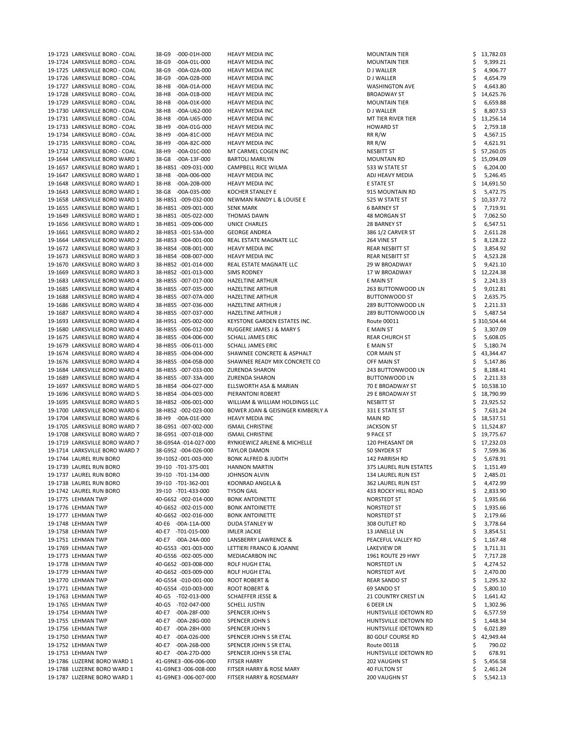| | | | | | |
|---|---|---|---|---|---|
| 19-1723 | LARKSVILLE BORO - COAL | 38-G9 -000-01H-000 | HEAVY MEDIA INC | MOUNTAIN TIER | $ 13,782.03 |
| 19-1724 | LARKSVILLE BORO - COAL | 38-G9 -00A-01L-000 | HEAVY MEDIA INC | MOUNTAIN TIER | $ 9,399.21 |
| 19-1725 | LARKSVILLE BORO - COAL | 38-G9 -00A-02A-000 | HEAVY MEDIA INC | D J WALLER | $ 4,906.77 |
| 19-1726 | LARKSVILLE BORO - COAL | 38-G9 -00A-02B-000 | HEAVY MEDIA INC | D J WALLER | $ 4,654.79 |
| 19-1727 | LARKSVILLE BORO - COAL | 38-H8 -00A-01A-000 | HEAVY MEDIA INC | WASHINGTON AVE | $ 4,643.80 |
| 19-1728 | LARKSVILLE BORO - COAL | 38-H8 -00A-01B-000 | HEAVY MEDIA INC | BROADWAY ST | $ 14,625.76 |
| 19-1729 | LARKSVILLE BORO - COAL | 38-H8 -00A-01K-000 | HEAVY MEDIA INC | MOUNTAIN TIER | $ 6,659.88 |
| 19-1730 | LARKSVILLE BORO - COAL | 38-H8 -00A-U62-000 | HEAVY MEDIA INC | D J WALLER | $ 8,807.53 |
| 19-1731 | LARKSVILLE BORO - COAL | 38-H8 -00A-U65-000 | HEAVY MEDIA INC | MT TIER RIVER TIER | $ 13,256.14 |
| 19-1733 | LARKSVILLE BORO - COAL | 38-H9 -00A-01G-000 | HEAVY MEDIA INC | HOWARD ST | $ 2,759.18 |
| 19-1734 | LARKSVILLE BORO - COAL | 38-H9 -00A-81C-000 | HEAVY MEDIA INC | RR R/W | $ 4,567.15 |
| 19-1735 | LARKSVILLE BORO - COAL | 38-H9 -00A-82C-000 | HEAVY MEDIA INC | RR R/W | $ 4,621.91 |
| 19-1732 | LARKSVILLE BORO - COAL | 38-H9 -00A-01C-000 | MT CARMEL COGEN INC | NESBITT ST | $ 57,260.05 |
| 19-1644 | LARKSVILLE BORO WARD 1 | 38-G8 -00A-13F-000 | BARTOLI MARILYN | MOUNTAIN RD | $ 15,094.09 |
| 19-1657 | LARKSVILLE BORO WARD 1 | 38-H8S1 -009-031-000 | CAMPBELL RICE WILMA | 533 W STATE ST | $ 6,204.00 |
| 19-1647 | LARKSVILLE BORO WARD 1 | 38-H8 -00A-006-000 | HEAVY MEDIA INC | ADJ HEAVY MEDIA | $ 5,246.45 |
| 19-1648 | LARKSVILLE BORO WARD 1 | 38-H8 -00A-20B-000 | HEAVY MEDIA INC | E STATE ST | $ 14,691.50 |
| 19-1643 | LARKSVILLE BORO WARD 1 | 38-G8 -00A-035-000 | KOCHER STANLEY E | 915 MOUNTAIN RD | $ 5,472.75 |
| 19-1658 | LARKSVILLE BORO WARD 1 | 38-H8S1 -009-032-000 | NEWMAN RANDY L & LOUISE E | 525 W STATE ST | $ 10,337.72 |
| 19-1655 | LARKSVILLE BORO WARD 1 | 38-H8S1 -009-001-000 | SENK MARK | 6 BARNEY ST | $ 7,719.91 |
| 19-1649 | LARKSVILLE BORO WARD 1 | 38-H8S1 -005-022-000 | THOMAS DAWN | 48 MORGAN ST | $ 7,062.50 |
| 19-1656 | LARKSVILLE BORO WARD 1 | 38-H8S1 -009-006-000 | UNICE CHARLES | 28 BARNEY ST | $ 6,547.51 |
| 19-1661 | LARKSVILLE BORO WARD 2 | 38-H8S3 -001-53A-000 | GEORGE ANDREA | 386 1/2 CARVER ST | $ 2,611.28 |
| 19-1664 | LARKSVILLE BORO WARD 2 | 38-H8S3 -004-001-000 | REAL ESTATE MAGNATE LLC | 264 VINE ST | $ 8,128.22 |
| 19-1672 | LARKSVILLE BORO WARD 3 | 38-H8S4 -008-001-000 | HEAVY MEDIA INC | REAR NESBITT ST | $ 3,854.92 |
| 19-1673 | LARKSVILLE BORO WARD 3 | 38-H8S4 -008-007-000 | HEAVY MEDIA INC | REAR NESBITT ST | $ 4,523.28 |
| 19-1670 | LARKSVILLE BORO WARD 3 | 38-H8S2 -001-014-000 | REAL ESTATE MAGNATE LLC | 29 W BROADWAY | $ 9,421.10 |
| 19-1669 | LARKSVILLE BORO WARD 3 | 38-H8S2 -001-013-000 | SIMS RODNEY | 17 W BROADWAY | $ 12,224.38 |
| 19-1683 | LARKSVILLE BORO WARD 4 | 38-H8S5 -007-017-000 | HAZELTINE ARTHUR | E MAIN ST | $ 2,241.33 |
| 19-1685 | LARKSVILLE BORO WARD 4 | 38-H8S5 -007-035-000 | HAZELTINE ARTHUR | 263 BUTTONWOOD LN | $ 9,012.81 |
| 19-1688 | LARKSVILLE BORO WARD 4 | 38-H8S5 -007-07A-000 | HAZELTINE ARTHUR | BUTTONWOOD ST | $ 2,635.75 |
| 19-1686 | LARKSVILLE BORO WARD 4 | 38-H8S5 -007-036-000 | HAZELTINE ARTHUR J | 289 BUTTONWOOD LN | $ 2,211.33 |
| 19-1687 | LARKSVILLE BORO WARD 4 | 38-H8S5 -007-037-000 | HAZELTINE ARTHUR J | 289 BUTTONWOOD LN | $ 5,487.54 |
| 19-1693 | LARKSVILLE BORO WARD 4 | 38-H9S1 -005-002-000 | KEYSTONE GARDEN ESTATES INC. | Route 00011 | $ 310,504.44 |
| 19-1680 | LARKSVILLE BORO WARD 4 | 38-H8S5 -006-012-000 | RUGGERE JAMES J & MARY S | E MAIN ST | $ 3,307.09 |
| 19-1675 | LARKSVILLE BORO WARD 4 | 38-H8S5 -004-006-000 | SCHALL JAMES ERIC | REAR CHURCH ST | $ 5,608.05 |
| 19-1679 | LARKSVILLE BORO WARD 4 | 38-H8S5 -006-011-000 | SCHALL JAMES ERIC | E MAIN ST | $ 5,180.74 |
| 19-1674 | LARKSVILLE BORO WARD 4 | 38-H8S5 -004-004-000 | SHAWNEE CONCRETE & ASPHALT | COR MAIN ST | $ 43,344.47 |
| 19-1676 | LARKSVILLE BORO WARD 4 | 38-H8S5 -004-05B-000 | SHAWNEE READY MIX CONCRETE CO | OFF MAIN ST | $ 5,147.86 |
| 19-1684 | LARKSVILLE BORO WARD 4 | 38-H8S5 -007-033-000 | ZURENDA SHARON | 243 BUTTONWOOD LN | $ 8,188.41 |
| 19-1689 | LARKSVILLE BORO WARD 4 | 38-H8S5 -007-33A-000 | ZURENDA SHARON | BUTTONWOOD LN | $ 2,211.33 |
| 19-1697 | LARKSVILLE BORO WARD 5 | 38-H8S4 -004-027-000 | ELLSWORTH ASA & MARIAN | 70 E BROADWAY ST | $ 10,538.10 |
| 19-1696 | LARKSVILLE BORO WARD 5 | 38-H8S4 -004-003-000 | PIERANTONI ROBERT | 29 E BROADWAY ST | $ 18,790.99 |
| 19-1695 | LARKSVILLE BORO WARD 5 | 38-H8S2 -006-001-000 | WILLIAM & WILLIAM HOLDINGS LLC | NESBITT ST | $ 23,925.52 |
| 19-1700 | LARKSVILLE BORO WARD 6 | 38-H8S2 -002-023-000 | BOWER JOAN & GEISINGER KIMBERLY A | 331 E STATE ST | $ 7,631.24 |
| 19-1704 | LARKSVILLE BORO WARD 6 | 38-H9 -00A-01E-000 | HEAVY MEDIA INC | MAIN RD | $ 18,537.51 |
| 19-1705 | LARKSVILLE BORO WARD 7 | 38-G9S1 -007-002-000 | ISMAIL CHRISTINE | JACKSON ST | $ 11,524.87 |
| 19-1708 | LARKSVILLE BORO WARD 7 | 38-G9S1 -007-018-000 | ISMAIL CHRISTINE | 9 PACE ST | $ 19,775.67 |
| 19-1719 | LARKSVILLE BORO WARD 7 | 38-G9S4A -014-027-000 | RYNKIEWICZ ARLENE & MICHELLE | 120 PHEASANT DR | $ 17,232.03 |
| 19-1714 | LARKSVILLE BORO WARD 7 | 38-G9S2 -004-026-000 | TAYLOR DAMON | 50 SNYDER ST | $ 7,599.36 |
| 19-1744 | LAUREL RUN BORO | 39-I10S2 -001-003-000 | BONK ALFRED & JUDITH | 142 PARRISH RD | $ 5,678.91 |
| 19-1739 | LAUREL RUN BORO | 39-I10 -T01-375-001 | HANNON MARTIN | 375 LAUREL RUN ESTATES | $ 1,151.49 |
| 19-1737 | LAUREL RUN BORO | 39-I10 -T01-134-000 | JOHNSON ALVIN | 134 LAUREL RUN EST | $ 2,485.01 |
| 19-1738 | LAUREL RUN BORO | 39-I10 -T01-362-001 | KOONRAD ANGELA & | 362 LAUREL RUN EST | $ 4,472.99 |
| 19-1742 | LAUREL RUN BORO | 39-I10 -T01-433-000 | TYSON GAIL | 433 ROCKY HILL ROAD | $ 2,833.90 |
| 19-1775 | LEHMAN TWP | 40-G6S2 -002-014-000 | BONK ANTOINETTE | NORSTEDT ST | $ 1,935.66 |
| 19-1776 | LEHMAN TWP | 40-G6S2 -002-015-000 | BONK ANTOINETTE | NORSTEDT ST | $ 1,935.66 |
| 19-1777 | LEHMAN TWP | 40-G6S2 -002-016-000 | BONK ANTOINETTE | NORSTEDT ST | $ 2,179.66 |
| 19-1748 | LEHMAN TWP | 40-E6 -00A-11A-000 | DUDA STANLEY W | 308 OUTLET RD | $ 3,778.64 |
| 19-1758 | LEHMAN TWP | 40-E7 -T01-015-000 | IMLER JACKIE | 13 JANELLE LN | $ 3,854.51 |
| 19-1751 | LEHMAN TWP | 40-E7 -00A-24A-000 | LANSBERRY LAWRENCE & | PEACEFUL VALLEY RD | $ 1,167.48 |
| 19-1769 | LEHMAN TWP | 40-G5S3 -001-003-000 | LETTIERI FRANCO & JOANNE | LAKEVIEW DR | $ 3,711.31 |
| 19-1773 | LEHMAN TWP | 40-G5S6 -002-005-000 | MEDIACARBON INC | 1961 ROUTE 29 HWY | $ 7,717.28 |
| 19-1778 | LEHMAN TWP | 40-G6S2 -003-008-000 | ROLF HUGH ETAL | NORSTEDT LN | $ 4,274.52 |
| 19-1779 | LEHMAN TWP | 40-G6S2 -003-009-000 | ROLF HUGH ETAL | NORSTEDT AVE | $ 2,470.00 |
| 19-1770 | LEHMAN TWP | 40-G5S4 -010-001-000 | ROOT ROBERT & | REAR SANDO ST | $ 1,295.32 |
| 19-1771 | LEHMAN TWP | 40-G5S4 -010-003-000 | ROOT ROBERT & | 69 SANDO ST | $ 5,800.10 |
| 19-1763 | LEHMAN TWP | 40-G5 -T02-013-000 | SCHAEFFER JESSE & | 21 COUNTRY CREST LN | $ 1,641.42 |
| 19-1765 | LEHMAN TWP | 40-G5 -T02-047-000 | SCHELL JUSTIN | 6 DEER LN | $ 1,302.96 |
| 19-1754 | LEHMAN TWP | 40-E7 -00A-28F-000 | SPENCER JOHN S | HUNTSVILLE IDETOWN RD | $ 6,577.59 |
| 19-1755 | LEHMAN TWP | 40-E7 -00A-28G-000 | SPENCER JOHN S | HUNTSVILLE IDETOWN RD | $ 1,448.34 |
| 19-1756 | LEHMAN TWP | 40-E7 -00A-28H-000 | SPENCER JOHN S | HUNTSVILLE IDETOWN RD | $ 6,021.89 |
| 19-1750 | LEHMAN TWP | 40-E7 -00A-026-000 | SPENCER JOHN S SR ETAL | 80 GOLF COURSE RD | $ 42,949.44 |
| 19-1752 | LEHMAN TWP | 40-E7 -00A-26B-000 | SPENCER JOHN S SR ETAL | Route 00118 | $ 790.02 |
| 19-1753 | LEHMAN TWP | 40-E7 -00A-27D-000 | SPENCER JOHN S SR ETAL | HUNTSVILLE IDETOWN RD | $ 678.91 |
| 19-1786 | LUZERNE BORO WARD 1 | 41-G9NE3 -006-006-000 | FITSER HARRY | 202 VAUGHN ST | $ 5,456.58 |
| 19-1788 | LUZERNE BORO WARD 1 | 41-G9NE3 -006-008-000 | FITSER HARRY & ROSE MARY | 40 FULTON ST | $ 2,461.24 |
| 19-1787 | LUZERNE BORO WARD 1 | 41-G9NE3 -006-007-000 | FITSER HARRY & ROSEMARY | 200 VAUGHN ST | $ 5,542.13 |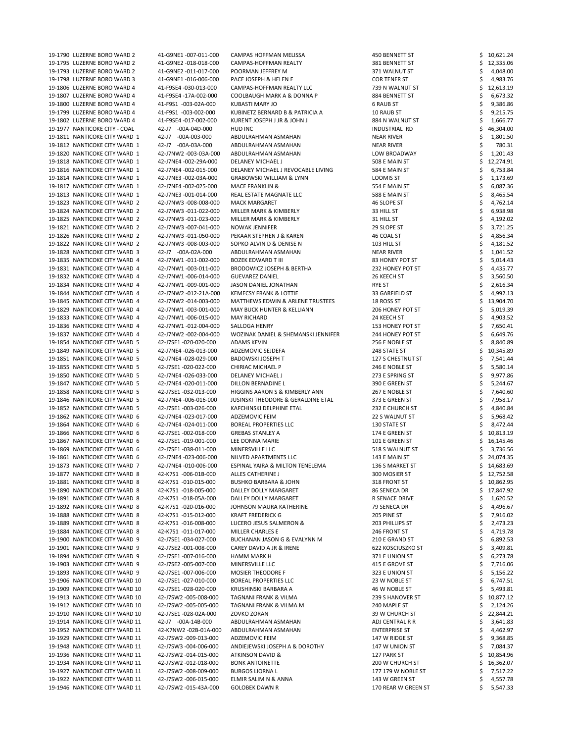| | | | | |
|---|---|---|---|---|
| 19-1790 LUZERNE BORO WARD 2 | 41-G9NE1 -007-011-000 | CAMPAS HOFFMAN MELISSA | 450 BENNETT ST | $ 10,621.24 |
| 19-1795 LUZERNE BORO WARD 2 | 41-G9NE2 -018-018-000 | CAMPAS-HOFFMAN REALTY | 381 BENNETT ST | $ 12,335.06 |
| 19-1793 LUZERNE BORO WARD 2 | 41-G9NE2 -011-017-000 | POORMAN JEFFREY M | 371 WALNUT ST | $ 4,048.00 |
| 19-1798 LUZERNE BORO WARD 3 | 41-G9NE1 -016-006-000 | PACE JOSEPH & HELEN E | COR TENER ST | $ 4,983.76 |
| 19-1806 LUZERNE BORO WARD 4 | 41-F9SE4 -030-013-000 | CAMPAS-HOFFMAN REALTY LLC | 739 N WALNUT ST | $ 12,613.19 |
| 19-1807 LUZERNE BORO WARD 4 | 41-F9SE4 -17A-002-000 | COOLBAUGH MARK A & DONNA P | 884 BENNETT ST | $ 6,673.32 |
| 19-1800 LUZERNE BORO WARD 4 | 41-F9S1 -003-02A-000 | KUBASTI MARY JO | 6 RAUB ST | $ 9,386.86 |
| 19-1799 LUZERNE BORO WARD 4 | 41-F9S1 -003-002-000 | KUBINETZ BERNARD B & PATRICIA A | 10 RAUB ST | $ 9,215.75 |
| 19-1802 LUZERNE BORO WARD 4 | 41-F9SE4 -017-002-000 | KURENT JOSEPH J JR & JOHN J | 884 N WALNUT ST | $ 1,666.77 |
| 19-1977 NANTICOKE CITY - COAL | 42-J7 -00A-04D-000 | HUD INC | INDUSTRIAL RD | $ 46,304.00 |
| 19-1811 NANTICOKE CITY WARD 1 | 42-J7 -00A-003-000 | ABDULRAHMAN ASMAHAN | NEAR RIVER | $ 1,801.50 |
| 19-1812 NANTICOKE CITY WARD 1 | 42-J7 -00A-03A-000 | ABDULRAHMAN ASMAHAN | NEAR RIVER | $ 780.31 |
| 19-1820 NANTICOKE CITY WARD 1 | 42-J7NW2 -003-03A-000 | ABDULRAHMAN ASMAHAN | LOW BROADWAY | $ 1,201.43 |
| 19-1818 NANTICOKE CITY WARD 1 | 42-J7NE4 -002-29A-000 | DELANEY MICHAEL J | 508 E MAIN ST | $ 12,274.91 |
| 19-1816 NANTICOKE CITY WARD 1 | 42-J7NE4 -002-015-000 | DELANEY MICHAEL J REVOCABLE LIVING | 584 E MAIN ST | $ 6,753.84 |
| 19-1814 NANTICOKE CITY WARD 1 | 42-J7NE3 -002-03A-000 | GRABOWSKI WILLIAM & LYNN | LOOMIS ST | $ 1,173.69 |
| 19-1817 NANTICOKE CITY WARD 1 | 42-J7NE4 -002-025-000 | MACE FRANKLIN & | 554 E MAIN ST | $ 6,087.36 |
| 19-1813 NANTICOKE CITY WARD 1 | 42-J7NE3 -001-014-000 | REAL ESTATE MAGNATE LLC | 588 E MAIN ST | $ 8,465.54 |
| 19-1823 NANTICOKE CITY WARD 2 | 42-J7NW3 -008-008-000 | MACK MARGARET | 46 SLOPE ST | $ 4,762.14 |
| 19-1824 NANTICOKE CITY WARD 2 | 42-J7NW3 -011-022-000 | MILLER MARK & KIMBERLY | 33 HILL ST | $ 6,938.98 |
| 19-1825 NANTICOKE CITY WARD 2 | 42-J7NW3 -011-023-000 | MILLER MARK & KIMBERLY | 31 HILL ST | $ 4,192.02 |
| 19-1821 NANTICOKE CITY WARD 2 | 42-J7NW3 -007-041-000 | NOWAK JENNIFER | 29 SLOPE ST | $ 3,721.25 |
| 19-1826 NANTICOKE CITY WARD 2 | 42-J7NW3 -011-050-000 | PEKAAR STEPHEN J & KAREN | 46 COAL ST | $ 4,856.34 |
| 19-1822 NANTICOKE CITY WARD 2 | 42-J7NW3 -008-003-000 | SOPKO ALVIN D & DENISE N | 103 HILL ST | $ 4,181.52 |
| 19-1828 NANTICOKE CITY WARD 3 | 42-J7 -00A-02A-000 | ABDULRAHMAN ASMAHAN | NEAR RIVER | $ 1,041.52 |
| 19-1835 NANTICOKE CITY WARD 4 | 42-J7NW1 -011-002-000 | BOZEK EDWARD T III | 83 HONEY POT ST | $ 5,014.43 |
| 19-1831 NANTICOKE CITY WARD 4 | 42-J7NW1 -003-011-000 | BRODOWICZ JOSEPH & BERTHA | 232 HONEY POT ST | $ 4,435.77 |
| 19-1832 NANTICOKE CITY WARD 4 | 42-J7NW1 -006-014-000 | GUEVAREZ DANIEL | 26 KEECH ST | $ 3,560.50 |
| 19-1834 NANTICOKE CITY WARD 4 | 42-J7NW1 -009-001-000 | JASON DANIEL JONATHAN | RYE ST | $ 2,616.34 |
| 19-1844 NANTICOKE CITY WARD 4 | 42-J7NW2 -012-21A-000 | KEMECSY FRANK & LOTTIE | 33 GARFIELD ST | $ 4,992.13 |
| 19-1845 NANTICOKE CITY WARD 4 | 42-J7NW2 -014-003-000 | MATTHEWS EDWIN & ARLENE TRUSTEES | 18 ROSS ST | $ 13,904.70 |
| 19-1829 NANTICOKE CITY WARD 4 | 42-J7NW1 -003-001-000 | MAY BUCK HUNTER & KELLIANN | 206 HONEY POT ST | $ 5,019.39 |
| 19-1833 NANTICOKE CITY WARD 4 | 42-J7NW1 -006-015-000 | MAY RICHARD | 24 KEECH ST | $ 4,903.52 |
| 19-1836 NANTICOKE CITY WARD 4 | 42-J7NW1 -012-004-000 | SALLOGA HENRY | 153 HONEY POT ST | $ 7,650.41 |
| 19-1837 NANTICOKE CITY WARD 4 | 42-J7NW2 -002-004-000 | WOZINAK DANIEL & SHEMANSKI JENNIFER | 244 HONEY POT ST | $ 6,649.76 |
| 19-1854 NANTICOKE CITY WARD 5 | 42-J7SE1 -020-020-000 | ADAMS KEVIN | 256 E NOBLE ST | $ 8,840.89 |
| 19-1849 NANTICOKE CITY WARD 5 | 42-J7NE4 -026-013-000 | ADZEMOVIC SEJDEFA | 248 STATE ST | $ 10,345.89 |
| 19-1851 NANTICOKE CITY WARD 5 | 42-J7NE4 -028-029-000 | BADOWSKI JOSEPH T | 127 S CHESTNUT ST | $ 7,541.44 |
| 19-1855 NANTICOKE CITY WARD 5 | 42-J7SE1 -020-022-000 | CHIRIAC MICHAEL P | 246 E NOBLE ST | $ 5,580.14 |
| 19-1850 NANTICOKE CITY WARD 5 | 42-J7NE4 -026-033-000 | DELANEY MICHAEL J | 273 E SPRING ST | $ 9,977.86 |
| 19-1847 NANTICOKE CITY WARD 5 | 42-J7NE4 -020-011-000 | DILLON BERNADINE L | 390 E GREEN ST | $ 5,244.67 |
| 19-1858 NANTICOKE CITY WARD 5 | 42-J7SE1 -032-013-000 | HIGGINS AARON S & KIMBERLY ANN | 267 E NOBLE ST | $ 7,640.60 |
| 19-1846 NANTICOKE CITY WARD 5 | 42-J7NE4 -006-016-000 | JUSINSKI THEODORE & GERALDINE ETAL | 373 E GREEN ST | $ 7,958.17 |
| 19-1852 NANTICOKE CITY WARD 5 | 42-J7SE1 -003-026-000 | KAFCHINSKI DELPHINE ETAL | 232 E CHURCH ST | $ 4,840.84 |
| 19-1862 NANTICOKE CITY WARD 6 | 42-J7NE4 -023-017-000 | ADZEMOVIC FEIM | 22 S WALNUT ST | $ 5,968.42 |
| 19-1864 NANTICOKE CITY WARD 6 | 42-J7NE4 -024-011-000 | BOREAL PROPERTIES LLC | 130 STATE ST | $ 8,472.44 |
| 19-1866 NANTICOKE CITY WARD 6 | 42-J7SE1 -002-018-000 | GREBAS STANLEY A | 174 E GREEN ST | $ 10,813.19 |
| 19-1867 NANTICOKE CITY WARD 6 | 42-J7SE1 -019-001-000 | LEE DONNA MARIE | 101 E GREEN ST | $ 16,145.46 |
| 19-1869 NANTICOKE CITY WARD 6 | 42-J7SE1 -038-011-000 | MINERSVILLE LLC | 518 S WALNUT ST | $ 3,736.56 |
| 19-1861 NANTICOKE CITY WARD 6 | 42-J7NE4 -023-006-000 | NILVED APARTMENTS LLC | 143 E MAIN ST | $ 24,074.35 |
| 19-1873 NANTICOKE CITY WARD 7 | 42-J7NE4 -010-006-000 | ESPINAL YAIRA & MILTON TENELEMA | 136 S MARKET ST | $ 14,683.69 |
| 19-1877 NANTICOKE CITY WARD 8 | 42-K7S1 -006-01B-000 | ALLES CATHERINE J | 300 MOSIER ST | $ 12,752.58 |
| 19-1881 NANTICOKE CITY WARD 8 | 42-K7S1 -010-015-000 | BUSHKO BARBARA & JOHN | 318 FRONT ST | $ 10,862.95 |
| 19-1890 NANTICOKE CITY WARD 8 | 42-K7S1 -018-005-000 | DALLEY DOLLY MARGARET | 86 SENECA DR | $ 17,847.92 |
| 19-1891 NANTICOKE CITY WARD 8 | 42-K7S1 -018-05A-000 | DALLEY DOLLY MARGARET | R SENACE DRIVE | $ 1,620.52 |
| 19-1892 NANTICOKE CITY WARD 8 | 42-K7S1 -020-016-000 | JOHNSON MAURA KATHERINE | 79 SENECA DR | $ 4,496.67 |
| 19-1888 NANTICOKE CITY WARD 8 | 42-K7S1 -015-012-000 | KRAFT FREDERICK G | 205 PINE ST | $ 7,916.02 |
| 19-1889 NANTICOKE CITY WARD 8 | 42-K7S1 -016-008-000 | LUCERO JESUS SALMERON & | 203 PHILLIPS ST | $ 2,473.23 |
| 19-1884 NANTICOKE CITY WARD 8 | 42-K7S1 -011-017-000 | MILLER CHARLES E | 246 FRONT ST | $ 4,719.78 |
| 19-1900 NANTICOKE CITY WARD 9 | 42-J7SE1 -034-027-000 | BUCHANAN JASON G & EVALYNN M | 210 E GRAND ST | $ 6,892.53 |
| 19-1901 NANTICOKE CITY WARD 9 | 42-J7SE2 -001-008-000 | CAREY DAVID A JR & IRENE | 622 KOSCIUSZKO ST | $ 3,409.81 |
| 19-1894 NANTICOKE CITY WARD 9 | 42-J7SE1 -007-016-000 | HAMM MARK H | 371 E UNION ST | $ 6,273.78 |
| 19-1903 NANTICOKE CITY WARD 9 | 42-J7SE2 -005-007-000 | MINERSVILLE LLC | 415 E GROVE ST | $ 7,716.06 |
| 19-1893 NANTICOKE CITY WARD 9 | 42-J7SE1 -007-006-000 | MOSIER THEODORE F | 323 E UNION ST | $ 5,156.22 |
| 19-1906 NANTICOKE CITY WARD 10 | 42-J7SE1 -027-010-000 | BOREAL PROPERTIES LLC | 23 W NOBLE ST | $ 6,747.51 |
| 19-1909 NANTICOKE CITY WARD 10 | 42-J7SE1 -028-020-000 | KRUSHINSKI BARBARA A | 46 W NOBLE ST | $ 5,493.81 |
| 19-1913 NANTICOKE CITY WARD 10 | 42-J7SW2 -005-008-000 | TAGNANI FRANK & VILMA | 239 S HANOVER ST | $ 10,877.12 |
| 19-1912 NANTICOKE CITY WARD 10 | 42-J7SW2 -005-005-000 | TAGNANI FRANK & VILMA M | 240 MAPLE ST | $ 2,124.26 |
| 19-1910 NANTICOKE CITY WARD 10 | 42-J7SE1 -028-02A-000 | ZOVKO ZORAN | 39 W CHURCH ST | $ 22,844.21 |
| 19-1914 NANTICOKE CITY WARD 11 | 42-J7 -00A-14B-000 | ABDULRAHMAN ASMAHAN | ADJ CENTRAL R R | $ 3,641.83 |
| 19-1952 NANTICOKE CITY WARD 11 | 42-K7NW2 -02B-01A-000 | ABDULRAHMAN ASMAHAN | ENTERPRISE ST | $ 4,462.97 |
| 19-1929 NANTICOKE CITY WARD 11 | 42-J7SW2 -009-013-000 | ADZEMOVIC FEIM | 147 W RIDGE ST | $ 9,368.85 |
| 19-1948 NANTICOKE CITY WARD 11 | 42-J7SW3 -004-006-000 | ANDIEJEWSKI JOSEPH A & DOROTHY | 147 W UNION ST | $ 7,084.37 |
| 19-1936 NANTICOKE CITY WARD 11 | 42-J7SW2 -014-015-000 | ATKINSON DAVID & | 127 PARK ST | $ 10,854.96 |
| 19-1934 NANTICOKE CITY WARD 11 | 42-J7SW2 -012-018-000 | BONK ANTOINETTE | 200 W CHURCH ST | $ 16,362.07 |
| 19-1927 NANTICOKE CITY WARD 11 | 42-J7SW2 -008-009-000 | BURGOS LIORNA L | 177 179 W NOBLE ST | $ 7,517.22 |
| 19-1922 NANTICOKE CITY WARD 11 | 42-J7SW2 -006-015-000 | ELMIR SALIM N & ANNA | 143 W GREEN ST | $ 4,557.78 |
| 19-1946 NANTICOKE CITY WARD 11 | 42-J7SW2 -015-43A-000 | GOLOBEK DAWN R | 170 REAR W GREEN ST | $ 5,547.33 |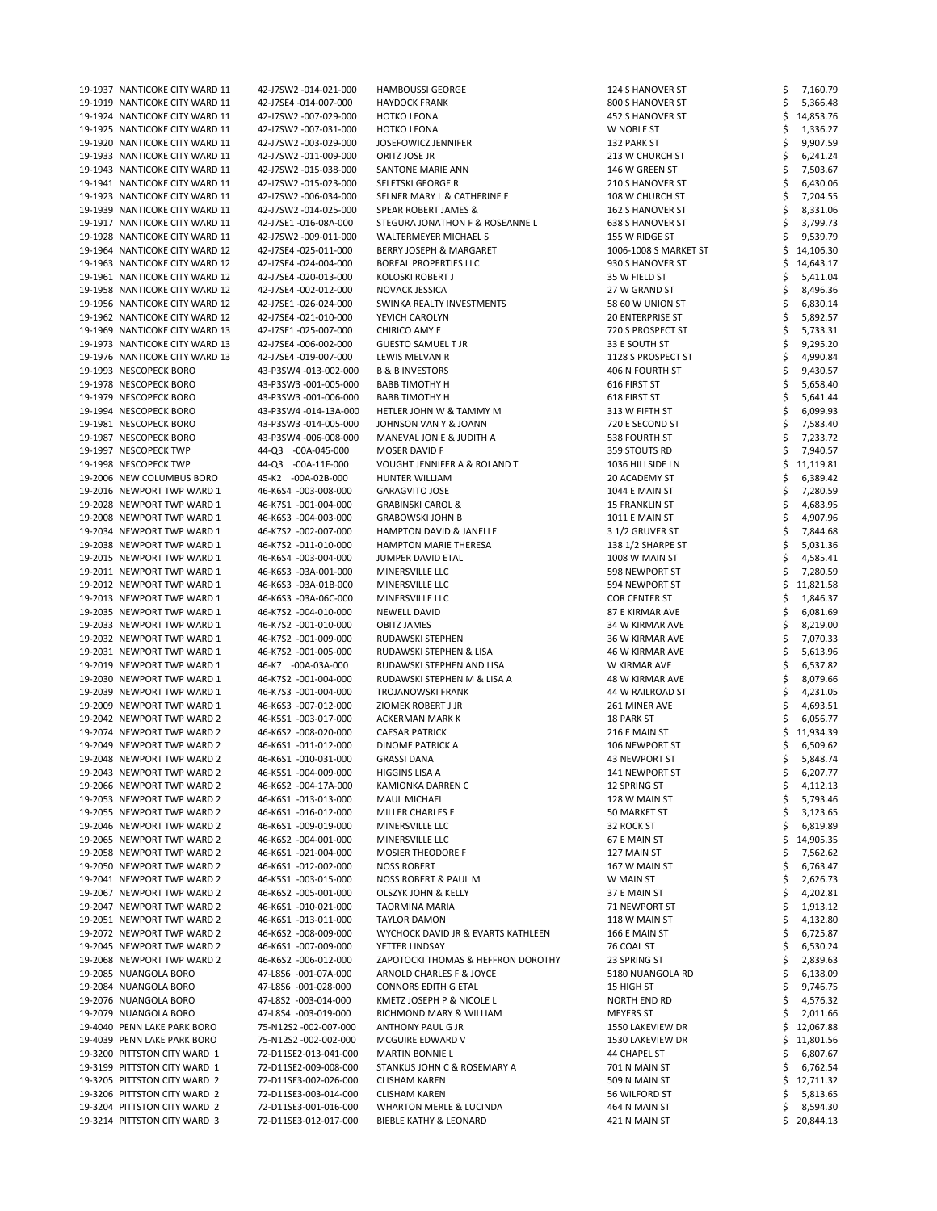| | | | | | |
|---|---|---|---|---|---|
| 19-1937 | NANTICOKE CITY WARD 11 | 42-J7SW2 -014-021-000 | HAMBOUSSI GEORGE | 124 S HANOVER ST | $ 7,160.79 |
| 19-1919 | NANTICOKE CITY WARD 11 | 42-J7SE4 -014-007-000 | HAYDOCK FRANK | 800 S HANOVER ST | $ 5,366.48 |
| 19-1924 | NANTICOKE CITY WARD 11 | 42-J7SW2 -007-029-000 | HOTKO LEONA | 452 S HANOVER ST | $ 14,853.76 |
| 19-1925 | NANTICOKE CITY WARD 11 | 42-J7SW2 -007-031-000 | HOTKO LEONA | W NOBLE ST | $ 1,336.27 |
| 19-1920 | NANTICOKE CITY WARD 11 | 42-J7SW2 -003-029-000 | JOSEFOWICZ JENNIFER | 132 PARK ST | $ 9,907.59 |
| 19-1933 | NANTICOKE CITY WARD 11 | 42-J7SW2 -011-009-000 | ORITZ JOSE JR | 213 W CHURCH ST | $ 6,241.24 |
| 19-1943 | NANTICOKE CITY WARD 11 | 42-J7SW2 -015-038-000 | SANTONE MARIE ANN | 146 W GREEN ST | $ 7,503.67 |
| 19-1941 | NANTICOKE CITY WARD 11 | 42-J7SW2 -015-023-000 | SELETSKI GEORGE R | 210 S HANOVER ST | $ 6,430.06 |
| 19-1923 | NANTICOKE CITY WARD 11 | 42-J7SW2 -006-034-000 | SELNER MARY L & CATHERINE E | 108 W CHURCH ST | $ 7,204.55 |
| 19-1939 | NANTICOKE CITY WARD 11 | 42-J7SW2 -014-025-000 | SPEAR ROBERT JAMES & | 162 S HANOVER ST | $ 8,331.06 |
| 19-1917 | NANTICOKE CITY WARD 11 | 42-J7SE1 -016-08A-000 | STEGURA JONATHON F & ROSEANNE L | 638 S HANOVER ST | $ 3,799.73 |
| 19-1928 | NANTICOKE CITY WARD 11 | 42-J7SW2 -009-011-000 | WALTERMEYER MICHAEL S | 155 W RIDGE ST | $ 9,539.79 |
| 19-1964 | NANTICOKE CITY WARD 12 | 42-J7SE4 -025-011-000 | BERRY JOSEPH & MARGARET | 1006-1008 S MARKET ST | $ 14,106.30 |
| 19-1963 | NANTICOKE CITY WARD 12 | 42-J7SE4 -024-004-000 | BOREAL PROPERTIES LLC | 930 S HANOVER ST | $ 14,643.17 |
| 19-1961 | NANTICOKE CITY WARD 12 | 42-J7SE4 -020-013-000 | KOLOSKI ROBERT J | 35 W FIELD ST | $ 5,411.04 |
| 19-1958 | NANTICOKE CITY WARD 12 | 42-J7SE4 -002-012-000 | NOVACK JESSICA | 27 W GRAND ST | $ 8,496.36 |
| 19-1956 | NANTICOKE CITY WARD 12 | 42-J7SE1 -026-024-000 | SWINKA REALTY INVESTMENTS | 58 60 W UNION ST | $ 6,830.14 |
| 19-1962 | NANTICOKE CITY WARD 12 | 42-J7SE4 -021-010-000 | YEVICH CAROLYN | 20 ENTERPRISE ST | $ 5,892.57 |
| 19-1969 | NANTICOKE CITY WARD 13 | 42-J7SE1 -025-007-000 | CHIRICO AMY E | 720 S PROSPECT ST | $ 5,733.31 |
| 19-1973 | NANTICOKE CITY WARD 13 | 42-J7SE4 -006-002-000 | GUESTO SAMUEL T JR | 33 E SOUTH ST | $ 9,295.20 |
| 19-1976 | NANTICOKE CITY WARD 13 | 42-J7SE4 -019-007-000 | LEWIS MELVAN R | 1128 S PROSPECT ST | $ 4,990.84 |
| 19-1993 | NESCOPECK BORO | 43-P3SW4 -013-002-000 | B & B INVESTORS | 406 N FOURTH ST | $ 9,430.57 |
| 19-1978 | NESCOPECK BORO | 43-P3SW3 -001-005-000 | BABB TIMOTHY H | 616 FIRST ST | $ 5,658.40 |
| 19-1979 | NESCOPECK BORO | 43-P3SW3 -001-006-000 | BABB TIMOTHY H | 618 FIRST ST | $ 5,641.44 |
| 19-1994 | NESCOPECK BORO | 43-P3SW4 -014-13A-000 | HETLER JOHN W & TAMMY M | 313 W FIFTH ST | $ 6,099.93 |
| 19-1981 | NESCOPECK BORO | 43-P3SW3 -014-005-000 | JOHNSON VAN Y & JOANN | 720 E SECOND ST | $ 7,583.40 |
| 19-1987 | NESCOPECK BORO | 43-P3SW4 -006-008-000 | MANEVAL JON E & JUDITH A | 538 FOURTH ST | $ 7,233.72 |
| 19-1997 | NESCOPECK TWP | 44-Q3 -00A-045-000 | MOSER DAVID F | 359 STOUTS RD | $ 7,940.57 |
| 19-1998 | NESCOPECK TWP | 44-Q3 -00A-11F-000 | VOUGHT JENNIFER A & ROLAND T | 1036 HILLSIDE LN | $ 11,119.81 |
| 19-2006 | NEW COLUMBUS BORO | 45-K2 -00A-02B-000 | HUNTER WILLIAM | 20 ACADEMY ST | $ 6,389.42 |
| 19-2016 | NEWPORT TWP WARD 1 | 46-K6S4 -003-008-000 | GARAGVITO JOSE | 1044 E MAIN ST | $ 7,280.59 |
| 19-2028 | NEWPORT TWP WARD 1 | 46-K7S1 -001-004-000 | GRABINSKI CAROL & | 15 FRANKLIN ST | $ 4,683.95 |
| 19-2008 | NEWPORT TWP WARD 1 | 46-K6S3 -004-003-000 | GRABOWSKI JOHN B | 1011 E MAIN ST | $ 4,907.96 |
| 19-2034 | NEWPORT TWP WARD 1 | 46-K7S2 -002-007-000 | HAMPTON DAVID & JANELLE | 3 1/2 GRUVER ST | $ 7,844.68 |
| 19-2038 | NEWPORT TWP WARD 1 | 46-K7S2 -011-010-000 | HAMPTON MARIE THERESA | 138 1/2 SHARPE ST | $ 5,031.36 |
| 19-2015 | NEWPORT TWP WARD 1 | 46-K6S4 -003-004-000 | JUMPER DAVID ETAL | 1008 W MAIN ST | $ 4,585.41 |
| 19-2011 | NEWPORT TWP WARD 1 | 46-K6S3 -03A-001-000 | MINERSVILLE LLC | 598 NEWPORT ST | $ 7,280.59 |
| 19-2012 | NEWPORT TWP WARD 1 | 46-K6S3 -03A-01B-000 | MINERSVILLE LLC | 594 NEWPORT ST | $ 11,821.58 |
| 19-2013 | NEWPORT TWP WARD 1 | 46-K6S3 -03A-06C-000 | MINERSVILLE LLC | COR CENTER ST | $ 1,846.37 |
| 19-2035 | NEWPORT TWP WARD 1 | 46-K7S2 -004-010-000 | NEWELL DAVID | 87 E KIRMAR AVE | $ 6,081.69 |
| 19-2033 | NEWPORT TWP WARD 1 | 46-K7S2 -001-010-000 | OBITZ JAMES | 34 W KIRMAR AVE | $ 8,219.00 |
| 19-2032 | NEWPORT TWP WARD 1 | 46-K7S2 -001-009-000 | RUDAWSKI STEPHEN | 36 W KIRMAR AVE | $ 7,070.33 |
| 19-2031 | NEWPORT TWP WARD 1 | 46-K7S2 -001-005-000 | RUDAWSKI STEPHEN & LISA | 46 W KIRMAR AVE | $ 5,613.96 |
| 19-2019 | NEWPORT TWP WARD 1 | 46-K7 -00A-03A-000 | RUDAWSKI STEPHEN AND LISA | W KIRMAR AVE | $ 6,537.82 |
| 19-2030 | NEWPORT TWP WARD 1 | 46-K7S2 -001-004-000 | RUDAWSKI STEPHEN M & LISA A | 48 W KIRMAR AVE | $ 8,079.66 |
| 19-2039 | NEWPORT TWP WARD 1 | 46-K7S3 -001-004-000 | TROJANOWSKI FRANK | 44 W RAILROAD ST | $ 4,231.05 |
| 19-2009 | NEWPORT TWP WARD 1 | 46-K6S3 -007-012-000 | ZIOMEK ROBERT J JR | 261 MINER AVE | $ 4,693.51 |
| 19-2042 | NEWPORT TWP WARD 2 | 46-K5S1 -003-017-000 | ACKERMAN MARK K | 18 PARK ST | $ 6,056.77 |
| 19-2074 | NEWPORT TWP WARD 2 | 46-K6S2 -008-020-000 | CAESAR PATRICK | 216 E MAIN ST | $ 11,934.39 |
| 19-2049 | NEWPORT TWP WARD 2 | 46-K6S1 -011-012-000 | DINOME PATRICK A | 106 NEWPORT ST | $ 6,509.62 |
| 19-2048 | NEWPORT TWP WARD 2 | 46-K6S1 -010-031-000 | GRASSI DANA | 43 NEWPORT ST | $ 5,848.74 |
| 19-2043 | NEWPORT TWP WARD 2 | 46-K5S1 -004-009-000 | HIGGINS LISA A | 141 NEWPORT ST | $ 6,207.77 |
| 19-2066 | NEWPORT TWP WARD 2 | 46-K6S2 -004-17A-000 | KAMIONKA DARREN C | 12 SPRING ST | $ 4,112.13 |
| 19-2053 | NEWPORT TWP WARD 2 | 46-K6S1 -013-013-000 | MAUL MICHAEL | 128 W MAIN ST | $ 5,793.46 |
| 19-2055 | NEWPORT TWP WARD 2 | 46-K6S1 -016-012-000 | MILLER CHARLES E | 50 MARKET ST | $ 3,123.65 |
| 19-2046 | NEWPORT TWP WARD 2 | 46-K6S1 -009-019-000 | MINERSVILLE LLC | 32 ROCK ST | $ 6,819.89 |
| 19-2065 | NEWPORT TWP WARD 2 | 46-K6S2 -004-001-000 | MINERSVILLE LLC | 67 E MAIN ST | $ 14,905.35 |
| 19-2058 | NEWPORT TWP WARD 2 | 46-K6S1 -021-004-000 | MOSIER THEODORE F | 127 MAIN ST | $ 7,562.62 |
| 19-2050 | NEWPORT TWP WARD 2 | 46-K6S1 -012-002-000 | NOSS ROBERT | 167 W MAIN ST | $ 6,763.47 |
| 19-2041 | NEWPORT TWP WARD 2 | 46-K5S1 -003-015-000 | NOSS ROBERT & PAUL M | W MAIN ST | $ 2,626.73 |
| 19-2067 | NEWPORT TWP WARD 2 | 46-K6S2 -005-001-000 | OLSZYK JOHN & KELLY | 37 E MAIN ST | $ 4,202.81 |
| 19-2047 | NEWPORT TWP WARD 2 | 46-K6S1 -010-021-000 | TAORMINA MARIA | 71 NEWPORT ST | $ 1,913.12 |
| 19-2051 | NEWPORT TWP WARD 2 | 46-K6S1 -013-011-000 | TAYLOR DAMON | 118 W MAIN ST | $ 4,132.80 |
| 19-2072 | NEWPORT TWP WARD 2 | 46-K6S2 -008-009-000 | WYCHOCK DAVID JR & EVARTS KATHLEEN | 166 E MAIN ST | $ 6,725.87 |
| 19-2045 | NEWPORT TWP WARD 2 | 46-K6S1 -007-009-000 | YETTER LINDSAY | 76 COAL ST | $ 6,530.24 |
| 19-2068 | NEWPORT TWP WARD 2 | 46-K6S2 -006-012-000 | ZAPOTOCKI THOMAS & HEFFRON DOROTHY | 23 SPRING ST | $ 2,839.63 |
| 19-2085 | NUANGOLA BORO | 47-L8S6 -001-07A-000 | ARNOLD CHARLES F & JOYCE | 5180 NUANGOLA RD | $ 6,138.09 |
| 19-2084 | NUANGOLA BORO | 47-L8S6 -001-028-000 | CONNORS EDITH G ETAL | 15 HIGH ST | $ 9,746.75 |
| 19-2076 | NUANGOLA BORO | 47-L8S2 -003-014-000 | KMETZ JOSEPH P & NICOLE L | NORTH END RD | $ 4,576.32 |
| 19-2079 | NUANGOLA BORO | 47-L8S4 -003-019-000 | RICHMOND MARY & WILLIAM | MEYERS ST | $ 2,011.66 |
| 19-4040 | PENN LAKE PARK BORO | 75-N12S2 -002-007-000 | ANTHONY PAUL G JR | 1550 LAKEVIEW DR | $ 12,067.88 |
| 19-4039 | PENN LAKE PARK BORO | 75-N12S2 -002-002-000 | MCGUIRE EDWARD V | 1530 LAKEVIEW DR | $ 11,801.56 |
| 19-3200 | PITTSTON CITY WARD 1 | 72-D11SE2-013-041-000 | MARTIN BONNIE L | 44 CHAPEL ST | $ 6,807.67 |
| 19-3199 | PITTSTON CITY WARD 1 | 72-D11SE2-009-008-000 | STANKUS JOHN C & ROSEMARY A | 701 N MAIN ST | $ 6,762.54 |
| 19-3205 | PITTSTON CITY WARD 2 | 72-D11SE3-002-026-000 | CLISHAM KAREN | 509 N MAIN ST | $ 12,711.32 |
| 19-3206 | PITTSTON CITY WARD 2 | 72-D11SE3-003-014-000 | CLISHAM KAREN | 56 WILFORD ST | $ 5,813.65 |
| 19-3204 | PITTSTON CITY WARD 2 | 72-D11SE3-001-016-000 | WHARTON MERLE & LUCINDA | 464 N MAIN ST | $ 8,594.30 |
| 19-3214 | PITTSTON CITY WARD 3 | 72-D11SE3-012-017-000 | BIEBLE KATHY & LEONARD | 421 N MAIN ST | $ 20,844.13 |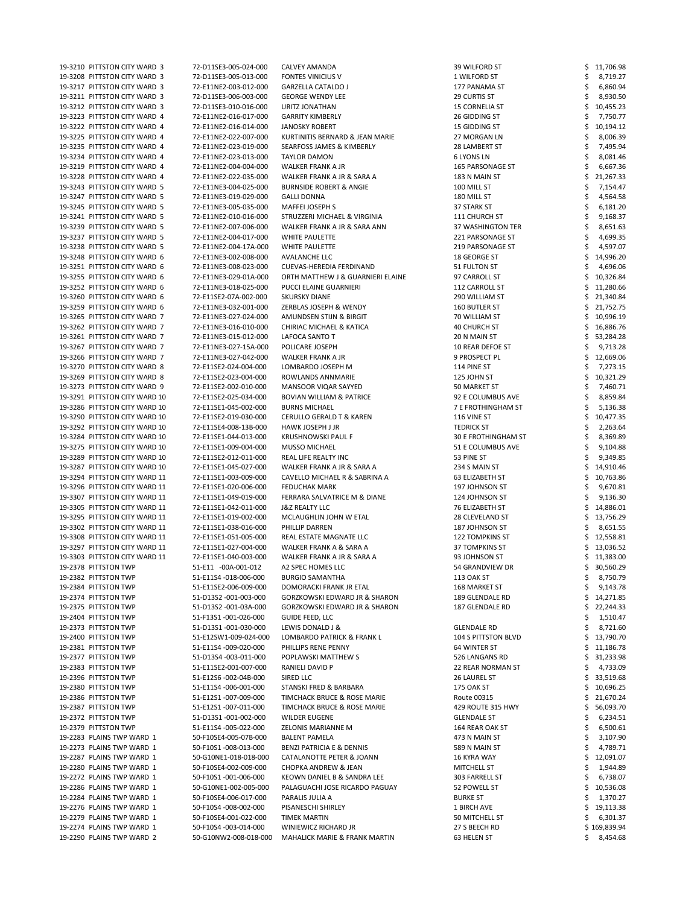| | | | | | |
|---|---|---|---|---|---|
| 19-3210 | PITTSTON CITY WARD 3 | 72-D11SE3-005-024-000 | CALVEY AMANDA | 39 WILFORD ST | $ 11,706.98 |
| 19-3208 | PITTSTON CITY WARD 3 | 72-D11SE3-005-013-000 | FONTES VINICIUS V | 1 WILFORD ST | $ 8,719.27 |
| 19-3217 | PITTSTON CITY WARD 3 | 72-E11NE2-003-012-000 | GARZELLA CATALDO J | 177 PANAMA ST | $ 6,860.94 |
| 19-3211 | PITTSTON CITY WARD 3 | 72-D11SE3-006-003-000 | GEORGE WENDY LEE | 29 CURTIS ST | $ 8,930.50 |
| 19-3212 | PITTSTON CITY WARD 3 | 72-D11SE3-010-016-000 | URITZ JONATHAN | 15 CORNELIA ST | $ 10,455.23 |
| 19-3223 | PITTSTON CITY WARD 4 | 72-E11NE2-016-017-000 | GARRITY KIMBERLY | 26 GIDDING ST | $ 7,750.77 |
| 19-3222 | PITTSTON CITY WARD 4 | 72-E11NE2-016-014-000 | JANOSKY ROBERT | 15 GIDDING ST | $ 10,194.12 |
| 19-3225 | PITTSTON CITY WARD 4 | 72-E11NE2-022-007-000 | KURTINITIS BERNARD & JEAN MARIE | 27 MORGAN LN | $ 8,006.39 |
| 19-3235 | PITTSTON CITY WARD 4 | 72-E11NE2-023-019-000 | SEARFOSS JAMES & KIMBERLY | 28 LAMBERT ST | $ 7,495.94 |
| 19-3234 | PITTSTON CITY WARD 4 | 72-E11NE2-023-013-000 | TAYLOR DAMON | 6 LYONS LN | $ 8,081.46 |
| 19-3219 | PITTSTON CITY WARD 4 | 72-E11NE2-004-004-000 | WALKER FRANK A JR | 165 PARSONAGE ST | $ 6,667.36 |
| 19-3228 | PITTSTON CITY WARD 4 | 72-E11NE2-022-035-000 | WALKER FRANK A JR & SARA A | 183 N MAIN ST | $ 21,267.33 |
| 19-3243 | PITTSTON CITY WARD 5 | 72-E11NE3-004-025-000 | BURNSIDE ROBERT & ANGIE | 100 MILL ST | $ 7,154.47 |
| 19-3247 | PITTSTON CITY WARD 5 | 72-E11NE3-019-029-000 | GALLI DONNA | 180 MILL ST | $ 4,564.58 |
| 19-3245 | PITTSTON CITY WARD 5 | 72-E11NE3-005-035-000 | MAFFEI JOSEPH S | 37 STARK ST | $ 6,181.20 |
| 19-3241 | PITTSTON CITY WARD 5 | 72-E11NE2-010-016-000 | STRUZZERI MICHAEL & VIRGINIA | 111 CHURCH ST | $ 9,168.37 |
| 19-3239 | PITTSTON CITY WARD 5 | 72-E11NE2-007-006-000 | WALKER FRANK A JR & SARA ANN | 37 WASHINGTON TER | $ 8,651.63 |
| 19-3237 | PITTSTON CITY WARD 5 | 72-E11NE2-004-017-000 | WHITE PAULETTE | 221 PARSONAGE ST | $ 4,699.35 |
| 19-3238 | PITTSTON CITY WARD 5 | 72-E11NE2-004-17A-000 | WHITE PAULETTE | 219 PARSONAGE ST | $ 4,597.07 |
| 19-3248 | PITTSTON CITY WARD 6 | 72-E11NE3-002-008-000 | AVALANCHE LLC | 18 GEORGE ST | $ 14,996.20 |
| 19-3251 | PITTSTON CITY WARD 6 | 72-E11NE3-008-023-000 | CUEVAS-HEREDIA FERDINAND | 51 FULTON ST | $ 4,696.06 |
| 19-3255 | PITTSTON CITY WARD 6 | 72-E11NE3-029-01A-000 | ORTH MATTHEW J & GUARNIERI ELAINE | 97 CARROLL ST | $ 10,326.84 |
| 19-3252 | PITTSTON CITY WARD 6 | 72-E11NE3-018-025-000 | PUCCI ELAINE GUARNIERI | 112 CARROLL ST | $ 11,280.66 |
| 19-3260 | PITTSTON CITY WARD 6 | 72-E11SE2-07A-002-000 | SKURSKY DIANE | 290 WILLIAM ST | $ 21,340.84 |
| 19-3259 | PITTSTON CITY WARD 6 | 72-E11NE3-032-001-000 | ZERBLAS JOSEPH & WENDY | 160 BUTLER ST | $ 21,752.75 |
| 19-3265 | PITTSTON CITY WARD 7 | 72-E11NE3-027-024-000 | AMUNDSEN STIJN & BIRGIT | 70 WILLIAM ST | $ 10,996.19 |
| 19-3262 | PITTSTON CITY WARD 7 | 72-E11NE3-016-010-000 | CHIRIAC MICHAEL & KATICA | 40 CHURCH ST | $ 16,886.76 |
| 19-3261 | PITTSTON CITY WARD 7 | 72-E11NE3-015-012-000 | LAFOCA SANTO T | 20 N MAIN ST | $ 53,284.28 |
| 19-3267 | PITTSTON CITY WARD 7 | 72-E11NE3-027-15A-000 | POLICARE JOSEPH | 10 REAR DEFOE ST | $ 9,713.28 |
| 19-3266 | PITTSTON CITY WARD 7 | 72-E11NE3-027-042-000 | WALKER FRANK A JR | 9 PROSPECT PL | $ 12,669.06 |
| 19-3270 | PITTSTON CITY WARD 8 | 72-E11SE2-024-004-000 | LOMBARDO JOSEPH M | 114 PINE ST | $ 7,273.15 |
| 19-3269 | PITTSTON CITY WARD 8 | 72-E11SE2-023-004-000 | ROWLANDS ANNMARIE | 125 JOHN ST | $ 10,321.29 |
| 19-3273 | PITTSTON CITY WARD 9 | 72-E11SE2-002-010-000 | MANSOOR VIQAR SAYYED | 50 MARKET ST | $ 7,460.71 |
| 19-3291 | PITTSTON CITY WARD 10 | 72-E11SE2-025-034-000 | BOVIAN WILLIAM & PATRICE | 92 E COLUMBUS AVE | $ 8,859.84 |
| 19-3286 | PITTSTON CITY WARD 10 | 72-E11SE1-045-002-000 | BURNS MICHAEL | 7 E FROTHINGHAM ST | $ 5,136.38 |
| 19-3290 | PITTSTON CITY WARD 10 | 72-E11SE2-019-030-000 | CERULLO GERALD T & KAREN | 116 VINE ST | $ 10,477.35 |
| 19-3292 | PITTSTON CITY WARD 10 | 72-E11SE4-008-13B-000 | HAWK JOSEPH J JR | TEDRICK ST | $ 2,263.64 |
| 19-3284 | PITTSTON CITY WARD 10 | 72-E11SE1-044-013-000 | KRUSHNOWSKI PAUL F | 30 E FROTHINGHAM ST | $ 8,369.89 |
| 19-3275 | PITTSTON CITY WARD 10 | 72-E11SE1-009-004-000 | MUSSO MICHAEL | 51 E COLUMBUS AVE | $ 9,104.88 |
| 19-3289 | PITTSTON CITY WARD 10 | 72-E11SE2-012-011-000 | REAL LIFE REALTY INC | 53 PINE ST | $ 9,349.85 |
| 19-3287 | PITTSTON CITY WARD 10 | 72-E11SE1-045-027-000 | WALKER FRANK A JR & SARA A | 234 S MAIN ST | $ 14,910.46 |
| 19-3294 | PITTSTON CITY WARD 11 | 72-E11SE1-003-009-000 | CAVELLO MICHAEL R & SABRINA A | 63 ELIZABETH ST | $ 10,763.86 |
| 19-3296 | PITTSTON CITY WARD 11 | 72-E11SE1-020-006-000 | FEDUCHAK MARK | 197 JOHNSON ST | $ 9,670.81 |
| 19-3307 | PITTSTON CITY WARD 11 | 72-E11SE1-049-019-000 | FERRARA SALVATRICE M & DIANE | 124 JOHNSON ST | $ 9,136.30 |
| 19-3305 | PITTSTON CITY WARD 11 | 72-E11SE1-042-011-000 | J&Z REALTY LLC | 76 ELIZABETH ST | $ 14,886.01 |
| 19-3295 | PITTSTON CITY WARD 11 | 72-E11SE1-019-002-000 | MCLAUGHLIN JOHN W ETAL | 28 CLEVELAND ST | $ 13,756.29 |
| 19-3302 | PITTSTON CITY WARD 11 | 72-E11SE1-038-016-000 | PHILLIP DARREN | 187 JOHNSON ST | $ 8,651.55 |
| 19-3308 | PITTSTON CITY WARD 11 | 72-E11SE1-051-005-000 | REAL ESTATE MAGNATE LLC | 122 TOMPKINS ST | $ 12,558.81 |
| 19-3297 | PITTSTON CITY WARD 11 | 72-E11SE1-027-004-000 | WALKER FRANK A & SARA A | 37 TOMPKINS ST | $ 13,036.52 |
| 19-3303 | PITTSTON CITY WARD 11 | 72-E11SE1-040-003-000 | WALKER FRANK A JR & SARA A | 93 JOHNSON ST | $ 11,383.00 |
| 19-2378 | PITTSTON TWP | 51-E11 -00A-001-012 | A2 SPEC HOMES LLC | 54 GRANDVIEW DR | $ 30,560.29 |
| 19-2382 | PITTSTON TWP | 51-E11S4 -018-006-000 | BURGIO SAMANTHA | 113 OAK ST | $ 8,750.79 |
| 19-2384 | PITTSTON TWP | 51-E11SE2-006-009-000 | DOMORACKI FRANK JR ETAL | 168 MARKET ST | $ 9,143.78 |
| 19-2374 | PITTSTON TWP | 51-D13S2 -001-003-000 | GORZKOWSKI EDWARD JR & SHARON | 189 GLENDALE RD | $ 14,271.85 |
| 19-2375 | PITTSTON TWP | 51-D13S2 -001-03A-000 | GORZKOWSKI EDWARD JR & SHARON | 187 GLENDALE RD | $ 22,244.33 |
| 19-2404 | PITTSTON TWP | 51-F13S1 -001-026-000 | GUIDE FEED, LLC | | $ 1,510.47 |
| 19-2373 | PITTSTON TWP | 51-D13S1 -001-030-000 | LEWIS DONALD J & | GLENDALE RD | $ 8,721.60 |
| 19-2400 | PITTSTON TWP | 51-E12SW1-009-024-000 | LOMBARDO PATRICK & FRANK L | 104 S PITTSTON BLVD | $ 13,790.70 |
| 19-2381 | PITTSTON TWP | 51-E11S4 -009-020-000 | PHILLIPS RENE PENNY | 64 WINTER ST | $ 11,186.78 |
| 19-2377 | PITTSTON TWP | 51-D13S4 -003-011-000 | POPLAWSKI MATTHEW S | 526 LANGANS RD | $ 31,233.98 |
| 19-2383 | PITTSTON TWP | 51-E11SE2-001-007-000 | RANIELI DAVID P | 22 REAR NORMAN ST | $ 4,733.09 |
| 19-2396 | PITTSTON TWP | 51-E12S6 -002-04B-000 | SIRED LLC | 26 LAUREL ST | $ 33,519.68 |
| 19-2380 | PITTSTON TWP | 51-E11S4 -006-001-000 | STANSKI FRED & BARBARA | 175 OAK ST | $ 10,696.25 |
| 19-2386 | PITTSTON TWP | 51-E12S1 -007-009-000 | TIMCHACK BRUCE & ROSE MARIE | Route 00315 | $ 21,670.24 |
| 19-2387 | PITTSTON TWP | 51-E12S1 -007-011-000 | TIMCHACK BRUCE & ROSE MARIE | 429 ROUTE 315 HWY | $ 56,093.70 |
| 19-2372 | PITTSTON TWP | 51-D13S1 -001-002-000 | WILDER EUGENE | GLENDALE ST | $ 6,234.51 |
| 19-2379 | PITTSTON TWP | 51-E11S4 -005-022-000 | ZELONIS MARIANNE M | 164 REAR OAK ST | $ 6,500.61 |
| 19-2283 | PLAINS TWP WARD 1 | 50-F10SE4-005-07B-000 | BALENT PAMELA | 473 N MAIN ST | $ 3,107.90 |
| 19-2273 | PLAINS TWP WARD 1 | 50-F10S1 -008-013-000 | BENZI PATRICIA E & DENNIS | 589 N MAIN ST | $ 4,789.71 |
| 19-2287 | PLAINS TWP WARD 1 | 50-G10NE1-018-018-000 | CATALANOTTE PETER & JOANN | 16 KYRA WAY | $ 12,091.07 |
| 19-2280 | PLAINS TWP WARD 1 | 50-F10SE4-002-009-000 | CHOPKA ANDREW & JEAN | MITCHELL ST | $ 1,944.89 |
| 19-2272 | PLAINS TWP WARD 1 | 50-F10S1 -001-006-000 | KEOWN DANIEL B & SANDRA LEE | 303 FARRELL ST | $ 6,738.07 |
| 19-2286 | PLAINS TWP WARD 1 | 50-G10NE1-002-005-000 | PALAGUACHI JOSE RICARDO PAGUAY | 52 POWELL ST | $ 10,536.08 |
| 19-2284 | PLAINS TWP WARD 1 | 50-F10SE4-006-017-000 | PARALIS JULIA A | BURKE ST | $ 1,370.27 |
| 19-2276 | PLAINS TWP WARD 1 | 50-F10S4 -008-002-000 | PISANESCHI SHIRLEY | 1 BIRCH AVE | $ 19,113.38 |
| 19-2279 | PLAINS TWP WARD 1 | 50-F10SE4-001-022-000 | TIMEK MARTIN | 50 MITCHELL ST | $ 6,301.37 |
| 19-2274 | PLAINS TWP WARD 1 | 50-F10S4 -003-014-000 | WINIEWICZ RICHARD JR | 27 S BEECH RD | $ 169,839.94 |
| 19-2290 | PLAINS TWP WARD 2 | 50-G10NW2-008-018-000 | MAHALICK MARIE & FRANK MARTIN | 63 HELEN ST | $ 8,454.68 |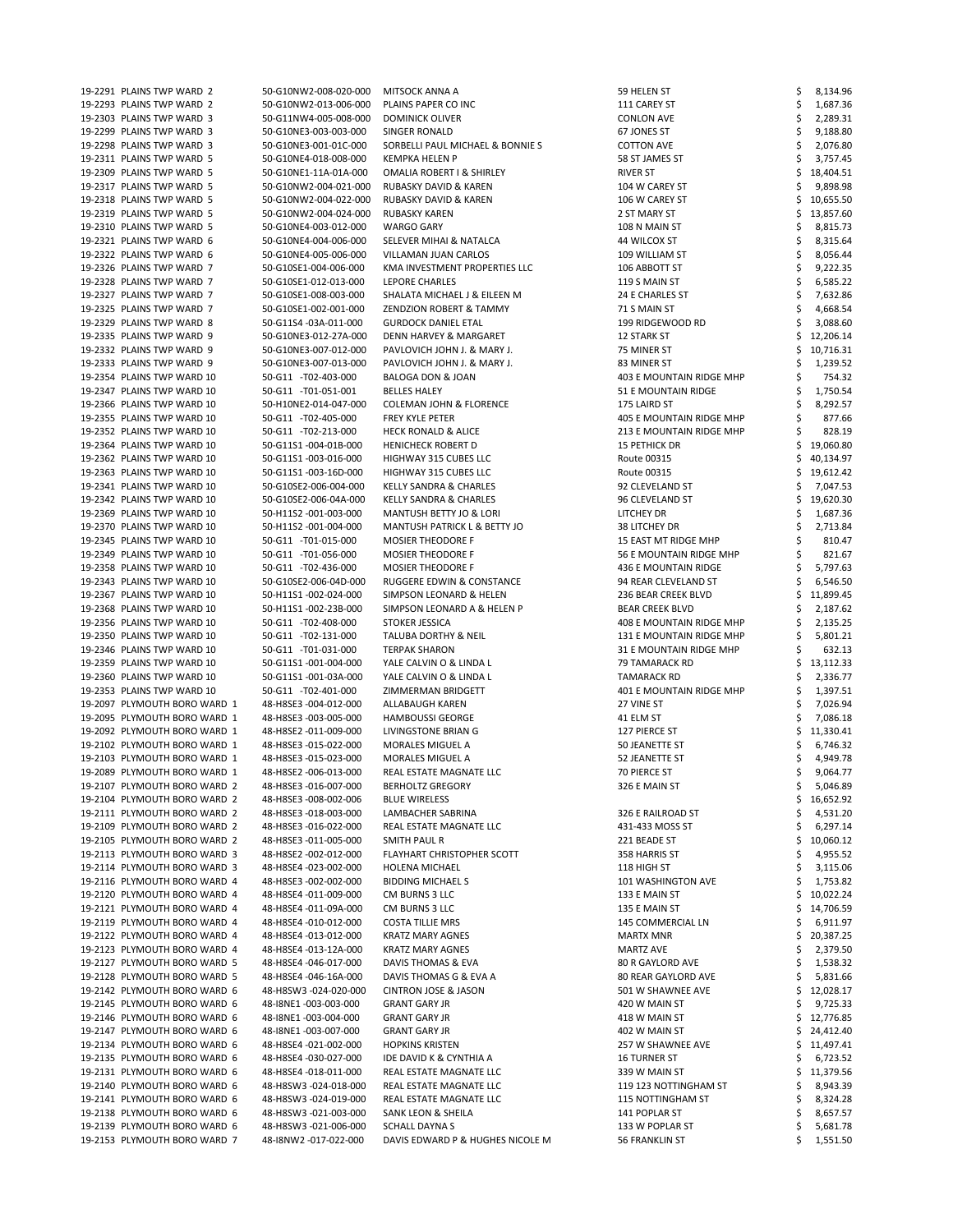| | | | | | |
|---|---|---|---|---|---|
| 19-2291 | PLAINS TWP WARD 2 | 50-G10NW2-008-020-000 | MITSOCK ANNA A | 59 HELEN ST | $ 8,134.96 |
| 19-2293 | PLAINS TWP WARD 2 | 50-G10NW2-013-006-000 | PLAINS PAPER CO INC | 111 CAREY ST | $ 1,687.36 |
| 19-2303 | PLAINS TWP WARD 3 | 50-G11NW4-005-008-000 | DOMINICK OLIVER | CONLON AVE | $ 2,289.31 |
| 19-2299 | PLAINS TWP WARD 3 | 50-G10NE3-003-003-000 | SINGER RONALD | 67 JONES ST | $ 9,188.80 |
| 19-2298 | PLAINS TWP WARD 3 | 50-G10NE3-001-01C-000 | SORBELLI PAUL MICHAEL & BONNIE S | COTTON AVE | $ 2,076.80 |
| 19-2311 | PLAINS TWP WARD 5 | 50-G10NE4-018-008-000 | KEMPKA HELEN P | 58 ST JAMES ST | $ 3,757.45 |
| 19-2309 | PLAINS TWP WARD 5 | 50-G10NE1-11A-01A-000 | OMALIA ROBERT I & SHIRLEY | RIVER ST | $ 18,404.51 |
| 19-2317 | PLAINS TWP WARD 5 | 50-G10NW2-004-021-000 | RUBASKY DAVID & KAREN | 104 W CAREY ST | $ 9,898.98 |
| 19-2318 | PLAINS TWP WARD 5 | 50-G10NW2-004-022-000 | RUBASKY DAVID & KAREN | 106 W CAREY ST | $ 10,655.50 |
| 19-2319 | PLAINS TWP WARD 5 | 50-G10NW2-004-024-000 | RUBASKY KAREN | 2 ST MARY ST | $ 13,857.60 |
| 19-2310 | PLAINS TWP WARD 5 | 50-G10NE4-003-012-000 | WARGO GARY | 108 N MAIN ST | $ 8,815.73 |
| 19-2321 | PLAINS TWP WARD 6 | 50-G10NE4-004-006-000 | SELEVER MIHAI & NATALCA | 44 WILCOX ST | $ 8,315.64 |
| 19-2322 | PLAINS TWP WARD 6 | 50-G10NE4-005-006-000 | VILLAMAN JUAN CARLOS | 109 WILLIAM ST | $ 8,056.44 |
| 19-2326 | PLAINS TWP WARD 7 | 50-G10SE1-004-006-000 | KMA INVESTMENT PROPERTIES LLC | 106 ABBOTT ST | $ 9,222.35 |
| 19-2328 | PLAINS TWP WARD 7 | 50-G10SE1-012-013-000 | LEPORE CHARLES | 119 S MAIN ST | $ 6,585.22 |
| 19-2327 | PLAINS TWP WARD 7 | 50-G10SE1-008-003-000 | SHALATA MICHAEL J & EILEEN M | 24 E CHARLES ST | $ 7,632.86 |
| 19-2325 | PLAINS TWP WARD 7 | 50-G10SE1-002-001-000 | ZENDZION ROBERT & TAMMY | 71 S MAIN ST | $ 4,668.54 |
| 19-2329 | PLAINS TWP WARD 8 | 50-G11S4 -03A-011-000 | GURDOCK DANIEL ETAL | 199 RIDGEWOOD RD | $ 3,088.60 |
| 19-2335 | PLAINS TWP WARD 9 | 50-G10NE3-012-27A-000 | DENN HARVEY & MARGARET | 12 STARK ST | $ 12,206.14 |
| 19-2332 | PLAINS TWP WARD 9 | 50-G10NE3-007-012-000 | PAVLOVICH JOHN J. & MARY J. | 75 MINER ST | $ 10,716.31 |
| 19-2333 | PLAINS TWP WARD 9 | 50-G10NE3-007-013-000 | PAVLOVICH JOHN J. & MARY J. | 83 MINER ST | $ 1,239.52 |
| 19-2354 | PLAINS TWP WARD 10 | 50-G11 -T02-403-000 | BALOGA DON & JOAN | 403 E MOUNTAIN RIDGE MHP | $ 754.32 |
| 19-2347 | PLAINS TWP WARD 10 | 50-G11 -T01-051-001 | BELLES HALEY | 51 E MOUNTAIN RIDGE | $ 1,750.54 |
| 19-2366 | PLAINS TWP WARD 10 | 50-H10NE2-014-047-000 | COLEMAN JOHN & FLORENCE | 175 LAIRD ST | $ 8,292.57 |
| 19-2355 | PLAINS TWP WARD 10 | 50-G11 -T02-405-000 | FREY KYLE PETER | 405 E MOUNTAIN RIDGE MHP | $ 877.66 |
| 19-2352 | PLAINS TWP WARD 10 | 50-G11 -T02-213-000 | HECK RONALD & ALICE | 213 E MOUNTAIN RIDGE MHP | $ 828.19 |
| 19-2364 | PLAINS TWP WARD 10 | 50-G11S1 -004-01B-000 | HENICHECK ROBERT D | 15 PETHICK DR | $ 19,060.80 |
| 19-2362 | PLAINS TWP WARD 10 | 50-G11S1 -003-016-000 | HIGHWAY 315 CUBES LLC | Route 00315 | $ 40,134.97 |
| 19-2363 | PLAINS TWP WARD 10 | 50-G11S1 -003-16D-000 | HIGHWAY 315 CUBES LLC | Route 00315 | $ 19,612.42 |
| 19-2341 | PLAINS TWP WARD 10 | 50-G10SE2-006-004-000 | KELLY SANDRA & CHARLES | 92 CLEVELAND ST | $ 7,047.53 |
| 19-2342 | PLAINS TWP WARD 10 | 50-G10SE2-006-04A-000 | KELLY SANDRA & CHARLES | 96 CLEVELAND ST | $ 19,620.30 |
| 19-2369 | PLAINS TWP WARD 10 | 50-H11S2 -001-003-000 | MANTUSH BETTY JO & LORI | LITCHEY DR | $ 1,687.36 |
| 19-2370 | PLAINS TWP WARD 10 | 50-H11S2 -001-004-000 | MANTUSH PATRICK L & BETTY JO | 38 LITCHEY DR | $ 2,713.84 |
| 19-2345 | PLAINS TWP WARD 10 | 50-G11 -T01-015-000 | MOSIER THEODORE F | 15 EAST MT RIDGE MHP | $ 810.47 |
| 19-2349 | PLAINS TWP WARD 10 | 50-G11 -T01-056-000 | MOSIER THEODORE F | 56 E MOUNTAIN RIDGE MHP | $ 821.67 |
| 19-2358 | PLAINS TWP WARD 10 | 50-G11 -T02-436-000 | MOSIER THEODORE F | 436 E MOUNTAIN RIDGE | $ 5,797.63 |
| 19-2343 | PLAINS TWP WARD 10 | 50-G10SE2-006-04D-000 | RUGGERE EDWIN & CONSTANCE | 94 REAR CLEVELAND ST | $ 6,546.50 |
| 19-2367 | PLAINS TWP WARD 10 | 50-H11S1 -002-024-000 | SIMPSON LEONARD & HELEN | 236 BEAR CREEK BLVD | $ 11,899.45 |
| 19-2368 | PLAINS TWP WARD 10 | 50-H11S1 -002-23B-000 | SIMPSON LEONARD A & HELEN P | BEAR CREEK BLVD | $ 2,187.62 |
| 19-2356 | PLAINS TWP WARD 10 | 50-G11 -T02-408-000 | STOKER JESSICA | 408 E MOUNTAIN RIDGE MHP | $ 2,135.25 |
| 19-2350 | PLAINS TWP WARD 10 | 50-G11 -T02-131-000 | TALUBA DORTHY & NEIL | 131 E MOUNTAIN RIDGE MHP | $ 5,801.21 |
| 19-2346 | PLAINS TWP WARD 10 | 50-G11 -T01-031-000 | TERPAK SHARON | 31 E MOUNTAIN RIDGE MHP | $ 632.13 |
| 19-2359 | PLAINS TWP WARD 10 | 50-G11S1 -001-004-000 | YALE CALVIN O & LINDA L | 79 TAMARACK RD | $ 13,112.33 |
| 19-2360 | PLAINS TWP WARD 10 | 50-G11S1 -001-03A-000 | YALE CALVIN O & LINDA L | TAMARACK RD | $ 2,336.77 |
| 19-2353 | PLAINS TWP WARD 10 | 50-G11 -T02-401-000 | ZIMMERMAN BRIDGETT | 401 E MOUNTAIN RIDGE MHP | $ 1,397.51 |
| 19-2097 | PLYMOUTH BORO WARD 1 | 48-H8SE3 -004-012-000 | ALLABAUGH KAREN | 27 VINE ST | $ 7,026.94 |
| 19-2095 | PLYMOUTH BORO WARD 1 | 48-H8SE3 -003-005-000 | HAMBOUSSI GEORGE | 41 ELM ST | $ 7,086.18 |
| 19-2092 | PLYMOUTH BORO WARD 1 | 48-H8SE2 -011-009-000 | LIVINGSTONE BRIAN G | 127 PIERCE ST | $ 11,330.41 |
| 19-2102 | PLYMOUTH BORO WARD 1 | 48-H8SE3 -015-022-000 | MORALES MIGUEL A | 50 JEANETTE ST | $ 6,746.32 |
| 19-2103 | PLYMOUTH BORO WARD 1 | 48-H8SE3 -015-023-000 | MORALES MIGUEL A | 52 JEANETTE ST | $ 4,949.78 |
| 19-2089 | PLYMOUTH BORO WARD 1 | 48-H8SE2 -006-013-000 | REAL ESTATE MAGNATE LLC | 70 PIERCE ST | $ 9,064.77 |
| 19-2107 | PLYMOUTH BORO WARD 2 | 48-H8SE3 -016-007-000 | BERHOLTZ GREGORY | 326 E MAIN ST | $ 5,046.89 |
| 19-2104 | PLYMOUTH BORO WARD 2 | 48-H8SE3 -008-002-006 | BLUE WIRELESS | | $ 16,652.92 |
| 19-2111 | PLYMOUTH BORO WARD 2 | 48-H8SE3 -018-003-000 | LAMBACHER SABRINA | 326 E RAILROAD ST | $ 4,531.20 |
| 19-2109 | PLYMOUTH BORO WARD 2 | 48-H8SE3 -016-022-000 | REAL ESTATE MAGNATE LLC | 431-433 MOSS ST | $ 6,297.14 |
| 19-2105 | PLYMOUTH BORO WARD 2 | 48-H8SE3 -011-005-000 | SMITH PAUL R | 221 BEADE ST | $ 10,060.12 |
| 19-2113 | PLYMOUTH BORO WARD 3 | 48-H8SE2 -012-012-000 | FLAYHART CHRISTOPHER SCOTT | 358 HARRIS ST | $ 4,955.52 |
| 19-2114 | PLYMOUTH BORO WARD 3 | 48-H8SE4 -023-002-000 | HOLENA MICHAEL | 118 HIGH ST | $ 3,115.06 |
| 19-2116 | PLYMOUTH BORO WARD 4 | 48-H8SE3 -002-002-000 | BIDDING MICHAEL S | 101 WASHINGTON AVE | $ 1,753.82 |
| 19-2120 | PLYMOUTH BORO WARD 4 | 48-H8SE4 -011-009-000 | CM BURNS 3 LLC | 133 E MAIN ST | $ 10,022.24 |
| 19-2121 | PLYMOUTH BORO WARD 4 | 48-H8SE4 -011-09A-000 | CM BURNS 3 LLC | 135 E MAIN ST | $ 14,706.59 |
| 19-2119 | PLYMOUTH BORO WARD 4 | 48-H8SE4 -010-012-000 | COSTA TILLIE MRS | 145 COMMERCIAL LN | $ 6,911.97 |
| 19-2122 | PLYMOUTH BORO WARD 4 | 48-H8SE4 -013-012-000 | KRATZ MARY AGNES | MARTX MNR | $ 20,387.25 |
| 19-2123 | PLYMOUTH BORO WARD 4 | 48-H8SE4 -013-12A-000 | KRATZ MARY AGNES | MARTZ AVE | $ 2,379.50 |
| 19-2127 | PLYMOUTH BORO WARD 5 | 48-H8SE4 -046-017-000 | DAVIS THOMAS & EVA | 80 R GAYLORD AVE | $ 1,538.32 |
| 19-2128 | PLYMOUTH BORO WARD 5 | 48-H8SE4 -046-16A-000 | DAVIS THOMAS G & EVA A | 80 REAR GAYLORD AVE | $ 5,831.66 |
| 19-2142 | PLYMOUTH BORO WARD 6 | 48-H8SW3 -024-020-000 | CINTRON JOSE & JASON | 501 W SHAWNEE AVE | $ 12,028.17 |
| 19-2145 | PLYMOUTH BORO WARD 6 | 48-I8NE1 -003-003-000 | GRANT GARY JR | 420 W MAIN ST | $ 9,725.33 |
| 19-2146 | PLYMOUTH BORO WARD 6 | 48-I8NE1 -003-004-000 | GRANT GARY JR | 418 W MAIN ST | $ 12,776.85 |
| 19-2147 | PLYMOUTH BORO WARD 6 | 48-I8NE1 -003-007-000 | GRANT GARY JR | 402 W MAIN ST | $ 24,412.40 |
| 19-2134 | PLYMOUTH BORO WARD 6 | 48-H8SE4 -021-002-000 | HOPKINS KRISTEN | 257 W SHAWNEE AVE | $ 11,497.41 |
| 19-2135 | PLYMOUTH BORO WARD 6 | 48-H8SE4 -030-027-000 | IDE DAVID K & CYNTHIA A | 16 TURNER ST | $ 6,723.52 |
| 19-2131 | PLYMOUTH BORO WARD 6 | 48-H8SE4 -018-011-000 | REAL ESTATE MAGNATE LLC | 339 W MAIN ST | $ 11,379.56 |
| 19-2140 | PLYMOUTH BORO WARD 6 | 48-H8SW3 -024-018-000 | REAL ESTATE MAGNATE LLC | 119 123 NOTTINGHAM ST | $ 8,943.39 |
| 19-2141 | PLYMOUTH BORO WARD 6 | 48-H8SW3 -024-019-000 | REAL ESTATE MAGNATE LLC | 115 NOTTINGHAM ST | $ 8,324.28 |
| 19-2138 | PLYMOUTH BORO WARD 6 | 48-H8SW3 -021-003-000 | SANK LEON & SHEILA | 141 POPLAR ST | $ 8,657.57 |
| 19-2139 | PLYMOUTH BORO WARD 6 | 48-H8SW3 -021-006-000 | SCHALL DAYNA S | 133 W POPLAR ST | $ 5,681.78 |
| 19-2153 | PLYMOUTH BORO WARD 7 | 48-I8NW2 -017-022-000 | DAVIS EDWARD P & HUGHES NICOLE M | 56 FRANKLIN ST | $ 1,551.50 |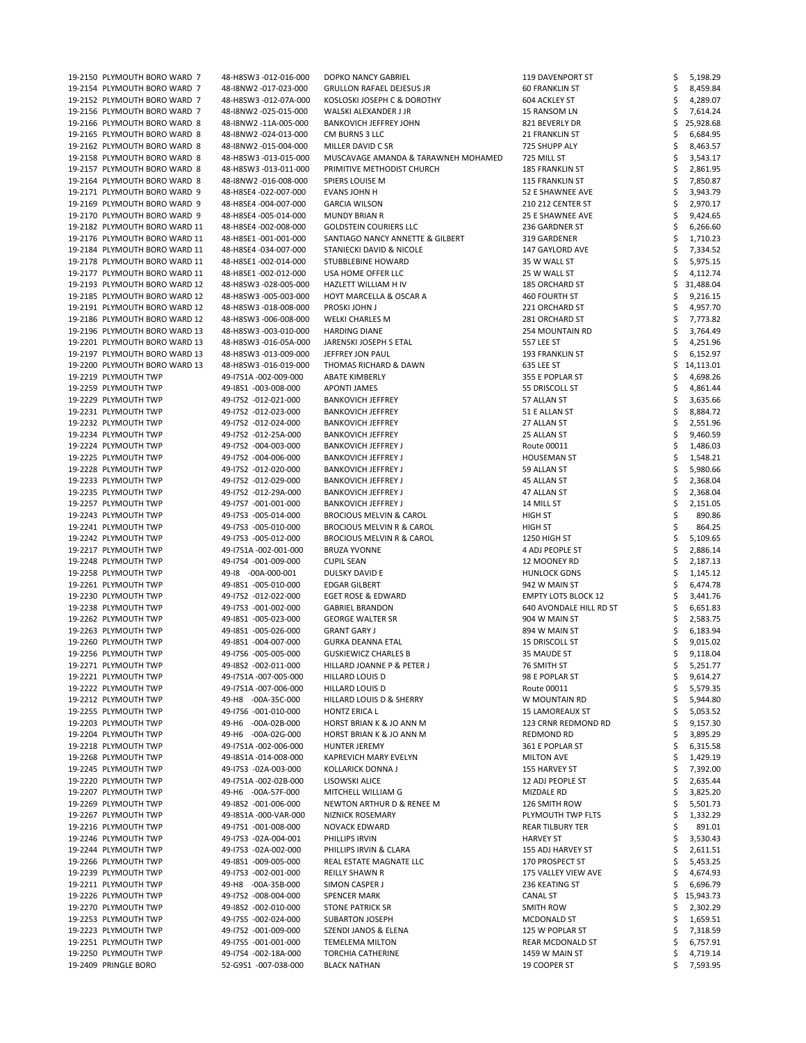| | | | | | |
|---|---|---|---|---|---|
| 19-2150 | PLYMOUTH BORO WARD 7 | 48-H8SW3 -012-016-000 | DOPKO NANCY GABRIEL | 119 DAVENPORT ST | $ 5,198.29 |
| 19-2154 | PLYMOUTH BORO WARD 7 | 48-I8NW2 -017-023-000 | GRULLON RAFAEL DEJESUS JR | 60 FRANKLIN ST | $ 8,459.84 |
| 19-2152 | PLYMOUTH BORO WARD 7 | 48-H8SW3 -012-07A-000 | KOSLOSKI JOSEPH C & DOROTHY | 604 ACKLEY ST | $ 4,289.07 |
| 19-2156 | PLYMOUTH BORO WARD 7 | 48-I8NW2 -025-015-000 | WALSKI ALEXANDER J JR | 15 RANSOM LN | $ 7,614.24 |
| 19-2166 | PLYMOUTH BORO WARD 8 | 48-I8NW2 -11A-005-000 | BANKOVICH JEFFREY JOHN | 821 BEVERLY DR | $ 25,928.68 |
| 19-2165 | PLYMOUTH BORO WARD 8 | 48-I8NW2 -024-013-000 | CM BURNS 3 LLC | 21 FRANKLIN ST | $ 6,684.95 |
| 19-2162 | PLYMOUTH BORO WARD 8 | 48-I8NW2 -015-004-000 | MILLER DAVID C SR | 725 SHUPP ALY | $ 8,463.57 |
| 19-2158 | PLYMOUTH BORO WARD 8 | 48-H8SW3 -013-015-000 | MUSCAVAGE AMANDA & TARAWNEH MOHAMED | 725 MILL ST | $ 3,543.17 |
| 19-2157 | PLYMOUTH BORO WARD 8 | 48-H8SW3 -013-011-000 | PRIMITIVE METHODIST CHURCH | 185 FRANKLIN ST | $ 2,861.95 |
| 19-2164 | PLYMOUTH BORO WARD 8 | 48-I8NW2 -016-008-000 | SPIERS LOUISE M | 115 FRANKLIN ST | $ 7,850.87 |
| 19-2171 | PLYMOUTH BORO WARD 9 | 48-H8SE4 -022-007-000 | EVANS JOHN H | 52 E SHAWNEE AVE | $ 3,943.79 |
| 19-2169 | PLYMOUTH BORO WARD 9 | 48-H8SE4 -004-007-000 | GARCIA WILSON | 210 212 CENTER ST | $ 2,970.17 |
| 19-2170 | PLYMOUTH BORO WARD 9 | 48-H8SE4 -005-014-000 | MUNDY BRIAN R | 25 E SHAWNEE AVE | $ 9,424.65 |
| 19-2182 | PLYMOUTH BORO WARD 11 | 48-H8SE4 -002-008-000 | GOLDSTEIN COURIERS LLC | 236 GARDNER ST | $ 6,266.60 |
| 19-2176 | PLYMOUTH BORO WARD 11 | 48-H8SE1 -001-001-000 | SANTIAGO NANCY ANNETTE & GILBERT | 319 GARDENER | $ 1,710.23 |
| 19-2184 | PLYMOUTH BORO WARD 11 | 48-H8SE4 -034-007-000 | STANIECKI DAVID & NICOLE | 147 GAYLORD AVE | $ 7,334.52 |
| 19-2178 | PLYMOUTH BORO WARD 11 | 48-H8SE1 -002-014-000 | STUBBLEBINE HOWARD | 35 W WALL ST | $ 5,975.15 |
| 19-2177 | PLYMOUTH BORO WARD 11 | 48-H8SE1 -002-012-000 | USA HOME OFFER LLC | 25 W WALL ST | $ 4,112.74 |
| 19-2193 | PLYMOUTH BORO WARD 12 | 48-H8SW3 -028-005-000 | HAZLETT WILLIAM H IV | 185 ORCHARD ST | $ 31,488.04 |
| 19-2185 | PLYMOUTH BORO WARD 12 | 48-H8SW3 -005-003-000 | HOYT MARCELLA & OSCAR A | 460 FOURTH ST | $ 9,216.15 |
| 19-2191 | PLYMOUTH BORO WARD 12 | 48-H8SW3 -018-008-000 | PROSKI JOHN J | 221 ORCHARD ST | $ 4,957.70 |
| 19-2186 | PLYMOUTH BORO WARD 12 | 48-H8SW3 -006-008-000 | WELKI CHARLES M | 281 ORCHARD ST | $ 7,773.82 |
| 19-2196 | PLYMOUTH BORO WARD 13 | 48-H8SW3 -003-010-000 | HARDING DIANE | 254 MOUNTAIN RD | $ 3,764.49 |
| 19-2201 | PLYMOUTH BORO WARD 13 | 48-H8SW3 -016-05A-000 | JARENSKI JOSEPH S ETAL | 557 LEE ST | $ 4,251.96 |
| 19-2197 | PLYMOUTH BORO WARD 13 | 48-H8SW3 -013-009-000 | JEFFREY JON PAUL | 193 FRANKLIN ST | $ 6,152.97 |
| 19-2200 | PLYMOUTH BORO WARD 13 | 48-H8SW3 -016-019-000 | THOMAS RICHARD & DAWN | 635 LEE ST | $ 14,113.01 |
| 19-2219 | PLYMOUTH TWP | 49-I7S1A -002-009-000 | ABATE KIMBERLY | 355 E POPLAR ST | $ 4,698.26 |
| 19-2259 | PLYMOUTH TWP | 49-I8S1 -003-008-000 | APONTI JAMES | 55 DRISCOLL ST | $ 4,861.44 |
| 19-2229 | PLYMOUTH TWP | 49-I7S2 -012-021-000 | BANKOVICH JEFFREY | 57 ALLAN ST | $ 3,635.66 |
| 19-2231 | PLYMOUTH TWP | 49-I7S2 -012-023-000 | BANKOVICH JEFFREY | 51 E ALLAN ST | $ 8,884.72 |
| 19-2232 | PLYMOUTH TWP | 49-I7S2 -012-024-000 | BANKOVICH JEFFREY | 27 ALLAN ST | $ 2,551.96 |
| 19-2234 | PLYMOUTH TWP | 49-I7S2 -012-25A-000 | BANKOVICH JEFFREY | 25 ALLAN ST | $ 9,460.59 |
| 19-2224 | PLYMOUTH TWP | 49-I7S2 -004-003-000 | BANKOVICH JEFFREY J | Route 00011 | $ 1,486.03 |
| 19-2225 | PLYMOUTH TWP | 49-I7S2 -004-006-000 | BANKOVICH JEFFREY J | HOUSEMAN ST | $ 1,548.21 |
| 19-2228 | PLYMOUTH TWP | 49-I7S2 -012-020-000 | BANKOVICH JEFFREY J | 59 ALLAN ST | $ 5,980.66 |
| 19-2233 | PLYMOUTH TWP | 49-I7S2 -012-029-000 | BANKOVICH JEFFREY J | 45 ALLAN ST | $ 2,368.04 |
| 19-2235 | PLYMOUTH TWP | 49-I7S2 -012-29A-000 | BANKOVICH JEFFREY J | 47 ALLAN ST | $ 2,368.04 |
| 19-2257 | PLYMOUTH TWP | 49-I7S7 -001-001-000 | BANKOVICH JEFFREY J | 14 MILL ST | $ 2,151.05 |
| 19-2243 | PLYMOUTH TWP | 49-I7S3 -005-014-000 | BROCIOUS MELVIN & CAROL | HIGH ST | $ 890.86 |
| 19-2241 | PLYMOUTH TWP | 49-I7S3 -005-010-000 | BROCIOUS MELVIN R & CAROL | HIGH ST | $ 864.25 |
| 19-2242 | PLYMOUTH TWP | 49-I7S3 -005-012-000 | BROCIOUS MELVIN R & CAROL | 1250 HIGH ST | $ 5,109.65 |
| 19-2217 | PLYMOUTH TWP | 49-I7S1A -002-001-000 | BRUZA YVONNE | 4 ADJ PEOPLE ST | $ 2,886.14 |
| 19-2248 | PLYMOUTH TWP | 49-I7S4 -001-009-000 | CUPIL SEAN | 12 MOONEY RD | $ 2,187.13 |
| 19-2258 | PLYMOUTH TWP | 49-I8 -00A-000-001 | DULSKY DAVID E | HUNLOCK GDNS | $ 1,145.12 |
| 19-2261 | PLYMOUTH TWP | 49-I8S1 -005-010-000 | EDGAR GILBERT | 942 W MAIN ST | $ 6,474.78 |
| 19-2230 | PLYMOUTH TWP | 49-I7S2 -012-022-000 | EGET ROSE & EDWARD | EMPTY LOTS BLOCK 12 | $ 3,441.76 |
| 19-2238 | PLYMOUTH TWP | 49-I7S3 -001-002-000 | GABRIEL BRANDON | 640 AVONDALE HILL RD ST | $ 6,651.83 |
| 19-2262 | PLYMOUTH TWP | 49-I8S1 -005-023-000 | GEORGE WALTER SR | 904 W MAIN ST | $ 2,583.75 |
| 19-2263 | PLYMOUTH TWP | 49-I8S1 -005-026-000 | GRANT GARY J | 894 W MAIN ST | $ 6,183.94 |
| 19-2260 | PLYMOUTH TWP | 49-I8S1 -004-007-000 | GURKA DEANNA ETAL | 15 DRISCOLL ST | $ 9,015.02 |
| 19-2256 | PLYMOUTH TWP | 49-I7S6 -005-005-000 | GUSKIEWICZ CHARLES B | 35 MAUDE ST | $ 9,118.04 |
| 19-2271 | PLYMOUTH TWP | 49-I8S2 -002-011-000 | HILLARD JOANNE P & PETER J | 76 SMITH ST | $ 5,251.77 |
| 19-2221 | PLYMOUTH TWP | 49-I7S1A -007-005-000 | HILLARD LOUIS D | 98 E POPLAR ST | $ 9,614.27 |
| 19-2222 | PLYMOUTH TWP | 49-I7S1A -007-006-000 | HILLARD LOUIS D | Route 00011 | $ 5,579.35 |
| 19-2212 | PLYMOUTH TWP | 49-H8 -00A-35C-000 | HILLARD LOUIS D & SHERRY | W MOUNTAIN RD | $ 5,944.80 |
| 19-2255 | PLYMOUTH TWP | 49-I7S6 -001-010-000 | HONTZ ERICA L | 15 LAMOREAUX ST | $ 5,053.52 |
| 19-2203 | PLYMOUTH TWP | 49-H6 -00A-02B-000 | HORST BRIAN K & JO ANN M | 123 CRNR REDMOND RD | $ 9,157.30 |
| 19-2204 | PLYMOUTH TWP | 49-H6 -00A-02G-000 | HORST BRIAN K & JO ANN M | REDMOND RD | $ 3,895.29 |
| 19-2218 | PLYMOUTH TWP | 49-I7S1A -002-006-000 | HUNTER JEREMY | 361 E POPLAR ST | $ 6,315.58 |
| 19-2268 | PLYMOUTH TWP | 49-I8S1A -014-008-000 | KAPREVICH MARY EVELYN | MILTON AVE | $ 1,429.19 |
| 19-2245 | PLYMOUTH TWP | 49-I7S3 -02A-003-000 | KOLLARICK DONNA J | 155 HARVEY ST | $ 7,392.00 |
| 19-2220 | PLYMOUTH TWP | 49-I7S1A -002-02B-000 | LISOWSKI ALICE | 12 ADJ PEOPLE ST | $ 2,635.44 |
| 19-2207 | PLYMOUTH TWP | 49-H6 -00A-57F-000 | MITCHELL WILLIAM G | MIZDALE RD | $ 3,825.20 |
| 19-2269 | PLYMOUTH TWP | 49-I8S2 -001-006-000 | NEWTON ARTHUR D & RENEE M | 126 SMITH ROW | $ 5,501.73 |
| 19-2267 | PLYMOUTH TWP | 49-I8S1A -000-VAR-000 | NIZNICK ROSEMARY | PLYMOUTH TWP FLTS | $ 1,332.29 |
| 19-2216 | PLYMOUTH TWP | 49-I7S1 -001-008-000 | NOVACK EDWARD | REAR TILBURY TER | $ 891.01 |
| 19-2246 | PLYMOUTH TWP | 49-I7S3 -02A-004-001 | PHILLIPS IRVIN | HARVEY ST | $ 3,530.43 |
| 19-2244 | PLYMOUTH TWP | 49-I7S3 -02A-002-000 | PHILLIPS IRVIN & CLARA | 155 ADJ HARVEY ST | $ 2,611.51 |
| 19-2266 | PLYMOUTH TWP | 49-I8S1 -009-005-000 | REAL ESTATE MAGNATE LLC | 170 PROSPECT ST | $ 5,453.25 |
| 19-2239 | PLYMOUTH TWP | 49-I7S3 -002-001-000 | REILLY SHAWN R | 175 VALLEY VIEW AVE | $ 4,674.93 |
| 19-2211 | PLYMOUTH TWP | 49-H8 -00A-35B-000 | SIMON CASPER J | 236 KEATING ST | $ 6,696.79 |
| 19-2226 | PLYMOUTH TWP | 49-I7S2 -008-004-000 | SPENCER MARK | CANAL ST | $ 15,943.73 |
| 19-2270 | PLYMOUTH TWP | 49-I8S2 -002-010-000 | STONE PATRICK SR | SMITH ROW | $ 2,302.29 |
| 19-2253 | PLYMOUTH TWP | 49-I7S5 -002-024-000 | SUBARTON JOSEPH | MCDONALD ST | $ 1,659.51 |
| 19-2223 | PLYMOUTH TWP | 49-I7S2 -001-009-000 | SZENDI JANOS & ELENA | 125 W POPLAR ST | $ 7,318.59 |
| 19-2251 | PLYMOUTH TWP | 49-I7S5 -001-001-000 | TEMELEMA MILTON | REAR MCDONALD ST | $ 6,757.91 |
| 19-2250 | PLYMOUTH TWP | 49-I7S4 -002-18A-000 | TORCHIA CATHERINE | 1459 W MAIN ST | $ 4,719.14 |
| 19-2409 | PRINGLE BORO | 52-G9S1 -007-038-000 | BLACK NATHAN | 19 COOPER ST | $ 7,593.95 |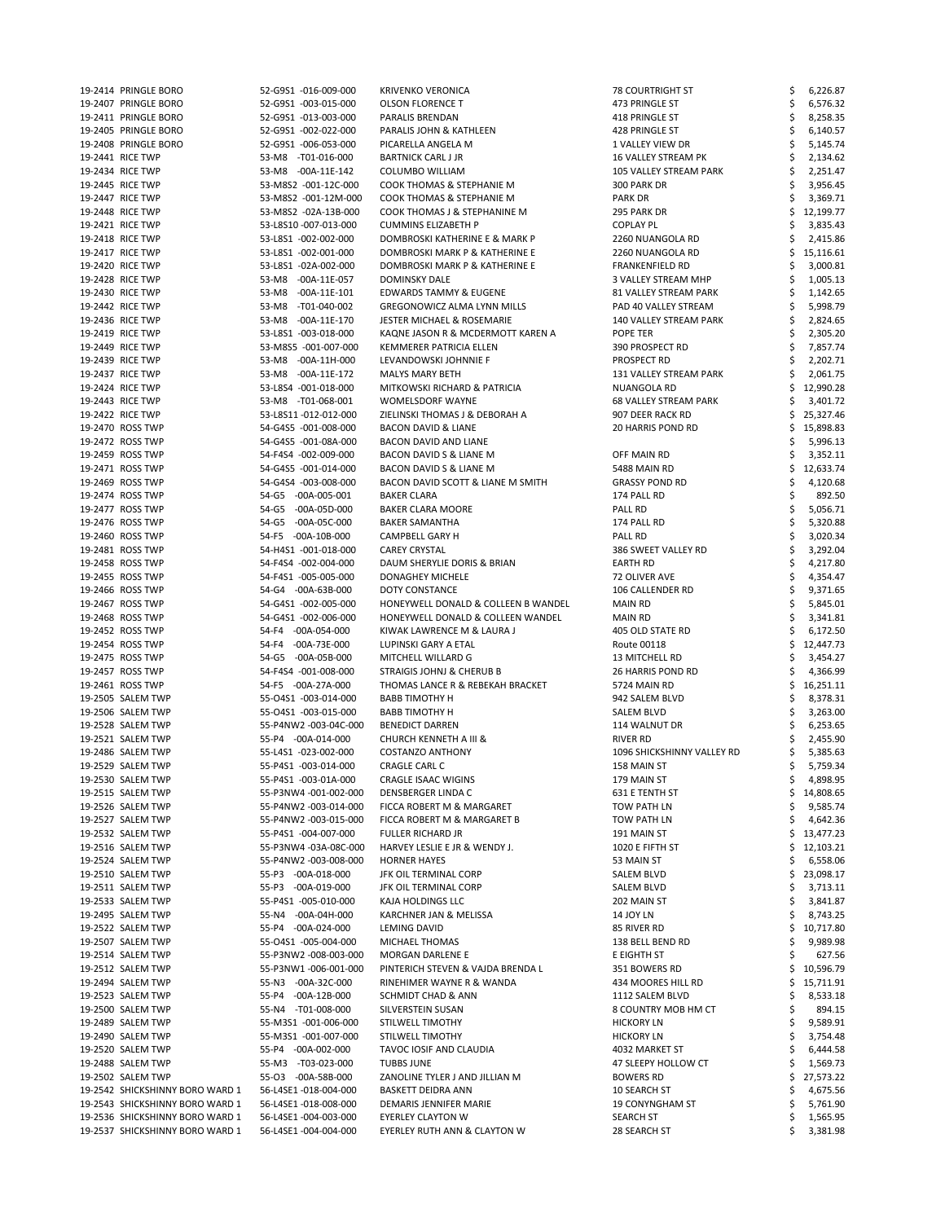| | | | | | |
|---|---|---|---|---|---|
| 19-2414 | PRINGLE BORO | 52-G9S1 -016-009-000 | KRIVENKO VERONICA | 78 COURTRIGHT ST | $ 6,226.87 |
| 19-2407 | PRINGLE BORO | 52-G9S1 -003-015-000 | OLSON FLORENCE T | 473 PRINGLE ST | $ 6,576.32 |
| 19-2411 | PRINGLE BORO | 52-G9S1 -013-003-000 | PARALIS BRENDAN | 418 PRINGLE ST | $ 8,258.35 |
| 19-2405 | PRINGLE BORO | 52-G9S1 -002-022-000 | PARALIS JOHN & KATHLEEN | 428 PRINGLE ST | $ 6,140.57 |
| 19-2408 | PRINGLE BORO | 52-G9S1 -006-053-000 | PICARELLA ANGELA M | 1 VALLEY VIEW DR | $ 5,145.74 |
| 19-2441 | RICE TWP | 53-M8 -T01-016-000 | BARTNICK CARL J JR | 16 VALLEY STREAM PK | $ 2,134.62 |
| 19-2434 | RICE TWP | 53-M8 -00A-11E-142 | COLUMBO WILLIAM | 105 VALLEY STREAM PARK | $ 2,251.47 |
| 19-2445 | RICE TWP | 53-M8S2 -001-12C-000 | COOK THOMAS & STEPHANIE M | 300 PARK DR | $ 3,956.45 |
| 19-2447 | RICE TWP | 53-M8S2 -001-12M-000 | COOK THOMAS & STEPHANIE M | PARK DR | $ 3,369.71 |
| 19-2448 | RICE TWP | 53-M8S2 -02A-13B-000 | COOK THOMAS J & STEPHANINE M | 295 PARK DR | $ 12,199.77 |
| 19-2421 | RICE TWP | 53-L8S10 -007-013-000 | CUMMINS ELIZABETH P | COPLAY PL | $ 3,835.43 |
| 19-2418 | RICE TWP | 53-L8S1 -002-002-000 | DOMBROSKI KATHERINE E & MARK P | 2260 NUANGOLA RD | $ 2,415.86 |
| 19-2417 | RICE TWP | 53-L8S1 -002-001-000 | DOMBROSKI MARK P & KATHERINE E | 2260 NUANGOLA RD | $ 15,116.61 |
| 19-2420 | RICE TWP | 53-L8S1 -02A-002-000 | DOMBROSKI MARK P & KATHERINE E | FRANKENFIELD RD | $ 3,000.81 |
| 19-2428 | RICE TWP | 53-M8 -00A-11E-057 | DOMINSKY DALE | 3 VALLEY STREAM MHP | $ 1,005.13 |
| 19-2430 | RICE TWP | 53-M8 -00A-11E-101 | EDWARDS TAMMY & EUGENE | 81 VALLEY STREAM PARK | $ 1,142.65 |
| 19-2442 | RICE TWP | 53-M8 -T01-040-002 | GREGONOWICZ ALMA LYNN MILLS | PAD 40 VALLEY STREAM | $ 5,998.79 |
| 19-2436 | RICE TWP | 53-M8 -00A-11E-170 | JESTER MICHAEL & ROSEMARIE | 140 VALLEY STREAM PARK | $ 2,824.65 |
| 19-2419 | RICE TWP | 53-L8S1 -003-018-000 | KAQNE JASON R & MCDERMOTT KAREN A | POPE TER | $ 2,305.20 |
| 19-2449 | RICE TWP | 53-M8S5 -001-007-000 | KEMMERER PATRICIA ELLEN | 390 PROSPECT RD | $ 7,857.74 |
| 19-2439 | RICE TWP | 53-M8 -00A-11H-000 | LEVANDOWSKI JOHNNIE F | PROSPECT RD | $ 2,202.71 |
| 19-2437 | RICE TWP | 53-M8 -00A-11E-172 | MALYS MARY BETH | 131 VALLEY STREAM PARK | $ 2,061.75 |
| 19-2424 | RICE TWP | 53-L8S4 -001-018-000 | MITKOWSKI RICHARD & PATRICIA | NUANGOLA RD | $ 12,990.28 |
| 19-2443 | RICE TWP | 53-M8 -T01-068-001 | WOMELSDORF WAYNE | 68 VALLEY STREAM PARK | $ 3,401.72 |
| 19-2422 | RICE TWP | 53-L8S11 -012-012-000 | ZIELINSKI THOMAS J & DEBORAH A | 907 DEER RACK RD | $ 25,327.46 |
| 19-2470 | ROSS TWP | 54-G4S5 -001-008-000 | BACON DAVID & LIANE | 20 HARRIS POND RD | $ 15,898.83 |
| 19-2472 | ROSS TWP | 54-G4S5 -001-08A-000 | BACON DAVID AND LIANE | | $ 5,996.13 |
| 19-2459 | ROSS TWP | 54-F4S4 -002-009-000 | BACON DAVID S & LIANE M | OFF MAIN RD | $ 3,352.11 |
| 19-2471 | ROSS TWP | 54-G4S5 -001-014-000 | BACON DAVID S & LIANE M | 5488 MAIN RD | $ 12,633.74 |
| 19-2469 | ROSS TWP | 54-G4S4 -003-008-000 | BACON DAVID SCOTT & LIANE M SMITH | GRASSY POND RD | $ 4,120.68 |
| 19-2474 | ROSS TWP | 54-G5 -00A-005-001 | BAKER CLARA | 174 PALL RD | $ 892.50 |
| 19-2477 | ROSS TWP | 54-G5 -00A-05D-000 | BAKER CLARA MOORE | PALL RD | $ 5,056.71 |
| 19-2476 | ROSS TWP | 54-G5 -00A-05C-000 | BAKER SAMANTHA | 174 PALL RD | $ 5,320.88 |
| 19-2460 | ROSS TWP | 54-F5 -00A-10B-000 | CAMPBELL GARY H | PALL RD | $ 3,020.34 |
| 19-2481 | ROSS TWP | 54-H4S1 -001-018-000 | CAREY CRYSTAL | 386 SWEET VALLEY RD | $ 3,292.04 |
| 19-2458 | ROSS TWP | 54-F4S4 -002-004-000 | DAUM SHERYLIE DORIS & BRIAN | EARTH RD | $ 4,217.80 |
| 19-2455 | ROSS TWP | 54-F4S1 -005-005-000 | DONAGHEY MICHELE | 72 OLIVER AVE | $ 4,354.47 |
| 19-2466 | ROSS TWP | 54-G4 -00A-63B-000 | DOTY CONSTANCE | 106 CALLENDER RD | $ 9,371.65 |
| 19-2467 | ROSS TWP | 54-G4S1 -002-005-000 | HONEYWELL DONALD & COLLEEN B WANDEL | MAIN RD | $ 5,845.01 |
| 19-2468 | ROSS TWP | 54-G4S1 -002-006-000 | HONEYWELL DONALD & COLLEEN WANDEL | MAIN RD | $ 3,341.81 |
| 19-2452 | ROSS TWP | 54-F4 -00A-054-000 | KIWAK LAWRENCE M & LAURA J | 405 OLD STATE RD | $ 6,172.50 |
| 19-2454 | ROSS TWP | 54-F4 -00A-73E-000 | LUPINSKI GARY A ETAL | Route 00118 | $ 12,447.73 |
| 19-2475 | ROSS TWP | 54-G5 -00A-05B-000 | MITCHELL WILLARD G | 13 MITCHELL RD | $ 3,454.27 |
| 19-2457 | ROSS TWP | 54-F4S4 -001-008-000 | STRAIGIS JOHNJ & CHERUB B | 26 HARRIS POND RD | $ 4,366.99 |
| 19-2461 | ROSS TWP | 54-F5 -00A-27A-000 | THOMAS LANCE R & REBEKAH BRACKET | 5724 MAIN RD | $ 16,251.11 |
| 19-2505 | SALEM TWP | 55-O4S1 -003-014-000 | BABB TIMOTHY H | 942 SALEM BLVD | $ 8,378.31 |
| 19-2506 | SALEM TWP | 55-O4S1 -003-015-000 | BABB TIMOTHY H | SALEM BLVD | $ 3,263.00 |
| 19-2528 | SALEM TWP | 55-P4NW2 -003-04C-000 | BENEDICT DARREN | 114 WALNUT DR | $ 6,253.65 |
| 19-2521 | SALEM TWP | 55-P4 -00A-014-000 | CHURCH KENNETH A III & | RIVER RD | $ 2,455.90 |
| 19-2486 | SALEM TWP | 55-L4S1 -023-002-000 | COSTANZO ANTHONY | 1096 SHICKSHINNY VALLEY RD | $ 5,385.63 |
| 19-2529 | SALEM TWP | 55-P4S1 -003-014-000 | CRAGLE CARL C | 158 MAIN ST | $ 5,759.34 |
| 19-2530 | SALEM TWP | 55-P4S1 -003-01A-000 | CRAGLE ISAAC WIGINS | 179 MAIN ST | $ 4,898.95 |
| 19-2515 | SALEM TWP | 55-P3NW4 -001-002-000 | DENSBERGER LINDA C | 631 E TENTH ST | $ 14,808.65 |
| 19-2526 | SALEM TWP | 55-P4NW2 -003-014-000 | FICCA ROBERT M & MARGARET | TOW PATH LN | $ 9,585.74 |
| 19-2527 | SALEM TWP | 55-P4NW2 -003-015-000 | FICCA ROBERT M & MARGARET B | TOW PATH LN | $ 4,642.36 |
| 19-2532 | SALEM TWP | 55-P4S1 -004-007-000 | FULLER RICHARD JR | 191 MAIN ST | $ 13,477.23 |
| 19-2516 | SALEM TWP | 55-P3NW4 -03A-08C-000 | HARVEY LESLIE E JR & WENDY J. | 1020 E FIFTH ST | $ 12,103.21 |
| 19-2524 | SALEM TWP | 55-P4NW2 -003-008-000 | HORNER HAYES | 53 MAIN ST | $ 6,558.06 |
| 19-2510 | SALEM TWP | 55-P3 -00A-018-000 | JFK OIL TERMINAL CORP | SALEM BLVD | $ 23,098.17 |
| 19-2511 | SALEM TWP | 55-P3 -00A-019-000 | JFK OIL TERMINAL CORP | SALEM BLVD | $ 3,713.11 |
| 19-2533 | SALEM TWP | 55-P4S1 -005-010-000 | KAJA HOLDINGS LLC | 202 MAIN ST | $ 3,841.87 |
| 19-2495 | SALEM TWP | 55-N4 -00A-04H-000 | KARCHNER JAN & MELISSA | 14 JOY LN | $ 8,743.25 |
| 19-2522 | SALEM TWP | 55-P4 -00A-024-000 | LEMING DAVID | 85 RIVER RD | $ 10,717.80 |
| 19-2507 | SALEM TWP | 55-O4S1 -005-004-000 | MICHAEL THOMAS | 138 BELL BEND RD | $ 9,989.98 |
| 19-2514 | SALEM TWP | 55-P3NW2 -008-003-000 | MORGAN DARLENE E | E EIGHTH ST | $ 627.56 |
| 19-2512 | SALEM TWP | 55-P3NW1 -006-001-000 | PINTERICH STEVEN & VAJDA BRENDA L | 351 BOWERS RD | $ 10,596.79 |
| 19-2494 | SALEM TWP | 55-N3 -00A-32C-000 | RINEHIMER WAYNE R & WANDA | 434 MOORES HILL RD | $ 15,711.91 |
| 19-2523 | SALEM TWP | 55-P4 -00A-12B-000 | SCHMIDT CHAD & ANN | 1112 SALEM BLVD | $ 8,533.18 |
| 19-2500 | SALEM TWP | 55-N4 -T01-008-000 | SILVERSTEIN SUSAN | 8 COUNTRY MOB HM CT | $ 894.15 |
| 19-2489 | SALEM TWP | 55-M3S1 -001-006-000 | STILWELL TIMOTHY | HICKORY LN | $ 9,589.91 |
| 19-2490 | SALEM TWP | 55-M3S1 -001-007-000 | STILWELL TIMOTHY | HICKORY LN | $ 3,754.48 |
| 19-2520 | SALEM TWP | 55-P4 -00A-002-000 | TAVOC IOSIF AND CLAUDIA | 4032 MARKET ST | $ 6,444.58 |
| 19-2488 | SALEM TWP | 55-M3 -T03-023-000 | TUBBS JUNE | 47 SLEEPY HOLLOW CT | $ 1,569.73 |
| 19-2502 | SALEM TWP | 55-O3 -00A-58B-000 | ZANOLINE TYLER J AND JILLIAN M | BOWERS RD | $ 27,573.22 |
| 19-2542 | SHICKSHINNY BORO WARD 1 | 56-L4SE1 -018-004-000 | BASKETT DEIDRA ANN | 10 SEARCH ST | $ 4,675.56 |
| 19-2543 | SHICKSHINNY BORO WARD 1 | 56-L4SE1 -018-008-000 | DEMARIS JENNIFER MARIE | 19 CONYNGHAM ST | $ 5,761.90 |
| 19-2536 | SHICKSHINNY BORO WARD 1 | 56-L4SE1 -004-003-000 | EYERLEY CLAYTON W | SEARCH ST | $ 1,565.95 |
| 19-2537 | SHICKSHINNY BORO WARD 1 | 56-L4SE1 -004-004-000 | EYERLEY RUTH ANN & CLAYTON W | 28 SEARCH ST | $ 3,381.98 |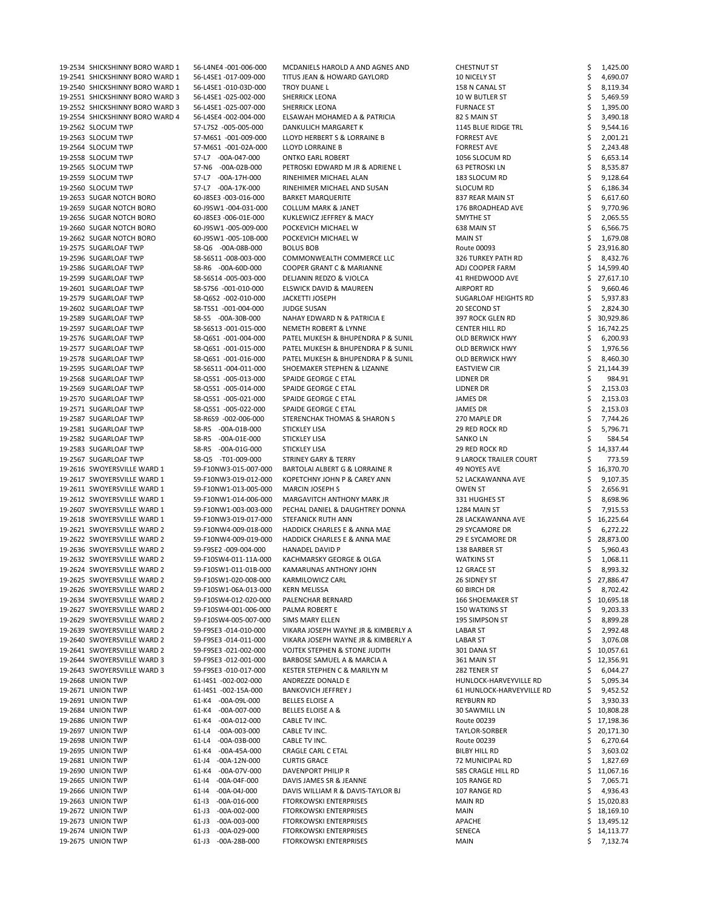| | | | | | |
|---|---|---|---|---|---|
| 19-2534 | SHICKSHINNY BORO WARD 1 | 56-L4NE4 -001-006-000 | MCDANIELS HAROLD A AND AGNES AND | CHESTNUT ST | $ 1,425.00 |
| 19-2541 | SHICKSHINNY BORO WARD 1 | 56-L4SE1 -017-009-000 | TITUS JEAN & HOWARD GAYLORD | 10 NICELY ST | $ 4,690.07 |
| 19-2540 | SHICKSHINNY BORO WARD 1 | 56-L4SE1 -010-03D-000 | TROY DUANE L | 158 N CANAL ST | $ 8,119.34 |
| 19-2551 | SHICKSHINNY BORO WARD 3 | 56-L4SE1 -025-002-000 | SHERRICK LEONA | 10 W BUTLER ST | $ 5,469.59 |
| 19-2552 | SHICKSHINNY BORO WARD 3 | 56-L4SE1 -025-007-000 | SHERRICK LEONA | FURNACE ST | $ 1,395.00 |
| 19-2554 | SHICKSHINNY BORO WARD 4 | 56-L4SE4 -002-004-000 | ELSAWAH MOHAMED A & PATRICIA | 82 S MAIN ST | $ 3,490.18 |
| 19-2562 | SLOCUM TWP | 57-L7S2 -005-005-000 | DANKULICH MARGARET K | 1145 BLUE RIDGE TRL | $ 9,544.16 |
| 19-2563 | SLOCUM TWP | 57-M6S1 -001-009-000 | LLOYD HERBERT S & LORRAINE B | FORREST AVE | $ 2,001.21 |
| 19-2564 | SLOCUM TWP | 57-M6S1 -001-02A-000 | LLOYD LORRAINE B | FORREST AVE | $ 2,243.48 |
| 19-2558 | SLOCUM TWP | 57-L7 -00A-047-000 | ONTKO EARL ROBERT | 1056 SLOCUM RD | $ 6,653.14 |
| 19-2565 | SLOCUM TWP | 57-N6 -00A-02B-000 | PETROSKI EDWARD M JR & ADRIENE L | 63 PETROSKI LN | $ 8,535.87 |
| 19-2559 | SLOCUM TWP | 57-L7 -00A-17H-000 | RINEHIMER MICHAEL ALAN | 183 SLOCUM RD | $ 9,128.64 |
| 19-2560 | SLOCUM TWP | 57-L7 -00A-17K-000 | RINEHIMER MICHAEL AND SUSAN | SLOCUM RD | $ 6,186.34 |
| 19-2653 | SUGAR NOTCH BORO | 60-J8SE3 -003-016-000 | BARKET MARQUERITE | 837 REAR MAIN ST | $ 6,617.60 |
| 19-2659 | SUGAR NOTCH BORO | 60-J9SW1 -004-031-000 | COLLUM MARK & JANET | 176 BROADHEAD AVE | $ 9,770.96 |
| 19-2656 | SUGAR NOTCH BORO | 60-J8SE3 -006-01E-000 | KUKLEWICZ JEFFREY & MACY | SMYTHE ST | $ 2,065.55 |
| 19-2660 | SUGAR NOTCH BORO | 60-J9SW1 -005-009-000 | POCKEVICH MICHAEL W | 638 MAIN ST | $ 6,566.75 |
| 19-2662 | SUGAR NOTCH BORO | 60-J9SW1 -005-10B-000 | POCKEVICH MICHAEL W | MAIN ST | $ 1,679.08 |
| 19-2575 | SUGARLOAF TWP | 58-Q6 -00A-08B-000 | BOLUS BOB | Route 00093 | $ 23,916.80 |
| 19-2596 | SUGARLOAF TWP | 58-S6S11 -008-003-000 | COMMONWEALTH COMMERCE LLC | 326 TURKEY PATH RD | $ 8,432.76 |
| 19-2586 | SUGARLOAF TWP | 58-R6 -00A-60D-000 | COOPER GRANT C & MARIANNE | ADJ COOPER FARM | $ 14,599.40 |
| 19-2599 | SUGARLOAF TWP | 58-S6S14 -005-003-000 | DELJANIN REDZO & VJOLCA | 41 RHEDWOOD AVE | $ 27,617.10 |
| 19-2601 | SUGARLOAF TWP | 58-S7S6 -001-010-000 | ELSWICK DAVID & MAUREEN | AIRPORT RD | $ 9,660.46 |
| 19-2579 | SUGARLOAF TWP | 58-Q6S2 -002-010-000 | JACKETTI JOSEPH | SUGARLOAF HEIGHTS RD | $ 5,937.83 |
| 19-2602 | SUGARLOAF TWP | 58-T5S1 -001-004-000 | JUDGE SUSAN | 20 SECOND ST | $ 2,824.30 |
| 19-2589 | SUGARLOAF TWP | 58-S5 -00A-30B-000 | NAHAY EDWARD N & PATRICIA E | 397 ROCK GLEN RD | $ 30,929.86 |
| 19-2597 | SUGARLOAF TWP | 58-S6S13 -001-015-000 | NEMETH ROBERT & LYNNE | CENTER HILL RD | $ 16,742.25 |
| 19-2576 | SUGARLOAF TWP | 58-Q6S1 -001-004-000 | PATEL MUKESH & BHUPENDRA P & SUNIL | OLD BERWICK HWY | $ 6,200.93 |
| 19-2577 | SUGARLOAF TWP | 58-Q6S1 -001-015-000 | PATEL MUKESH & BHUPENDRA P & SUNIL | OLD BERWICK HWY | $ 1,976.56 |
| 19-2578 | SUGARLOAF TWP | 58-Q6S1 -001-016-000 | PATEL MUKESH & BHUPENDRA P & SUNIL | OLD BERWICK HWY | $ 8,460.30 |
| 19-2595 | SUGARLOAF TWP | 58-S6S11 -004-011-000 | SHOEMAKER STEPHEN & LIZANNE | EASTVIEW CIR | $ 21,144.39 |
| 19-2568 | SUGARLOAF TWP | 58-Q5S1 -005-013-000 | SPAIDE GEORGE C ETAL | LIDNER DR | $ 984.91 |
| 19-2569 | SUGARLOAF TWP | 58-Q5S1 -005-014-000 | SPAIDE GEORGE C ETAL | LIDNER DR | $ 2,153.03 |
| 19-2570 | SUGARLOAF TWP | 58-Q5S1 -005-021-000 | SPAIDE GEORGE C ETAL | JAMES DR | $ 2,153.03 |
| 19-2571 | SUGARLOAF TWP | 58-Q5S1 -005-022-000 | SPAIDE GEORGE C ETAL | JAMES DR | $ 2,153.03 |
| 19-2587 | SUGARLOAF TWP | 58-R6S9 -002-006-000 | STERENCHAK THOMAS & SHARON S | 270 MAPLE DR | $ 7,744.26 |
| 19-2581 | SUGARLOAF TWP | 58-R5 -00A-01B-000 | STICKLEY LISA | 29 RED ROCK RD | $ 5,796.71 |
| 19-2582 | SUGARLOAF TWP | 58-R5 -00A-01E-000 | STICKLEY LISA | SANKO LN | $ 584.54 |
| 19-2583 | SUGARLOAF TWP | 58-R5 -00A-01G-000 | STICKLEY LISA | 29 RED ROCK RD | $ 14,337.44 |
| 19-2567 | SUGARLOAF TWP | 58-Q5 -T01-009-000 | STRINEY GARY & TERRY | 9 LAROCK TRAILER COURT | $ 773.59 |
| 19-2616 | SWOYERSVILLE WARD 1 | 59-F10NW3-015-007-000 | BARTOLAI ALBERT G & LORRAINE R | 49 NOYES AVE | $ 16,370.70 |
| 19-2617 | SWOYERSVILLE WARD 1 | 59-F10NW3-019-012-000 | KOPETCHNY JOHN P & CAREY ANN | 52 LACKAWANNA AVE | $ 9,107.35 |
| 19-2611 | SWOYERSVILLE WARD 1 | 59-F10NW1-013-005-000 | MARCIN JOSEPH S | OWEN ST | $ 2,656.91 |
| 19-2612 | SWOYERSVILLE WARD 1 | 59-F10NW1-014-006-000 | MARGAVITCH ANTHONY MARK JR | 331 HUGHES ST | $ 8,698.96 |
| 19-2607 | SWOYERSVILLE WARD 1 | 59-F10NW1-003-003-000 | PECHAL DANIEL & DAUGHTREY DONNA | 1284 MAIN ST | $ 7,915.53 |
| 19-2618 | SWOYERSVILLE WARD 1 | 59-F10NW3-019-017-000 | STEFANICK RUTH ANN | 28 LACKAWANNA AVE | $ 16,225.64 |
| 19-2621 | SWOYERSVILLE WARD 2 | 59-F10NW4-009-018-000 | HADDICK CHARLES E & ANNA MAE | 29 SYCAMORE DR | $ 6,272.22 |
| 19-2622 | SWOYERSVILLE WARD 2 | 59-F10NW4-009-019-000 | HADDICK CHARLES E & ANNA MAE | 29 E SYCAMORE DR | $ 28,873.00 |
| 19-2636 | SWOYERSVILLE WARD 2 | 59-F9SE2 -009-004-000 | HANADEL DAVID P | 138 BARBER ST | $ 5,960.43 |
| 19-2632 | SWOYERSVILLE WARD 2 | 59-F10SW4-011-11A-000 | KACHMARSKY GEORGE & OLGA | WATKINS ST | $ 1,068.11 |
| 19-2624 | SWOYERSVILLE WARD 2 | 59-F10SW1-011-01B-000 | KAMARUNAS ANTHONY JOHN | 12 GRACE ST | $ 8,993.32 |
| 19-2625 | SWOYERSVILLE WARD 2 | 59-F10SW1-020-008-000 | KARMILOWICZ CARL | 26 SIDNEY ST | $ 27,886.47 |
| 19-2626 | SWOYERSVILLE WARD 2 | 59-F10SW1-06A-013-000 | KERN MELISSA | 60 BIRCH DR | $ 8,702.42 |
| 19-2634 | SWOYERSVILLE WARD 2 | 59-F10SW4-012-020-000 | PALENCHAR BERNARD | 166 SHOEMAKER ST | $ 10,695.18 |
| 19-2627 | SWOYERSVILLE WARD 2 | 59-F10SW4-001-006-000 | PALMA ROBERT E | 150 WATKINS ST | $ 9,203.33 |
| 19-2629 | SWOYERSVILLE WARD 2 | 59-F10SW4-005-007-000 | SIMS MARY ELLEN | 195 SIMPSON ST | $ 8,899.28 |
| 19-2639 | SWOYERSVILLE WARD 2 | 59-F9SE3 -014-010-000 | VIKARA JOSEPH WAYNE JR & KIMBERLY A | LABAR ST | $ 2,992.48 |
| 19-2640 | SWOYERSVILLE WARD 2 | 59-F9SE3 -014-011-000 | VIKARA JOSEPH WAYNE JR & KIMBERLY A | LABAR ST | $ 3,076.08 |
| 19-2641 | SWOYERSVILLE WARD 2 | 59-F9SE3 -021-002-000 | VOJTEK STEPHEN & STONE JUDITH | 301 DANA ST | $ 10,057.61 |
| 19-2644 | SWOYERSVILLE WARD 3 | 59-F9SE3 -012-001-000 | BARBOSE SAMUEL A & MARCIA A | 361 MAIN ST | $ 12,356.91 |
| 19-2643 | SWOYERSVILLE WARD 3 | 59-F9SE3 -010-017-000 | KESTER STEPHEN C & MARILYN M | 282 TENER ST | $ 6,044.27 |
| 19-2668 | UNION TWP | 61-I4S1 -002-002-000 | ANDREZZE DONALD E | HUNLOCK-HARVEYVILLE RD | $ 5,095.34 |
| 19-2671 | UNION TWP | 61-I4S1 -002-15A-000 | BANKOVICH JEFFREY J | 61 HUNLOCK-HARVEYVILLE RD | $ 9,452.52 |
| 19-2691 | UNION TWP | 61-K4 -00A-09L-000 | BELLES ELOISE A | REYBURN RD | $ 3,930.33 |
| 19-2684 | UNION TWP | 61-K4 -00A-007-000 | BELLES ELOISE A & | 30 SAWMILL LN | $ 10,808.28 |
| 19-2686 | UNION TWP | 61-K4 -00A-012-000 | CABLE TV INC. | Route 00239 | $ 17,198.36 |
| 19-2697 | UNION TWP | 61-L4 -00A-003-000 | CABLE TV INC. | TAYLOR-SORBER | $ 20,171.30 |
| 19-2698 | UNION TWP | 61-L4 -00A-03B-000 | CABLE TV INC. | Route 00239 | $ 6,270.64 |
| 19-2695 | UNION TWP | 61-K4 -00A-45A-000 | CRAGLE CARL C ETAL | BILBY HILL RD | $ 3,603.02 |
| 19-2681 | UNION TWP | 61-J4 -00A-12N-000 | CURTIS GRACE | 72 MUNICIPAL RD | $ 1,827.69 |
| 19-2690 | UNION TWP | 61-K4 -00A-07V-000 | DAVENPORT PHILIP R | 585 CRAGLE HILL RD | $ 11,067.16 |
| 19-2665 | UNION TWP | 61-I4 -00A-04F-000 | DAVIS JAMES SR & JEANNE | 105 RANGE RD | $ 7,065.71 |
| 19-2666 | UNION TWP | 61-I4 -00A-04J-000 | DAVIS WILLIAM R & DAVIS-TAYLOR BJ | 107 RANGE RD | $ 4,936.43 |
| 19-2663 | UNION TWP | 61-I3 -00A-016-000 | FTORKOWSKI ENTERPRISES | MAIN RD | $ 15,020.83 |
| 19-2672 | UNION TWP | 61-J3 -00A-002-000 | FTORKOWSKI ENTERPRISES | MAIN | $ 18,169.10 |
| 19-2673 | UNION TWP | 61-J3 -00A-003-000 | FTORKOWSKI ENTERPRISES | APACHE | $ 13,495.12 |
| 19-2674 | UNION TWP | 61-J3 -00A-029-000 | FTORKOWSKI ENTERPRISES | SENECA | $ 14,113.77 |
| 19-2675 | UNION TWP | 61-J3 -00A-28B-000 | FTORKOWSKI ENTERPRISES | MAIN | $ 7,132.74 |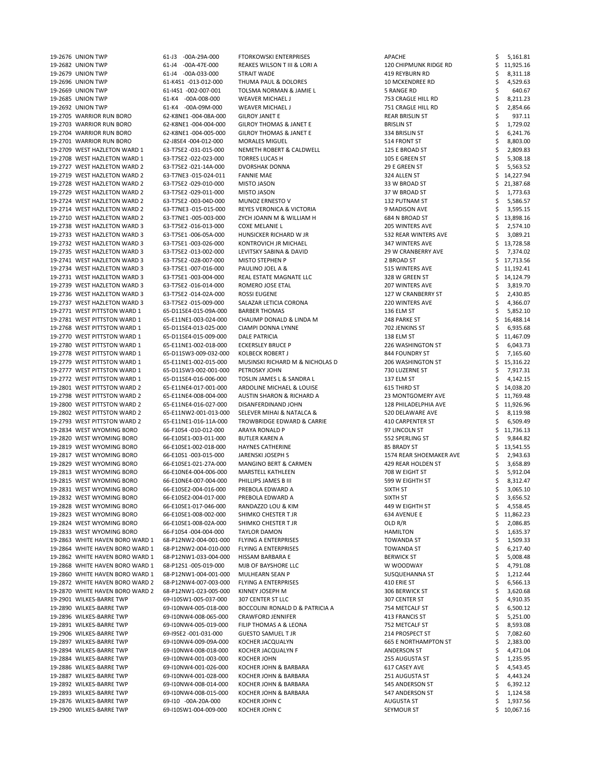| | | | | | |
|---|---|---|---|---|---|
| 19-2676 | UNION TWP | 61-J3 -00A-29A-000 | FTORKOWSKI ENTERPRISES | APACHE | $ 5,161.81 |
| 19-2682 | UNION TWP | 61-J4 -00A-47E-000 | REAKES WILSON T III & LORI A | 120 CHIPMUNK RIDGE RD | $ 11,925.16 |
| 19-2679 | UNION TWP | 61-J4 -00A-033-000 | STRAIT WADE | 419 REYBURN RD | $ 8,311.18 |
| 19-2696 | UNION TWP | 61-K4S1 -013-012-000 | THUMA PAUL & DOLORES | 10 MCKENDREE RD | $ 4,529.63 |
| 19-2669 | UNION TWP | 61-I4S1 -002-007-001 | TOLSMA NORMAN & JAMIE L | 5 RANGE RD | $ 640.67 |
| 19-2685 | UNION TWP | 61-K4 -00A-008-000 | WEAVER MICHAEL J | 753 CRAGLE HILL RD | $ 8,211.23 |
| 19-2692 | UNION TWP | 61-K4 -00A-09M-000 | WEAVER MICHAEL J | 751 CRAGLE HILL RD | $ 2,854.66 |
| 19-2705 | WARRIOR RUN BORO | 62-K8NE1 -004-08A-000 | GILROY JANET E | REAR BRISLIN ST | $ 937.11 |
| 19-2703 | WARRIOR RUN BORO | 62-K8NE1 -004-004-000 | GILROY THOMAS & JANET E | BRISLIN ST | $ 1,729.02 |
| 19-2704 | WARRIOR RUN BORO | 62-K8NE1 -004-005-000 | GILROY THOMAS & JANET E | 334 BRISLIN ST | $ 6,241.76 |
| 19-2701 | WARRIOR RUN BORO | 62-J8SE4 -004-012-000 | MORALES MIGUEL | 514 FRONT ST | $ 8,803.00 |
| 19-2709 | WEST HAZLETON WARD 1 | 63-T7SE2 -031-015-000 | NEMETH ROBERT & CALDWELL | 125 E BROAD ST | $ 2,809.83 |
| 19-2708 | WEST HAZLETON WARD 1 | 63-T7SE2 -022-023-000 | TORRES LUCAS H | 105 E GREEN ST | $ 5,308.18 |
| 19-2727 | WEST HAZLETON WARD 2 | 63-T7SE2 -021-14A-000 | DVORSHAK DONNA | 29 E GREEN ST | $ 5,563.52 |
| 19-2719 | WEST HAZLETON WARD 2 | 63-T7NE3 -015-024-011 | FANNIE MAE | 324 ALLEN ST | $ 14,227.94 |
| 19-2728 | WEST HAZLETON WARD 2 | 63-T7SE2 -029-010-000 | MISTO JASON | 33 W BROAD ST | $ 21,387.68 |
| 19-2729 | WEST HAZLETON WARD 2 | 63-T7SE2 -029-011-000 | MISTO JASON | 37 W BROAD ST | $ 1,773.63 |
| 19-2724 | WEST HAZLETON WARD 2 | 63-T7SE2 -003-04D-000 | MUNOZ ERNESTO V | 132 PUTNAM ST | $ 5,586.57 |
| 19-2714 | WEST HAZLETON WARD 2 | 63-T7NE3 -015-015-000 | REYES VERONICA & VICTORIA | 9 MADISON AVE | $ 3,595.15 |
| 19-2710 | WEST HAZLETON WARD 2 | 63-T7NE1 -005-003-000 | ZYCH JOANN M & WILLIAM H | 684 N BROAD ST | $ 13,898.16 |
| 19-2738 | WEST HAZLETON WARD 3 | 63-T7SE2 -016-013-000 | COXE MELANIE L | 205 WINTERS AVE | $ 2,574.10 |
| 19-2733 | WEST HAZLETON WARD 3 | 63-T7SE1 -006-05A-000 | HUNSICKER RICHARD W JR | 532 REAR WINTERS AVE | $ 3,089.21 |
| 19-2732 | WEST HAZLETON WARD 3 | 63-T7SE1 -003-026-000 | KONTROVICH JR MICHAEL | 347 WINTERS AVE | $ 13,728.58 |
| 19-2735 | WEST HAZLETON WARD 3 | 63-T7SE2 -013-002-000 | LEVITSKY SABINA & DAVID | 29 W CRANBERRY AVE | $ 7,374.02 |
| 19-2741 | WEST HAZLETON WARD 3 | 63-T7SE2 -028-007-000 | MISTO STEPHEN P | 2 BROAD ST | $ 17,713.56 |
| 19-2734 | WEST HAZLETON WARD 3 | 63-T7SE1 -007-016-000 | PAULINO JOEL A & | 515 WINTERS AVE | $ 11,192.41 |
| 19-2731 | WEST HAZLETON WARD 3 | 63-T7SE1 -003-004-000 | REAL ESTATE MAGNATE LLC | 328 W GREEN ST | $ 14,124.79 |
| 19-2739 | WEST HAZLETON WARD 3 | 63-T7SE2 -016-014-000 | ROMERO JOSE ETAL | 207 WINTERS AVE | $ 3,819.70 |
| 19-2736 | WEST HAZLETON WARD 3 | 63-T7SE2 -014-02A-000 | ROSSI EUGENE | 127 W CRANBERRY ST | $ 2,430.85 |
| 19-2737 | WEST HAZLETON WARD 3 | 63-T7SE2 -015-009-000 | SALAZAR LETICIA CORONA | 220 WINTERS AVE | $ 4,366.07 |
| 19-2771 | WEST PITTSTON WARD 1 | 65-D11SE4-015-09A-000 | BARBER THOMAS | 136 ELM ST | $ 5,852.10 |
| 19-2781 | WEST PITTSTON WARD 1 | 65-E11NE1-003-024-000 | CHAUMP DONALD & LINDA M | 248 PARKE ST | $ 16,488.14 |
| 19-2768 | WEST PITTSTON WARD 1 | 65-D11SE4-013-025-000 | CIAMPI DONNA LYNNE | 702 JENKINS ST | $ 6,935.68 |
| 19-2770 | WEST PITTSTON WARD 1 | 65-D11SE4-015-009-000 | DALE PATRICIA | 138 ELM ST | $ 11,467.09 |
| 19-2780 | WEST PITTSTON WARD 1 | 65-E11NE1-002-018-000 | ECKERSLEY BRUCE P | 226 WASHINGTON ST | $ 6,043.73 |
| 19-2778 | WEST PITTSTON WARD 1 | 65-D11SW3-009-032-000 | KOLBECK ROBERT J | 844 FOUNDRY ST | $ 7,165.60 |
| 19-2779 | WEST PITTSTON WARD 1 | 65-E11NE1-002-015-000 | MUSINSKI RICHARD M & NICHOLAS D | 206 WASHINGTON ST | $ 15,316.22 |
| 19-2777 | WEST PITTSTON WARD 1 | 65-D11SW3-002-001-000 | PETROSKY JOHN | 730 LUZERNE ST | $ 7,917.31 |
| 19-2772 | WEST PITTSTON WARD 1 | 65-D11SE4-016-006-000 | TOSLIN JAMES L & SANDRA L | 137 ELM ST | $ 4,142.15 |
| 19-2801 | WEST PITTSTON WARD 2 | 65-E11NE4-017-001-000 | ARDOLINE MICHAEL & LOUISE | 615 THIRD ST | $ 14,038.20 |
| 19-2798 | WEST PITTSTON WARD 2 | 65-E11NE4-008-004-000 | AUSTIN SHARON & RICHARD A | 23 MONTGOMERY AVE | $ 11,769.48 |
| 19-2800 | WEST PITTSTON WARD 2 | 65-E11NE4-016-027-000 | DISANFERDINAND JOHN | 128 PHILADELPHIA AVE | $ 11,926.96 |
| 19-2802 | WEST PITTSTON WARD 2 | 65-E11NW2-001-013-000 | SELEVER MIHAI & NATALCA & | 520 DELAWARE AVE | $ 8,119.98 |
| 19-2793 | WEST PITTSTON WARD 2 | 65-E11NE1-016-11A-000 | TROWBRIDGE EDWARD & CARRIE | 410 CARPENTER ST | $ 6,509.49 |
| 19-2834 | WEST WYOMING BORO | 66-F10S4 -010-012-000 | ARAYA RONALD P | 97 LINCOLN ST | $ 11,736.13 |
| 19-2820 | WEST WYOMING BORO | 66-E10SE1-003-011-000 | BUTLER KAREN A | 552 SPERLING ST | $ 9,844.82 |
| 19-2819 | WEST WYOMING BORO | 66-E10SE1-002-018-000 | HAYNES CATHERINE | 85 BRADY ST | $ 13,541.55 |
| 19-2817 | WEST WYOMING BORO | 66-E10S1 -003-015-000 | JARENSKI JOSEPH S | 1574 REAR SHOEMAKER AVE | $ 2,943.63 |
| 19-2829 | WEST WYOMING BORO | 66-E10SE1-021-27A-000 | MANGINO BERT & CARMEN | 429 REAR HOLDEN ST | $ 3,658.89 |
| 19-2813 | WEST WYOMING BORO | 66-E10NE4-004-006-000 | MARSTELL KATHLEEN | 708 W EIGHT ST | $ 5,912.04 |
| 19-2815 | WEST WYOMING BORO | 66-E10NE4-007-004-000 | PHILLIPS JAMES B III | 599 W EIGHTH ST | $ 8,312.47 |
| 19-2831 | WEST WYOMING BORO | 66-E10SE2-004-016-000 | PREBOLA EDWARD A | SIXTH ST | $ 3,065.10 |
| 19-2832 | WEST WYOMING BORO | 66-E10SE2-004-017-000 | PREBOLA EDWARD A | SIXTH ST | $ 3,656.52 |
| 19-2828 | WEST WYOMING BORO | 66-E10SE1-017-046-000 | RANDAZZO LOU & KIM | 449 W EIGHTH ST | $ 4,558.45 |
| 19-2823 | WEST WYOMING BORO | 66-E10SE1-008-002-000 | SHIMKO CHESTER T JR | 634 AVENUE E | $ 11,862.23 |
| 19-2824 | WEST WYOMING BORO | 66-E10SE1-008-02A-000 | SHIMKO CHESTER T JR | OLD R/R | $ 2,086.85 |
| 19-2833 | WEST WYOMING BORO | 66-F10S4 -004-004-000 | TAYLOR DAMON | HAMILTON | $ 1,635.37 |
| 19-2863 | WHITE HAVEN BORO WARD 1 | 68-P12NW2-004-001-000 | FLYING A ENTERPRISES | TOWANDA ST | $ 1,509.33 |
| 19-2864 | WHITE HAVEN BORO WARD 1 | 68-P12NW2-004-010-000 | FLYING A ENTERPRISES | TOWANDA ST | $ 6,217.40 |
| 19-2862 | WHITE HAVEN BORO WARD 1 | 68-P12NW1-033-004-000 | HISSAM BARBARA E | BERWICK ST | $ 5,008.48 |
| 19-2868 | WHITE HAVEN BORO WARD 1 | 68-P12S1 -005-019-000 | MJB OF BAYSHORE LLC | W WOODWAY | $ 4,791.08 |
| 19-2860 | WHITE HAVEN BORO WARD 1 | 68-P12NW1-004-001-000 | MULHEARN SEAN P | SUSQUEHANNA ST | $ 1,212.44 |
| 19-2872 | WHITE HAVEN BORO WARD 2 | 68-P12NW4-007-003-000 | FLYING A ENTERPRISES | 410 ERIE ST | $ 6,566.13 |
| 19-2870 | WHITE HAVEN BORO WARD 2 | 68-P12NW1-023-005-000 | KINNEY JOSEPH M | 306 BERWICK ST | $ 3,620.68 |
| 19-2901 | WILKES-BARRE TWP | 69-I10SW1-005-037-000 | 307 CENTER ST LLC | 307 CENTER ST | $ 4,910.35 |
| 19-2890 | WILKES-BARRE TWP | 69-I10NW4-005-018-000 | BOCCOLINI RONALD D & PATRICIA A | 754 METCALF ST | $ 6,500.12 |
| 19-2896 | WILKES-BARRE TWP | 69-I10NW4-008-065-000 | CRAWFORD JENNIFER | 413 FRANCIS ST | $ 5,251.00 |
| 19-2891 | WILKES-BARRE TWP | 69-I10NW4-005-019-000 | FILIP THOMAS A & LEONA | 752 METCALF ST | $ 8,593.08 |
| 19-2906 | WILKES-BARRE TWP | 69-I9SE2 -001-031-000 | GUESTO SAMUEL T JR | 214 PROSPECT ST | $ 7,082.60 |
| 19-2897 | WILKES-BARRE TWP | 69-I10NW4-009-09A-000 | KOCHER JACQUALYN | 665 E NORTHAMPTON ST | $ 2,383.00 |
| 19-2894 | WILKES-BARRE TWP | 69-I10NW4-008-018-000 | KOCHER JACQUALYN F | ANDERSON ST | $ 4,471.04 |
| 19-2884 | WILKES-BARRE TWP | 69-I10NW4-001-003-000 | KOCHER JOHN | 255 AUGUSTA ST | $ 1,235.95 |
| 19-2886 | WILKES-BARRE TWP | 69-I10NW4-001-026-000 | KOCHER JOHN & BARBARA | 617 CASEY AVE | $ 4,543.45 |
| 19-2887 | WILKES-BARRE TWP | 69-I10NW4-001-028-000 | KOCHER JOHN & BARBARA | 251 AUGUSTA ST | $ 4,443.24 |
| 19-2892 | WILKES-BARRE TWP | 69-I10NW4-008-014-000 | KOCHER JOHN & BARBARA | 545 ANDERSON ST | $ 6,392.12 |
| 19-2893 | WILKES-BARRE TWP | 69-I10NW4-008-015-000 | KOCHER JOHN & BARBARA | 547 ANDERSON ST | $ 1,124.58 |
| 19-2876 | WILKES-BARRE TWP | 69-I10 -00A-20A-000 | KOCHER JOHN C | AUGUSTA ST | $ 1,937.56 |
| 19-2900 | WILKES-BARRE TWP | 69-I10SW1-004-009-000 | KOCHER JOHN C | SEYMOUR ST | $ 10,067.16 |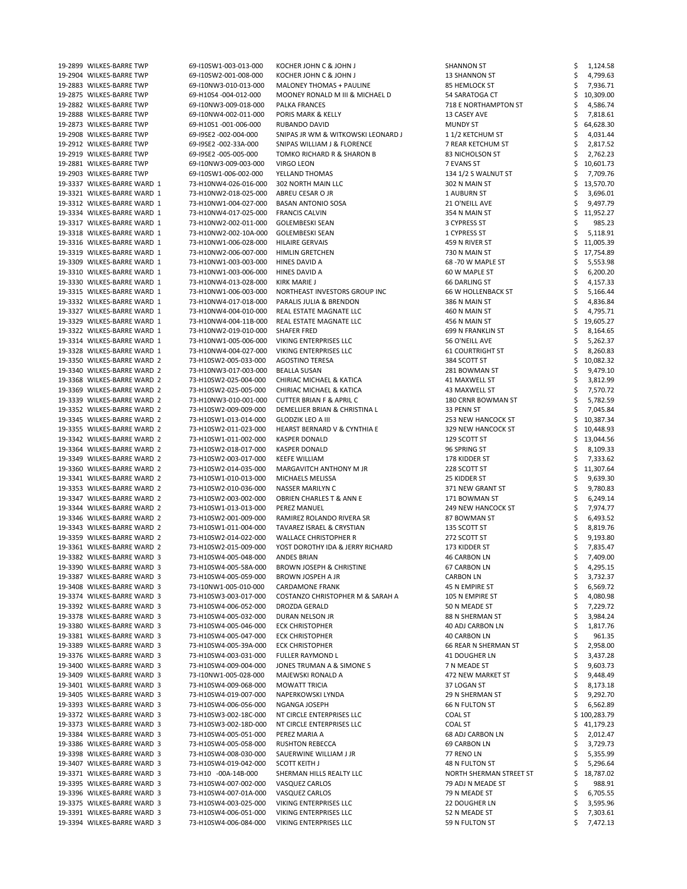| | | | | | |
|---|---|---|---|---|---|
| 19-2899 | WILKES-BARRE TWP | 69-I10SW1-003-013-000 | KOCHER JOHN C & JOHN J | SHANNON ST | $ 1,124.58 |
| 19-2904 | WILKES-BARRE TWP | 69-I10SW2-001-008-000 | KOCHER JOHN C & JOHN J | 13 SHANNON ST | $ 4,799.63 |
| 19-2883 | WILKES-BARRE TWP | 69-I10NW3-010-013-000 | MALONEY THOMAS + PAULINE | 85 HEMLOCK ST | $ 7,936.71 |
| 19-2875 | WILKES-BARRE TWP | 69-H10S4 -004-012-000 | MOONEY RONALD M III & MICHAEL D | 54 SARATOGA CT | $ 10,309.00 |
| 19-2882 | WILKES-BARRE TWP | 69-I10NW3-009-018-000 | PALKA FRANCES | 718 E NORTHAMPTON ST | $ 4,586.74 |
| 19-2888 | WILKES-BARRE TWP | 69-I10NW4-002-011-000 | PORIS MARK & KELLY | 13 CASEY AVE | $ 7,818.61 |
| 19-2873 | WILKES-BARRE TWP | 69-H10S1 -001-006-000 | RUBANDO DAVID | MUNDY ST | $ 64,628.30 |
| 19-2908 | WILKES-BARRE TWP | 69-I9SE2 -002-004-000 | SNIPAS JR WM & WITKOWSKI LEONARD J | 1 1/2 KETCHUM ST | $ 4,031.44 |
| 19-2912 | WILKES-BARRE TWP | 69-I9SE2 -002-33A-000 | SNIPAS WILLIAM J & FLORENCE | 7 REAR KETCHUM ST | $ 2,817.52 |
| 19-2919 | WILKES-BARRE TWP | 69-I9SE2 -005-005-000 | TOMKO RICHARD R & SHARON B | 83 NICHOLSON ST | $ 2,762.23 |
| 19-2881 | WILKES-BARRE TWP | 69-I10NW3-009-003-000 | VIRGO LEON | 7 EVANS ST | $ 10,601.73 |
| 19-2903 | WILKES-BARRE TWP | 69-I10SW1-006-002-000 | YELLAND THOMAS | 134 1/2 S WALNUT ST | $ 7,709.76 |
| 19-3337 | WILKES-BARRE WARD 1 | 73-H10NW4-026-016-000 | 302 NORTH MAIN LLC | 302 N MAIN ST | $ 13,570.70 |
| 19-3321 | WILKES-BARRE WARD 1 | 73-H10NW2-018-025-000 | ABREU CESAR O JR | 1 AUBURN ST | $ 3,696.01 |
| 19-3312 | WILKES-BARRE WARD 1 | 73-H10NW1-004-027-000 | BASAN ANTONIO SOSA | 21 O'NEILL AVE | $ 9,497.79 |
| 19-3334 | WILKES-BARRE WARD 1 | 73-H10NW4-017-025-000 | FRANCIS CALVIN | 354 N MAIN ST | $ 11,952.27 |
| 19-3317 | WILKES-BARRE WARD 1 | 73-H10NW2-002-011-000 | GOLEMBESKI SEAN | 3 CYPRESS ST | $ 985.23 |
| 19-3318 | WILKES-BARRE WARD 1 | 73-H10NW2-002-10A-000 | GOLEMBESKI SEAN | 1 CYPRESS ST | $ 5,118.91 |
| 19-3316 | WILKES-BARRE WARD 1 | 73-H10NW1-006-028-000 | HILAIRE GERVAIS | 459 N RIVER ST | $ 11,005.39 |
| 19-3319 | WILKES-BARRE WARD 1 | 73-H10NW2-006-007-000 | HIMLIN GRETCHEN | 730 N MAIN ST | $ 17,754.89 |
| 19-3309 | WILKES-BARRE WARD 1 | 73-H10NW1-003-003-000 | HINES DAVID A | 68 -70 W MAPLE ST | $ 5,553.98 |
| 19-3310 | WILKES-BARRE WARD 1 | 73-H10NW1-003-006-000 | HINES DAVID A | 60 W MAPLE ST | $ 6,200.20 |
| 19-3330 | WILKES-BARRE WARD 1 | 73-H10NW4-013-028-000 | KIRK MARIE J | 66 DARLING ST | $ 4,157.33 |
| 19-3315 | WILKES-BARRE WARD 1 | 73-H10NW1-006-003-000 | NORTHEAST INVESTORS GROUP INC | 66 W HOLLENBACK ST | $ 5,166.44 |
| 19-3332 | WILKES-BARRE WARD 1 | 73-H10NW4-017-018-000 | PARALIS JULIA & BRENDON | 386 N MAIN ST | $ 4,836.84 |
| 19-3327 | WILKES-BARRE WARD 1 | 73-H10NW4-004-010-000 | REAL ESTATE MAGNATE LLC | 460 N MAIN ST | $ 4,795.71 |
| 19-3329 | WILKES-BARRE WARD 1 | 73-H10NW4-004-11B-000 | REAL ESTATE MAGNATE LLC | 456 N MAIN ST | $ 19,605.27 |
| 19-3322 | WILKES-BARRE WARD 1 | 73-H10NW2-019-010-000 | SHAFER FRED | 699 N FRANKLIN ST | $ 8,164.65 |
| 19-3314 | WILKES-BARRE WARD 1 | 73-H10NW1-005-006-000 | VIKING ENTERPRISES LLC | 56 O'NEILL AVE | $ 5,262.37 |
| 19-3328 | WILKES-BARRE WARD 1 | 73-H10NW4-004-027-000 | VIKING ENTERPRISES LLC | 61 COURTRIGHT ST | $ 8,260.83 |
| 19-3350 | WILKES-BARRE WARD 2 | 73-H10SW2-005-033-000 | AGOSTINO TERESA | 384 SCOTT ST | $ 10,082.32 |
| 19-3340 | WILKES-BARRE WARD 2 | 73-H10NW3-017-003-000 | BEALLA SUSAN | 281 BOWMAN ST | $ 9,479.10 |
| 19-3368 | WILKES-BARRE WARD 2 | 73-H10SW2-025-004-000 | CHIRIAC MICHAEL & KATICA | 41 MAXWELL ST | $ 3,812.99 |
| 19-3369 | WILKES-BARRE WARD 2 | 73-H10SW2-025-005-000 | CHIRIAC MICHAEL & KATICA | 43 MAXWELL ST | $ 7,570.72 |
| 19-3339 | WILKES-BARRE WARD 2 | 73-H10NW3-010-001-000 | CUTTER BRIAN F & APRIL C | 180 CRNR BOWMAN ST | $ 5,782.59 |
| 19-3352 | WILKES-BARRE WARD 2 | 73-H10SW2-009-009-000 | DEMELLIER BRIAN & CHRISTINA L | 33 PENN ST | $ 7,045.84 |
| 19-3345 | WILKES-BARRE WARD 2 | 73-H10SW1-013-014-000 | GLODZIK LEO A III | 253 NEW HANCOCK ST | $ 10,387.34 |
| 19-3355 | WILKES-BARRE WARD 2 | 73-H10SW2-011-023-000 | HEARST BERNARD V & CYNTHIA E | 329 NEW HANCOCK ST | $ 10,448.93 |
| 19-3342 | WILKES-BARRE WARD 2 | 73-H10SW1-011-002-000 | KASPER DONALD | 129 SCOTT ST | $ 13,044.56 |
| 19-3364 | WILKES-BARRE WARD 2 | 73-H10SW2-018-017-000 | KASPER DONALD | 96 SPRING ST | $ 8,109.33 |
| 19-3349 | WILKES-BARRE WARD 2 | 73-H10SW2-003-017-000 | KEEFE WILLIAM | 178 KIDDER ST | $ 7,333.62 |
| 19-3360 | WILKES-BARRE WARD 2 | 73-H10SW2-014-035-000 | MARGAVITCH ANTHONY M JR | 228 SCOTT ST | $ 11,307.64 |
| 19-3341 | WILKES-BARRE WARD 2 | 73-H10SW1-010-013-000 | MICHAELS MELISSA | 25 KIDDER ST | $ 9,639.30 |
| 19-3353 | WILKES-BARRE WARD 2 | 73-H10SW2-010-036-000 | NASSER MARILYN C | 371 NEW GRANT ST | $ 9,780.83 |
| 19-3347 | WILKES-BARRE WARD 2 | 73-H10SW2-003-002-000 | OBRIEN CHARLES T & ANN E | 171 BOWMAN ST | $ 6,249.14 |
| 19-3344 | WILKES-BARRE WARD 2 | 73-H10SW1-013-013-000 | PEREZ MANUEL | 249 NEW HANCOCK ST | $ 7,974.77 |
| 19-3346 | WILKES-BARRE WARD 2 | 73-H10SW2-001-009-000 | RAMIREZ ROLANDO RIVERA SR | 87 BOWMAN ST | $ 6,493.52 |
| 19-3343 | WILKES-BARRE WARD 2 | 73-H10SW1-011-004-000 | TAVAREZ ISRAEL & CRYSTIAN | 135 SCOTT ST | $ 8,819.76 |
| 19-3359 | WILKES-BARRE WARD 2 | 73-H10SW2-014-022-000 | WALLACE CHRISTOPHER R | 272 SCOTT ST | $ 9,193.80 |
| 19-3361 | WILKES-BARRE WARD 2 | 73-H10SW2-015-009-000 | YOST DOROTHY IDA & JERRY RICHARD | 173 KIDDER ST | $ 7,835.47 |
| 19-3382 | WILKES-BARRE WARD 3 | 73-H10SW4-005-048-000 | ANDES BRIAN | 46 CARBON LN | $ 7,409.00 |
| 19-3390 | WILKES-BARRE WARD 3 | 73-H10SW4-005-58A-000 | BROWN JOSEPH & CHRISTINE | 67 CARBON LN | $ 4,295.15 |
| 19-3387 | WILKES-BARRE WARD 3 | 73-H10SW4-005-059-000 | BROWN JOSPEH A JR | CARBON LN | $ 3,732.37 |
| 19-3408 | WILKES-BARRE WARD 3 | 73-I10NW1-005-010-000 | CARDAMONE FRANK | 45 N EMPIRE ST | $ 6,569.72 |
| 19-3374 | WILKES-BARRE WARD 3 | 73-H10SW3-003-017-000 | COSTANZO CHRISTOPHER M & SARAH A | 105 N EMPIRE ST | $ 4,080.98 |
| 19-3392 | WILKES-BARRE WARD 3 | 73-H10SW4-006-052-000 | DROZDA GERALD | 50 N MEADE ST | $ 7,229.72 |
| 19-3378 | WILKES-BARRE WARD 3 | 73-H10SW4-005-032-000 | DURAN NELSON JR | 88 N SHERMAN ST | $ 3,984.24 |
| 19-3380 | WILKES-BARRE WARD 3 | 73-H10SW4-005-046-000 | ECK CHRISTOPHER | 40 ADJ CARBON LN | $ 1,817.76 |
| 19-3381 | WILKES-BARRE WARD 3 | 73-H10SW4-005-047-000 | ECK CHRISTOPHER | 40 CARBON LN | $ 961.35 |
| 19-3389 | WILKES-BARRE WARD 3 | 73-H10SW4-005-39A-000 | ECK CHRISTOPHER | 66 REAR N SHERMAN ST | $ 2,958.00 |
| 19-3376 | WILKES-BARRE WARD 3 | 73-H10SW4-003-031-000 | FULLER RAYMOND L | 41 DOUGHER LN | $ 3,437.28 |
| 19-3400 | WILKES-BARRE WARD 3 | 73-H10SW4-009-004-000 | JONES TRUMAN A & SIMONE S | 7 N MEADE ST | $ 9,603.73 |
| 19-3409 | WILKES-BARRE WARD 3 | 73-I10NW1-005-028-000 | MAJEWSKI RONALD A | 472 NEW MARKET ST | $ 9,448.49 |
| 19-3401 | WILKES-BARRE WARD 3 | 73-H10SW4-009-068-000 | MOWATT TRICIA | 37 LOGAN ST | $ 8,173.18 |
| 19-3405 | WILKES-BARRE WARD 3 | 73-H10SW4-019-007-000 | NAPERKOWSKI LYNDA | 29 N SHERMAN ST | $ 9,292.70 |
| 19-3393 | WILKES-BARRE WARD 3 | 73-H10SW4-006-056-000 | NGANGA JOSEPH | 66 N FULTON ST | $ 6,562.89 |
| 19-3372 | WILKES-BARRE WARD 3 | 73-H10SW3-002-18C-000 | NT CIRCLE ENTERPRISES LLC | COAL ST | $ 100,283.79 |
| 19-3373 | WILKES-BARRE WARD 3 | 73-H10SW3-002-18D-000 | NT CIRCLE ENTERPRISES LLC | COAL ST | $ 41,179.23 |
| 19-3384 | WILKES-BARRE WARD 3 | 73-H10SW4-005-051-000 | PEREZ MARIA A | 68 ADJ CARBON LN | $ 2,012.47 |
| 19-3386 | WILKES-BARRE WARD 3 | 73-H10SW4-005-058-000 | RUSHTON REBECCA | 69 CARBON LN | $ 3,729.73 |
| 19-3398 | WILKES-BARRE WARD 3 | 73-H10SW4-008-030-000 | SAUERWINE WILLIAM J JR | 77 RENO LN | $ 5,355.99 |
| 19-3407 | WILKES-BARRE WARD 3 | 73-H10SW4-019-042-000 | SCOTT KEITH J | 48 N FULTON ST | $ 5,296.64 |
| 19-3371 | WILKES-BARRE WARD 3 | 73-H10 -00A-14B-000 | SHERMAN HILLS REALTY LLC | NORTH SHERMAN STREET ST | $ 18,787.02 |
| 19-3395 | WILKES-BARRE WARD 3 | 73-H10SW4-007-002-000 | VASQUEZ CARLOS | 79 ADJ N MEADE ST | $ 988.91 |
| 19-3396 | WILKES-BARRE WARD 3 | 73-H10SW4-007-01A-000 | VASQUEZ CARLOS | 79 N MEADE ST | $ 6,705.55 |
| 19-3375 | WILKES-BARRE WARD 3 | 73-H10SW4-003-025-000 | VIKING ENTERPRISES LLC | 22 DOUGHER LN | $ 3,595.96 |
| 19-3391 | WILKES-BARRE WARD 3 | 73-H10SW4-006-051-000 | VIKING ENTERPRISES LLC | 52 N MEADE ST | $ 7,303.61 |
| 19-3394 | WILKES-BARRE WARD 3 | 73-H10SW4-006-084-000 | VIKING ENTERPRISES LLC | 59 N FULTON ST | $ 7,472.13 |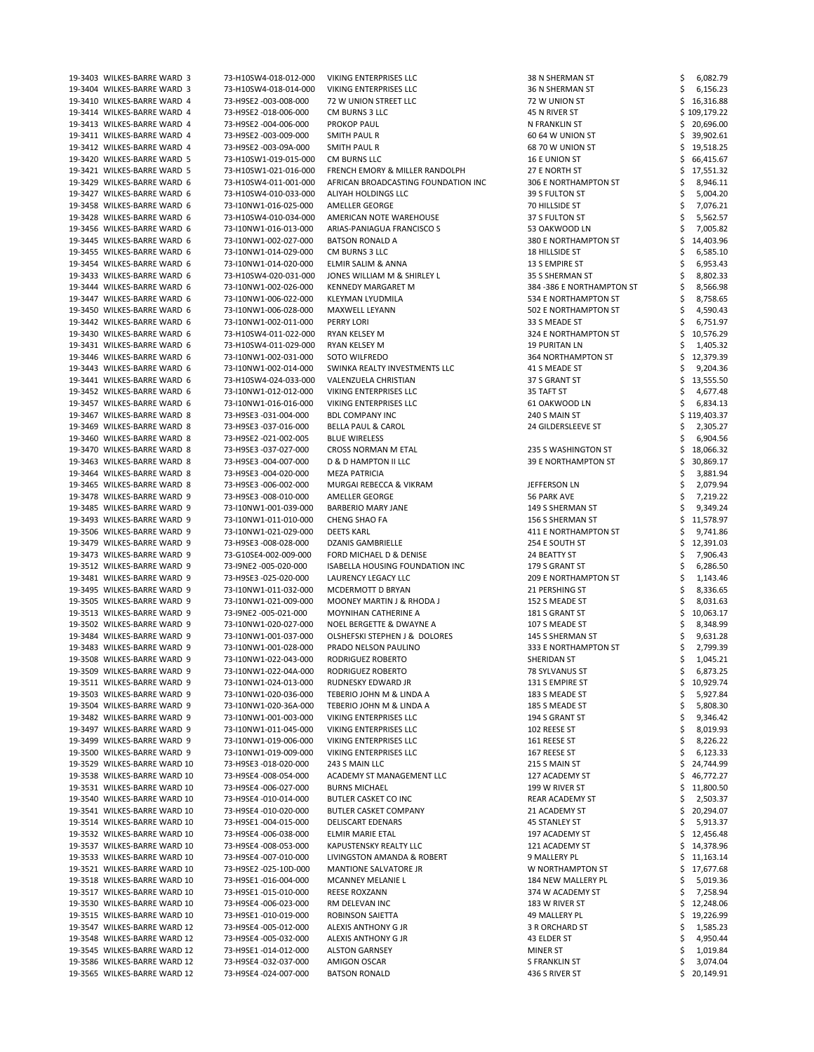| | | | | | |
|---|---|---|---|---|---|
| 19-3403 | WILKES-BARRE WARD 3 | 73-H10SW4-018-012-000 | VIKING ENTERPRISES LLC | 38 N SHERMAN ST | $ 6,082.79 |
| 19-3404 | WILKES-BARRE WARD 3 | 73-H10SW4-018-014-000 | VIKING ENTERPRISES LLC | 36 N SHERMAN ST | $ 6,156.23 |
| 19-3410 | WILKES-BARRE WARD 4 | 73-H9SE2 -003-008-000 | 72 W UNION STREET LLC | 72 W UNION ST | $ 16,316.88 |
| 19-3414 | WILKES-BARRE WARD 4 | 73-H9SE2 -018-006-000 | CM BURNS 3 LLC | 45 N RIVER ST | $ 109,179.22 |
| 19-3413 | WILKES-BARRE WARD 4 | 73-H9SE2 -004-006-000 | PROKOP PAUL | N FRANKLIN ST | $ 20,696.00 |
| 19-3411 | WILKES-BARRE WARD 4 | 73-H9SE2 -003-009-000 | SMITH PAUL R | 60 64 W UNION ST | $ 39,902.61 |
| 19-3412 | WILKES-BARRE WARD 4 | 73-H9SE2 -003-09A-000 | SMITH PAUL R | 68 70 W UNION ST | $ 19,518.25 |
| 19-3420 | WILKES-BARRE WARD 5 | 73-H10SW1-019-015-000 | CM BURNS LLC | 16 E UNION ST | $ 66,415.67 |
| 19-3421 | WILKES-BARRE WARD 5 | 73-H10SW1-021-016-000 | FRENCH EMORY & MILLER RANDOLPH | 27 E NORTH ST | $ 17,551.32 |
| 19-3429 | WILKES-BARRE WARD 6 | 73-H10SW4-011-001-000 | AFRICAN BROADCASTING FOUNDATION INC | 306 E NORTHAMPTON ST | $ 8,946.11 |
| 19-3427 | WILKES-BARRE WARD 6 | 73-H10SW4-010-033-000 | ALIYAH HOLDINGS LLC | 39 S FULTON ST | $ 5,004.20 |
| 19-3458 | WILKES-BARRE WARD 6 | 73-I10NW1-016-025-000 | AMELLER GEORGE | 70 HILLSIDE ST | $ 7,076.21 |
| 19-3428 | WILKES-BARRE WARD 6 | 73-H10SW4-010-034-000 | AMERICAN NOTE WAREHOUSE | 37 S FULTON ST | $ 5,562.57 |
| 19-3456 | WILKES-BARRE WARD 6 | 73-I10NW1-016-013-000 | ARIAS-PANIAGUA FRANCISCO S | 53 OAKWOOD LN | $ 7,005.82 |
| 19-3445 | WILKES-BARRE WARD 6 | 73-I10NW1-002-027-000 | BATSON RONALD A | 380 E NORTHAMPTON ST | $ 14,403.96 |
| 19-3455 | WILKES-BARRE WARD 6 | 73-I10NW1-014-029-000 | CM BURNS 3 LLC | 18 HILLSIDE ST | $ 6,585.10 |
| 19-3454 | WILKES-BARRE WARD 6 | 73-I10NW1-014-020-000 | ELMIR SALIM & ANNA | 13 S EMPIRE ST | $ 6,953.43 |
| 19-3433 | WILKES-BARRE WARD 6 | 73-H10SW4-020-031-000 | JONES WILLIAM M & SHIRLEY L | 35 S SHERMAN ST | $ 8,802.33 |
| 19-3444 | WILKES-BARRE WARD 6 | 73-I10NW1-002-026-000 | KENNEDY MARGARET M | 384 -386 E NORTHAMPTON ST | $ 8,566.98 |
| 19-3447 | WILKES-BARRE WARD 6 | 73-I10NW1-006-022-000 | KLEYMAN LYUDMILA | 534 E NORTHAMPTON ST | $ 8,758.65 |
| 19-3450 | WILKES-BARRE WARD 6 | 73-I10NW1-006-028-000 | MAXWELL LEYANN | 502 E NORTHAMPTON ST | $ 4,590.43 |
| 19-3442 | WILKES-BARRE WARD 6 | 73-I10NW1-002-011-000 | PERRY LORI | 33 S MEADE ST | $ 6,751.97 |
| 19-3430 | WILKES-BARRE WARD 6 | 73-H10SW4-011-022-000 | RYAN KELSEY M | 324 E NORTHAMPTON ST | $ 10,576.29 |
| 19-3431 | WILKES-BARRE WARD 6 | 73-H10SW4-011-029-000 | RYAN KELSEY M | 19 PURITAN LN | $ 1,405.32 |
| 19-3446 | WILKES-BARRE WARD 6 | 73-I10NW1-002-031-000 | SOTO WILFREDO | 364 NORTHAMPTON ST | $ 12,379.39 |
| 19-3443 | WILKES-BARRE WARD 6 | 73-I10NW1-002-014-000 | SWINKA REALTY INVESTMENTS LLC | 41 S MEADE ST | $ 9,204.36 |
| 19-3441 | WILKES-BARRE WARD 6 | 73-H10SW4-024-033-000 | VALENZUELA CHRISTIAN | 37 S GRANT ST | $ 13,555.50 |
| 19-3452 | WILKES-BARRE WARD 6 | 73-I10NW1-012-012-000 | VIKING ENTERPRISES LLC | 35 TAFT ST | $ 4,677.48 |
| 19-3457 | WILKES-BARRE WARD 6 | 73-I10NW1-016-016-000 | VIKING ENTERPRISES LLC | 61 OAKWOOD LN | $ 6,834.13 |
| 19-3467 | WILKES-BARRE WARD 8 | 73-H9SE3 -031-004-000 | BDL COMPANY INC | 240 S MAIN ST | $ 119,403.37 |
| 19-3469 | WILKES-BARRE WARD 8 | 73-H9SE3 -037-016-000 | BELLA PAUL & CAROL | 24 GILDERSLEEVE ST | $ 2,305.27 |
| 19-3460 | WILKES-BARRE WARD 8 | 73-H9SE2 -021-002-005 | BLUE WIRELESS | | $ 6,904.56 |
| 19-3470 | WILKES-BARRE WARD 8 | 73-H9SE3 -037-027-000 | CROSS NORMAN M ETAL | 235 S WASHINGTON ST | $ 18,066.32 |
| 19-3463 | WILKES-BARRE WARD 8 | 73-H9SE3 -004-007-000 | D & D HAMPTON II LLC | 39 E NORTHAMPTON ST | $ 30,869.17 |
| 19-3464 | WILKES-BARRE WARD 8 | 73-H9SE3 -004-020-000 | MEZA PATRICIA | | $ 3,881.94 |
| 19-3465 | WILKES-BARRE WARD 8 | 73-H9SE3 -006-002-000 | MURGAI REBECCA & VIKRAM | JEFFERSON LN | $ 2,079.94 |
| 19-3478 | WILKES-BARRE WARD 9 | 73-H9SE3 -008-010-000 | AMELLER GEORGE | 56 PARK AVE | $ 7,219.22 |
| 19-3485 | WILKES-BARRE WARD 9 | 73-I10NW1-001-039-000 | BARBERIO MARY JANE | 149 S SHERMAN ST | $ 9,349.24 |
| 19-3493 | WILKES-BARRE WARD 9 | 73-I10NW1-011-010-000 | CHENG SHAO FA | 156 S SHERMAN ST | $ 11,578.97 |
| 19-3506 | WILKES-BARRE WARD 9 | 73-I10NW1-021-029-000 | DEETS KARL | 411 E NORTHAMPTON ST | $ 9,741.86 |
| 19-3479 | WILKES-BARRE WARD 9 | 73-H9SE3 -008-028-000 | DZANIS GAMBRIELLE | 254 E SOUTH ST | $ 12,391.03 |
| 19-3473 | WILKES-BARRE WARD 9 | 73-G10SE4-002-009-000 | FORD MICHAEL D & DENISE | 24 BEATTY ST | $ 7,906.43 |
| 19-3512 | WILKES-BARRE WARD 9 | 73-I9NE2 -005-020-000 | ISABELLA HOUSING FOUNDATION INC | 179 S GRANT ST | $ 6,286.50 |
| 19-3481 | WILKES-BARRE WARD 9 | 73-H9SE3 -025-020-000 | LAURENCY LEGACY LLC | 209 E NORTHAMPTON ST | $ 1,143.46 |
| 19-3495 | WILKES-BARRE WARD 9 | 73-I10NW1-011-032-000 | MCDERMOTT D BRYAN | 21 PERSHING ST | $ 8,336.65 |
| 19-3505 | WILKES-BARRE WARD 9 | 73-I10NW1-021-009-000 | MOONEY MARTIN J & RHODA J | 152 S MEADE ST | $ 8,031.63 |
| 19-3513 | WILKES-BARRE WARD 9 | 73-I9NE2 -005-021-000 | MOYNIHAN CATHERINE A | 181 S GRANT ST | $ 10,063.17 |
| 19-3502 | WILKES-BARRE WARD 9 | 73-I10NW1-020-027-000 | NOEL BERGETTE & DWAYNE A | 107 S MEADE ST | $ 8,348.99 |
| 19-3484 | WILKES-BARRE WARD 9 | 73-I10NW1-001-037-000 | OLSHEFSKI STEPHEN J & DOLORES | 145 S SHERMAN ST | $ 9,631.28 |
| 19-3483 | WILKES-BARRE WARD 9 | 73-I10NW1-001-028-000 | PRADO NELSON PAULINO | 333 E NORTHAMPTON ST | $ 2,799.39 |
| 19-3508 | WILKES-BARRE WARD 9 | 73-I10NW1-022-043-000 | RODRIGUEZ ROBERTO | SHERIDAN ST | $ 1,045.21 |
| 19-3509 | WILKES-BARRE WARD 9 | 73-I10NW1-022-04A-000 | RODRIGUEZ ROBERTO | 78 SYLVANUS ST | $ 6,873.25 |
| 19-3511 | WILKES-BARRE WARD 9 | 73-I10NW1-024-013-000 | RUDNESKY EDWARD JR | 131 S EMPIRE ST | $ 10,929.74 |
| 19-3503 | WILKES-BARRE WARD 9 | 73-I10NW1-020-036-000 | TEBERIO JOHN M & LINDA A | 183 S MEADE ST | $ 5,927.84 |
| 19-3504 | WILKES-BARRE WARD 9 | 73-I10NW1-020-36A-000 | TEBERIO JOHN M & LINDA A | 185 S MEADE ST | $ 5,808.30 |
| 19-3482 | WILKES-BARRE WARD 9 | 73-I10NW1-001-003-000 | VIKING ENTERPRISES LLC | 194 S GRANT ST | $ 9,346.42 |
| 19-3497 | WILKES-BARRE WARD 9 | 73-I10NW1-011-045-000 | VIKING ENTERPRISES LLC | 102 REESE ST | $ 8,019.93 |
| 19-3499 | WILKES-BARRE WARD 9 | 73-I10NW1-019-006-000 | VIKING ENTERPRISES LLC | 161 REESE ST | $ 8,226.22 |
| 19-3500 | WILKES-BARRE WARD 9 | 73-I10NW1-019-009-000 | VIKING ENTERPRISES LLC | 167 REESE ST | $ 6,123.33 |
| 19-3529 | WILKES-BARRE WARD 10 | 73-H9SE3 -018-020-000 | 243 S MAIN LLC | 215 S MAIN ST | $ 24,744.99 |
| 19-3538 | WILKES-BARRE WARD 10 | 73-H9SE4 -008-054-000 | ACADEMY ST MANAGEMENT LLC | 127 ACADEMY ST | $ 46,772.27 |
| 19-3531 | WILKES-BARRE WARD 10 | 73-H9SE4 -006-027-000 | BURNS MICHAEL | 199 W RIVER ST | $ 11,800.50 |
| 19-3540 | WILKES-BARRE WARD 10 | 73-H9SE4 -010-014-000 | BUTLER CASKET CO INC | REAR ACADEMY ST | $ 2,503.37 |
| 19-3541 | WILKES-BARRE WARD 10 | 73-H9SE4 -010-020-000 | BUTLER CASKET COMPANY | 21 ACADEMY ST | $ 20,294.07 |
| 19-3514 | WILKES-BARRE WARD 10 | 73-H9SE1 -004-015-000 | DELISCART EDENARS | 45 STANLEY ST | $ 5,913.37 |
| 19-3532 | WILKES-BARRE WARD 10 | 73-H9SE4 -006-038-000 | ELMIR MARIE ETAL | 197 ACADEMY ST | $ 12,456.48 |
| 19-3537 | WILKES-BARRE WARD 10 | 73-H9SE4 -008-053-000 | KAPUSTENSKY REALTY LLC | 121 ACADEMY ST | $ 14,378.96 |
| 19-3533 | WILKES-BARRE WARD 10 | 73-H9SE4 -007-010-000 | LIVINGSTON AMANDA & ROBERT | 9 MALLERY PL | $ 11,163.14 |
| 19-3521 | WILKES-BARRE WARD 10 | 73-H9SE2 -025-10D-000 | MANTIONE SALVATORE JR | W NORTHAMPTON ST | $ 17,677.68 |
| 19-3518 | WILKES-BARRE WARD 10 | 73-H9SE1 -016-004-000 | MCANNEY MELANIE L | 184 NEW MALLERY PL | $ 5,019.36 |
| 19-3517 | WILKES-BARRE WARD 10 | 73-H9SE1 -015-010-000 | REESE ROXZANN | 374 W ACADEMY ST | $ 7,258.94 |
| 19-3530 | WILKES-BARRE WARD 10 | 73-H9SE4 -006-023-000 | RM DELEVAN INC | 183 W RIVER ST | $ 12,248.06 |
| 19-3515 | WILKES-BARRE WARD 10 | 73-H9SE1 -010-019-000 | ROBINSON SAIETTA | 49 MALLERY PL | $ 19,226.99 |
| 19-3547 | WILKES-BARRE WARD 12 | 73-H9SE4 -005-012-000 | ALEXIS ANTHONY G JR | 3 R ORCHARD ST | $ 1,585.23 |
| 19-3548 | WILKES-BARRE WARD 12 | 73-H9SE4 -005-032-000 | ALEXIS ANTHONY G JR | 43 ELDER ST | $ 4,950.44 |
| 19-3545 | WILKES-BARRE WARD 12 | 73-H9SE1 -014-012-000 | ALSTON GARNSEY | MINER ST | $ 1,019.84 |
| 19-3586 | WILKES-BARRE WARD 12 | 73-H9SE4 -032-037-000 | AMIGON OSCAR | S FRANKLIN ST | $ 3,074.04 |
| 19-3565 | WILKES-BARRE WARD 12 | 73-H9SE4 -024-007-000 | BATSON RONALD | 436 S RIVER ST | $ 20,149.91 |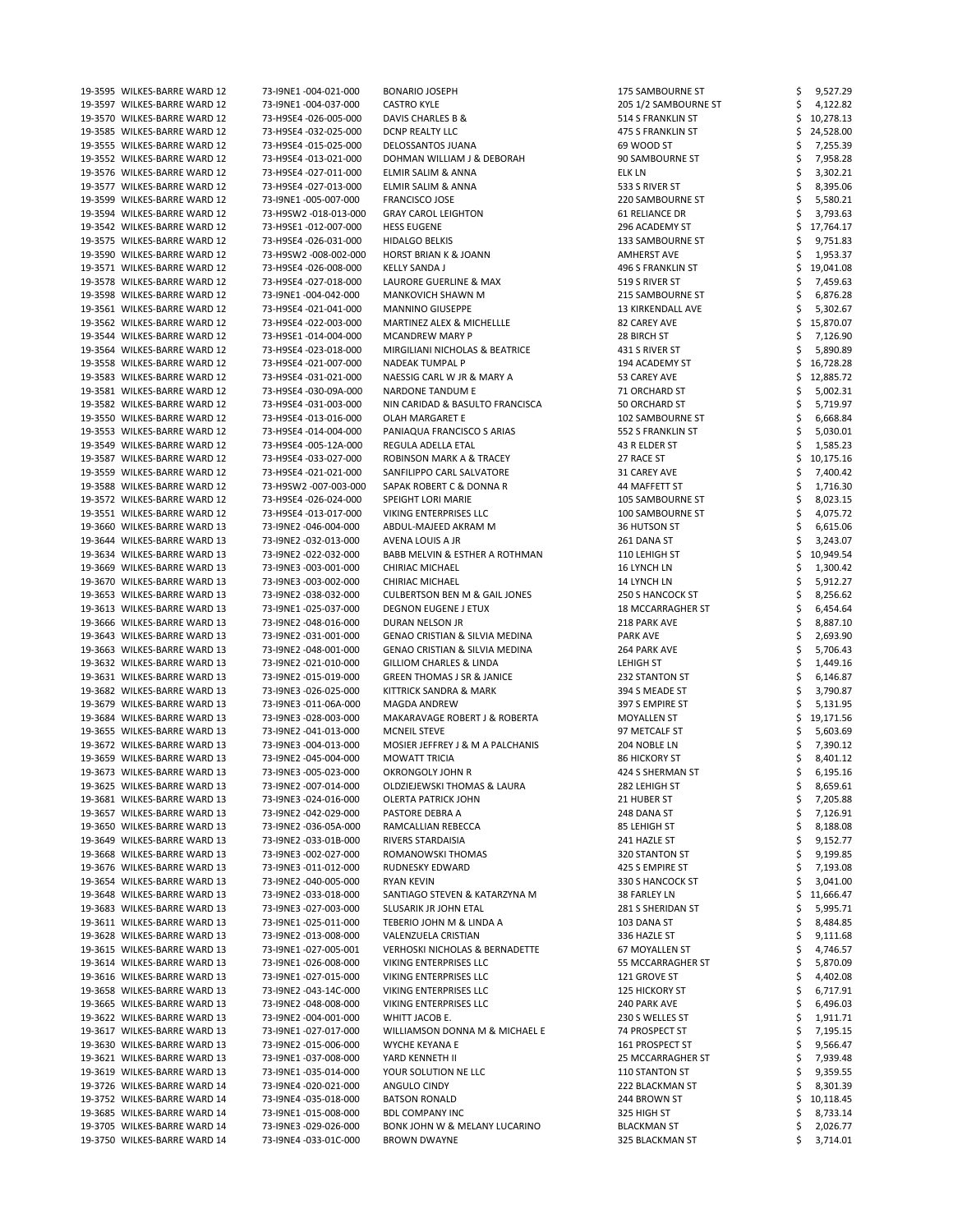| | | | | | |
|---|---|---|---|---|---|
| 19-3595 | WILKES-BARRE WARD 12 | 73-I9NE1 -004-021-000 | BONARIO JOSEPH | 175 SAMBOURNE ST | $ 9,527.29 |
| 19-3597 | WILKES-BARRE WARD 12 | 73-I9NE1 -004-037-000 | CASTRO KYLE | 205 1/2 SAMBOURNE ST | $ 4,122.82 |
| 19-3570 | WILKES-BARRE WARD 12 | 73-H9SE4 -026-005-000 | DAVIS CHARLES B & | 514 S FRANKLIN ST | $ 10,278.13 |
| 19-3585 | WILKES-BARRE WARD 12 | 73-H9SE4 -032-025-000 | DCNP REALTY LLC | 475 S FRANKLIN ST | $ 24,528.00 |
| 19-3555 | WILKES-BARRE WARD 12 | 73-H9SE4 -015-025-000 | DELOSSANTOS JUANA | 69 WOOD ST | $ 7,255.39 |
| 19-3552 | WILKES-BARRE WARD 12 | 73-H9SE4 -013-021-000 | DOHMAN WILLIAM J & DEBORAH | 90 SAMBOURNE ST | $ 7,958.28 |
| 19-3576 | WILKES-BARRE WARD 12 | 73-H9SE4 -027-011-000 | ELMIR SALIM & ANNA | ELK LN | $ 3,302.21 |
| 19-3577 | WILKES-BARRE WARD 12 | 73-H9SE4 -027-013-000 | ELMIR SALIM & ANNA | 533 S RIVER ST | $ 8,395.06 |
| 19-3599 | WILKES-BARRE WARD 12 | 73-I9NE1 -005-007-000 | FRANCISCO JOSE | 220 SAMBOURNE ST | $ 5,580.21 |
| 19-3594 | WILKES-BARRE WARD 12 | 73-H9SW2 -018-013-000 | GRAY CAROL LEIGHTON | 61 RELIANCE DR | $ 3,793.63 |
| 19-3542 | WILKES-BARRE WARD 12 | 73-H9SE1 -012-007-000 | HESS EUGENE | 296 ACADEMY ST | $ 17,764.17 |
| 19-3575 | WILKES-BARRE WARD 12 | 73-H9SE4 -026-031-000 | HIDALGO BELKIS | 133 SAMBOURNE ST | $ 9,751.83 |
| 19-3590 | WILKES-BARRE WARD 12 | 73-H9SW2 -008-002-000 | HORST BRIAN K & JOANN | AMHERST AVE | $ 1,953.37 |
| 19-3571 | WILKES-BARRE WARD 12 | 73-H9SE4 -026-008-000 | KELLY SANDA J | 496 S FRANKLIN ST | $ 19,041.08 |
| 19-3578 | WILKES-BARRE WARD 12 | 73-H9SE4 -027-018-000 | LAURORE GUERLINE & MAX | 519 S RIVER ST | $ 7,459.63 |
| 19-3598 | WILKES-BARRE WARD 12 | 73-I9NE1 -004-042-000 | MANKOVICH SHAWN M | 215 SAMBOURNE ST | $ 6,876.28 |
| 19-3561 | WILKES-BARRE WARD 12 | 73-H9SE4 -021-041-000 | MANNINO GIUSEPPE | 13 KIRKENDALL AVE | $ 5,302.67 |
| 19-3562 | WILKES-BARRE WARD 12 | 73-H9SE4 -022-003-000 | MARTINEZ ALEX & MICHELLLE | 82 CAREY AVE | $ 15,870.07 |
| 19-3544 | WILKES-BARRE WARD 12 | 73-H9SE1 -014-004-000 | MCANDREW MARY P | 28 BIRCH ST | $ 7,126.90 |
| 19-3564 | WILKES-BARRE WARD 12 | 73-H9SE4 -023-018-000 | MIRGILIANI NICHOLAS & BEATRICE | 431 S RIVER ST | $ 5,890.89 |
| 19-3558 | WILKES-BARRE WARD 12 | 73-H9SE4 -021-007-000 | NADEAK TUMPAL P | 194 ACADEMY ST | $ 16,728.28 |
| 19-3583 | WILKES-BARRE WARD 12 | 73-H9SE4 -031-021-000 | NAESSIG CARL W JR & MARY A | 53 CAREY AVE | $ 12,885.72 |
| 19-3581 | WILKES-BARRE WARD 12 | 73-H9SE4 -030-09A-000 | NARDONE TANDUM E | 71 ORCHARD ST | $ 5,002.31 |
| 19-3582 | WILKES-BARRE WARD 12 | 73-H9SE4 -031-003-000 | NIN CARIDAD & BASULTO FRANCISCA | 50 ORCHARD ST | $ 5,719.97 |
| 19-3550 | WILKES-BARRE WARD 12 | 73-H9SE4 -013-016-000 | OLAH MARGARET E | 102 SAMBOURNE ST | $ 6,668.84 |
| 19-3553 | WILKES-BARRE WARD 12 | 73-H9SE4 -014-004-000 | PANIAQUA FRANCISCO S ARIAS | 552 S FRANKLIN ST | $ 5,030.01 |
| 19-3549 | WILKES-BARRE WARD 12 | 73-H9SE4 -005-12A-000 | REGULA ADELLA ETAL | 43 R ELDER ST | $ 1,585.23 |
| 19-3587 | WILKES-BARRE WARD 12 | 73-H9SE4 -033-027-000 | ROBINSON MARK A & TRACEY | 27 RACE ST | $ 10,175.16 |
| 19-3559 | WILKES-BARRE WARD 12 | 73-H9SE4 -021-021-000 | SANFILIPPO CARL SALVATORE | 31 CAREY AVE | $ 7,400.42 |
| 19-3588 | WILKES-BARRE WARD 12 | 73-H9SW2 -007-003-000 | SAPAK ROBERT C & DONNA R | 44 MAFFETT ST | $ 1,716.30 |
| 19-3572 | WILKES-BARRE WARD 12 | 73-H9SE4 -026-024-000 | SPEIGHT LORI MARIE | 105 SAMBOURNE ST | $ 8,023.15 |
| 19-3551 | WILKES-BARRE WARD 12 | 73-H9SE4 -013-017-000 | VIKING ENTERPRISES LLC | 100 SAMBOURNE ST | $ 4,075.72 |
| 19-3660 | WILKES-BARRE WARD 13 | 73-I9NE2 -046-004-000 | ABDUL-MAJEED AKRAM M | 36 HUTSON ST | $ 6,615.06 |
| 19-3644 | WILKES-BARRE WARD 13 | 73-I9NE2 -032-013-000 | AVENA LOUIS A JR | 261 DANA ST | $ 3,243.07 |
| 19-3634 | WILKES-BARRE WARD 13 | 73-I9NE2 -022-032-000 | BABB MELVIN & ESTHER A ROTHMAN | 110 LEHIGH ST | $ 10,949.54 |
| 19-3669 | WILKES-BARRE WARD 13 | 73-I9NE3 -003-001-000 | CHIRIAC MICHAEL | 16 LYNCH LN | $ 1,300.42 |
| 19-3670 | WILKES-BARRE WARD 13 | 73-I9NE3 -003-002-000 | CHIRIAC MICHAEL | 14 LYNCH LN | $ 5,912.27 |
| 19-3653 | WILKES-BARRE WARD 13 | 73-I9NE2 -038-032-000 | CULBERTSON BEN M & GAIL JONES | 250 S HANCOCK ST | $ 8,256.62 |
| 19-3613 | WILKES-BARRE WARD 13 | 73-I9NE1 -025-037-000 | DEGNON EUGENE J ETUX | 18 MCCARRAGHER ST | $ 6,454.64 |
| 19-3666 | WILKES-BARRE WARD 13 | 73-I9NE2 -048-016-000 | DURAN NELSON JR | 218 PARK AVE | $ 8,887.10 |
| 19-3643 | WILKES-BARRE WARD 13 | 73-I9NE2 -031-001-000 | GENAO CRISTIAN & SILVIA MEDINA | PARK AVE | $ 2,693.90 |
| 19-3663 | WILKES-BARRE WARD 13 | 73-I9NE2 -048-001-000 | GENAO CRISTIAN & SILVIA MEDINA | 264 PARK AVE | $ 5,706.43 |
| 19-3632 | WILKES-BARRE WARD 13 | 73-I9NE2 -021-010-000 | GILLIOM CHARLES & LINDA | LEHIGH ST | $ 1,449.16 |
| 19-3631 | WILKES-BARRE WARD 13 | 73-I9NE2 -015-019-000 | GREEN THOMAS J SR & JANICE | 232 STANTON ST | $ 6,146.87 |
| 19-3682 | WILKES-BARRE WARD 13 | 73-I9NE3 -026-025-000 | KITTRICK SANDRA & MARK | 394 S MEADE ST | $ 3,790.87 |
| 19-3679 | WILKES-BARRE WARD 13 | 73-I9NE3 -011-06A-000 | MAGDA ANDREW | 397 S EMPIRE ST | $ 5,131.95 |
| 19-3684 | WILKES-BARRE WARD 13 | 73-I9NE3 -028-003-000 | MAKARAVAGE ROBERT J & ROBERTA | MOYALLEN ST | $ 19,171.56 |
| 19-3655 | WILKES-BARRE WARD 13 | 73-I9NE2 -041-013-000 | MCNEIL STEVE | 97 METCALF ST | $ 5,603.69 |
| 19-3672 | WILKES-BARRE WARD 13 | 73-I9NE3 -004-013-000 | MOSIER JEFFREY J & M A PALCHANIS | 204 NOBLE LN | $ 7,390.12 |
| 19-3659 | WILKES-BARRE WARD 13 | 73-I9NE2 -045-004-000 | MOWATT TRICIA | 86 HICKORY ST | $ 8,401.12 |
| 19-3673 | WILKES-BARRE WARD 13 | 73-I9NE3 -005-023-000 | OKRONGOLY JOHN R | 424 S SHERMAN ST | $ 6,195.16 |
| 19-3625 | WILKES-BARRE WARD 13 | 73-I9NE2 -007-014-000 | OLDZIEJEWSKI THOMAS & LAURA | 282 LEHIGH ST | $ 8,659.61 |
| 19-3681 | WILKES-BARRE WARD 13 | 73-I9NE3 -024-016-000 | OLERTA PATRICK JOHN | 21 HUBER ST | $ 7,205.88 |
| 19-3657 | WILKES-BARRE WARD 13 | 73-I9NE2 -042-029-000 | PASTORE DEBRA A | 248 DANA ST | $ 7,126.91 |
| 19-3650 | WILKES-BARRE WARD 13 | 73-I9NE2 -036-05A-000 | RAMCALLIAN REBECCA | 85 LEHIGH ST | $ 8,188.08 |
| 19-3649 | WILKES-BARRE WARD 13 | 73-I9NE2 -033-01B-000 | RIVERS STARDAISIA | 241 HAZLE ST | $ 9,152.77 |
| 19-3668 | WILKES-BARRE WARD 13 | 73-I9NE3 -002-027-000 | ROMANOWSKI THOMAS | 320 STANTON ST | $ 9,199.85 |
| 19-3676 | WILKES-BARRE WARD 13 | 73-I9NE3 -011-012-000 | RUDNESKY EDWARD | 425 S EMPIRE ST | $ 7,193.08 |
| 19-3654 | WILKES-BARRE WARD 13 | 73-I9NE2 -040-005-000 | RYAN KEVIN | 330 S HANCOCK ST | $ 3,041.00 |
| 19-3648 | WILKES-BARRE WARD 13 | 73-I9NE2 -033-018-000 | SANTIAGO STEVEN & KATARZYNA M | 38 FARLEY LN | $ 11,666.47 |
| 19-3683 | WILKES-BARRE WARD 13 | 73-I9NE3 -027-003-000 | SLUSARIK JR JOHN ETAL | 281 S SHERIDAN ST | $ 5,995.71 |
| 19-3611 | WILKES-BARRE WARD 13 | 73-I9NE1 -025-011-000 | TEBERIO JOHN M & LINDA A | 103 DANA ST | $ 8,484.85 |
| 19-3628 | WILKES-BARRE WARD 13 | 73-I9NE2 -013-008-000 | VALENZUELA CRISTIAN | 336 HAZLE ST | $ 9,111.68 |
| 19-3615 | WILKES-BARRE WARD 13 | 73-I9NE1 -027-005-001 | VERHOSKI NICHOLAS & BERNADETTE | 67 MOYALLEN ST | $ 4,746.57 |
| 19-3614 | WILKES-BARRE WARD 13 | 73-I9NE1 -026-008-000 | VIKING ENTERPRISES LLC | 55 MCCARRAGHER ST | $ 5,870.09 |
| 19-3616 | WILKES-BARRE WARD 13 | 73-I9NE1 -027-015-000 | VIKING ENTERPRISES LLC | 121 GROVE ST | $ 4,402.08 |
| 19-3658 | WILKES-BARRE WARD 13 | 73-I9NE2 -043-14C-000 | VIKING ENTERPRISES LLC | 125 HICKORY ST | $ 6,717.91 |
| 19-3665 | WILKES-BARRE WARD 13 | 73-I9NE2 -048-008-000 | VIKING ENTERPRISES LLC | 240 PARK AVE | $ 6,496.03 |
| 19-3622 | WILKES-BARRE WARD 13 | 73-I9NE2 -004-001-000 | WHITT JACOB E. | 230 S WELLES ST | $ 1,911.71 |
| 19-3617 | WILKES-BARRE WARD 13 | 73-I9NE1 -027-017-000 | WILLIAMSON DONNA M & MICHAEL E | 74 PROSPECT ST | $ 7,195.15 |
| 19-3630 | WILKES-BARRE WARD 13 | 73-I9NE2 -015-006-000 | WYCHE KEYANA E | 161 PROSPECT ST | $ 9,566.47 |
| 19-3621 | WILKES-BARRE WARD 13 | 73-I9NE1 -037-008-000 | YARD KENNETH II | 25 MCCARRAGHER ST | $ 7,939.48 |
| 19-3619 | WILKES-BARRE WARD 13 | 73-I9NE1 -035-014-000 | YOUR SOLUTION NE LLC | 110 STANTON ST | $ 9,359.55 |
| 19-3726 | WILKES-BARRE WARD 14 | 73-I9NE4 -020-021-000 | ANGULO CINDY | 222 BLACKMAN ST | $ 8,301.39 |
| 19-3752 | WILKES-BARRE WARD 14 | 73-I9NE4 -035-018-000 | BATSON RONALD | 244 BROWN ST | $ 10,118.45 |
| 19-3685 | WILKES-BARRE WARD 14 | 73-I9NE1 -015-008-000 | BDL COMPANY INC | 325 HIGH ST | $ 8,733.14 |
| 19-3705 | WILKES-BARRE WARD 14 | 73-I9NE3 -029-026-000 | BONK JOHN W & MELANY LUCARINO | BLACKMAN ST | $ 2,026.77 |
| 19-3750 | WILKES-BARRE WARD 14 | 73-I9NE4 -033-01C-000 | BROWN DWAYNE | 325 BLACKMAN ST | $ 3,714.01 |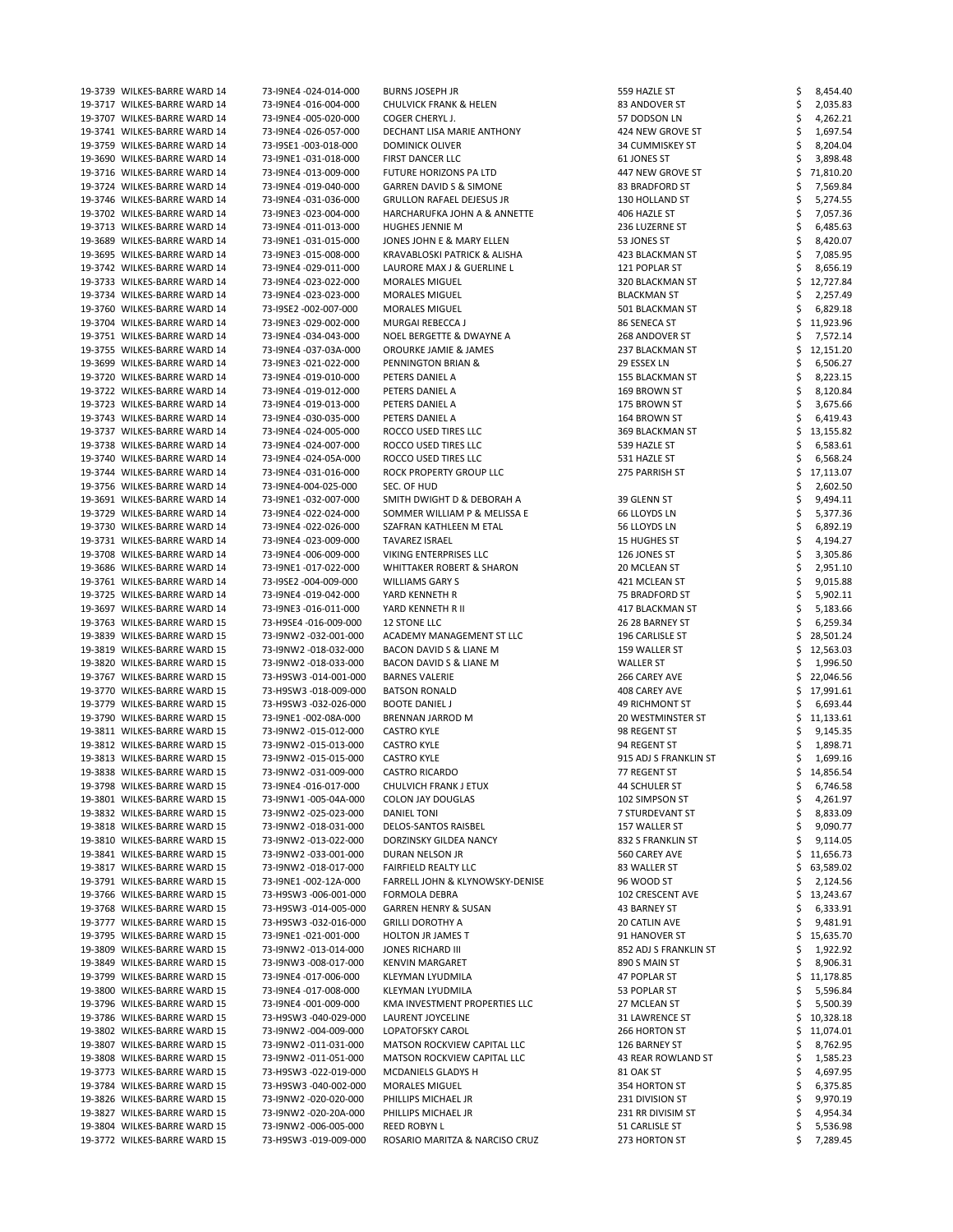| | | | | | |
|---|---|---|---|---|---|
| 19-3739 | WILKES-BARRE WARD 14 | 73-I9NE4 -024-014-000 | BURNS JOSEPH JR | 559 HAZLE ST | $ 8,454.40 |
| 19-3717 | WILKES-BARRE WARD 14 | 73-I9NE4 -016-004-000 | CHULVICK FRANK & HELEN | 83 ANDOVER ST | $ 2,035.83 |
| 19-3707 | WILKES-BARRE WARD 14 | 73-I9NE4 -005-020-000 | COGER CHERYL J. | 57 DODSON LN | $ 4,262.21 |
| 19-3741 | WILKES-BARRE WARD 14 | 73-I9NE4 -026-057-000 | DECHANT LISA MARIE ANTHONY | 424 NEW GROVE ST | $ 1,697.54 |
| 19-3759 | WILKES-BARRE WARD 14 | 73-I9SE1 -003-018-000 | DOMINICK OLIVER | 34 CUMMISKEY ST | $ 8,204.04 |
| 19-3690 | WILKES-BARRE WARD 14 | 73-I9NE1 -031-018-000 | FIRST DANCER LLC | 61 JONES ST | $ 3,898.48 |
| 19-3716 | WILKES-BARRE WARD 14 | 73-I9NE4 -013-009-000 | FUTURE HORIZONS PA LTD | 447 NEW GROVE ST | $ 71,810.20 |
| 19-3724 | WILKES-BARRE WARD 14 | 73-I9NE4 -019-040-000 | GARREN DAVID S & SIMONE | 83 BRADFORD ST | $ 7,569.84 |
| 19-3746 | WILKES-BARRE WARD 14 | 73-I9NE4 -031-036-000 | GRULLON RAFAEL DEJESUS JR | 130 HOLLAND ST | $ 5,274.55 |
| 19-3702 | WILKES-BARRE WARD 14 | 73-I9NE3 -023-004-000 | HARCHARUFKA JOHN A & ANNETTE | 406 HAZLE ST | $ 7,057.36 |
| 19-3713 | WILKES-BARRE WARD 14 | 73-I9NE4 -011-013-000 | HUGHES JENNIE M | 236 LUZERNE ST | $ 6,485.63 |
| 19-3689 | WILKES-BARRE WARD 14 | 73-I9NE1 -031-015-000 | JONES JOHN E & MARY ELLEN | 53 JONES ST | $ 8,420.07 |
| 19-3695 | WILKES-BARRE WARD 14 | 73-I9NE3 -015-008-000 | KRAVABLOSKI PATRICK & ALISHA | 423 BLACKMAN ST | $ 7,085.95 |
| 19-3742 | WILKES-BARRE WARD 14 | 73-I9NE4 -029-011-000 | LAURORE MAX J & GUERLINE L | 121 POPLAR ST | $ 8,656.19 |
| 19-3733 | WILKES-BARRE WARD 14 | 73-I9NE4 -023-022-000 | MORALES MIGUEL | 320 BLACKMAN ST | $ 12,727.84 |
| 19-3734 | WILKES-BARRE WARD 14 | 73-I9NE4 -023-023-000 | MORALES MIGUEL | BLACKMAN ST | $ 2,257.49 |
| 19-3760 | WILKES-BARRE WARD 14 | 73-I9SE2 -002-007-000 | MORALES MIGUEL | 501 BLACKMAN ST | $ 6,829.18 |
| 19-3704 | WILKES-BARRE WARD 14 | 73-I9NE3 -029-002-000 | MURGAI REBECCA J | 86 SENECA ST | $ 11,923.96 |
| 19-3751 | WILKES-BARRE WARD 14 | 73-I9NE4 -034-043-000 | NOEL BERGETTE & DWAYNE A | 268 ANDOVER ST | $ 7,572.14 |
| 19-3755 | WILKES-BARRE WARD 14 | 73-I9NE4 -037-03A-000 | OROURKE JAMIE & JAMES | 237 BLACKMAN ST | $ 12,151.20 |
| 19-3699 | WILKES-BARRE WARD 14 | 73-I9NE3 -021-022-000 | PENNINGTON BRIAN & | 29 ESSEX LN | $ 6,506.27 |
| 19-3720 | WILKES-BARRE WARD 14 | 73-I9NE4 -019-010-000 | PETERS DANIEL A | 155 BLACKMAN ST | $ 8,223.15 |
| 19-3722 | WILKES-BARRE WARD 14 | 73-I9NE4 -019-012-000 | PETERS DANIEL A | 169 BROWN ST | $ 8,120.84 |
| 19-3723 | WILKES-BARRE WARD 14 | 73-I9NE4 -019-013-000 | PETERS DANIEL A | 175 BROWN ST | $ 3,675.66 |
| 19-3743 | WILKES-BARRE WARD 14 | 73-I9NE4 -030-035-000 | PETERS DANIEL A | 164 BROWN ST | $ 6,419.43 |
| 19-3737 | WILKES-BARRE WARD 14 | 73-I9NE4 -024-005-000 | ROCCO USED TIRES LLC | 369 BLACKMAN ST | $ 13,155.82 |
| 19-3738 | WILKES-BARRE WARD 14 | 73-I9NE4 -024-007-000 | ROCCO USED TIRES LLC | 539 HAZLE ST | $ 6,583.61 |
| 19-3740 | WILKES-BARRE WARD 14 | 73-I9NE4 -024-05A-000 | ROCCO USED TIRES LLC | 531 HAZLE ST | $ 6,568.24 |
| 19-3744 | WILKES-BARRE WARD 14 | 73-I9NE4 -031-016-000 | ROCK PROPERTY GROUP LLC | 275 PARRISH ST | $ 17,113.07 |
| 19-3756 | WILKES-BARRE WARD 14 | 73-I9NE4-004-025-000 | SEC. OF HUD | | $ 2,602.50 |
| 19-3691 | WILKES-BARRE WARD 14 | 73-I9NE1 -032-007-000 | SMITH DWIGHT D & DEBORAH A | 39 GLENN ST | $ 9,494.11 |
| 19-3729 | WILKES-BARRE WARD 14 | 73-I9NE4 -022-024-000 | SOMMER WILLIAM P & MELISSA E | 66 LLOYDS LN | $ 5,377.36 |
| 19-3730 | WILKES-BARRE WARD 14 | 73-I9NE4 -022-026-000 | SZAFRAN KATHLEEN M ETAL | 56 LLOYDS LN | $ 6,892.19 |
| 19-3731 | WILKES-BARRE WARD 14 | 73-I9NE4 -023-009-000 | TAVAREZ ISRAEL | 15 HUGHES ST | $ 4,194.27 |
| 19-3708 | WILKES-BARRE WARD 14 | 73-I9NE4 -006-009-000 | VIKING ENTERPRISES LLC | 126 JONES ST | $ 3,305.86 |
| 19-3686 | WILKES-BARRE WARD 14 | 73-I9NE1 -017-022-000 | WHITTAKER ROBERT & SHARON | 20 MCLEAN ST | $ 2,951.10 |
| 19-3761 | WILKES-BARRE WARD 14 | 73-I9SE2 -004-009-000 | WILLIAMS GARY S | 421 MCLEAN ST | $ 9,015.88 |
| 19-3725 | WILKES-BARRE WARD 14 | 73-I9NE4 -019-042-000 | YARD KENNETH R | 75 BRADFORD ST | $ 5,902.11 |
| 19-3697 | WILKES-BARRE WARD 14 | 73-I9NE3 -016-011-000 | YARD KENNETH R II | 417 BLACKMAN ST | $ 5,183.66 |
| 19-3763 | WILKES-BARRE WARD 15 | 73-H9SE4 -016-009-000 | 12 STONE LLC | 26 28 BARNEY ST | $ 6,259.34 |
| 19-3839 | WILKES-BARRE WARD 15 | 73-I9NW2 -032-001-000 | ACADEMY MANAGEMENT ST LLC | 196 CARLISLE ST | $ 28,501.24 |
| 19-3819 | WILKES-BARRE WARD 15 | 73-I9NW2 -018-032-000 | BACON DAVID S & LIANE M | 159 WALLER ST | $ 12,563.03 |
| 19-3820 | WILKES-BARRE WARD 15 | 73-I9NW2 -018-033-000 | BACON DAVID S & LIANE M | WALLER ST | $ 1,996.50 |
| 19-3767 | WILKES-BARRE WARD 15 | 73-H9SW3 -014-001-000 | BARNES VALERIE | 266 CAREY AVE | $ 22,046.56 |
| 19-3770 | WILKES-BARRE WARD 15 | 73-H9SW3 -018-009-000 | BATSON RONALD | 408 CAREY AVE | $ 17,991.61 |
| 19-3779 | WILKES-BARRE WARD 15 | 73-H9SW3 -032-026-000 | BOOTE DANIEL J | 49 RICHMONT ST | $ 6,693.44 |
| 19-3790 | WILKES-BARRE WARD 15 | 73-I9NE1 -002-08A-000 | BRENNAN JARROD M | 20 WESTMINSTER ST | $ 11,133.61 |
| 19-3811 | WILKES-BARRE WARD 15 | 73-I9NW2 -015-012-000 | CASTRO KYLE | 98 REGENT ST | $ 9,145.35 |
| 19-3812 | WILKES-BARRE WARD 15 | 73-I9NW2 -015-013-000 | CASTRO KYLE | 94 REGENT ST | $ 1,898.71 |
| 19-3813 | WILKES-BARRE WARD 15 | 73-I9NW2 -015-015-000 | CASTRO KYLE | 915 ADJ S FRANKLIN ST | $ 1,699.16 |
| 19-3838 | WILKES-BARRE WARD 15 | 73-I9NW2 -031-009-000 | CASTRO RICARDO | 77 REGENT ST | $ 14,856.54 |
| 19-3798 | WILKES-BARRE WARD 15 | 73-I9NE4 -016-017-000 | CHULVICH FRANK J ETUX | 44 SCHULER ST | $ 6,746.58 |
| 19-3801 | WILKES-BARRE WARD 15 | 73-I9NW1 -005-04A-000 | COLON JAY DOUGLAS | 102 SIMPSON ST | $ 4,261.97 |
| 19-3832 | WILKES-BARRE WARD 15 | 73-I9NW2 -025-023-000 | DANIEL TONI | 7 STURDEVANT ST | $ 8,833.09 |
| 19-3818 | WILKES-BARRE WARD 15 | 73-I9NW2 -018-031-000 | DELOS-SANTOS RAISBEL | 157 WALLER ST | $ 9,090.77 |
| 19-3810 | WILKES-BARRE WARD 15 | 73-I9NW2 -013-022-000 | DORZINSKY GILDEA NANCY | 832 S FRANKLIN ST | $ 9,114.05 |
| 19-3841 | WILKES-BARRE WARD 15 | 73-I9NW2 -033-001-000 | DURAN NELSON JR | 560 CAREY AVE | $ 11,656.73 |
| 19-3817 | WILKES-BARRE WARD 15 | 73-I9NW2 -018-017-000 | FAIRFIELD REALTY LLC | 83 WALLER ST | $ 63,589.02 |
| 19-3791 | WILKES-BARRE WARD 15 | 73-I9NE1 -002-12A-000 | FARRELL JOHN & KLYNOWSKY-DENISE | 96 WOOD ST | $ 2,124.56 |
| 19-3766 | WILKES-BARRE WARD 15 | 73-H9SW3 -006-001-000 | FORMOLA DEBRA | 102 CRESCENT AVE | $ 13,243.67 |
| 19-3768 | WILKES-BARRE WARD 15 | 73-H9SW3 -014-005-000 | GARREN HENRY & SUSAN | 43 BARNEY ST | $ 6,333.91 |
| 19-3777 | WILKES-BARRE WARD 15 | 73-H9SW3 -032-016-000 | GRILLI DOROTHY A | 20 CATLIN AVE | $ 9,481.91 |
| 19-3795 | WILKES-BARRE WARD 15 | 73-I9NE1 -021-001-000 | HOLTON JR JAMES T | 91 HANOVER ST | $ 15,635.70 |
| 19-3809 | WILKES-BARRE WARD 15 | 73-I9NW2 -013-014-000 | JONES RICHARD III | 852 ADJ S FRANKLIN ST | $ 1,922.92 |
| 19-3849 | WILKES-BARRE WARD 15 | 73-I9NW3 -008-017-000 | KENVIN MARGARET | 890 S MAIN ST | $ 8,906.31 |
| 19-3799 | WILKES-BARRE WARD 15 | 73-I9NE4 -017-006-000 | KLEYMAN LYUDMILA | 47 POPLAR ST | $ 11,178.85 |
| 19-3800 | WILKES-BARRE WARD 15 | 73-I9NE4 -017-008-000 | KLEYMAN LYUDMILA | 53 POPLAR ST | $ 5,596.84 |
| 19-3796 | WILKES-BARRE WARD 15 | 73-I9NE4 -001-009-000 | KMA INVESTMENT PROPERTIES LLC | 27 MCLEAN ST | $ 5,500.39 |
| 19-3786 | WILKES-BARRE WARD 15 | 73-H9SW3 -040-029-000 | LAURENT JOYCELINE | 31 LAWRENCE ST | $ 10,328.18 |
| 19-3802 | WILKES-BARRE WARD 15 | 73-I9NW2 -004-009-000 | LOPATOFSKY CAROL | 266 HORTON ST | $ 11,074.01 |
| 19-3807 | WILKES-BARRE WARD 15 | 73-I9NW2 -011-031-000 | MATSON ROCKVIEW CAPITAL LLC | 126 BARNEY ST | $ 8,762.95 |
| 19-3808 | WILKES-BARRE WARD 15 | 73-I9NW2 -011-051-000 | MATSON ROCKVIEW CAPITAL LLC | 43 REAR ROWLAND ST | $ 1,585.23 |
| 19-3773 | WILKES-BARRE WARD 15 | 73-H9SW3 -022-019-000 | MCDANIELS GLADYS H | 81 OAK ST | $ 4,697.95 |
| 19-3784 | WILKES-BARRE WARD 15 | 73-H9SW3 -040-002-000 | MORALES MIGUEL | 354 HORTON ST | $ 6,375.85 |
| 19-3826 | WILKES-BARRE WARD 15 | 73-I9NW2 -020-020-000 | PHILLIPS MICHAEL JR | 231 DIVISION ST | $ 9,970.19 |
| 19-3827 | WILKES-BARRE WARD 15 | 73-I9NW2 -020-20A-000 | PHILLIPS MICHAEL JR | 231 RR DIVISIM ST | $ 4,954.34 |
| 19-3804 | WILKES-BARRE WARD 15 | 73-I9NW2 -006-005-000 | REED ROBYN L | 51 CARLISLE ST | $ 5,536.98 |
| 19-3772 | WILKES-BARRE WARD 15 | 73-H9SW3 -019-009-000 | ROSARIO MARITZA & NARCISO CRUZ | 273 HORTON ST | $ 7,289.45 |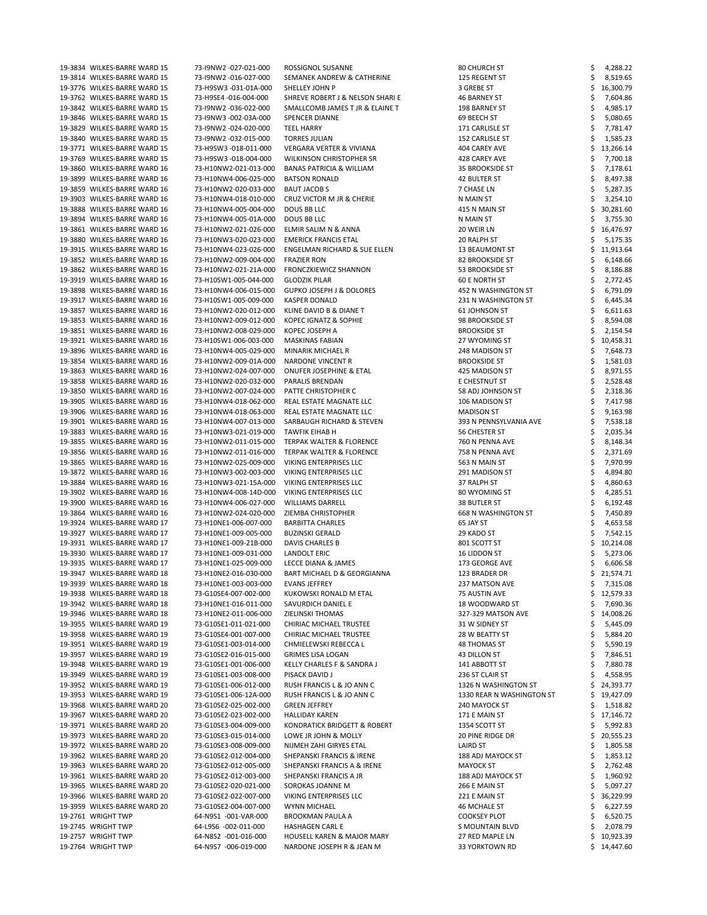| | | | | | |
|---|---|---|---|---|---|
| 19-3834 | WILKES-BARRE WARD 15 | 73-I9NW2 -027-021-000 | ROSSIGNOL SUSANNE | 80 CHURCH ST | $ 4,288.22 |
| 19-3814 | WILKES-BARRE WARD 15 | 73-I9NW2 -016-027-000 | SEMANEK ANDREW & CATHERINE | 125 REGENT ST | $ 8,519.65 |
| 19-3776 | WILKES-BARRE WARD 15 | 73-H9SW3 -031-01A-000 | SHELLEY JOHN P | 3 GREBE ST | $ 16,300.79 |
| 19-3762 | WILKES-BARRE WARD 15 | 73-H9SE4 -016-004-000 | SHREVE ROBERT J & NELSON SHARI E | 46 BARNEY ST | $ 7,604.86 |
| 19-3842 | WILKES-BARRE WARD 15 | 73-I9NW2 -036-022-000 | SMALLCOMB JAMES T JR & ELAINE T | 198 BARNEY ST | $ 4,985.17 |
| 19-3846 | WILKES-BARRE WARD 15 | 73-I9NW3 -002-03A-000 | SPENCER DIANNE | 69 BEECH ST | $ 5,080.65 |
| 19-3829 | WILKES-BARRE WARD 15 | 73-I9NW2 -024-020-000 | TEEL HARRY | 171 CARLISLE ST | $ 7,781.47 |
| 19-3840 | WILKES-BARRE WARD 15 | 73-I9NW2 -032-015-000 | TORRES JULIAN | 152 CARLISLE ST | $ 1,585.23 |
| 19-3771 | WILKES-BARRE WARD 15 | 73-H9SW3 -018-011-000 | VERGARA VERTER & VIVIANA | 404 CAREY AVE | $ 13,266.14 |
| 19-3769 | WILKES-BARRE WARD 15 | 73-H9SW3 -018-004-000 | WILKINSON CHRISTOPHER SR | 428 CAREY AVE | $ 7,700.18 |
| 19-3860 | WILKES-BARRE WARD 16 | 73-H10NW2-021-013-000 | BANAS PATRICIA & WILLIAM | 35 BROOKSIDE ST | $ 7,178.61 |
| 19-3899 | WILKES-BARRE WARD 16 | 73-H10NW4-006-025-000 | BATSON RONALD | 42 BULTER ST | $ 8,497.38 |
| 19-3859 | WILKES-BARRE WARD 16 | 73-H10NW2-020-033-000 | BAUT JACOB S | 7 CHASE LN | $ 5,287.35 |
| 19-3903 | WILKES-BARRE WARD 16 | 73-H10NW4-018-010-000 | CRUZ VICTOR M JR & CHERIE | N MAIN ST | $ 3,254.10 |
| 19-3888 | WILKES-BARRE WARD 16 | 73-H10NW4-005-004-000 | DOUS BB LLC | 415 N MAIN ST | $ 30,281.60 |
| 19-3894 | WILKES-BARRE WARD 16 | 73-H10NW4-005-01A-000 | DOUS BB LLC | N MAIN ST | $ 3,755.30 |
| 19-3861 | WILKES-BARRE WARD 16 | 73-H10NW2-021-026-000 | ELMIR SALIM N & ANNA | 20 WEIR LN | $ 16,476.97 |
| 19-3880 | WILKES-BARRE WARD 16 | 73-H10NW3-020-023-000 | EMERICK FRANCIS ETAL | 20 RALPH ST | $ 5,175.35 |
| 19-3915 | WILKES-BARRE WARD 16 | 73-H10NW4-023-026-000 | ENGELMAN RICHARD & SUE ELLEN | 13 BEAUMONT ST | $ 11,913.64 |
| 19-3852 | WILKES-BARRE WARD 16 | 73-H10NW2-009-004-000 | FRAZIER RON | 82 BROOKSIDE ST | $ 6,148.66 |
| 19-3862 | WILKES-BARRE WARD 16 | 73-H10NW2-021-21A-000 | FRONCZKIEWICZ SHANNON | 53 BROOKSIDE ST | $ 8,186.88 |
| 19-3919 | WILKES-BARRE WARD 16 | 73-H10SW1-005-044-000 | GLODZIK PILAR | 60 E NORTH ST | $ 2,772.45 |
| 19-3898 | WILKES-BARRE WARD 16 | 73-H10NW4-006-015-000 | GUPKO JOSEPH J & DOLORES | 452 N WASHINGTON ST | $ 6,791.09 |
| 19-3917 | WILKES-BARRE WARD 16 | 73-H10SW1-005-009-000 | KASPER DONALD | 231 N WASHINGTON ST | $ 6,445.34 |
| 19-3857 | WILKES-BARRE WARD 16 | 73-H10NW2-020-012-000 | KLINE DAVID B & DIANE T | 61 JOHNSON ST | $ 6,611.63 |
| 19-3853 | WILKES-BARRE WARD 16 | 73-H10NW2-009-012-000 | KOPEC IGNATZ & SOPHIE | 98 BROOKSIDE ST | $ 8,594.08 |
| 19-3851 | WILKES-BARRE WARD 16 | 73-H10NW2-008-029-000 | KOPEC JOSEPH A | BROOKSIDE ST | $ 2,154.54 |
| 19-3921 | WILKES-BARRE WARD 16 | 73-H10SW1-006-003-000 | MASKINAS FABIAN | 27 WYOMING ST | $ 10,458.31 |
| 19-3896 | WILKES-BARRE WARD 16 | 73-H10NW4-005-029-000 | MINARIK MICHAEL R | 248 MADISON ST | $ 7,648.73 |
| 19-3854 | WILKES-BARRE WARD 16 | 73-H10NW2-009-01A-000 | NARDONE VINCENT R | BROOKSIDE ST | $ 1,581.03 |
| 19-3863 | WILKES-BARRE WARD 16 | 73-H10NW2-024-007-000 | ONUFER JOSEPHINE & ETAL | 425 MADISON ST | $ 8,971.55 |
| 19-3858 | WILKES-BARRE WARD 16 | 73-H10NW2-020-032-000 | PARALIS BRENDAN | E CHESTNUT ST | $ 2,528.48 |
| 19-3850 | WILKES-BARRE WARD 16 | 73-H10NW2-007-024-000 | PATTE CHRISTOPHER C | 58 ADJ JOHNSON ST | $ 2,318.36 |
| 19-3905 | WILKES-BARRE WARD 16 | 73-H10NW4-018-062-000 | REAL ESTATE MAGNATE LLC | 106 MADISON ST | $ 7,417.98 |
| 19-3906 | WILKES-BARRE WARD 16 | 73-H10NW4-018-063-000 | REAL ESTATE MAGNATE LLC | MADISON ST | $ 9,163.98 |
| 19-3901 | WILKES-BARRE WARD 16 | 73-H10NW4-007-013-000 | SARBAUGH RICHARD & STEVEN | 393 N PENNSYLVANIA AVE | $ 7,538.18 |
| 19-3883 | WILKES-BARRE WARD 16 | 73-H10NW3-021-019-000 | TAWFIK EIHAB H | 56 CHESTER ST | $ 2,035.34 |
| 19-3855 | WILKES-BARRE WARD 16 | 73-H10NW2-011-015-000 | TERPAK WALTER & FLORENCE | 760 N PENNA AVE | $ 8,148.34 |
| 19-3856 | WILKES-BARRE WARD 16 | 73-H10NW2-011-016-000 | TERPAK WALTER & FLORENCE | 758 N PENNA AVE | $ 2,371.69 |
| 19-3865 | WILKES-BARRE WARD 16 | 73-H10NW2-025-009-000 | VIKING ENTERPRISES LLC | 563 N MAIN ST | $ 7,970.99 |
| 19-3872 | WILKES-BARRE WARD 16 | 73-H10NW3-002-003-000 | VIKING ENTERPRISES LLC | 291 MADISON ST | $ 4,894.80 |
| 19-3884 | WILKES-BARRE WARD 16 | 73-H10NW3-021-15A-000 | VIKING ENTERPRISES LLC | 37 RALPH ST | $ 4,860.63 |
| 19-3902 | WILKES-BARRE WARD 16 | 73-H10NW4-008-14D-000 | VIKING ENTERPRISES LLC | 80 WYOMING ST | $ 4,285.51 |
| 19-3900 | WILKES-BARRE WARD 16 | 73-H10NW4-006-027-000 | WILLIAMS DARRELL | 38 BUTLER ST | $ 6,192.48 |
| 19-3864 | WILKES-BARRE WARD 16 | 73-H10NW2-024-020-000 | ZIEMBA CHRISTOPHER | 668 N WASHINGTON ST | $ 7,450.89 |
| 19-3924 | WILKES-BARRE WARD 17 | 73-H10NE1-006-007-000 | BARBITTA CHARLES | 65 JAY ST | $ 4,653.58 |
| 19-3927 | WILKES-BARRE WARD 17 | 73-H10NE1-009-005-000 | BUZINSKI GERALD | 29 KADO ST | $ 7,542.15 |
| 19-3931 | WILKES-BARRE WARD 17 | 73-H10NE1-009-21B-000 | DAVIS CHARLES B | 801 SCOTT ST | $ 10,214.08 |
| 19-3930 | WILKES-BARRE WARD 17 | 73-H10NE1-009-031-000 | LANDOLT ERIC | 16 LIDDON ST | $ 5,273.06 |
| 19-3935 | WILKES-BARRE WARD 17 | 73-H10NE1-025-009-000 | LECCE DIANA & JAMES | 173 GEORGE AVE | $ 6,606.58 |
| 19-3947 | WILKES-BARRE WARD 18 | 73-H10NE2-016-030-000 | BART MICHAEL D & GEORGIANNA | 123 BRADER DR | $ 21,574.71 |
| 19-3939 | WILKES-BARRE WARD 18 | 73-H10NE1-003-003-000 | EVANS JEFFREY | 237 MATSON AVE | $ 7,315.08 |
| 19-3938 | WILKES-BARRE WARD 18 | 73-G10SE4-007-002-000 | KUKOWSKI RONALD M ETAL | 75 AUSTIN AVE | $ 12,579.33 |
| 19-3942 | WILKES-BARRE WARD 18 | 73-H10NE1-016-011-000 | SAVURDICH DANIEL E | 18 WOODWARD ST | $ 7,690.36 |
| 19-3946 | WILKES-BARRE WARD 18 | 73-H10NE2-011-006-000 | ZIELINSKI THOMAS | 327-329 MATSON AVE | $ 14,008.26 |
| 19-3955 | WILKES-BARRE WARD 19 | 73-G10SE1-011-021-000 | CHIRIAC MICHAEL TRUSTEE | 31 W SIDNEY ST | $ 5,445.09 |
| 19-3958 | WILKES-BARRE WARD 19 | 73-G10SE4-001-007-000 | CHIRIAC MICHAEL TRUSTEE | 28 W BEATTY ST | $ 5,884.20 |
| 19-3951 | WILKES-BARRE WARD 19 | 73-G10SE1-003-014-000 | CHMIELEWSKI REBECCA L | 48 THOMAS ST | $ 5,590.19 |
| 19-3957 | WILKES-BARRE WARD 19 | 73-G10SE2-016-015-000 | GRIMES LISA LOGAN | 43 DILLON ST | $ 7,846.51 |
| 19-3948 | WILKES-BARRE WARD 19 | 73-G10SE1-001-006-000 | KELLY CHARLES F & SANDRA J | 141 ABBOTT ST | $ 7,880.78 |
| 19-3949 | WILKES-BARRE WARD 19 | 73-G10SE1-003-008-000 | PISACK DAVID J | 236 ST CLAIR ST | $ 4,558.95 |
| 19-3952 | WILKES-BARRE WARD 19 | 73-G10SE1-006-012-000 | RUSH FRANCIS L & JO ANN C | 1326 N WASHINGTON ST | $ 24,393.77 |
| 19-3953 | WILKES-BARRE WARD 19 | 73-G10SE1-006-12A-000 | RUSH FRANCIS L & JO ANN C | 1330 REAR N WASHINGTON ST | $ 19,427.09 |
| 19-3968 | WILKES-BARRE WARD 20 | 73-G10SE2-025-002-000 | GREEN JEFFREY | 240 MAYOCK ST | $ 1,518.82 |
| 19-3967 | WILKES-BARRE WARD 20 | 73-G10SE2-023-002-000 | HALLIDAY KAREN | 171 E MAIN ST | $ 17,146.72 |
| 19-3971 | WILKES-BARRE WARD 20 | 73-G10SE3-004-009-000 | KONDRATICK BRIDGETT & ROBERT | 1354 SCOTT ST | $ 5,992.83 |
| 19-3973 | WILKES-BARRE WARD 20 | 73-G10SE3-015-014-000 | LOWE JR JOHN & MOLLY | 20 PINE RIDGE DR | $ 20,555.23 |
| 19-3972 | WILKES-BARRE WARD 20 | 73-G10SE3-008-009-000 | NIJMEH ZAHI GIRYES ETAL | LAIRD ST | $ 1,805.58 |
| 19-3962 | WILKES-BARRE WARD 20 | 73-G10SE2-012-004-000 | SHEPANSKI FRANCIS & IRENE | 188 ADJ MAYOCK ST | $ 1,853.12 |
| 19-3963 | WILKES-BARRE WARD 20 | 73-G10SE2-012-005-000 | SHEPANSKI FRANCIS A & IRENE | MAYOCK ST | $ 2,762.48 |
| 19-3961 | WILKES-BARRE WARD 20 | 73-G10SE2-012-003-000 | SHEPANSKI FRANCIS A JR | 188 ADJ MAYOCK ST | $ 1,960.92 |
| 19-3965 | WILKES-BARRE WARD 20 | 73-G10SE2-020-021-000 | SOROKAS JOANNE M | 266 E MAIN ST | $ 5,097.27 |
| 19-3966 | WILKES-BARRE WARD 20 | 73-G10SE2-022-007-000 | VIKING ENTERPRISES LLC | 221 E MAIN ST | $ 36,229.99 |
| 19-3959 | WILKES-BARRE WARD 20 | 73-G10SE2-004-007-000 | WYNN MICHAEL | 46 MCHALE ST | $ 6,227.59 |
| 19-2761 | WRIGHT TWP | 64-N9S1 -001-VAR-000 | BROOKMAN PAULA A | COOKSEY PLOT | $ 6,520.75 |
| 19-2745 | WRIGHT TWP | 64-L9S6 -002-011-000 | HASHAGEN CARL E | S MOUNTAIN BLVD | $ 2,078.79 |
| 19-2757 | WRIGHT TWP | 64-N8S2 -001-016-000 | HOUSELL KAREN & MAJOR MARY | 27 RED MAPLE LN | $ 10,923.39 |
| 19-2764 | WRIGHT TWP | 64-N9S7 -006-019-000 | NARDONE JOSEPH R & JEAN M | 33 YORKTOWN RD | $ 14,447.60 |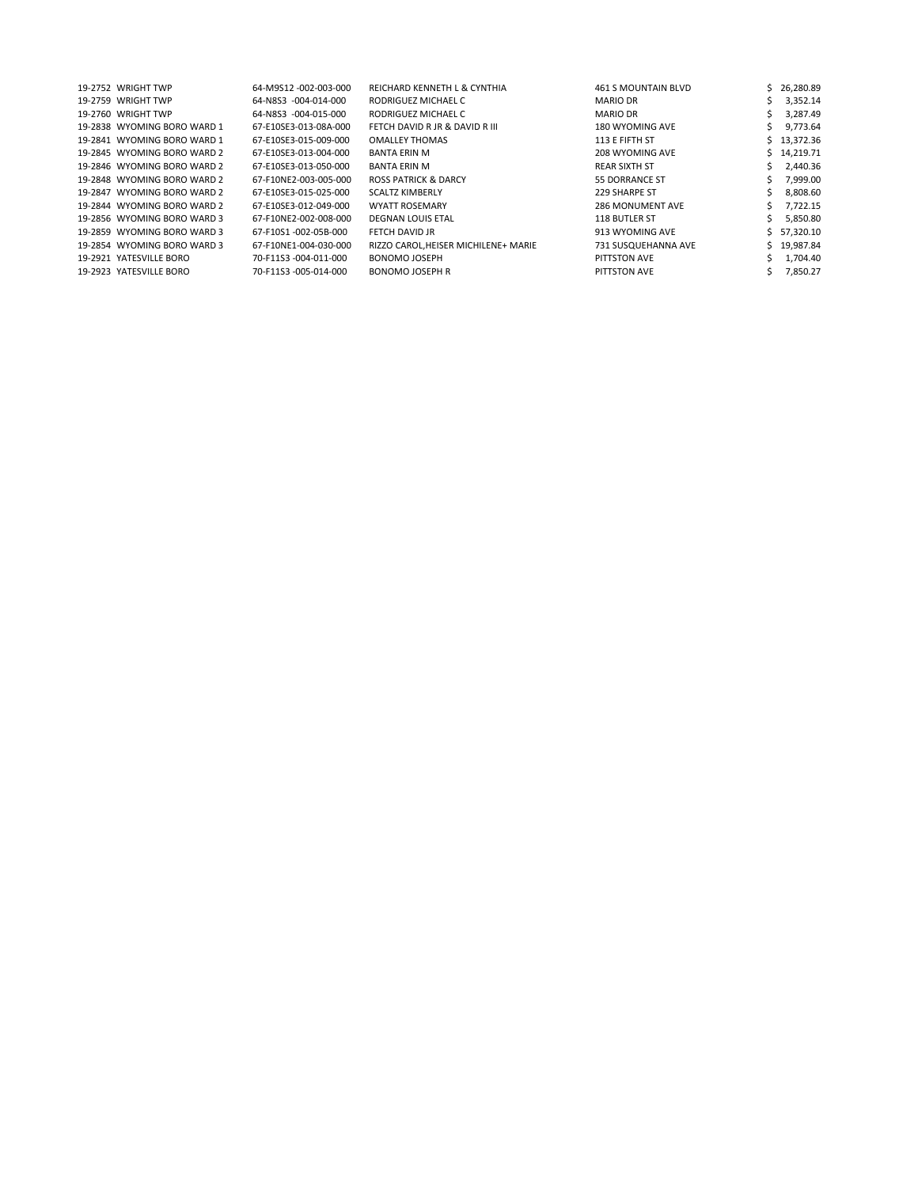| | | | | | |
|---|---|---|---|---|---|
| 19-2752 | WRIGHT TWP | 64-M9S12 -002-003-000 | REICHARD KENNETH L & CYNTHIA | 461 S MOUNTAIN BLVD | $ 26,280.89 |
| 19-2759 | WRIGHT TWP | 64-N8S3 -004-014-000 | RODRIGUEZ MICHAEL C | MARIO DR | $ 3,352.14 |
| 19-2760 | WRIGHT TWP | 64-N8S3 -004-015-000 | RODRIGUEZ MICHAEL C | MARIO DR | $ 3,287.49 |
| 19-2838 | WYOMING BORO WARD 1 | 67-E10SE3-013-08A-000 | FETCH DAVID R JR & DAVID R III | 180 WYOMING AVE | $ 9,773.64 |
| 19-2841 | WYOMING BORO WARD 1 | 67-E10SE3-015-009-000 | OMALLEY THOMAS | 113 E FIFTH ST | $ 13,372.36 |
| 19-2845 | WYOMING BORO WARD 2 | 67-E10SE3-013-004-000 | BANTA ERIN M | 208 WYOMING AVE | $ 14,219.71 |
| 19-2846 | WYOMING BORO WARD 2 | 67-E10SE3-013-050-000 | BANTA ERIN M | REAR SIXTH ST | $ 2,440.36 |
| 19-2848 | WYOMING BORO WARD 2 | 67-F10NE2-003-005-000 | ROSS PATRICK & DARCY | 55 DORRANCE ST | $ 7,999.00 |
| 19-2847 | WYOMING BORO WARD 2 | 67-E10SE3-015-025-000 | SCALTZ KIMBERLY | 229 SHARPE ST | $ 8,808.60 |
| 19-2844 | WYOMING BORO WARD 2 | 67-E10SE3-012-049-000 | WYATT ROSEMARY | 286 MONUMENT AVE | $ 7,722.15 |
| 19-2856 | WYOMING BORO WARD 3 | 67-F10NE2-002-008-000 | DEGNAN LOUIS ETAL | 118 BUTLER ST | $ 5,850.80 |
| 19-2859 | WYOMING BORO WARD 3 | 67-F10S1 -002-05B-000 | FETCH DAVID JR | 913 WYOMING AVE | $ 57,320.10 |
| 19-2854 | WYOMING BORO WARD 3 | 67-F10NE1-004-030-000 | RIZZO CAROL,HEISER MICHILENE+ MARIE | 731 SUSQUEHANNA AVE | $ 19,987.84 |
| 19-2921 | YATESVILLE BORO | 70-F11S3 -004-011-000 | BONOMO JOSEPH | PITTSTON AVE | $ 1,704.40 |
| 19-2923 | YATESVILLE BORO | 70-F11S3 -005-014-000 | BONOMO JOSEPH R | PITTSTON AVE | $ 7,850.27 |